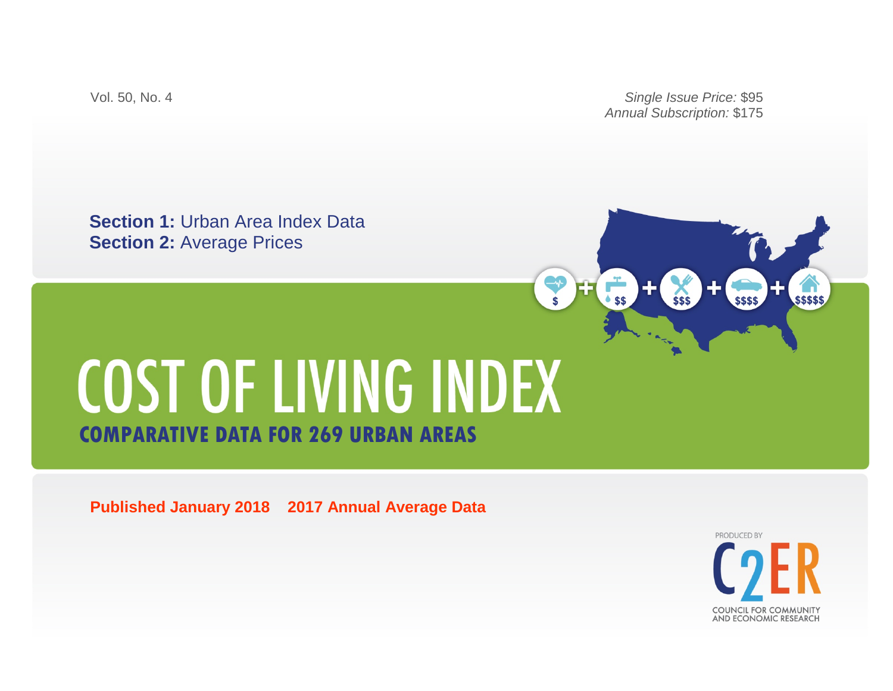Vol. 50, No. 4

*Single Issue Price:* $95
*Annual Subscription:* $175

**Section 1:** Urban Area Index Data
**Section 2:** Average Prices

# COST OF LIVING INDEX

## COMPARATIVE DATA FOR 269 URBAN AREAS

**Published January 2018** **2017 Annual Average Data**

PRODUCED BY

C2ER

COUNCIL FOR COMMUNITY AND ECONOMIC RESEARCH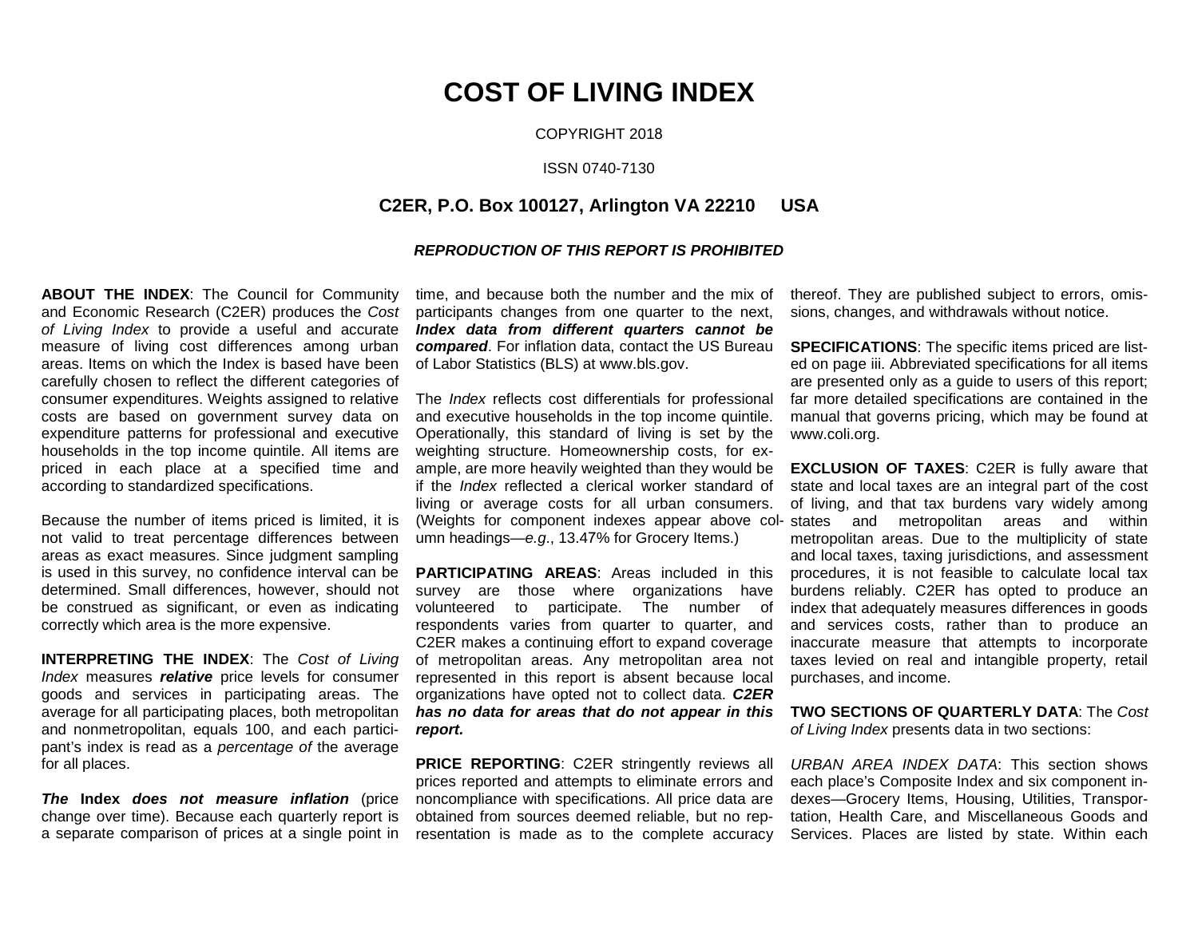# COST OF LIVING INDEX

COPYRIGHT 2018

ISSN 0740-7130

**C2ER, P.O. Box 100127, Arlington VA 22210 USA**

***REPRODUCTION OF THIS REPORT IS PROHIBITED***

**ABOUT THE INDEX**: The Council for Community and Economic Research (C2ER) produces the *Cost of Living Index* to provide a useful and accurate measure of living cost differences among urban areas. Items on which the Index is based have been carefully chosen to reflect the different categories of consumer expenditures. Weights assigned to relative costs are based on government survey data on expenditure patterns for professional and executive households in the top income quintile. All items are priced in each place at a specified time and according to standardized specifications.

Because the number of items priced is limited, it is not valid to treat percentage differences between areas as exact measures. Since judgment sampling is used in this survey, no confidence interval can be determined. Small differences, however, should not be construed as significant, or even as indicating correctly which area is the more expensive.

**INTERPRETING THE INDEX**: The *Cost of Living Index* measures ***relative*** price levels for consumer goods and services in participating areas. The average for all participating places, both metropolitan and nonmetropolitan, equals 100, and each participant's index is read as a *percentage of* the average for all places.

***The* Index *does not measure inflation*** (price change over time). Because each quarterly report is a separate comparison of prices at a single point in time, and because both the number and the mix of participants changes from one quarter to the next, ***Index data from different quarters cannot be compared***. For inflation data, contact the US Bureau of Labor Statistics (BLS) at www.bls.gov.

The *Index* reflects cost differentials for professional and executive households in the top income quintile. Operationally, this standard of living is set by the weighting structure. Homeownership costs, for example, are more heavily weighted than they would be if the *Index* reflected a clerical worker standard of living or average costs for all urban consumers. (Weights for component indexes appear above column headings—*e.g.*, 13.47% for Grocery Items.)

**PARTICIPATING AREAS**: Areas included in this survey are those where organizations have volunteered to participate. The number of respondents varies from quarter to quarter, and C2ER makes a continuing effort to expand coverage of metropolitan areas. Any metropolitan area not represented in this report is absent because local organizations have opted not to collect data. ***C2ER has no data for areas that do not appear in this report.***

**PRICE REPORTING**: C2ER stringently reviews all prices reported and attempts to eliminate errors and noncompliance with specifications. All price data are obtained from sources deemed reliable, but no representation is made as to the complete accuracy thereof. They are published subject to errors, omissions, changes, and withdrawals without notice.

**SPECIFICATIONS**: The specific items priced are listed on page iii. Abbreviated specifications for all items are presented only as a guide to users of this report; far more detailed specifications are contained in the manual that governs pricing, which may be found at www.coli.org.

**EXCLUSION OF TAXES**: C2ER is fully aware that state and local taxes are an integral part of the cost of living, and that tax burdens vary widely among states and metropolitan areas and within metropolitan areas. Due to the multiplicity of state and local taxes, taxing jurisdictions, and assessment procedures, it is not feasible to calculate local tax burdens reliably. C2ER has opted to produce an index that adequately measures differences in goods and services costs, rather than to produce an inaccurate measure that attempts to incorporate taxes levied on real and intangible property, retail purchases, and income.

**TWO SECTIONS OF QUARTERLY DATA**: The *Cost of Living Index* presents data in two sections:

*URBAN AREA INDEX DATA*: This section shows each place's Composite Index and six component indexes—Grocery Items, Housing, Utilities, Transportation, Health Care, and Miscellaneous Goods and Services. Places are listed by state. Within each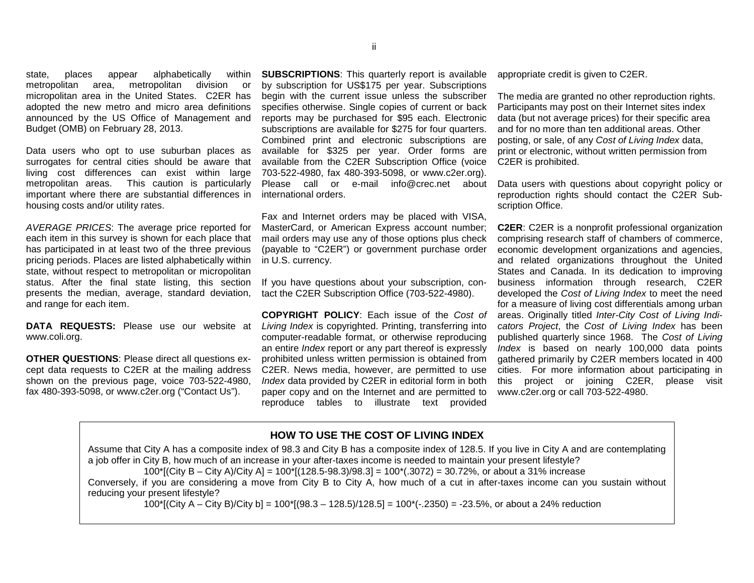state, places appear alphabetically within metropolitan area, metropolitan division or micropolitan area in the United States. C2ER has adopted the new metro and micro area definitions announced by the US Office of Management and Budget (OMB) on February 28, 2013.

Data users who opt to use suburban places as surrogates for central cities should be aware that living cost differences can exist within large metropolitan areas. This caution is particularly important where there are substantial differences in housing costs and/or utility rates.

*AVERAGE PRICES*: The average price reported for each item in this survey is shown for each place that has participated in at least two of the three previous pricing periods. Places are listed alphabetically within state, without respect to metropolitan or micropolitan status. After the final state listing, this section presents the median, average, standard deviation, and range for each item.

**DATA REQUESTS:** Please use our website at www.coli.org.

**OTHER QUESTIONS**: Please direct all questions except data requests to C2ER at the mailing address shown on the previous page, voice 703-522-4980, fax 480-393-5098, or www.c2er.org ("Contact Us").

**SUBSCRIPTIONS**: This quarterly report is available by subscription for US$175 per year. Subscriptions begin with the current issue unless the subscriber specifies otherwise. Single copies of current or back reports may be purchased for $95 each. Electronic subscriptions are available for $275 for four quarters. Combined print and electronic subscriptions are available for $325 per year. Order forms are available from the C2ER Subscription Office (voice 703-522-4980, fax 480-393-5098, or www.c2er.org). Please call or e-mail info@crec.net about international orders.

Fax and Internet orders may be placed with VISA, MasterCard, or American Express account number; mail orders may use any of those options plus check (payable to "C2ER") or government purchase order in U.S. currency.

If you have questions about your subscription, contact the C2ER Subscription Office (703-522-4980).

**COPYRIGHT POLICY**: Each issue of the *Cost of Living Index* is copyrighted. Printing, transferring into computer-readable format, or otherwise reproducing an entire *Index* report or any part thereof is expressly prohibited unless written permission is obtained from C2ER. News media, however, are permitted to use *Index* data provided by C2ER in editorial form in both paper copy and on the Internet and are permitted to reproduce tables to illustrate text provided appropriate credit is given to C2ER.

The media are granted no other reproduction rights. Participants may post on their Internet sites index data (but not average prices) for their specific area and for no more than ten additional areas. Other posting, or sale, of any *Cost of Living Index* data, print or electronic, without written permission from C2ER is prohibited.

Data users with questions about copyright policy or reproduction rights should contact the C2ER Subscription Office.

**C2ER**: C2ER is a nonprofit professional organization comprising research staff of chambers of commerce, economic development organizations and agencies, and related organizations throughout the United States and Canada. In its dedication to improving business information through research, C2ER developed the *Cost of Living Index* to meet the need for a measure of living cost differentials among urban areas. Originally titled *Inter-City Cost of Living Indicators Project*, the *Cost of Living Index* has been published quarterly since 1968. The *Cost of Living Index* is based on nearly 100,000 data points gathered primarily by C2ER members located in 400 cities. For more information about participating in this project or joining C2ER, please visit www.c2er.org or call 703-522-4980.

## HOW TO USE THE COST OF LIVING INDEX

Assume that City A has a composite index of 98.3 and City B has a composite index of 128.5. If you live in City A and are contemplating a job offer in City B, how much of an increase in your after-taxes income is needed to maintain your present lifestyle?

$$100*[(\text{City B} - \text{City A})/\text{City A}] = 100*[(128.5-98.3)/98.3] = 100*(.3072) = 30.72\%, \text{ or about a } 31\% \text{ increase}$$

Conversely, if you are considering a move from City B to City A, how much of a cut in after-taxes income can you sustain without reducing your present lifestyle?

$$100*[(\text{City A} - \text{City B})/\text{City b}] = 100*[(98.3 - 128.5)/128.5] = 100*(-.2350) = -23.5\%, \text{ or about a } 24\% \text{ reduction}$$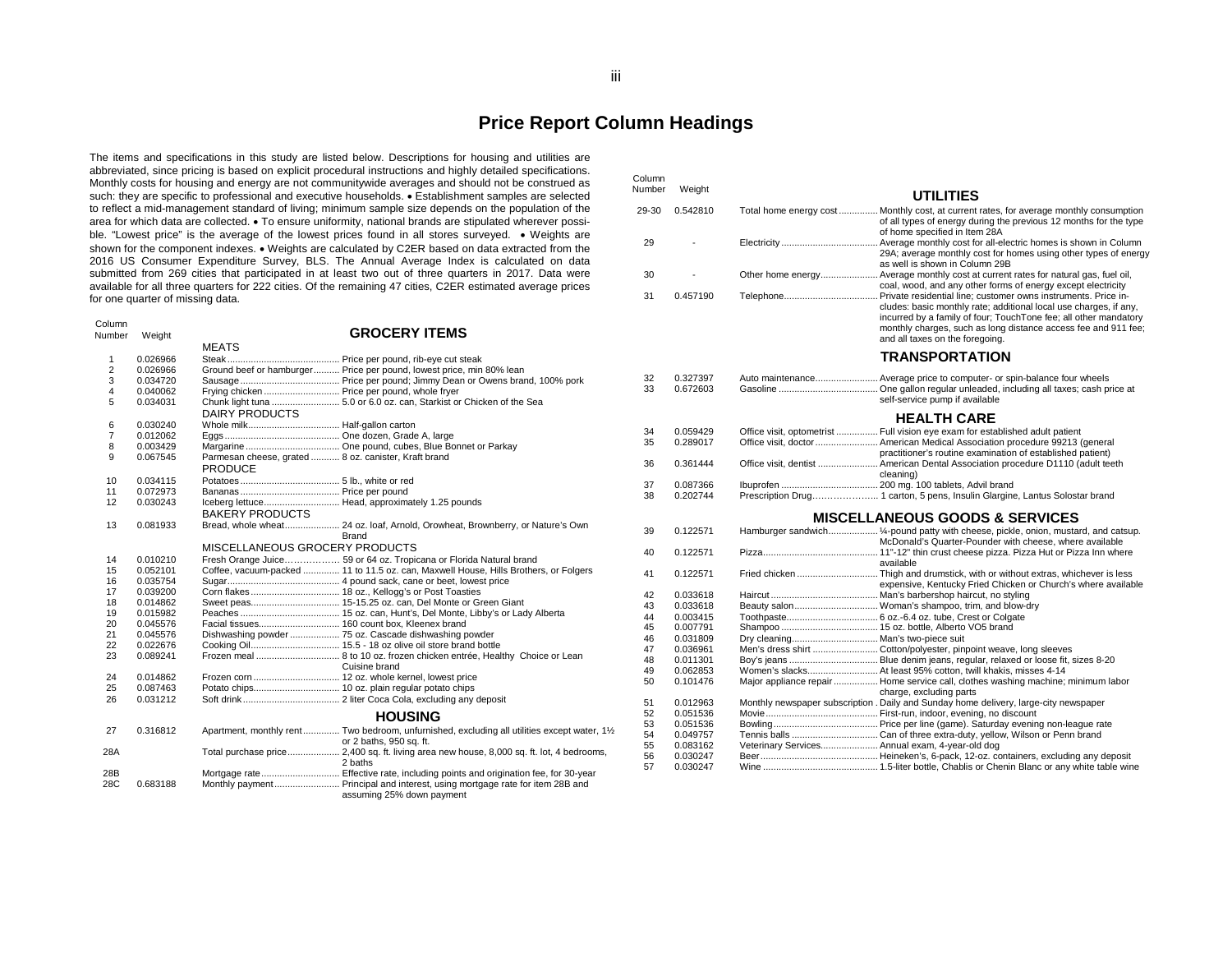# Price Report Column Headings

The items and specifications in this study are listed below. Descriptions for housing and utilities are abbreviated, since pricing is based on explicit procedural instructions and highly detailed specifications. Monthly costs for housing and energy are not communitywide averages and should not be construed as such: they are specific to professional and executive households. • Establishment samples are selected to reflect a mid-management standard of living; minimum sample size depends on the population of the area for which data are collected. • To ensure uniformity, national brands are stipulated wherever possible. "Lowest price" is the average of the lowest prices found in all stores surveyed. • Weights are shown for the component indexes. • Weights are calculated by C2ER based on data extracted from the 2016 US Consumer Expenditure Survey, BLS. The Annual Average Index is calculated on data submitted from 269 cities that participated in at least two out of three quarters in 2017. Data were available for all three quarters for 222 cities. Of the remaining 47 cities, C2ER estimated average prices for one quarter of missing data.

| Column Number | Weight | Item | Specification |
|---|---|---|---|
| | | **GROCERY ITEMS** | |
| | | MEATS | |
| 1 | 0.026966 | Steak | Price per pound, rib-eye cut steak |
| 2 | 0.026966 | Ground beef or hamburger | Price per pound, lowest price, min 80% lean |
| 3 | 0.034720 | Sausage | Price per pound; Jimmy Dean or Owens brand, 100% pork |
| 4 | 0.040062 | Frying chicken | Price per pound, whole fryer |
| 5 | 0.034031 | Chunk light tuna | 5.0 or 6.0 oz. can, Starkist or Chicken of the Sea |
| | | DAIRY PRODUCTS | |
| 6 | 0.030240 | Whole milk | Half-gallon carton |
| 7 | 0.012062 | Eggs | One dozen, Grade A, large |
| 8 | 0.003429 | Margarine | One pound, cubes, Blue Bonnet or Parkay |
| 9 | 0.067545 | Parmesan cheese, grated | 8 oz. canister, Kraft brand |
| | | PRODUCE | |
| 10 | 0.034115 | Potatoes | 5 lb., white or red |
| 11 | 0.072973 | Bananas | Price per pound |
| 12 | 0.030243 | Iceberg lettuce | Head, approximately 1.25 pounds |
| | | BAKERY PRODUCTS | |
| 13 | 0.081933 | Bread, whole wheat | 24 oz. loaf, Arnold, Orowheat, Brownberry, or Nature's Own Brand |
| | | MISCELLANEOUS GROCERY PRODUCTS | |
| 14 | 0.010210 | Fresh Orange Juice | 59 or 64 oz. Tropicana or Florida Natural brand |
| 15 | 0.052101 | Coffee, vacuum-packed | 11 to 11.5 oz. can, Maxwell House, Hills Brothers, or Folgers |
| 16 | 0.035754 | Sugar | 4 pound sack, cane or beet, lowest price |
| 17 | 0.039200 | Corn flakes | 18 oz., Kellogg's or Post Toasties |
| 18 | 0.014862 | Sweet peas | 15-15.25 oz. can, Del Monte or Green Giant |
| 19 | 0.015982 | Peaches | 15 oz. can, Hunt's, Del Monte, Libby's or Lady Alberta |
| 20 | 0.045576 | Facial tissues | 160 count box, Kleenex brand |
| 21 | 0.045576 | Dishwashing powder | 75 oz. Cascade dishwashing powder |
| 22 | 0.022676 | Cooking Oil | 15.5 - 18 oz olive oil store brand bottle |
| 23 | 0.089241 | Frozen meal | 8 to 10 oz. frozen chicken entrée, Healthy Choice or Lean Cuisine brand |
| 24 | 0.014862 | Frozen corn | 12 oz. whole kernel, lowest price |
| 25 | 0.087463 | Potato chips | 10 oz. plain regular potato chips |
| 26 | 0.031212 | Soft drink | 2 liter Coca Cola, excluding any deposit |
| | | **HOUSING** | |
| 27 | 0.316812 | Apartment, monthly rent | Two bedroom, unfurnished, excluding all utilities except water, 1½ or 2 baths, 950 sq. ft. |
| 28A | | Total purchase price | 2,400 sq. ft. living area new house, 8,000 sq. ft. lot, 4 bedrooms, 2 baths |
| 28B | | Mortgage rate | Effective rate, including points and origination fee, for 30-year |
| 28C | 0.683188 | Monthly payment | Principal and interest, using mortgage rate for item 28B and assuming 25% down payment |
| | | **UTILITIES** | |
| 29-30 | 0.542810 | Total home energy cost | Monthly cost, at current rates, for average monthly consumption of all types of energy during the previous 12 months for the type of home specified in Item 28A |
| 29 | - | Electricity | Average monthly cost for all-electric homes is shown in Column 29A; average monthly cost for homes using other types of energy as well is shown in Column 29B |
| 30 | - | Other home energy | Average monthly cost at current rates for natural gas, fuel oil, coal, wood, and any other forms of energy except electricity |
| 31 | 0.457190 | Telephone | Private residential line; customer owns instruments. Price includes: basic monthly rate; additional local use charges, if any, incurred by a family of four; TouchTone fee; all other mandatory monthly charges, such as long distance access fee and 911 fee; and all taxes on the foregoing. |
| | | **TRANSPORTATION** | |
| 32 | 0.327397 | Auto maintenance | Average price to computer- or spin-balance four wheels |
| 33 | 0.672603 | Gasoline | One gallon regular unleaded, including all taxes; cash price at self-service pump if available |
| | | **HEALTH CARE** | |
| 34 | 0.059429 | Office visit, optometrist | Full vision eye exam for established adult patient |
| 35 | 0.289017 | Office visit, doctor | American Medical Association procedure 99213 (general practitioner's routine examination of established patient) |
| 36 | 0.361444 | Office visit, dentist | American Dental Association procedure D1110 (adult teeth cleaning) |
| 37 | 0.087366 | Ibuprofen | 200 mg. 100 tablets, Advil brand |
| 38 | 0.202744 | Prescription Drug | 1 carton, 5 pens, Insulin Glargine, Lantus Solostar brand |
| | | **MISCELLANEOUS GOODS & SERVICES** | |
| 39 | 0.122571 | Hamburger sandwich | ¼-pound patty with cheese, pickle, onion, mustard, and catsup. McDonald's Quarter-Pounder with cheese, where available |
| 40 | 0.122571 | Pizza | 11"-12" thin crust cheese pizza. Pizza Hut or Pizza Inn where available |
| 41 | 0.122571 | Fried chicken | Thigh and drumstick, with or without extras, whichever is less expensive, Kentucky Fried Chicken or Church's where available |
| 42 | 0.033618 | Haircut | Man's barbershop haircut, no styling |
| 43 | 0.033618 | Beauty salon | Woman's shampoo, trim, and blow-dry |
| 44 | 0.003415 | Toothpaste | 6 oz.-6.4 oz. tube, Crest or Colgate |
| 45 | 0.007791 | Shampoo | 15 oz. bottle, Alberto VO5 brand |
| 46 | 0.031809 | Dry cleaning | Man's two-piece suit |
| 47 | 0.036961 | Men's dress shirt | Cotton/polyester, pinpoint weave, long sleeves |
| 48 | 0.011301 | Boy's jeans | Blue denim jeans, regular, relaxed or loose fit, sizes 8-20 |
| 49 | 0.062853 | Women's slacks | At least 95% cotton, twill khakis, misses 4-14 |
| 50 | 0.101476 | Major appliance repair | Home service call, clothes washing machine; minimum labor charge, excluding parts |
| 51 | 0.012963 | Monthly newspaper subscription | Daily and Sunday home delivery, large-city newspaper |
| 52 | 0.051536 | Movie | First-run, indoor, evening, no discount |
| 53 | 0.051536 | Bowling | Price per line (game). Saturday evening non-league rate |
| 54 | 0.049757 | Tennis balls | Can of three extra-duty, yellow, Wilson or Penn brand |
| 55 | 0.083162 | Veterinary Services | Annual exam, 4-year-old dog |
| 56 | 0.030247 | Beer | Heineken's, 6-pack, 12-oz. containers, excluding any deposit |
| 57 | 0.030247 | Wine | 1.5-liter bottle, Chablis or Chenin Blanc or any white table wine |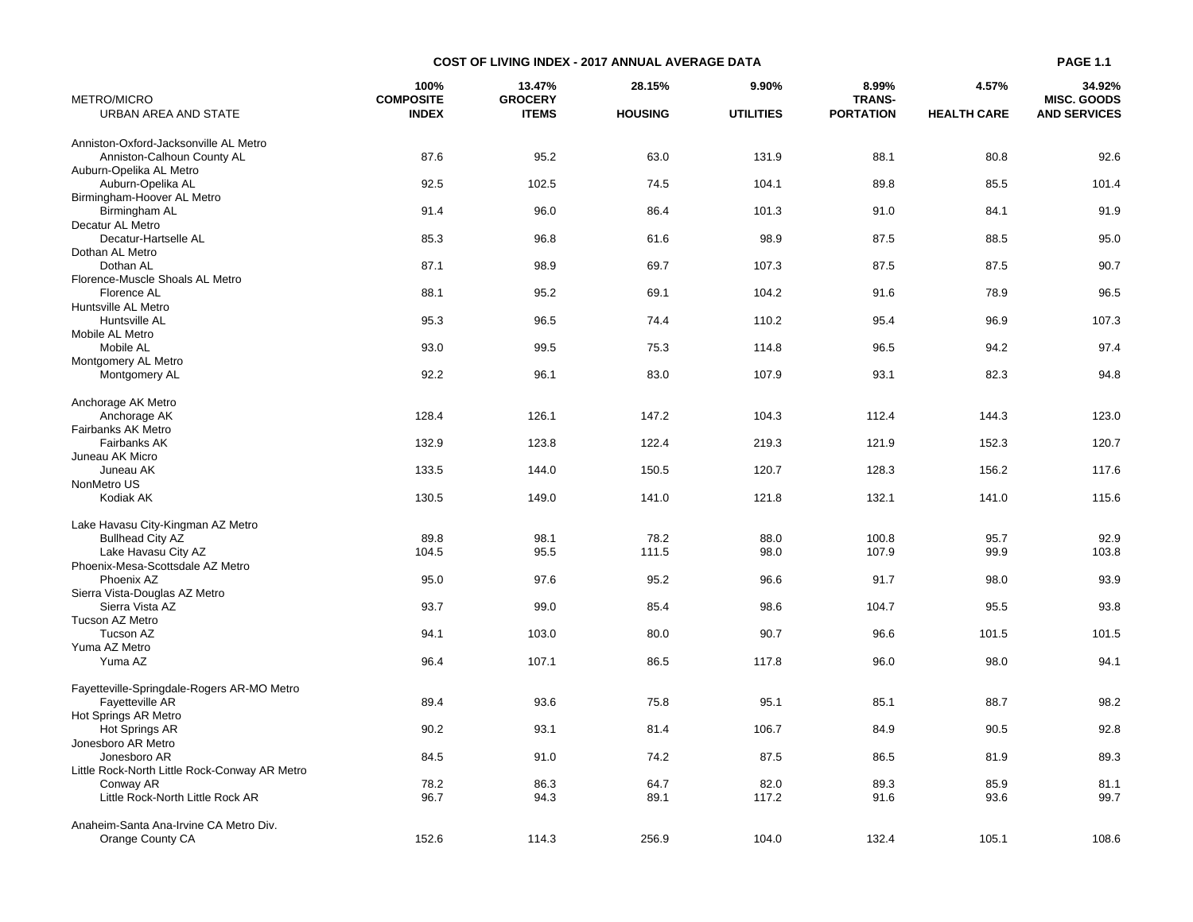## COST OF LIVING INDEX - 2017 ANNUAL AVERAGE DATA

| METRO/MICRO URBAN AREA AND STATE | 100% COMPOSITE INDEX | 13.47% GROCERY ITEMS | 28.15% HOUSING | 9.90% UTILITIES | 8.99% TRANS-PORTATION | 4.57% HEALTH CARE | 34.92% MISC. GOODS AND SERVICES |
|---|---|---|---|---|---|---|---|
| Anniston-Oxford-Jacksonville AL Metro | | | | | | | |
| Anniston-Calhoun County AL | 87.6 | 95.2 | 63.0 | 131.9 | 88.1 | 80.8 | 92.6 |
| Auburn-Opelika AL Metro | | | | | | | |
| Auburn-Opelika AL | 92.5 | 102.5 | 74.5 | 104.1 | 89.8 | 85.5 | 101.4 |
| Birmingham-Hoover AL Metro | | | | | | | |
| Birmingham AL | 91.4 | 96.0 | 86.4 | 101.3 | 91.0 | 84.1 | 91.9 |
| Decatur AL Metro | | | | | | | |
| Decatur-Hartselle AL | 85.3 | 96.8 | 61.6 | 98.9 | 87.5 | 88.5 | 95.0 |
| Dothan AL Metro | | | | | | | |
| Dothan AL | 87.1 | 98.9 | 69.7 | 107.3 | 87.5 | 87.5 | 90.7 |
| Florence-Muscle Shoals AL Metro | | | | | | | |
| Florence AL | 88.1 | 95.2 | 69.1 | 104.2 | 91.6 | 78.9 | 96.5 |
| Huntsville AL Metro | | | | | | | |
| Huntsville AL | 95.3 | 96.5 | 74.4 | 110.2 | 95.4 | 96.9 | 107.3 |
| Mobile AL Metro | | | | | | | |
| Mobile AL | 93.0 | 99.5 | 75.3 | 114.8 | 96.5 | 94.2 | 97.4 |
| Montgomery AL Metro | | | | | | | |
| Montgomery AL | 92.2 | 96.1 | 83.0 | 107.9 | 93.1 | 82.3 | 94.8 |
| Anchorage AK Metro | | | | | | | |
| Anchorage AK | 128.4 | 126.1 | 147.2 | 104.3 | 112.4 | 144.3 | 123.0 |
| Fairbanks AK Metro | | | | | | | |
| Fairbanks AK | 132.9 | 123.8 | 122.4 | 219.3 | 121.9 | 152.3 | 120.7 |
| Juneau AK Micro | | | | | | | |
| Juneau AK | 133.5 | 144.0 | 150.5 | 120.7 | 128.3 | 156.2 | 117.6 |
| NonMetro US | | | | | | | |
| Kodiak AK | 130.5 | 149.0 | 141.0 | 121.8 | 132.1 | 141.0 | 115.6 |
| Lake Havasu City-Kingman AZ Metro | | | | | | | |
| Bullhead City AZ | 89.8 | 98.1 | 78.2 | 88.0 | 100.8 | 95.7 | 92.9 |
| Lake Havasu City AZ | 104.5 | 95.5 | 111.5 | 98.0 | 107.9 | 99.9 | 103.8 |
| Phoenix-Mesa-Scottsdale AZ Metro | | | | | | | |
| Phoenix AZ | 95.0 | 97.6 | 95.2 | 96.6 | 91.7 | 98.0 | 93.9 |
| Sierra Vista-Douglas AZ Metro | | | | | | | |
| Sierra Vista AZ | 93.7 | 99.0 | 85.4 | 98.6 | 104.7 | 95.5 | 93.8 |
| Tucson AZ Metro | | | | | | | |
| Tucson AZ | 94.1 | 103.0 | 80.0 | 90.7 | 96.6 | 101.5 | 101.5 |
| Yuma AZ Metro | | | | | | | |
| Yuma AZ | 96.4 | 107.1 | 86.5 | 117.8 | 96.0 | 98.0 | 94.1 |
| Fayetteville-Springdale-Rogers AR-MO Metro | | | | | | | |
| Fayetteville AR | 89.4 | 93.6 | 75.8 | 95.1 | 85.1 | 88.7 | 98.2 |
| Hot Springs AR Metro | | | | | | | |
| Hot Springs AR | 90.2 | 93.1 | 81.4 | 106.7 | 84.9 | 90.5 | 92.8 |
| Jonesboro AR Metro | | | | | | | |
| Jonesboro AR | 84.5 | 91.0 | 74.2 | 87.5 | 86.5 | 81.9 | 89.3 |
| Little Rock-North Little Rock-Conway AR Metro | | | | | | | |
| Conway AR | 78.2 | 86.3 | 64.7 | 82.0 | 89.3 | 85.9 | 81.1 |
| Little Rock-North Little Rock AR | 96.7 | 94.3 | 89.1 | 117.2 | 91.6 | 93.6 | 99.7 |
| Anaheim-Santa Ana-Irvine CA Metro Div. | | | | | | | |
| Orange County CA | 152.6 | 114.3 | 256.9 | 104.0 | 132.4 | 105.1 | 108.6 |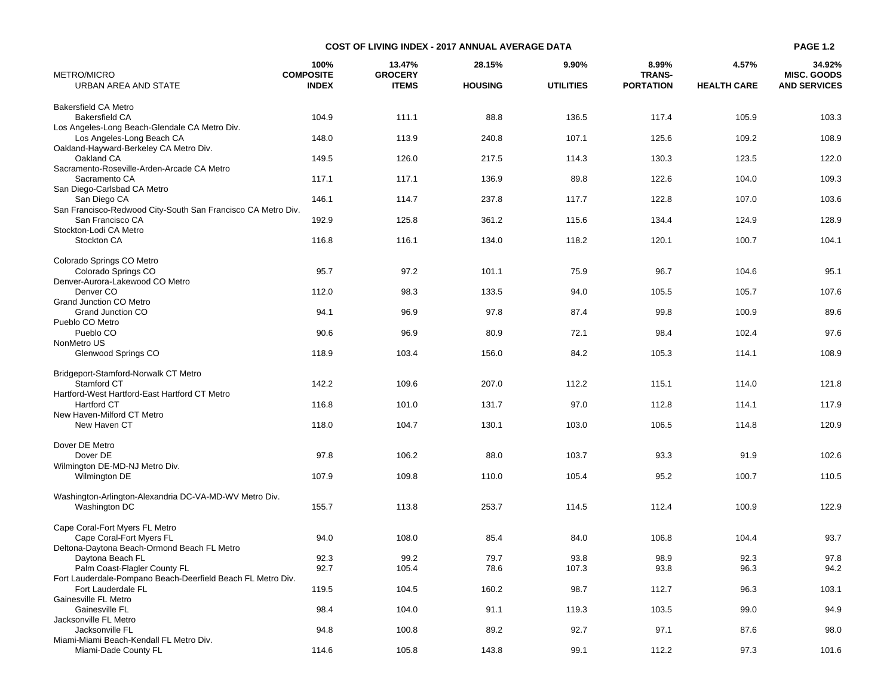## COST OF LIVING INDEX - 2017 ANNUAL AVERAGE DATA

| METRO/MICRO URBAN AREA AND STATE | 100% COMPOSITE INDEX | 13.47% GROCERY ITEMS | 28.15% HOUSING | 9.90% UTILITIES | 8.99% TRANS-PORTATION | 4.57% HEALTH CARE | 34.92% MISC. GOODS AND SERVICES |
|---|---|---|---|---|---|---|---|
| Bakersfield CA Metro | | | | | | | |
| Bakersfield CA | 104.9 | 111.1 | 88.8 | 136.5 | 117.4 | 105.9 | 103.3 |
| Los Angeles-Long Beach-Glendale CA Metro Div. | | | | | | | |
| Los Angeles-Long Beach CA | 148.0 | 113.9 | 240.8 | 107.1 | 125.6 | 109.2 | 108.9 |
| Oakland-Hayward-Berkeley CA Metro Div. | | | | | | | |
| Oakland CA | 149.5 | 126.0 | 217.5 | 114.3 | 130.3 | 123.5 | 122.0 |
| Sacramento-Roseville-Arden-Arcade CA Metro | | | | | | | |
| Sacramento CA | 117.1 | 117.1 | 136.9 | 89.8 | 122.6 | 104.0 | 109.3 |
| San Diego-Carlsbad CA Metro | | | | | | | |
| San Diego CA | 146.1 | 114.7 | 237.8 | 117.7 | 122.8 | 107.0 | 103.6 |
| San Francisco-Redwood City-South San Francisco CA Metro Div. | | | | | | | |
| San Francisco CA | 192.9 | 125.8 | 361.2 | 115.6 | 134.4 | 124.9 | 128.9 |
| Stockton-Lodi CA Metro | | | | | | | |
| Stockton CA | 116.8 | 116.1 | 134.0 | 118.2 | 120.1 | 100.7 | 104.1 |
| Colorado Springs CO Metro | | | | | | | |
| Colorado Springs CO | 95.7 | 97.2 | 101.1 | 75.9 | 96.7 | 104.6 | 95.1 |
| Denver-Aurora-Lakewood CO Metro | | | | | | | |
| Denver CO | 112.0 | 98.3 | 133.5 | 94.0 | 105.5 | 105.7 | 107.6 |
| Grand Junction CO Metro | | | | | | | |
| Grand Junction CO | 94.1 | 96.9 | 97.8 | 87.4 | 99.8 | 100.9 | 89.6 |
| Pueblo CO Metro | | | | | | | |
| Pueblo CO | 90.6 | 96.9 | 80.9 | 72.1 | 98.4 | 102.4 | 97.6 |
| NonMetro US | | | | | | | |
| Glenwood Springs CO | 118.9 | 103.4 | 156.0 | 84.2 | 105.3 | 114.1 | 108.9 |
| Bridgeport-Stamford-Norwalk CT Metro | | | | | | | |
| Stamford CT | 142.2 | 109.6 | 207.0 | 112.2 | 115.1 | 114.0 | 121.8 |
| Hartford-West Hartford-East Hartford CT Metro | | | | | | | |
| Hartford CT | 116.8 | 101.0 | 131.7 | 97.0 | 112.8 | 114.1 | 117.9 |
| New Haven-Milford CT Metro | | | | | | | |
| New Haven CT | 118.0 | 104.7 | 130.1 | 103.0 | 106.5 | 114.8 | 120.9 |
| Dover DE Metro | | | | | | | |
| Dover DE | 97.8 | 106.2 | 88.0 | 103.7 | 93.3 | 91.9 | 102.6 |
| Wilmington DE-MD-NJ Metro Div. | | | | | | | |
| Wilmington DE | 107.9 | 109.8 | 110.0 | 105.4 | 95.2 | 100.7 | 110.5 |
| Washington-Arlington-Alexandria DC-VA-MD-WV Metro Div. | | | | | | | |
| Washington DC | 155.7 | 113.8 | 253.7 | 114.5 | 112.4 | 100.9 | 122.9 |
| Cape Coral-Fort Myers FL Metro | | | | | | | |
| Cape Coral-Fort Myers FL | 94.0 | 108.0 | 85.4 | 84.0 | 106.8 | 104.4 | 93.7 |
| Deltona-Daytona Beach-Ormond Beach FL Metro | | | | | | | |
| Daytona Beach FL | 92.3 | 99.2 | 79.7 | 93.8 | 98.9 | 92.3 | 97.8 |
| Palm Coast-Flagler County FL | 92.7 | 105.4 | 78.6 | 107.3 | 93.8 | 96.3 | 94.2 |
| Fort Lauderdale-Pompano Beach-Deerfield Beach FL Metro Div. | | | | | | | |
| Fort Lauderdale FL | 119.5 | 104.5 | 160.2 | 98.7 | 112.7 | 96.3 | 103.1 |
| Gainesville FL Metro | | | | | | | |
| Gainesville FL | 98.4 | 104.0 | 91.1 | 119.3 | 103.5 | 99.0 | 94.9 |
| Jacksonville FL Metro | | | | | | | |
| Jacksonville FL | 94.8 | 100.8 | 89.2 | 92.7 | 97.1 | 87.6 | 98.0 |
| Miami-Miami Beach-Kendall FL Metro Div. | | | | | | | |
| Miami-Dade County FL | 114.6 | 105.8 | 143.8 | 99.1 | 112.2 | 97.3 | 101.6 |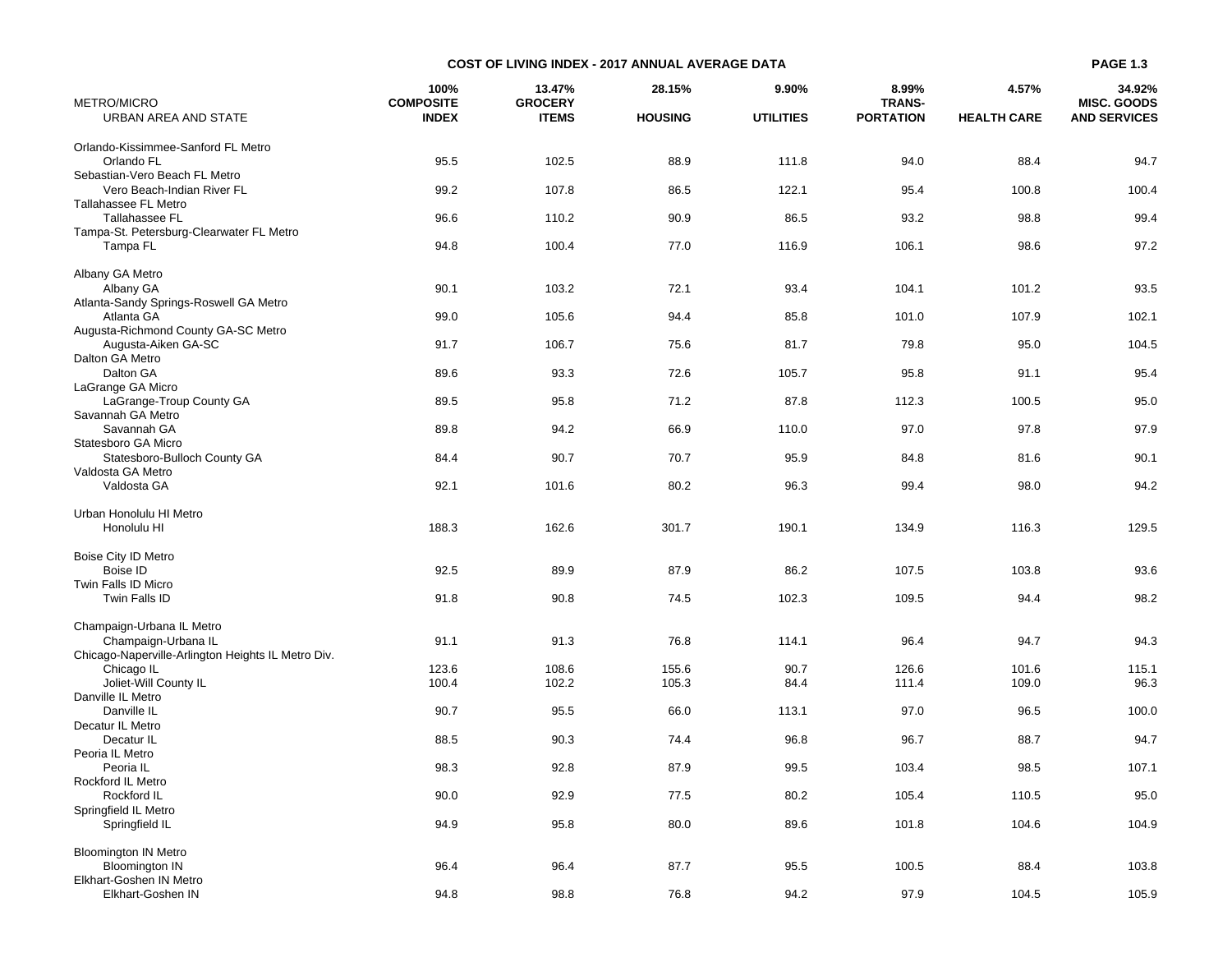## COST OF LIVING INDEX - 2017 ANNUAL AVERAGE DATA

| METRO/MICRO URBAN AREA AND STATE | 100% COMPOSITE INDEX | 13.47% GROCERY ITEMS | 28.15% HOUSING | 9.90% UTILITIES | 8.99% TRANS-PORTATION | 4.57% HEALTH CARE | 34.92% MISC. GOODS AND SERVICES |
|---|---|---|---|---|---|---|---|
| Orlando-Kissimmee-Sanford FL Metro | | | | | | | |
| Orlando FL | 95.5 | 102.5 | 88.9 | 111.8 | 94.0 | 88.4 | 94.7 |
| Sebastian-Vero Beach FL Metro | | | | | | | |
| Vero Beach-Indian River FL | 99.2 | 107.8 | 86.5 | 122.1 | 95.4 | 100.8 | 100.4 |
| Tallahassee FL Metro | | | | | | | |
| Tallahassee FL | 96.6 | 110.2 | 90.9 | 86.5 | 93.2 | 98.8 | 99.4 |
| Tampa-St. Petersburg-Clearwater FL Metro | | | | | | | |
| Tampa FL | 94.8 | 100.4 | 77.0 | 116.9 | 106.1 | 98.6 | 97.2 |
| Albany GA Metro | | | | | | | |
| Albany GA | 90.1 | 103.2 | 72.1 | 93.4 | 104.1 | 101.2 | 93.5 |
| Atlanta-Sandy Springs-Roswell GA Metro | | | | | | | |
| Atlanta GA | 99.0 | 105.6 | 94.4 | 85.8 | 101.0 | 107.9 | 102.1 |
| Augusta-Richmond County GA-SC Metro | | | | | | | |
| Augusta-Aiken GA-SC | 91.7 | 106.7 | 75.6 | 81.7 | 79.8 | 95.0 | 104.5 |
| Dalton GA Metro | | | | | | | |
| Dalton GA | 89.6 | 93.3 | 72.6 | 105.7 | 95.8 | 91.1 | 95.4 |
| LaGrange GA Micro | | | | | | | |
| LaGrange-Troup County GA | 89.5 | 95.8 | 71.2 | 87.8 | 112.3 | 100.5 | 95.0 |
| Savannah GA Metro | | | | | | | |
| Savannah GA | 89.8 | 94.2 | 66.9 | 110.0 | 97.0 | 97.8 | 97.9 |
| Statesboro GA Micro | | | | | | | |
| Statesboro-Bulloch County GA | 84.4 | 90.7 | 70.7 | 95.9 | 84.8 | 81.6 | 90.1 |
| Valdosta GA Metro | | | | | | | |
| Valdosta GA | 92.1 | 101.6 | 80.2 | 96.3 | 99.4 | 98.0 | 94.2 |
| Urban Honolulu HI Metro | | | | | | | |
| Honolulu HI | 188.3 | 162.6 | 301.7 | 190.1 | 134.9 | 116.3 | 129.5 |
| Boise City ID Metro | | | | | | | |
| Boise ID | 92.5 | 89.9 | 87.9 | 86.2 | 107.5 | 103.8 | 93.6 |
| Twin Falls ID Micro | | | | | | | |
| Twin Falls ID | 91.8 | 90.8 | 74.5 | 102.3 | 109.5 | 94.4 | 98.2 |
| Champaign-Urbana IL Metro | | | | | | | |
| Champaign-Urbana IL | 91.1 | 91.3 | 76.8 | 114.1 | 96.4 | 94.7 | 94.3 |
| Chicago-Naperville-Arlington Heights IL Metro Div. | | | | | | | |
| Chicago IL | 123.6 | 108.6 | 155.6 | 90.7 | 126.6 | 101.6 | 115.1 |
| Joliet-Will County IL | 100.4 | 102.2 | 105.3 | 84.4 | 111.4 | 109.0 | 96.3 |
| Danville IL Metro | | | | | | | |
| Danville IL | 90.7 | 95.5 | 66.0 | 113.1 | 97.0 | 96.5 | 100.0 |
| Decatur IL Metro | | | | | | | |
| Decatur IL | 88.5 | 90.3 | 74.4 | 96.8 | 96.7 | 88.7 | 94.7 |
| Peoria IL Metro | | | | | | | |
| Peoria IL | 98.3 | 92.8 | 87.9 | 99.5 | 103.4 | 98.5 | 107.1 |
| Rockford IL Metro | | | | | | | |
| Rockford IL | 90.0 | 92.9 | 77.5 | 80.2 | 105.4 | 110.5 | 95.0 |
| Springfield IL Metro | | | | | | | |
| Springfield IL | 94.9 | 95.8 | 80.0 | 89.6 | 101.8 | 104.6 | 104.9 |
| Bloomington IN Metro | | | | | | | |
| Bloomington IN | 96.4 | 96.4 | 87.7 | 95.5 | 100.5 | 88.4 | 103.8 |
| Elkhart-Goshen IN Metro | | | | | | | |
| Elkhart-Goshen IN | 94.8 | 98.8 | 76.8 | 94.2 | 97.9 | 104.5 | 105.9 |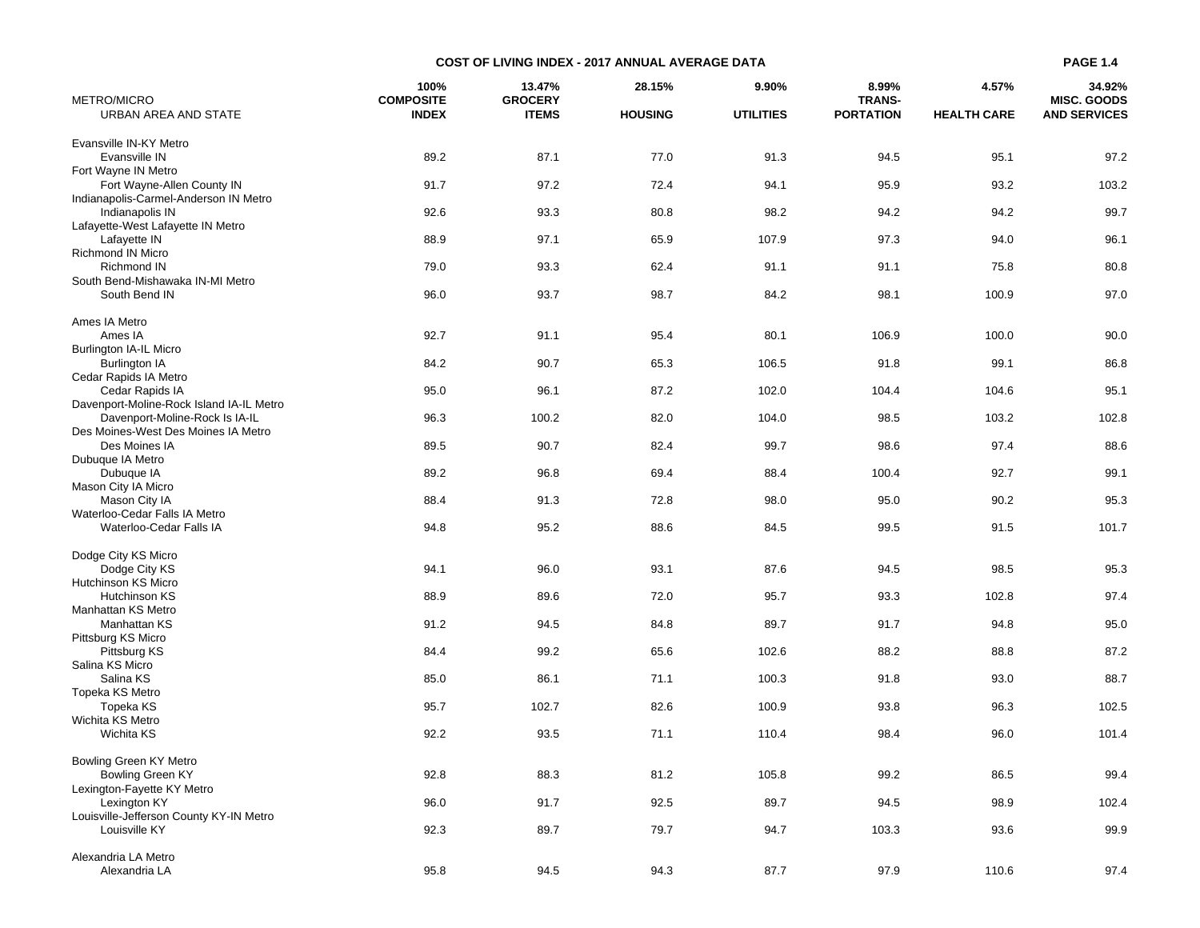## COST OF LIVING INDEX - 2017 ANNUAL AVERAGE DATA

| METRO/MICRO<br>URBAN AREA AND STATE | 100%<br>COMPOSITE<br>INDEX | 13.47%<br>GROCERY<br>ITEMS | 28.15%<br>HOUSING | 9.90%<br>UTILITIES | 8.99%<br>TRANS-<br>PORTATION | 4.57%<br>HEALTH CARE | 34.92%<br>MISC. GOODS<br>AND SERVICES |
|---|---|---|---|---|---|---|---|
| Evansville IN-KY Metro | | | | | | | |
| Evansville IN | 89.2 | 87.1 | 77.0 | 91.3 | 94.5 | 95.1 | 97.2 |
| Fort Wayne IN Metro | | | | | | | |
| Fort Wayne-Allen County IN | 91.7 | 97.2 | 72.4 | 94.1 | 95.9 | 93.2 | 103.2 |
| Indianapolis-Carmel-Anderson IN Metro | | | | | | | |
| Indianapolis IN | 92.6 | 93.3 | 80.8 | 98.2 | 94.2 | 94.2 | 99.7 |
| Lafayette-West Lafayette IN Metro | | | | | | | |
| Lafayette IN | 88.9 | 97.1 | 65.9 | 107.9 | 97.3 | 94.0 | 96.1 |
| Richmond IN Micro | | | | | | | |
| Richmond IN | 79.0 | 93.3 | 62.4 | 91.1 | 91.1 | 75.8 | 80.8 |
| South Bend-Mishawaka IN-MI Metro | | | | | | | |
| South Bend IN | 96.0 | 93.7 | 98.7 | 84.2 | 98.1 | 100.9 | 97.0 |
| Ames IA Metro | | | | | | | |
| Ames IA | 92.7 | 91.1 | 95.4 | 80.1 | 106.9 | 100.0 | 90.0 |
| Burlington IA-IL Micro | | | | | | | |
| Burlington IA | 84.2 | 90.7 | 65.3 | 106.5 | 91.8 | 99.1 | 86.8 |
| Cedar Rapids IA Metro | | | | | | | |
| Cedar Rapids IA | 95.0 | 96.1 | 87.2 | 102.0 | 104.4 | 104.6 | 95.1 |
| Davenport-Moline-Rock Island IA-IL Metro | | | | | | | |
| Davenport-Moline-Rock Is IA-IL | 96.3 | 100.2 | 82.0 | 104.0 | 98.5 | 103.2 | 102.8 |
| Des Moines-West Des Moines IA Metro | | | | | | | |
| Des Moines IA | 89.5 | 90.7 | 82.4 | 99.7 | 98.6 | 97.4 | 88.6 |
| Dubuque IA Metro | | | | | | | |
| Dubuque IA | 89.2 | 96.8 | 69.4 | 88.4 | 100.4 | 92.7 | 99.1 |
| Mason City IA Micro | | | | | | | |
| Mason City IA | 88.4 | 91.3 | 72.8 | 98.0 | 95.0 | 90.2 | 95.3 |
| Waterloo-Cedar Falls IA Metro | | | | | | | |
| Waterloo-Cedar Falls IA | 94.8 | 95.2 | 88.6 | 84.5 | 99.5 | 91.5 | 101.7 |
| Dodge City KS Micro | | | | | | | |
| Dodge City KS | 94.1 | 96.0 | 93.1 | 87.6 | 94.5 | 98.5 | 95.3 |
| Hutchinson KS Micro | | | | | | | |
| Hutchinson KS | 88.9 | 89.6 | 72.0 | 95.7 | 93.3 | 102.8 | 97.4 |
| Manhattan KS Metro | | | | | | | |
| Manhattan KS | 91.2 | 94.5 | 84.8 | 89.7 | 91.7 | 94.8 | 95.0 |
| Pittsburg KS Micro | | | | | | | |
| Pittsburg KS | 84.4 | 99.2 | 65.6 | 102.6 | 88.2 | 88.8 | 87.2 |
| Salina KS Micro | | | | | | | |
| Salina KS | 85.0 | 86.1 | 71.1 | 100.3 | 91.8 | 93.0 | 88.7 |
| Topeka KS Metro | | | | | | | |
| Topeka KS | 95.7 | 102.7 | 82.6 | 100.9 | 93.8 | 96.3 | 102.5 |
| Wichita KS Metro | | | | | | | |
| Wichita KS | 92.2 | 93.5 | 71.1 | 110.4 | 98.4 | 96.0 | 101.4 |
| Bowling Green KY Metro | | | | | | | |
| Bowling Green KY | 92.8 | 88.3 | 81.2 | 105.8 | 99.2 | 86.5 | 99.4 |
| Lexington-Fayette KY Metro | | | | | | | |
| Lexington KY | 96.0 | 91.7 | 92.5 | 89.7 | 94.5 | 98.9 | 102.4 |
| Louisville-Jefferson County KY-IN Metro | | | | | | | |
| Louisville KY | 92.3 | 89.7 | 79.7 | 94.7 | 103.3 | 93.6 | 99.9 |
| Alexandria LA Metro | | | | | | | |
| Alexandria LA | 95.8 | 94.5 | 94.3 | 87.7 | 97.9 | 110.6 | 97.4 |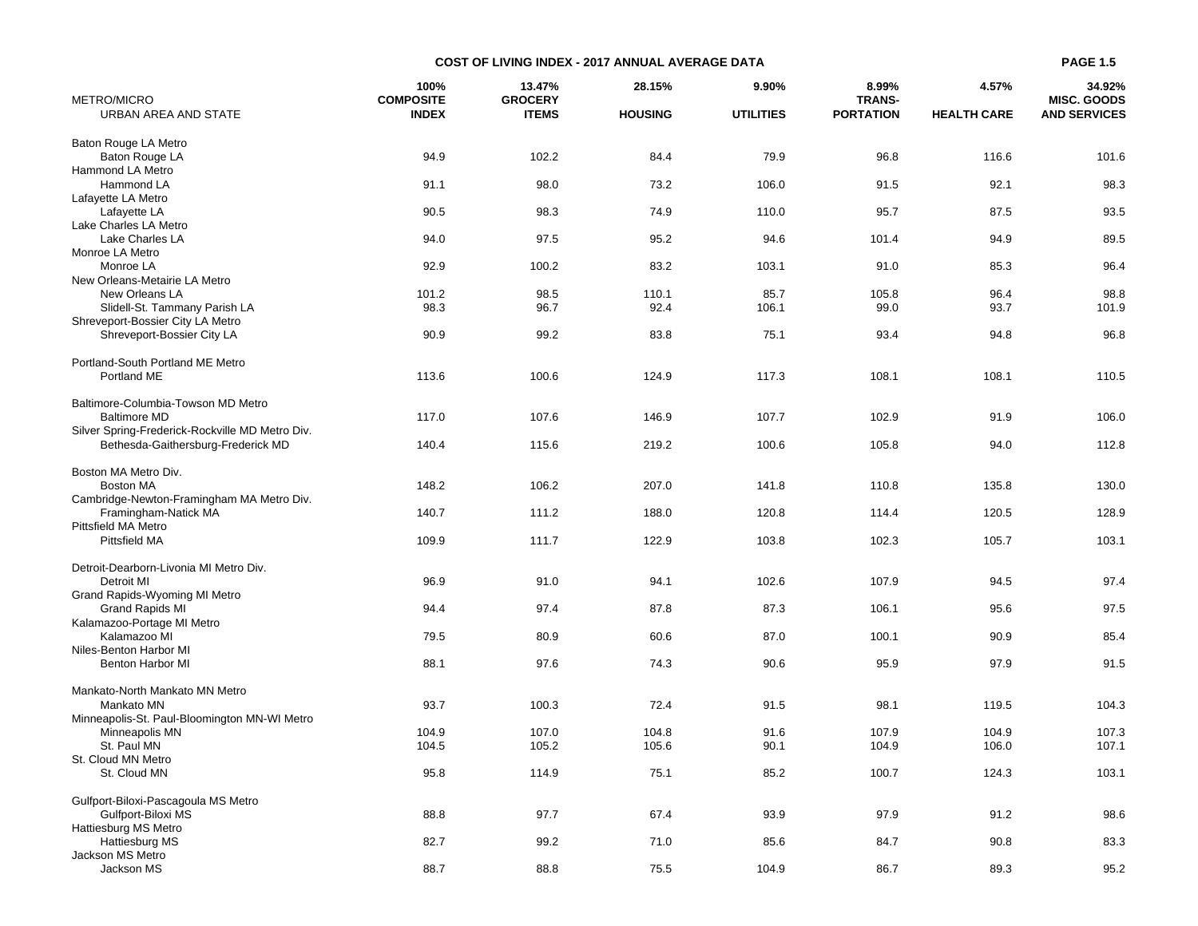## COST OF LIVING INDEX - 2017 ANNUAL AVERAGE DATA

| METRO/MICRO URBAN AREA AND STATE | 100% COMPOSITE INDEX | 13.47% GROCERY ITEMS | 28.15% HOUSING | 9.90% UTILITIES | 8.99% TRANS-PORTATION | 4.57% HEALTH CARE | 34.92% MISC. GOODS AND SERVICES |
|---|---|---|---|---|---|---|---|
| Baton Rouge LA Metro | | | | | | | |
| Baton Rouge LA | 94.9 | 102.2 | 84.4 | 79.9 | 96.8 | 116.6 | 101.6 |
| Hammond LA Metro | | | | | | | |
| Hammond LA | 91.1 | 98.0 | 73.2 | 106.0 | 91.5 | 92.1 | 98.3 |
| Lafayette LA Metro | | | | | | | |
| Lafayette LA | 90.5 | 98.3 | 74.9 | 110.0 | 95.7 | 87.5 | 93.5 |
| Lake Charles LA Metro | | | | | | | |
| Lake Charles LA | 94.0 | 97.5 | 95.2 | 94.6 | 101.4 | 94.9 | 89.5 |
| Monroe LA Metro | | | | | | | |
| Monroe LA | 92.9 | 100.2 | 83.2 | 103.1 | 91.0 | 85.3 | 96.4 |
| New Orleans-Metairie LA Metro | | | | | | | |
| New Orleans LA | 101.2 | 98.5 | 110.1 | 85.7 | 105.8 | 96.4 | 98.8 |
| Slidell-St. Tammany Parish LA | 98.3 | 96.7 | 92.4 | 106.1 | 99.0 | 93.7 | 101.9 |
| Shreveport-Bossier City LA Metro | | | | | | | |
| Shreveport-Bossier City LA | 90.9 | 99.2 | 83.8 | 75.1 | 93.4 | 94.8 | 96.8 |
| Portland-South Portland ME Metro | | | | | | | |
| Portland ME | 113.6 | 100.6 | 124.9 | 117.3 | 108.1 | 108.1 | 110.5 |
| Baltimore-Columbia-Towson MD Metro | | | | | | | |
| Baltimore MD | 117.0 | 107.6 | 146.9 | 107.7 | 102.9 | 91.9 | 106.0 |
| Silver Spring-Frederick-Rockville MD Metro Div. | | | | | | | |
| Bethesda-Gaithersburg-Frederick MD | 140.4 | 115.6 | 219.2 | 100.6 | 105.8 | 94.0 | 112.8 |
| Boston MA Metro Div. | | | | | | | |
| Boston MA | 148.2 | 106.2 | 207.0 | 141.8 | 110.8 | 135.8 | 130.0 |
| Cambridge-Newton-Framingham MA Metro Div. | | | | | | | |
| Framingham-Natick MA | 140.7 | 111.2 | 188.0 | 120.8 | 114.4 | 120.5 | 128.9 |
| Pittsfield MA Metro | | | | | | | |
| Pittsfield MA | 109.9 | 111.7 | 122.9 | 103.8 | 102.3 | 105.7 | 103.1 |
| Detroit-Dearborn-Livonia MI Metro Div. | | | | | | | |
| Detroit MI | 96.9 | 91.0 | 94.1 | 102.6 | 107.9 | 94.5 | 97.4 |
| Grand Rapids-Wyoming MI Metro | | | | | | | |
| Grand Rapids MI | 94.4 | 97.4 | 87.8 | 87.3 | 106.1 | 95.6 | 97.5 |
| Kalamazoo-Portage MI Metro | | | | | | | |
| Kalamazoo MI | 79.5 | 80.9 | 60.6 | 87.0 | 100.1 | 90.9 | 85.4 |
| Niles-Benton Harbor MI | | | | | | | |
| Benton Harbor MI | 88.1 | 97.6 | 74.3 | 90.6 | 95.9 | 97.9 | 91.5 |
| Mankato-North Mankato MN Metro | | | | | | | |
| Mankato MN | 93.7 | 100.3 | 72.4 | 91.5 | 98.1 | 119.5 | 104.3 |
| Minneapolis-St. Paul-Bloomington MN-WI Metro | | | | | | | |
| Minneapolis MN | 104.9 | 107.0 | 104.8 | 91.6 | 107.9 | 104.9 | 107.3 |
| St. Paul MN | 104.5 | 105.2 | 105.6 | 90.1 | 104.9 | 106.0 | 107.1 |
| St. Cloud MN Metro | | | | | | | |
| St. Cloud MN | 95.8 | 114.9 | 75.1 | 85.2 | 100.7 | 124.3 | 103.1 |
| Gulfport-Biloxi-Pascagoula MS Metro | | | | | | | |
| Gulfport-Biloxi MS | 88.8 | 97.7 | 67.4 | 93.9 | 97.9 | 91.2 | 98.6 |
| Hattiesburg MS Metro | | | | | | | |
| Hattiesburg MS | 82.7 | 99.2 | 71.0 | 85.6 | 84.7 | 90.8 | 83.3 |
| Jackson MS Metro | | | | | | | |
| Jackson MS | 88.7 | 88.8 | 75.5 | 104.9 | 86.7 | 89.3 | 95.2 |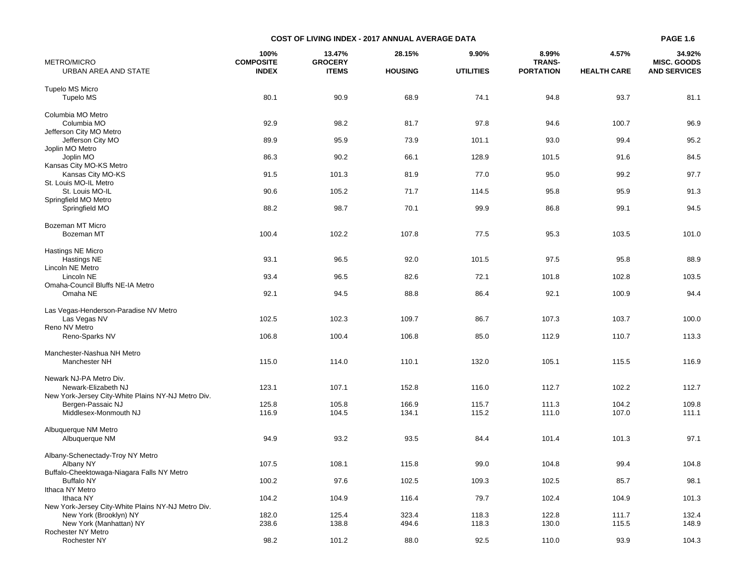## COST OF LIVING INDEX - 2017 ANNUAL AVERAGE DATA

| METRO/MICRO URBAN AREA AND STATE | 100% COMPOSITE INDEX | 13.47% GROCERY ITEMS | 28.15% HOUSING | 9.90% UTILITIES | 8.99% TRANS-PORTATION | 4.57% HEALTH CARE | 34.92% MISC. GOODS AND SERVICES |
|---|---|---|---|---|---|---|---|
| Tupelo MS Micro | | | | | | | |
| Tupelo MS | 80.1 | 90.9 | 68.9 | 74.1 | 94.8 | 93.7 | 81.1 |
| Columbia MO Metro | | | | | | | |
| Columbia MO | 92.9 | 98.2 | 81.7 | 97.8 | 94.6 | 100.7 | 96.9 |
| Jefferson City MO Metro | | | | | | | |
| Jefferson City MO | 89.9 | 95.9 | 73.9 | 101.1 | 93.0 | 99.4 | 95.2 |
| Joplin MO Metro | | | | | | | |
| Joplin MO | 86.3 | 90.2 | 66.1 | 128.9 | 101.5 | 91.6 | 84.5 |
| Kansas City MO-KS Metro | | | | | | | |
| Kansas City MO-KS | 91.5 | 101.3 | 81.9 | 77.0 | 95.0 | 99.2 | 97.7 |
| St. Louis MO-IL Metro | | | | | | | |
| St. Louis MO-IL | 90.6 | 105.2 | 71.7 | 114.5 | 95.8 | 95.9 | 91.3 |
| Springfield MO Metro | | | | | | | |
| Springfield MO | 88.2 | 98.7 | 70.1 | 99.9 | 86.8 | 99.1 | 94.5 |
| Bozeman MT Micro | | | | | | | |
| Bozeman MT | 100.4 | 102.2 | 107.8 | 77.5 | 95.3 | 103.5 | 101.0 |
| Hastings NE Micro | | | | | | | |
| Hastings NE | 93.1 | 96.5 | 92.0 | 101.5 | 97.5 | 95.8 | 88.9 |
| Lincoln NE Metro | | | | | | | |
| Lincoln NE | 93.4 | 96.5 | 82.6 | 72.1 | 101.8 | 102.8 | 103.5 |
| Omaha-Council Bluffs NE-IA Metro | | | | | | | |
| Omaha NE | 92.1 | 94.5 | 88.8 | 86.4 | 92.1 | 100.9 | 94.4 |
| Las Vegas-Henderson-Paradise NV Metro | | | | | | | |
| Las Vegas NV | 102.5 | 102.3 | 109.7 | 86.7 | 107.3 | 103.7 | 100.0 |
| Reno NV Metro | | | | | | | |
| Reno-Sparks NV | 106.8 | 100.4 | 106.8 | 85.0 | 112.9 | 110.7 | 113.3 |
| Manchester-Nashua NH Metro | | | | | | | |
| Manchester NH | 115.0 | 114.0 | 110.1 | 132.0 | 105.1 | 115.5 | 116.9 |
| Newark NJ-PA Metro Div. | | | | | | | |
| Newark-Elizabeth NJ | 123.1 | 107.1 | 152.8 | 116.0 | 112.7 | 102.2 | 112.7 |
| New York-Jersey City-White Plains NY-NJ Metro Div. | | | | | | | |
| Bergen-Passaic NJ | 125.8 | 105.8 | 166.9 | 115.7 | 111.3 | 104.2 | 109.8 |
| Middlesex-Monmouth NJ | 116.9 | 104.5 | 134.1 | 115.2 | 111.0 | 107.0 | 111.1 |
| Albuquerque NM Metro | | | | | | | |
| Albuquerque NM | 94.9 | 93.2 | 93.5 | 84.4 | 101.4 | 101.3 | 97.1 |
| Albany-Schenectady-Troy NY Metro | | | | | | | |
| Albany NY | 107.5 | 108.1 | 115.8 | 99.0 | 104.8 | 99.4 | 104.8 |
| Buffalo-Cheektowaga-Niagara Falls NY Metro | | | | | | | |
| Buffalo NY | 100.2 | 97.6 | 102.5 | 109.3 | 102.5 | 85.7 | 98.1 |
| Ithaca NY Metro | | | | | | | |
| Ithaca NY | 104.2 | 104.9 | 116.4 | 79.7 | 102.4 | 104.9 | 101.3 |
| New York-Jersey City-White Plains NY-NJ Metro Div. | | | | | | | |
| New York (Brooklyn) NY | 182.0 | 125.4 | 323.4 | 118.3 | 122.8 | 111.7 | 132.4 |
| New York (Manhattan) NY | 238.6 | 138.8 | 494.6 | 118.3 | 130.0 | 115.5 | 148.9 |
| Rochester NY Metro | | | | | | | |
| Rochester NY | 98.2 | 101.2 | 88.0 | 92.5 | 110.0 | 93.9 | 104.3 |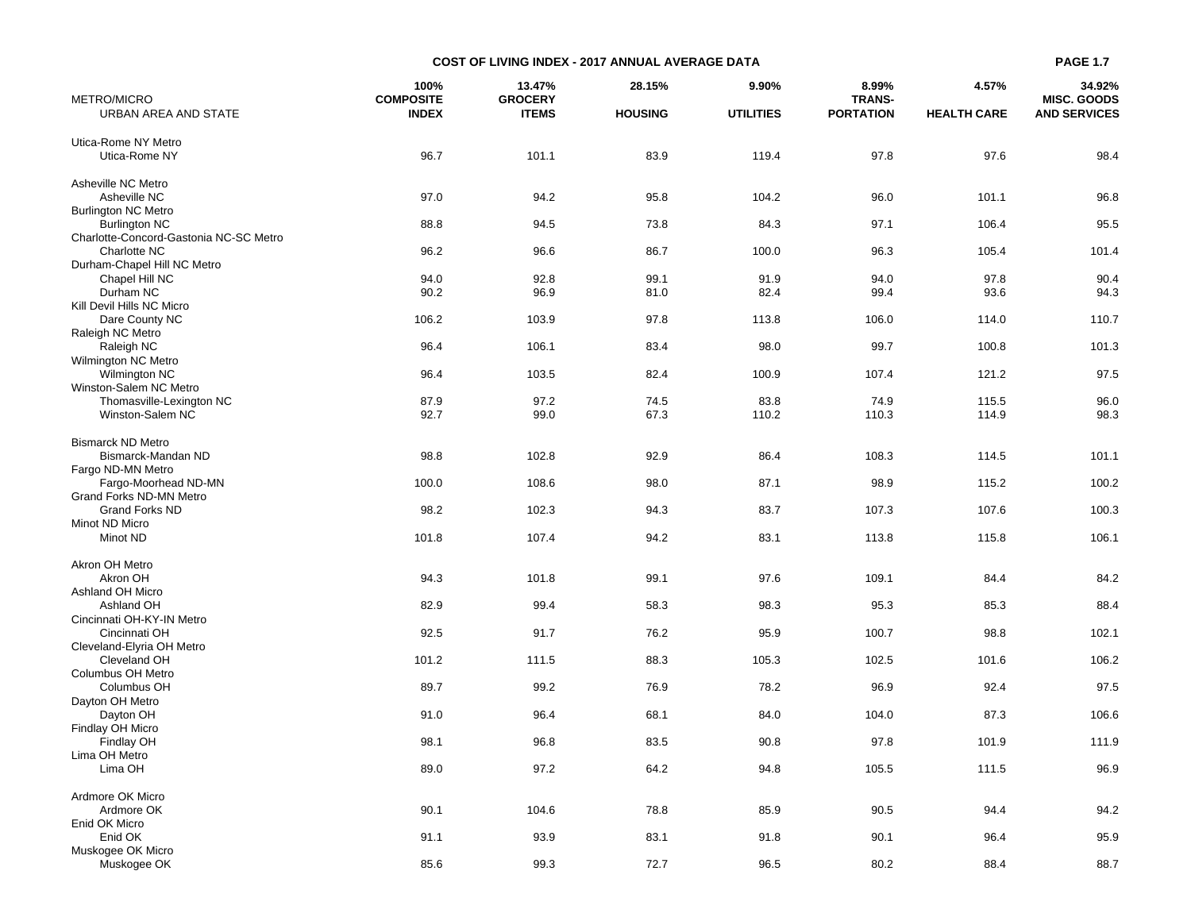## COST OF LIVING INDEX - 2017 ANNUAL AVERAGE DATA

| METRO/MICRO URBAN AREA AND STATE | 100% COMPOSITE INDEX | 13.47% GROCERY ITEMS | 28.15% HOUSING | 9.90% UTILITIES | 8.99% TRANS-PORTATION | 4.57% HEALTH CARE | 34.92% MISC. GOODS AND SERVICES |
|---|---|---|---|---|---|---|---|
| Utica-Rome NY Metro | | | | | | | |
| Utica-Rome NY | 96.7 | 101.1 | 83.9 | 119.4 | 97.8 | 97.6 | 98.4 |
| Asheville NC Metro | | | | | | | |
| Asheville NC | 97.0 | 94.2 | 95.8 | 104.2 | 96.0 | 101.1 | 96.8 |
| Burlington NC Metro | | | | | | | |
| Burlington NC | 88.8 | 94.5 | 73.8 | 84.3 | 97.1 | 106.4 | 95.5 |
| Charlotte-Concord-Gastonia NC-SC Metro | | | | | | | |
| Charlotte NC | 96.2 | 96.6 | 86.7 | 100.0 | 96.3 | 105.4 | 101.4 |
| Durham-Chapel Hill NC Metro | | | | | | | |
| Chapel Hill NC | 94.0 | 92.8 | 99.1 | 91.9 | 94.0 | 97.8 | 90.4 |
| Durham NC | 90.2 | 96.9 | 81.0 | 82.4 | 99.4 | 93.6 | 94.3 |
| Kill Devil Hills NC Micro | | | | | | | |
| Dare County NC | 106.2 | 103.9 | 97.8 | 113.8 | 106.0 | 114.0 | 110.7 |
| Raleigh NC Metro | | | | | | | |
| Raleigh NC | 96.4 | 106.1 | 83.4 | 98.0 | 99.7 | 100.8 | 101.3 |
| Wilmington NC Metro | | | | | | | |
| Wilmington NC | 96.4 | 103.5 | 82.4 | 100.9 | 107.4 | 121.2 | 97.5 |
| Winston-Salem NC Metro | | | | | | | |
| Thomasville-Lexington NC | 87.9 | 97.2 | 74.5 | 83.8 | 74.9 | 115.5 | 96.0 |
| Winston-Salem NC | 92.7 | 99.0 | 67.3 | 110.2 | 110.3 | 114.9 | 98.3 |
| Bismarck ND Metro | | | | | | | |
| Bismarck-Mandan ND | 98.8 | 102.8 | 92.9 | 86.4 | 108.3 | 114.5 | 101.1 |
| Fargo ND-MN Metro | | | | | | | |
| Fargo-Moorhead ND-MN | 100.0 | 108.6 | 98.0 | 87.1 | 98.9 | 115.2 | 100.2 |
| Grand Forks ND-MN Metro | | | | | | | |
| Grand Forks ND | 98.2 | 102.3 | 94.3 | 83.7 | 107.3 | 107.6 | 100.3 |
| Minot ND Micro | | | | | | | |
| Minot ND | 101.8 | 107.4 | 94.2 | 83.1 | 113.8 | 115.8 | 106.1 |
| Akron OH Metro | | | | | | | |
| Akron OH | 94.3 | 101.8 | 99.1 | 97.6 | 109.1 | 84.4 | 84.2 |
| Ashland OH Micro | | | | | | | |
| Ashland OH | 82.9 | 99.4 | 58.3 | 98.3 | 95.3 | 85.3 | 88.4 |
| Cincinnati OH-KY-IN Metro | | | | | | | |
| Cincinnati OH | 92.5 | 91.7 | 76.2 | 95.9 | 100.7 | 98.8 | 102.1 |
| Cleveland-Elyria OH Metro | | | | | | | |
| Cleveland OH | 101.2 | 111.5 | 88.3 | 105.3 | 102.5 | 101.6 | 106.2 |
| Columbus OH Metro | | | | | | | |
| Columbus OH | 89.7 | 99.2 | 76.9 | 78.2 | 96.9 | 92.4 | 97.5 |
| Dayton OH Metro | | | | | | | |
| Dayton OH | 91.0 | 96.4 | 68.1 | 84.0 | 104.0 | 87.3 | 106.6 |
| Findlay OH Micro | | | | | | | |
| Findlay OH | 98.1 | 96.8 | 83.5 | 90.8 | 97.8 | 101.9 | 111.9 |
| Lima OH Metro | | | | | | | |
| Lima OH | 89.0 | 97.2 | 64.2 | 94.8 | 105.5 | 111.5 | 96.9 |
| Ardmore OK Micro | | | | | | | |
| Ardmore OK | 90.1 | 104.6 | 78.8 | 85.9 | 90.5 | 94.4 | 94.2 |
| Enid OK Micro | | | | | | | |
| Enid OK | 91.1 | 93.9 | 83.1 | 91.8 | 90.1 | 96.4 | 95.9 |
| Muskogee OK Micro | | | | | | | |
| Muskogee OK | 85.6 | 99.3 | 72.7 | 96.5 | 80.2 | 88.4 | 88.7 |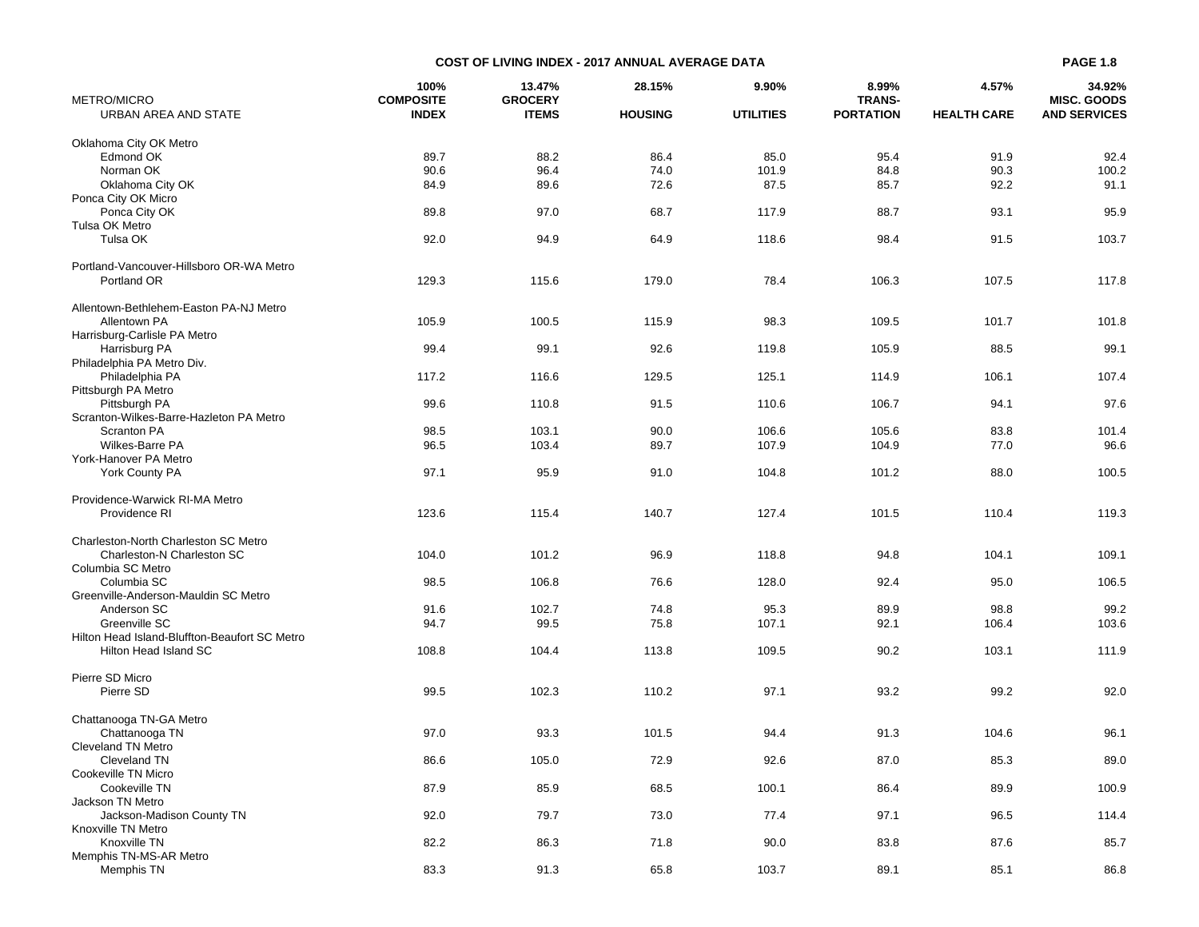## COST OF LIVING INDEX - 2017 ANNUAL AVERAGE DATA

| METRO/MICRO URBAN AREA AND STATE | 100% COMPOSITE INDEX | 13.47% GROCERY ITEMS | 28.15% HOUSING | 9.90% UTILITIES | 8.99% TRANS-PORTATION | 4.57% HEALTH CARE | 34.92% MISC. GOODS AND SERVICES |
|---|---|---|---|---|---|---|---|
| Oklahoma City OK Metro | | | | | | | |
| Edmond OK | 89.7 | 88.2 | 86.4 | 85.0 | 95.4 | 91.9 | 92.4 |
| Norman OK | 90.6 | 96.4 | 74.0 | 101.9 | 84.8 | 90.3 | 100.2 |
| Oklahoma City OK | 84.9 | 89.6 | 72.6 | 87.5 | 85.7 | 92.2 | 91.1 |
| Ponca City OK Micro | | | | | | | |
| Ponca City OK | 89.8 | 97.0 | 68.7 | 117.9 | 88.7 | 93.1 | 95.9 |
| Tulsa OK Metro | | | | | | | |
| Tulsa OK | 92.0 | 94.9 | 64.9 | 118.6 | 98.4 | 91.5 | 103.7 |
| Portland-Vancouver-Hillsboro OR-WA Metro | | | | | | | |
| Portland OR | 129.3 | 115.6 | 179.0 | 78.4 | 106.3 | 107.5 | 117.8 |
| Allentown-Bethlehem-Easton PA-NJ Metro | | | | | | | |
| Allentown PA | 105.9 | 100.5 | 115.9 | 98.3 | 109.5 | 101.7 | 101.8 |
| Harrisburg-Carlisle PA Metro | | | | | | | |
| Harrisburg PA | 99.4 | 99.1 | 92.6 | 119.8 | 105.9 | 88.5 | 99.1 |
| Philadelphia PA Metro Div. | | | | | | | |
| Philadelphia PA | 117.2 | 116.6 | 129.5 | 125.1 | 114.9 | 106.1 | 107.4 |
| Pittsburgh PA Metro | | | | | | | |
| Pittsburgh PA | 99.6 | 110.8 | 91.5 | 110.6 | 106.7 | 94.1 | 97.6 |
| Scranton-Wilkes-Barre-Hazleton PA Metro | | | | | | | |
| Scranton PA | 98.5 | 103.1 | 90.0 | 106.6 | 105.6 | 83.8 | 101.4 |
| Wilkes-Barre PA | 96.5 | 103.4 | 89.7 | 107.9 | 104.9 | 77.0 | 96.6 |
| York-Hanover PA Metro | | | | | | | |
| York County PA | 97.1 | 95.9 | 91.0 | 104.8 | 101.2 | 88.0 | 100.5 |
| Providence-Warwick RI-MA Metro | | | | | | | |
| Providence RI | 123.6 | 115.4 | 140.7 | 127.4 | 101.5 | 110.4 | 119.3 |
| Charleston-North Charleston SC Metro | | | | | | | |
| Charleston-N Charleston SC | 104.0 | 101.2 | 96.9 | 118.8 | 94.8 | 104.1 | 109.1 |
| Columbia SC Metro | | | | | | | |
| Columbia SC | 98.5 | 106.8 | 76.6 | 128.0 | 92.4 | 95.0 | 106.5 |
| Greenville-Anderson-Mauldin SC Metro | | | | | | | |
| Anderson SC | 91.6 | 102.7 | 74.8 | 95.3 | 89.9 | 98.8 | 99.2 |
| Greenville SC | 94.7 | 99.5 | 75.8 | 107.1 | 92.1 | 106.4 | 103.6 |
| Hilton Head Island-Bluffton-Beaufort SC Metro | | | | | | | |
| Hilton Head Island SC | 108.8 | 104.4 | 113.8 | 109.5 | 90.2 | 103.1 | 111.9 |
| Pierre SD Micro | | | | | | | |
| Pierre SD | 99.5 | 102.3 | 110.2 | 97.1 | 93.2 | 99.2 | 92.0 |
| Chattanooga TN-GA Metro | | | | | | | |
| Chattanooga TN | 97.0 | 93.3 | 101.5 | 94.4 | 91.3 | 104.6 | 96.1 |
| Cleveland TN Metro | | | | | | | |
| Cleveland TN | 86.6 | 105.0 | 72.9 | 92.6 | 87.0 | 85.3 | 89.0 |
| Cookeville TN Micro | | | | | | | |
| Cookeville TN | 87.9 | 85.9 | 68.5 | 100.1 | 86.4 | 89.9 | 100.9 |
| Jackson TN Metro | | | | | | | |
| Jackson-Madison County TN | 92.0 | 79.7 | 73.0 | 77.4 | 97.1 | 96.5 | 114.4 |
| Knoxville TN Metro | | | | | | | |
| Knoxville TN | 82.2 | 86.3 | 71.8 | 90.0 | 83.8 | 87.6 | 85.7 |
| Memphis TN-MS-AR Metro | | | | | | | |
| Memphis TN | 83.3 | 91.3 | 65.8 | 103.7 | 89.1 | 85.1 | 86.8 |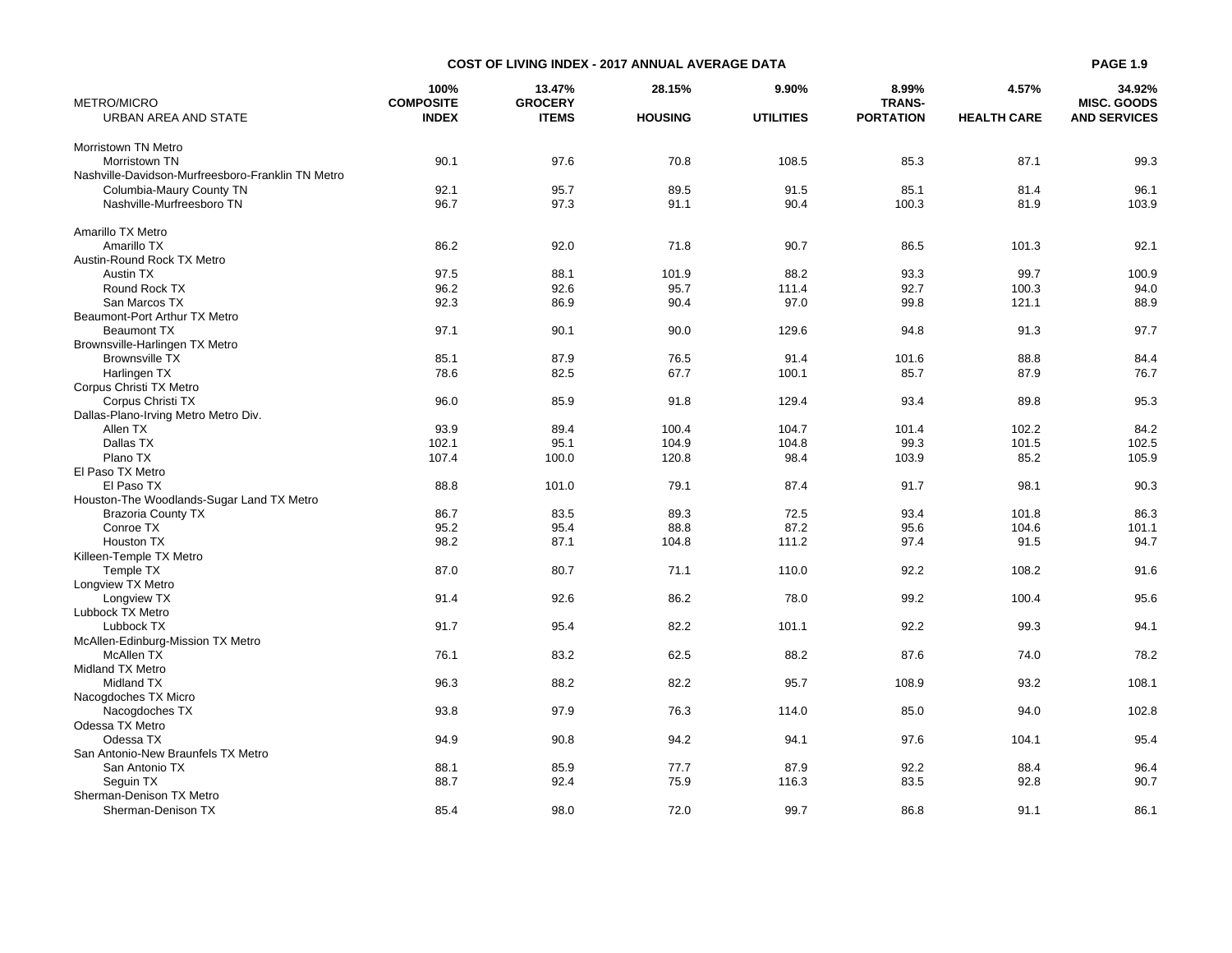## COST OF LIVING INDEX - 2017 ANNUAL AVERAGE DATA

| METRO/MICRO<br>URBAN AREA AND STATE | 100%<br>COMPOSITE<br>INDEX | 13.47%<br>GROCERY<br>ITEMS | 28.15%<br>HOUSING | 9.90%<br>UTILITIES | 8.99%<br>TRANS-<br>PORTATION | 4.57%<br>HEALTH CARE | 34.92%<br>MISC. GOODS<br>AND SERVICES |
|---|---|---|---|---|---|---|---|
| Morristown TN Metro | | | | | | | |
| Morristown TN | 90.1 | 97.6 | 70.8 | 108.5 | 85.3 | 87.1 | 99.3 |
| Nashville-Davidson-Murfreesboro-Franklin TN Metro | | | | | | | |
| Columbia-Maury County TN | 92.1 | 95.7 | 89.5 | 91.5 | 85.1 | 81.4 | 96.1 |
| Nashville-Murfreesboro TN | 96.7 | 97.3 | 91.1 | 90.4 | 100.3 | 81.9 | 103.9 |
| Amarillo TX Metro | | | | | | | |
| Amarillo TX | 86.2 | 92.0 | 71.8 | 90.7 | 86.5 | 101.3 | 92.1 |
| Austin-Round Rock TX Metro | | | | | | | |
| Austin TX | 97.5 | 88.1 | 101.9 | 88.2 | 93.3 | 99.7 | 100.9 |
| Round Rock TX | 96.2 | 92.6 | 95.7 | 111.4 | 92.7 | 100.3 | 94.0 |
| San Marcos TX | 92.3 | 86.9 | 90.4 | 97.0 | 99.8 | 121.1 | 88.9 |
| Beaumont-Port Arthur TX Metro | | | | | | | |
| Beaumont TX | 97.1 | 90.1 | 90.0 | 129.6 | 94.8 | 91.3 | 97.7 |
| Brownsville-Harlingen TX Metro | | | | | | | |
| Brownsville TX | 85.1 | 87.9 | 76.5 | 91.4 | 101.6 | 88.8 | 84.4 |
| Harlingen TX | 78.6 | 82.5 | 67.7 | 100.1 | 85.7 | 87.9 | 76.7 |
| Corpus Christi TX Metro | | | | | | | |
| Corpus Christi TX | 96.0 | 85.9 | 91.8 | 129.4 | 93.4 | 89.8 | 95.3 |
| Dallas-Plano-Irving Metro Metro Div. | | | | | | | |
| Allen TX | 93.9 | 89.4 | 100.4 | 104.7 | 101.4 | 102.2 | 84.2 |
| Dallas TX | 102.1 | 95.1 | 104.9 | 104.8 | 99.3 | 101.5 | 102.5 |
| Plano TX | 107.4 | 100.0 | 120.8 | 98.4 | 103.9 | 85.2 | 105.9 |
| El Paso TX Metro | | | | | | | |
| El Paso TX | 88.8 | 101.0 | 79.1 | 87.4 | 91.7 | 98.1 | 90.3 |
| Houston-The Woodlands-Sugar Land TX Metro | | | | | | | |
| Brazoria County TX | 86.7 | 83.5 | 89.3 | 72.5 | 93.4 | 101.8 | 86.3 |
| Conroe TX | 95.2 | 95.4 | 88.8 | 87.2 | 95.6 | 104.6 | 101.1 |
| Houston TX | 98.2 | 87.1 | 104.8 | 111.2 | 97.4 | 91.5 | 94.7 |
| Killeen-Temple TX Metro | | | | | | | |
| Temple TX | 87.0 | 80.7 | 71.1 | 110.0 | 92.2 | 108.2 | 91.6 |
| Longview TX Metro | | | | | | | |
| Longview TX | 91.4 | 92.6 | 86.2 | 78.0 | 99.2 | 100.4 | 95.6 |
| Lubbock TX Metro | | | | | | | |
| Lubbock TX | 91.7 | 95.4 | 82.2 | 101.1 | 92.2 | 99.3 | 94.1 |
| McAllen-Edinburg-Mission TX Metro | | | | | | | |
| McAllen TX | 76.1 | 83.2 | 62.5 | 88.2 | 87.6 | 74.0 | 78.2 |
| Midland TX Metro | | | | | | | |
| Midland TX | 96.3 | 88.2 | 82.2 | 95.7 | 108.9 | 93.2 | 108.1 |
| Nacogdoches TX Micro | | | | | | | |
| Nacogdoches TX | 93.8 | 97.9 | 76.3 | 114.0 | 85.0 | 94.0 | 102.8 |
| Odessa TX Metro | | | | | | | |
| Odessa TX | 94.9 | 90.8 | 94.2 | 94.1 | 97.6 | 104.1 | 95.4 |
| San Antonio-New Braunfels TX Metro | | | | | | | |
| San Antonio TX | 88.1 | 85.9 | 77.7 | 87.9 | 92.2 | 88.4 | 96.4 |
| Seguin TX | 88.7 | 92.4 | 75.9 | 116.3 | 83.5 | 92.8 | 90.7 |
| Sherman-Denison TX Metro | | | | | | | |
| Sherman-Denison TX | 85.4 | 98.0 | 72.0 | 99.7 | 86.8 | 91.1 | 86.1 |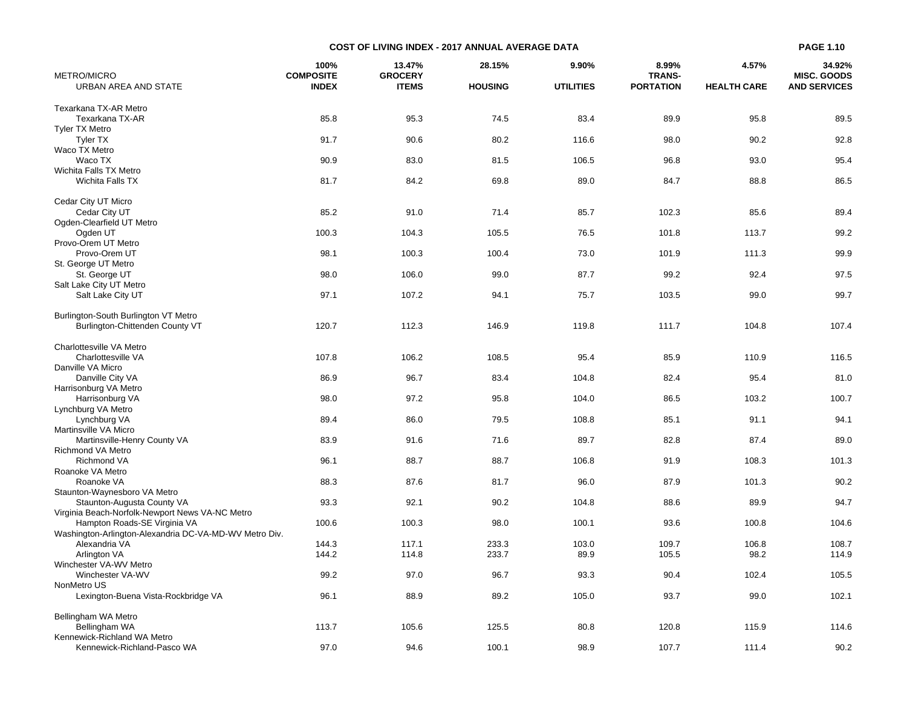## COST OF LIVING INDEX - 2017 ANNUAL AVERAGE DATA

| METRO/MICRO URBAN AREA AND STATE | 100% COMPOSITE INDEX | 13.47% GROCERY ITEMS | 28.15% HOUSING | 9.90% UTILITIES | 8.99% TRANS-PORTATION | 4.57% HEALTH CARE | 34.92% MISC. GOODS AND SERVICES |
|---|---|---|---|---|---|---|---|
| Texarkana TX-AR Metro | | | | | | | |
| Texarkana TX-AR | 85.8 | 95.3 | 74.5 | 83.4 | 89.9 | 95.8 | 89.5 |
| Tyler TX Metro | | | | | | | |
| Tyler TX | 91.7 | 90.6 | 80.2 | 116.6 | 98.0 | 90.2 | 92.8 |
| Waco TX Metro | | | | | | | |
| Waco TX | 90.9 | 83.0 | 81.5 | 106.5 | 96.8 | 93.0 | 95.4 |
| Wichita Falls TX Metro | | | | | | | |
| Wichita Falls TX | 81.7 | 84.2 | 69.8 | 89.0 | 84.7 | 88.8 | 86.5 |
| Cedar City UT Micro | | | | | | | |
| Cedar City UT | 85.2 | 91.0 | 71.4 | 85.7 | 102.3 | 85.6 | 89.4 |
| Ogden-Clearfield UT Metro | | | | | | | |
| Ogden UT | 100.3 | 104.3 | 105.5 | 76.5 | 101.8 | 113.7 | 99.2 |
| Provo-Orem UT Metro | | | | | | | |
| Provo-Orem UT | 98.1 | 100.3 | 100.4 | 73.0 | 101.9 | 111.3 | 99.9 |
| St. George UT Metro | | | | | | | |
| St. George UT | 98.0 | 106.0 | 99.0 | 87.7 | 99.2 | 92.4 | 97.5 |
| Salt Lake City UT Metro | | | | | | | |
| Salt Lake City UT | 97.1 | 107.2 | 94.1 | 75.7 | 103.5 | 99.0 | 99.7 |
| Burlington-South Burlington VT Metro | | | | | | | |
| Burlington-Chittenden County VT | 120.7 | 112.3 | 146.9 | 119.8 | 111.7 | 104.8 | 107.4 |
| Charlottesville VA Metro | | | | | | | |
| Charlottesville VA | 107.8 | 106.2 | 108.5 | 95.4 | 85.9 | 110.9 | 116.5 |
| Danville VA Micro | | | | | | | |
| Danville City VA | 86.9 | 96.7 | 83.4 | 104.8 | 82.4 | 95.4 | 81.0 |
| Harrisonburg VA Metro | | | | | | | |
| Harrisonburg VA | 98.0 | 97.2 | 95.8 | 104.0 | 86.5 | 103.2 | 100.7 |
| Lynchburg VA Metro | | | | | | | |
| Lynchburg VA | 89.4 | 86.0 | 79.5 | 108.8 | 85.1 | 91.1 | 94.1 |
| Martinsville VA Micro | | | | | | | |
| Martinsville-Henry County VA | 83.9 | 91.6 | 71.6 | 89.7 | 82.8 | 87.4 | 89.0 |
| Richmond VA Metro | | | | | | | |
| Richmond VA | 96.1 | 88.7 | 88.7 | 106.8 | 91.9 | 108.3 | 101.3 |
| Roanoke VA Metro | | | | | | | |
| Roanoke VA | 88.3 | 87.6 | 81.7 | 96.0 | 87.9 | 101.3 | 90.2 |
| Staunton-Waynesboro VA Metro | | | | | | | |
| Staunton-Augusta County VA | 93.3 | 92.1 | 90.2 | 104.8 | 88.6 | 89.9 | 94.7 |
| Virginia Beach-Norfolk-Newport News VA-NC Metro | | | | | | | |
| Hampton Roads-SE Virginia VA | 100.6 | 100.3 | 98.0 | 100.1 | 93.6 | 100.8 | 104.6 |
| Washington-Arlington-Alexandria DC-VA-MD-WV Metro Div. | | | | | | | |
| Alexandria VA | 144.3 | 117.1 | 233.3 | 103.0 | 109.7 | 106.8 | 108.7 |
| Arlington VA | 144.2 | 114.8 | 233.7 | 89.9 | 105.5 | 98.2 | 114.9 |
| Winchester VA-WV Metro | | | | | | | |
| Winchester VA-WV | 99.2 | 97.0 | 96.7 | 93.3 | 90.4 | 102.4 | 105.5 |
| NonMetro US | | | | | | | |
| Lexington-Buena Vista-Rockbridge VA | 96.1 | 88.9 | 89.2 | 105.0 | 93.7 | 99.0 | 102.1 |
| Bellingham WA Metro | | | | | | | |
| Bellingham WA | 113.7 | 105.6 | 125.5 | 80.8 | 120.8 | 115.9 | 114.6 |
| Kennewick-Richland WA Metro | | | | | | | |
| Kennewick-Richland-Pasco WA | 97.0 | 94.6 | 100.1 | 98.9 | 107.7 | 111.4 | 90.2 |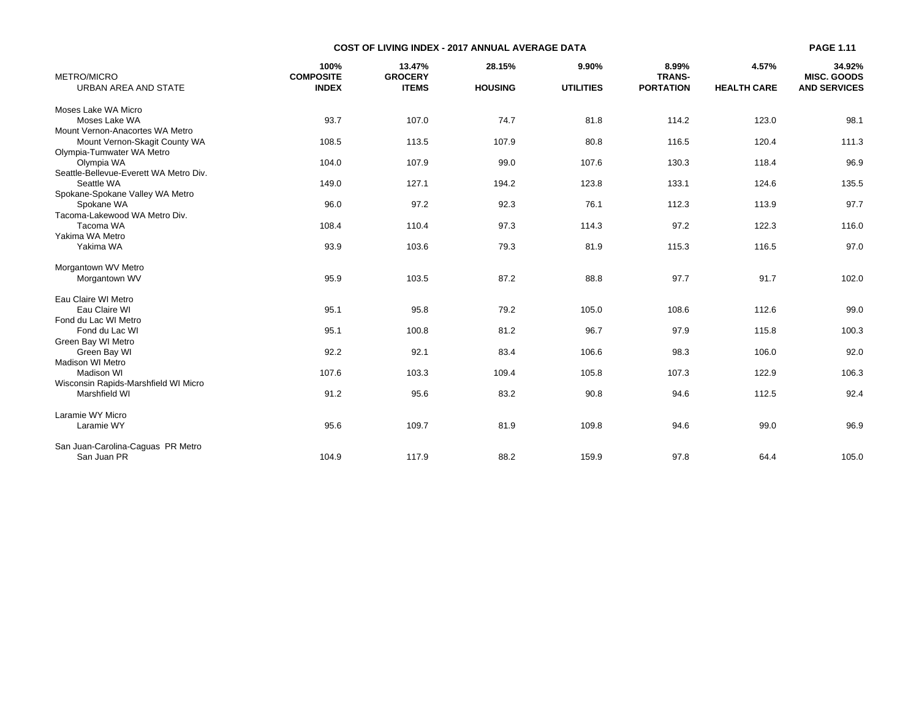**COST OF LIVING INDEX - 2017 ANNUAL AVERAGE DATA**

| METRO/MICRO URBAN AREA AND STATE | 100% COMPOSITE INDEX | 13.47% GROCERY ITEMS | 28.15% HOUSING | 9.90% UTILITIES | 8.99% TRANS-PORTATION | 4.57% HEALTH CARE | 34.92% MISC. GOODS AND SERVICES |
|---|---|---|---|---|---|---|---|
| Moses Lake WA Micro | | | | | | | |
| Moses Lake WA | 93.7 | 107.0 | 74.7 | 81.8 | 114.2 | 123.0 | 98.1 |
| Mount Vernon-Anacortes WA Metro | | | | | | | |
| Mount Vernon-Skagit County WA | 108.5 | 113.5 | 107.9 | 80.8 | 116.5 | 120.4 | 111.3 |
| Olympia-Tumwater WA Metro | | | | | | | |
| Olympia WA | 104.0 | 107.9 | 99.0 | 107.6 | 130.3 | 118.4 | 96.9 |
| Seattle-Bellevue-Everett WA Metro Div. | | | | | | | |
| Seattle WA | 149.0 | 127.1 | 194.2 | 123.8 | 133.1 | 124.6 | 135.5 |
| Spokane-Spokane Valley WA Metro | | | | | | | |
| Spokane WA | 96.0 | 97.2 | 92.3 | 76.1 | 112.3 | 113.9 | 97.7 |
| Tacoma-Lakewood WA Metro Div. | | | | | | | |
| Tacoma WA | 108.4 | 110.4 | 97.3 | 114.3 | 97.2 | 122.3 | 116.0 |
| Yakima WA Metro | | | | | | | |
| Yakima WA | 93.9 | 103.6 | 79.3 | 81.9 | 115.3 | 116.5 | 97.0 |
| Morgantown WV Metro | | | | | | | |
| Morgantown WV | 95.9 | 103.5 | 87.2 | 88.8 | 97.7 | 91.7 | 102.0 |
| Eau Claire WI Metro | | | | | | | |
| Eau Claire WI | 95.1 | 95.8 | 79.2 | 105.0 | 108.6 | 112.6 | 99.0 |
| Fond du Lac WI Metro | | | | | | | |
| Fond du Lac WI | 95.1 | 100.8 | 81.2 | 96.7 | 97.9 | 115.8 | 100.3 |
| Green Bay WI Metro | | | | | | | |
| Green Bay WI | 92.2 | 92.1 | 83.4 | 106.6 | 98.3 | 106.0 | 92.0 |
| Madison WI Metro | | | | | | | |
| Madison WI | 107.6 | 103.3 | 109.4 | 105.8 | 107.3 | 122.9 | 106.3 |
| Wisconsin Rapids-Marshfield WI Micro | | | | | | | |
| Marshfield WI | 91.2 | 95.6 | 83.2 | 90.8 | 94.6 | 112.5 | 92.4 |
| Laramie WY Micro | | | | | | | |
| Laramie WY | 95.6 | 109.7 | 81.9 | 109.8 | 94.6 | 99.0 | 96.9 |
| San Juan-Carolina-Caguas PR Metro | | | | | | | |
| San Juan PR | 104.9 | 117.9 | 88.2 | 159.9 | 97.8 | 64.4 | 105.0 |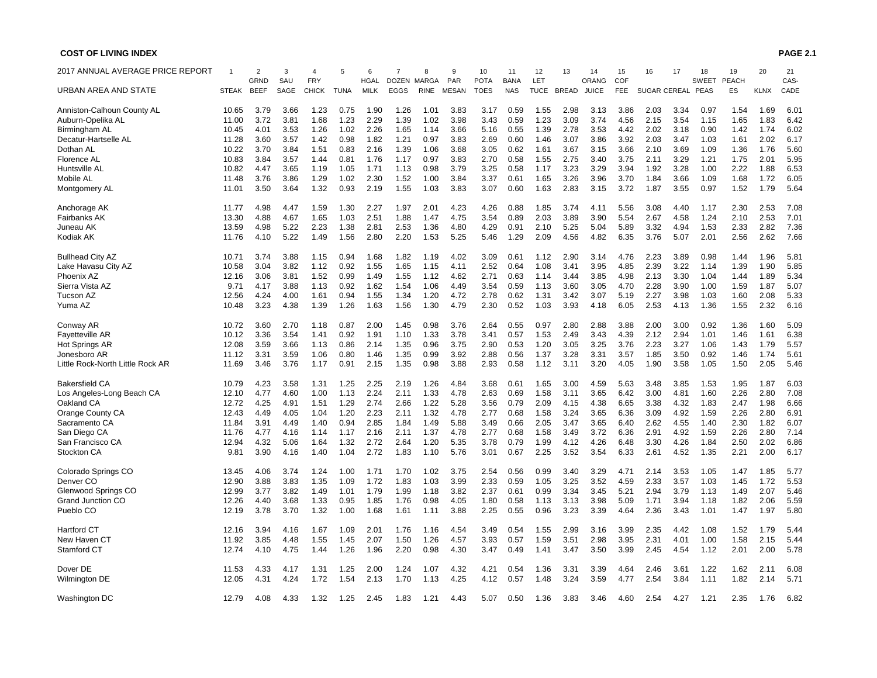**COST OF LIVING INDEX**

| 2017 ANNUAL AVERAGE PRICE REPORT | 1 | 2 | 3 | 4 | 5 | 6 | 7 | 8 | 9 | 10 | 11 | 12 | 13 | 14 | 15 | 16 | 17 | 18 | 19 | 20 | 21 |
|---|---|---|---|---|---|---|---|---|---|---|---|---|---|---|---|---|---|---|---|---|---|
| URBAN AREA AND STATE | STEAK | GRND BEEF | SAU SAGE | FRY CHICK | TUNA | HGAL MILK | DOZEN EGGS | MARGA RINE | PAR MESAN | POTA TOES | BANA NAS | LET TUCE | BREAD | ORANG JUICE | COF FEE | SUGAR | CEREAL | SWEET PEAS | PEACH ES | KLNX | CAS- CADE |
| Anniston-Calhoun County AL | 10.65 | 3.79 | 3.66 | 1.23 | 0.75 | 1.90 | 1.26 | 1.01 | 3.83 | 3.17 | 0.59 | 1.55 | 2.98 | 3.13 | 3.86 | 2.03 | 3.34 | 0.97 | 1.54 | 1.69 | 6.01 |
| Auburn-Opelika AL | 11.00 | 3.72 | 3.81 | 1.68 | 1.23 | 2.29 | 1.39 | 1.02 | 3.98 | 3.43 | 0.59 | 1.23 | 3.09 | 3.74 | 4.56 | 2.15 | 3.54 | 1.15 | 1.65 | 1.83 | 6.42 |
| Birmingham AL | 10.45 | 4.01 | 3.53 | 1.26 | 1.02 | 2.26 | 1.65 | 1.14 | 3.66 | 5.16 | 0.55 | 1.39 | 2.78 | 3.53 | 4.42 | 2.02 | 3.18 | 0.90 | 1.42 | 1.74 | 6.02 |
| Decatur-Hartselle AL | 11.28 | 3.60 | 3.57 | 1.42 | 0.98 | 1.82 | 1.21 | 0.97 | 3.83 | 2.69 | 0.60 | 1.46 | 3.07 | 3.86 | 3.92 | 2.03 | 3.47 | 1.03 | 1.61 | 2.02 | 6.17 |
| Dothan AL | 10.22 | 3.70 | 3.84 | 1.51 | 0.83 | 2.16 | 1.39 | 1.06 | 3.68 | 3.05 | 0.62 | 1.61 | 3.67 | 3.15 | 3.66 | 2.10 | 3.69 | 1.09 | 1.36 | 1.76 | 5.60 |
| Florence AL | 10.83 | 3.84 | 3.57 | 1.44 | 0.81 | 1.76 | 1.17 | 0.97 | 3.83 | 2.70 | 0.58 | 1.55 | 2.75 | 3.40 | 3.75 | 2.11 | 3.29 | 1.21 | 1.75 | 2.01 | 5.95 |
| Huntsville AL | 10.82 | 4.47 | 3.65 | 1.19 | 1.05 | 1.71 | 1.13 | 0.98 | 3.79 | 3.25 | 0.58 | 1.17 | 3.23 | 3.29 | 3.94 | 1.92 | 3.28 | 1.00 | 2.22 | 1.88 | 6.53 |
| Mobile AL | 11.48 | 3.76 | 3.86 | 1.29 | 1.02 | 2.30 | 1.52 | 1.00 | 3.84 | 3.37 | 0.61 | 1.65 | 3.26 | 3.96 | 3.70 | 1.84 | 3.66 | 1.09 | 1.68 | 1.72 | 6.05 |
| Montgomery AL | 11.01 | 3.50 | 3.64 | 1.32 | 0.93 | 2.19 | 1.55 | 1.03 | 3.83 | 3.07 | 0.60 | 1.63 | 2.83 | 3.15 | 3.72 | 1.87 | 3.55 | 0.97 | 1.52 | 1.79 | 5.64 |
| Anchorage AK | 11.77 | 4.98 | 4.47 | 1.59 | 1.30 | 2.27 | 1.97 | 2.01 | 4.23 | 4.26 | 0.88 | 1.85 | 3.74 | 4.11 | 5.56 | 3.08 | 4.40 | 1.17 | 2.30 | 2.53 | 7.08 |
| Fairbanks AK | 13.30 | 4.88 | 4.67 | 1.65 | 1.03 | 2.51 | 1.88 | 1.47 | 4.75 | 3.54 | 0.89 | 2.03 | 3.89 | 3.90 | 5.54 | 2.67 | 4.58 | 1.24 | 2.10 | 2.53 | 7.01 |
| Juneau AK | 13.59 | 4.98 | 5.22 | 2.23 | 1.38 | 2.81 | 2.53 | 1.36 | 4.80 | 4.29 | 0.91 | 2.10 | 5.25 | 5.04 | 5.89 | 3.32 | 4.94 | 1.53 | 2.33 | 2.82 | 7.36 |
| Kodiak AK | 11.76 | 4.10 | 5.22 | 1.49 | 1.56 | 2.80 | 2.20 | 1.53 | 5.25 | 5.46 | 1.29 | 2.09 | 4.56 | 4.82 | 6.35 | 3.76 | 5.07 | 2.01 | 2.56 | 2.62 | 7.66 |
| Bullhead City AZ | 10.71 | 3.74 | 3.88 | 1.15 | 0.94 | 1.68 | 1.82 | 1.19 | 4.02 | 3.09 | 0.61 | 1.12 | 2.90 | 3.14 | 4.76 | 2.23 | 3.89 | 0.98 | 1.44 | 1.96 | 5.81 |
| Lake Havasu City AZ | 10.58 | 3.04 | 3.82 | 1.12 | 0.92 | 1.55 | 1.65 | 1.15 | 4.11 | 2.52 | 0.64 | 1.08 | 3.41 | 3.95 | 4.85 | 2.39 | 3.22 | 1.14 | 1.39 | 1.90 | 5.85 |
| Phoenix AZ | 12.16 | 3.06 | 3.81 | 1.52 | 0.99 | 1.49 | 1.55 | 1.12 | 4.62 | 2.71 | 0.63 | 1.14 | 3.44 | 3.85 | 4.98 | 2.13 | 3.30 | 1.04 | 1.44 | 1.89 | 5.34 |
| Sierra Vista AZ | 9.71 | 4.17 | 3.88 | 1.13 | 0.92 | 1.62 | 1.54 | 1.06 | 4.49 | 3.54 | 0.59 | 1.13 | 3.60 | 3.05 | 4.70 | 2.28 | 3.90 | 1.00 | 1.59 | 1.87 | 5.07 |
| Tucson AZ | 12.56 | 4.24 | 4.00 | 1.61 | 0.94 | 1.55 | 1.34 | 1.20 | 4.72 | 2.78 | 0.62 | 1.31 | 3.42 | 3.07 | 5.19 | 2.27 | 3.98 | 1.03 | 1.60 | 2.08 | 5.33 |
| Yuma AZ | 10.48 | 3.23 | 4.38 | 1.39 | 1.26 | 1.63 | 1.56 | 1.30 | 4.79 | 2.30 | 0.52 | 1.03 | 3.93 | 4.18 | 6.05 | 2.53 | 4.13 | 1.36 | 1.55 | 2.32 | 6.16 |
| Conway AR | 10.72 | 3.60 | 2.70 | 1.18 | 0.87 | 2.00 | 1.45 | 0.98 | 3.76 | 2.64 | 0.55 | 0.97 | 2.80 | 2.88 | 3.88 | 2.00 | 3.00 | 0.92 | 1.36 | 1.60 | 5.09 |
| Fayetteville AR | 10.12 | 3.36 | 3.54 | 1.41 | 0.92 | 1.91 | 1.10 | 1.33 | 3.78 | 3.41 | 0.57 | 1.53 | 2.49 | 3.43 | 4.39 | 2.12 | 2.94 | 1.01 | 1.46 | 1.61 | 6.38 |
| Hot Springs AR | 12.08 | 3.59 | 3.66 | 1.13 | 0.86 | 2.14 | 1.35 | 0.96 | 3.75 | 2.90 | 0.53 | 1.20 | 3.05 | 3.25 | 3.76 | 2.23 | 3.27 | 1.06 | 1.43 | 1.79 | 5.57 |
| Jonesboro AR | 11.12 | 3.31 | 3.59 | 1.06 | 0.80 | 1.46 | 1.35 | 0.99 | 3.92 | 2.88 | 0.56 | 1.37 | 3.28 | 3.31 | 3.57 | 1.85 | 3.50 | 0.92 | 1.46 | 1.74 | 5.61 |
| Little Rock-North Little Rock AR | 11.69 | 3.46 | 3.76 | 1.17 | 0.91 | 2.15 | 1.35 | 0.98 | 3.88 | 2.93 | 0.58 | 1.12 | 3.11 | 3.20 | 4.05 | 1.90 | 3.58 | 1.05 | 1.50 | 2.05 | 5.46 |
| Bakersfield CA | 10.79 | 4.23 | 3.58 | 1.31 | 1.25 | 2.25 | 2.19 | 1.26 | 4.84 | 3.68 | 0.61 | 1.65 | 3.00 | 4.59 | 5.63 | 3.48 | 3.85 | 1.53 | 1.95 | 1.87 | 6.03 |
| Los Angeles-Long Beach CA | 12.10 | 4.77 | 4.60 | 1.00 | 1.13 | 2.24 | 2.11 | 1.33 | 4.78 | 2.63 | 0.69 | 1.58 | 3.11 | 3.65 | 6.42 | 3.00 | 4.81 | 1.60 | 2.26 | 2.80 | 7.08 |
| Oakland CA | 12.72 | 4.25 | 4.91 | 1.51 | 1.29 | 2.74 | 2.66 | 1.22 | 5.28 | 3.56 | 0.79 | 2.09 | 4.15 | 4.38 | 6.65 | 3.38 | 4.32 | 1.83 | 2.47 | 1.98 | 6.66 |
| Orange County CA | 12.43 | 4.49 | 4.05 | 1.04 | 1.20 | 2.23 | 2.11 | 1.32 | 4.78 | 2.77 | 0.68 | 1.58 | 3.24 | 3.65 | 6.36 | 3.09 | 4.92 | 1.59 | 2.26 | 2.80 | 6.91 |
| Sacramento CA | 11.84 | 3.91 | 4.49 | 1.40 | 0.94 | 2.85 | 1.84 | 1.49 | 5.88 | 3.49 | 0.66 | 2.05 | 3.47 | 3.65 | 6.40 | 2.62 | 4.55 | 1.40 | 2.30 | 1.82 | 6.07 |
| San Diego CA | 11.76 | 4.77 | 4.16 | 1.14 | 1.17 | 2.16 | 2.11 | 1.37 | 4.78 | 2.77 | 0.68 | 1.58 | 3.49 | 3.72 | 6.36 | 2.91 | 4.92 | 1.59 | 2.26 | 2.80 | 7.14 |
| San Francisco CA | 12.94 | 4.32 | 5.06 | 1.64 | 1.32 | 2.72 | 2.64 | 1.20 | 5.35 | 3.78 | 0.79 | 1.99 | 4.12 | 4.26 | 6.48 | 3.30 | 4.26 | 1.84 | 2.50 | 2.02 | 6.86 |
| Stockton CA | 9.81 | 3.90 | 4.16 | 1.40 | 1.04 | 2.72 | 1.83 | 1.10 | 5.76 | 3.01 | 0.67 | 2.25 | 3.52 | 3.54 | 6.33 | 2.61 | 4.52 | 1.35 | 2.21 | 2.00 | 6.17 |
| Colorado Springs CO | 13.45 | 4.06 | 3.74 | 1.24 | 1.00 | 1.71 | 1.70 | 1.02 | 3.75 | 2.54 | 0.56 | 0.99 | 3.40 | 3.29 | 4.71 | 2.14 | 3.53 | 1.05 | 1.47 | 1.85 | 5.77 |
| Denver CO | 12.90 | 3.88 | 3.83 | 1.35 | 1.09 | 1.72 | 1.83 | 1.03 | 3.99 | 2.33 | 0.59 | 1.05 | 3.25 | 3.52 | 4.59 | 2.33 | 3.57 | 1.03 | 1.45 | 1.72 | 5.53 |
| Glenwood Springs CO | 12.99 | 3.77 | 3.82 | 1.49 | 1.01 | 1.79 | 1.99 | 1.18 | 3.82 | 2.37 | 0.61 | 0.99 | 3.34 | 3.45 | 5.21 | 2.94 | 3.79 | 1.13 | 1.49 | 2.07 | 5.46 |
| Grand Junction CO | 12.26 | 4.40 | 3.68 | 1.33 | 0.95 | 1.85 | 1.76 | 0.98 | 4.05 | 1.80 | 0.58 | 1.13 | 3.13 | 3.98 | 5.09 | 1.71 | 3.94 | 1.18 | 1.82 | 2.06 | 5.59 |
| Pueblo CO | 12.19 | 3.78 | 3.70 | 1.32 | 1.00 | 1.68 | 1.61 | 1.11 | 3.88 | 2.25 | 0.55 | 0.96 | 3.23 | 3.39 | 4.64 | 2.36 | 3.43 | 1.01 | 1.47 | 1.97 | 5.80 |
| Hartford CT | 12.16 | 3.94 | 4.16 | 1.67 | 1.09 | 2.01 | 1.76 | 1.16 | 4.54 | 3.49 | 0.54 | 1.55 | 2.99 | 3.16 | 3.99 | 2.35 | 4.42 | 1.08 | 1.52 | 1.79 | 5.44 |
| New Haven CT | 11.92 | 3.85 | 4.48 | 1.55 | 1.45 | 2.07 | 1.50 | 1.26 | 4.57 | 3.93 | 0.57 | 1.59 | 3.51 | 2.98 | 3.95 | 2.31 | 4.01 | 1.00 | 1.58 | 2.15 | 5.44 |
| Stamford CT | 12.74 | 4.10 | 4.75 | 1.44 | 1.26 | 1.96 | 2.20 | 0.98 | 4.30 | 3.47 | 0.49 | 1.41 | 3.47 | 3.50 | 3.99 | 2.45 | 4.54 | 1.12 | 2.01 | 2.00 | 5.78 |
| Dover DE | 11.53 | 4.33 | 4.17 | 1.31 | 1.25 | 2.00 | 1.24 | 1.07 | 4.32 | 4.21 | 0.54 | 1.36 | 3.31 | 3.39 | 4.64 | 2.46 | 3.61 | 1.22 | 1.62 | 2.11 | 6.08 |
| Wilmington DE | 12.05 | 4.31 | 4.24 | 1.72 | 1.54 | 2.13 | 1.70 | 1.13 | 4.25 | 4.12 | 0.57 | 1.48 | 3.24 | 3.59 | 4.77 | 2.54 | 3.84 | 1.11 | 1.82 | 2.14 | 5.71 |
| Washington DC | 12.79 | 4.08 | 4.33 | 1.32 | 1.25 | 2.45 | 1.83 | 1.21 | 4.43 | 5.07 | 0.50 | 1.36 | 3.83 | 3.46 | 4.60 | 2.54 | 4.27 | 1.21 | 2.35 | 1.76 | 6.82 |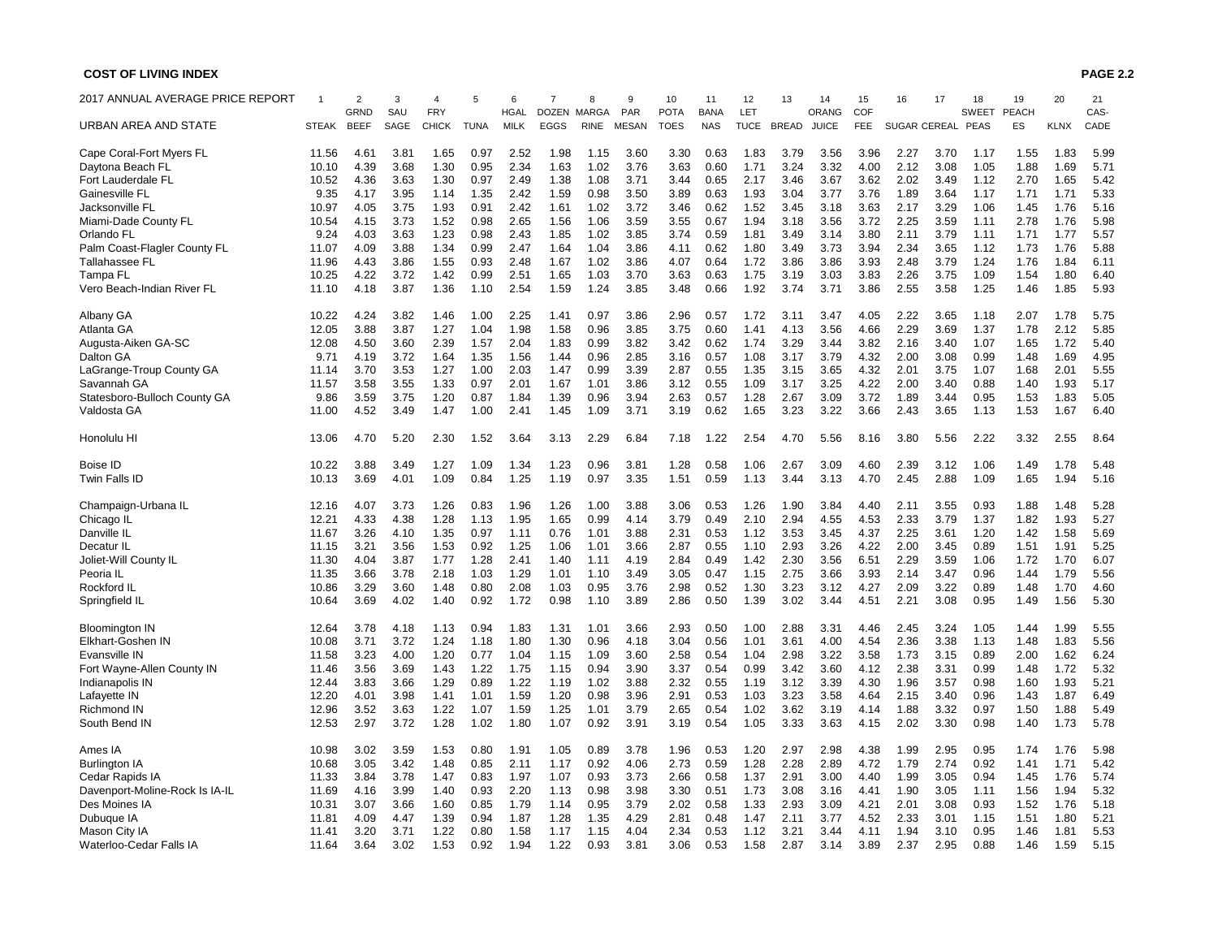**COST OF LIVING INDEX**

| 2017 ANNUAL AVERAGE PRICE REPORT | 1 | 2 | 3 | 4 | 5 | 6 | 7 | 8 | 9 | 10 | 11 | 12 | 13 | 14 | 15 | 16 | 17 | 18 | 19 | 20 | 21 |
|---|---|---|---|---|---|---|---|---|---|---|---|---|---|---|---|---|---|---|---|---|---|
| URBAN AREA AND STATE | STEAK | GRND BEEF | SAU SAGE | FRY CHICK | TUNA | HGAL MILK | DOZEN EGGS | MARGA RINE | PAR MESAN | POTA TOES | BANA NAS | LET TUCE | BREAD | ORANG JUICE | COF FEE | SUGAR | CEREAL | SWEET PEAS | PEACH ES | KLNX | CAS- CADE |
| Cape Coral-Fort Myers FL | 11.56 | 4.61 | 3.81 | 1.65 | 0.97 | 2.52 | 1.98 | 1.15 | 3.60 | 3.30 | 0.63 | 1.83 | 3.79 | 3.56 | 3.96 | 2.27 | 3.70 | 1.17 | 1.55 | 1.83 | 5.99 |
| Daytona Beach FL | 10.10 | 4.39 | 3.68 | 1.30 | 0.95 | 2.34 | 1.63 | 1.02 | 3.76 | 3.63 | 0.60 | 1.71 | 3.24 | 3.32 | 4.00 | 2.12 | 3.08 | 1.05 | 1.88 | 1.69 | 5.71 |
| Fort Lauderdale FL | 10.52 | 4.36 | 3.63 | 1.30 | 0.97 | 2.49 | 1.38 | 1.08 | 3.71 | 3.44 | 0.65 | 2.17 | 3.46 | 3.67 | 3.62 | 2.02 | 3.49 | 1.12 | 2.70 | 1.65 | 5.42 |
| Gainesville FL | 9.35 | 4.17 | 3.95 | 1.14 | 1.35 | 2.42 | 1.59 | 0.98 | 3.50 | 3.89 | 0.63 | 1.93 | 3.04 | 3.77 | 3.76 | 1.89 | 3.64 | 1.17 | 1.71 | 1.71 | 5.33 |
| Jacksonville FL | 10.97 | 4.05 | 3.75 | 1.93 | 0.91 | 2.42 | 1.61 | 1.02 | 3.72 | 3.46 | 0.62 | 1.52 | 3.45 | 3.18 | 3.63 | 2.17 | 3.29 | 1.06 | 1.45 | 1.76 | 5.16 |
| Miami-Dade County FL | 10.54 | 4.15 | 3.73 | 1.52 | 0.98 | 2.65 | 1.56 | 1.06 | 3.59 | 3.55 | 0.67 | 1.94 | 3.18 | 3.56 | 3.72 | 2.25 | 3.59 | 1.11 | 2.78 | 1.76 | 5.98 |
| Orlando FL | 9.24 | 4.03 | 3.63 | 1.23 | 0.98 | 2.43 | 1.85 | 1.02 | 3.85 | 3.74 | 0.59 | 1.81 | 3.49 | 3.14 | 3.80 | 2.11 | 3.79 | 1.11 | 1.71 | 1.77 | 5.57 |
| Palm Coast-Flagler County FL | 11.07 | 4.09 | 3.88 | 1.34 | 0.99 | 2.47 | 1.64 | 1.04 | 3.86 | 4.11 | 0.62 | 1.80 | 3.49 | 3.73 | 3.94 | 2.34 | 3.65 | 1.12 | 1.73 | 1.76 | 5.88 |
| Tallahassee FL | 11.96 | 4.43 | 3.86 | 1.55 | 0.93 | 2.48 | 1.67 | 1.02 | 3.86 | 4.07 | 0.64 | 1.72 | 3.86 | 3.86 | 3.93 | 2.48 | 3.79 | 1.24 | 1.76 | 1.84 | 6.11 |
| Tampa FL | 10.25 | 4.22 | 3.72 | 1.42 | 0.99 | 2.51 | 1.65 | 1.03 | 3.70 | 3.63 | 0.63 | 1.75 | 3.19 | 3.03 | 3.83 | 2.26 | 3.75 | 1.09 | 1.54 | 1.80 | 6.40 |
| Vero Beach-Indian River FL | 11.10 | 4.18 | 3.87 | 1.36 | 1.10 | 2.54 | 1.59 | 1.24 | 3.85 | 3.48 | 0.66 | 1.92 | 3.74 | 3.71 | 3.86 | 2.55 | 3.58 | 1.25 | 1.46 | 1.85 | 5.93 |
| Albany GA | 10.22 | 4.24 | 3.82 | 1.46 | 1.00 | 2.25 | 1.41 | 0.97 | 3.86 | 2.96 | 0.57 | 1.72 | 3.11 | 3.47 | 4.05 | 2.22 | 3.65 | 1.18 | 2.07 | 1.78 | 5.75 |
| Atlanta GA | 12.05 | 3.88 | 3.87 | 1.27 | 1.04 | 1.98 | 1.58 | 0.96 | 3.85 | 3.75 | 0.60 | 1.41 | 4.13 | 3.56 | 4.66 | 2.29 | 3.69 | 1.37 | 1.78 | 2.12 | 5.85 |
| Augusta-Aiken GA-SC | 12.08 | 4.50 | 3.60 | 2.39 | 1.57 | 2.04 | 1.83 | 0.99 | 3.82 | 3.42 | 0.62 | 1.74 | 3.29 | 3.44 | 3.82 | 2.16 | 3.40 | 1.07 | 1.65 | 1.72 | 5.40 |
| Dalton GA | 9.71 | 4.19 | 3.72 | 1.64 | 1.35 | 1.56 | 1.44 | 0.96 | 2.85 | 3.16 | 0.57 | 1.08 | 3.17 | 3.79 | 4.32 | 2.00 | 3.08 | 0.99 | 1.48 | 1.69 | 4.95 |
| LaGrange-Troup County GA | 11.14 | 3.70 | 3.53 | 1.27 | 1.00 | 2.03 | 1.47 | 0.99 | 3.39 | 2.87 | 0.55 | 1.35 | 3.15 | 3.65 | 4.32 | 2.01 | 3.75 | 1.07 | 1.68 | 2.01 | 5.55 |
| Savannah GA | 11.57 | 3.58 | 3.55 | 1.33 | 0.97 | 2.01 | 1.67 | 1.01 | 3.86 | 3.12 | 0.55 | 1.09 | 3.17 | 3.25 | 4.22 | 2.00 | 3.40 | 0.88 | 1.40 | 1.93 | 5.17 |
| Statesboro-Bulloch County GA | 9.86 | 3.59 | 3.75 | 1.20 | 0.87 | 1.84 | 1.39 | 0.96 | 3.94 | 2.63 | 0.57 | 1.28 | 2.67 | 3.09 | 3.72 | 1.89 | 3.44 | 0.95 | 1.53 | 1.83 | 5.05 |
| Valdosta GA | 11.00 | 4.52 | 3.49 | 1.47 | 1.00 | 2.41 | 1.45 | 1.09 | 3.71 | 3.19 | 0.62 | 1.65 | 3.23 | 3.22 | 3.66 | 2.43 | 3.65 | 1.13 | 1.53 | 1.67 | 6.40 |
| Honolulu HI | 13.06 | 4.70 | 5.20 | 2.30 | 1.52 | 3.64 | 3.13 | 2.29 | 6.84 | 7.18 | 1.22 | 2.54 | 4.70 | 5.56 | 8.16 | 3.80 | 5.56 | 2.22 | 3.32 | 2.55 | 8.64 |
| Boise ID | 10.22 | 3.88 | 3.49 | 1.27 | 1.09 | 1.34 | 1.23 | 0.96 | 3.81 | 1.28 | 0.58 | 1.06 | 2.67 | 3.09 | 4.60 | 2.39 | 3.12 | 1.06 | 1.49 | 1.78 | 5.48 |
| Twin Falls ID | 10.13 | 3.69 | 4.01 | 1.09 | 0.84 | 1.25 | 1.19 | 0.97 | 3.35 | 1.51 | 0.59 | 1.13 | 3.44 | 3.13 | 4.70 | 2.45 | 2.88 | 1.09 | 1.65 | 1.94 | 5.16 |
| Champaign-Urbana IL | 12.16 | 4.07 | 3.73 | 1.26 | 0.83 | 1.96 | 1.26 | 1.00 | 3.88 | 3.06 | 0.53 | 1.26 | 1.90 | 3.84 | 4.40 | 2.11 | 3.55 | 0.93 | 1.88 | 1.48 | 5.28 |
| Chicago IL | 12.21 | 4.33 | 4.38 | 1.28 | 1.13 | 1.95 | 1.65 | 0.99 | 4.14 | 3.79 | 0.49 | 2.10 | 2.94 | 4.55 | 4.53 | 2.33 | 3.79 | 1.37 | 1.82 | 1.93 | 5.27 |
| Danville IL | 11.67 | 3.26 | 4.10 | 1.35 | 0.97 | 1.11 | 0.76 | 1.01 | 3.88 | 2.31 | 0.53 | 1.12 | 3.53 | 3.45 | 4.37 | 2.25 | 3.61 | 1.20 | 1.42 | 1.58 | 5.69 |
| Decatur IL | 11.15 | 3.21 | 3.56 | 1.53 | 0.92 | 1.25 | 1.06 | 1.01 | 3.66 | 2.87 | 0.55 | 1.10 | 2.93 | 3.26 | 4.22 | 2.00 | 3.45 | 0.89 | 1.51 | 1.91 | 5.25 |
| Joliet-Will County IL | 11.30 | 4.04 | 3.87 | 1.77 | 1.28 | 2.41 | 1.40 | 1.11 | 4.19 | 2.84 | 0.49 | 1.42 | 2.30 | 3.56 | 6.51 | 2.29 | 3.59 | 1.06 | 1.72 | 1.70 | 6.07 |
| Peoria IL | 11.35 | 3.66 | 3.78 | 2.18 | 1.03 | 1.29 | 1.01 | 1.10 | 3.49 | 3.05 | 0.47 | 1.15 | 2.75 | 3.66 | 3.93 | 2.14 | 3.47 | 0.96 | 1.44 | 1.79 | 5.56 |
| Rockford IL | 10.86 | 3.29 | 3.60 | 1.48 | 0.80 | 2.08 | 1.03 | 0.95 | 3.76 | 2.98 | 0.52 | 1.30 | 3.23 | 3.12 | 4.27 | 2.09 | 3.22 | 0.89 | 1.48 | 1.70 | 4.60 |
| Springfield IL | 10.64 | 3.69 | 4.02 | 1.40 | 0.92 | 1.72 | 0.98 | 1.10 | 3.89 | 2.86 | 0.50 | 1.39 | 3.02 | 3.44 | 4.51 | 2.21 | 3.08 | 0.95 | 1.49 | 1.56 | 5.30 |
| Bloomington IN | 12.64 | 3.78 | 4.18 | 1.13 | 0.94 | 1.83 | 1.31 | 1.01 | 3.66 | 2.93 | 0.50 | 1.00 | 2.88 | 3.31 | 4.46 | 2.45 | 3.24 | 1.05 | 1.44 | 1.99 | 5.55 |
| Elkhart-Goshen IN | 10.08 | 3.71 | 3.72 | 1.24 | 1.18 | 1.80 | 1.30 | 0.96 | 4.18 | 3.04 | 0.56 | 1.01 | 3.61 | 4.00 | 4.54 | 2.36 | 3.38 | 1.13 | 1.48 | 1.83 | 5.56 |
| Evansville IN | 11.58 | 3.23 | 4.00 | 1.20 | 0.77 | 1.04 | 1.15 | 1.09 | 3.60 | 2.58 | 0.54 | 1.04 | 2.98 | 3.22 | 3.58 | 1.73 | 3.15 | 0.89 | 2.00 | 1.62 | 6.24 |
| Fort Wayne-Allen County IN | 11.46 | 3.56 | 3.69 | 1.43 | 1.22 | 1.75 | 1.15 | 0.94 | 3.90 | 3.37 | 0.54 | 0.99 | 3.42 | 3.60 | 4.12 | 2.38 | 3.31 | 0.99 | 1.48 | 1.72 | 5.32 |
| Indianapolis IN | 12.44 | 3.83 | 3.66 | 1.29 | 0.89 | 1.22 | 1.19 | 1.02 | 3.88 | 2.32 | 0.55 | 1.19 | 3.12 | 3.39 | 4.30 | 1.96 | 3.57 | 0.98 | 1.60 | 1.93 | 5.21 |
| Lafayette IN | 12.20 | 4.01 | 3.98 | 1.41 | 1.01 | 1.59 | 1.20 | 0.98 | 3.96 | 2.91 | 0.53 | 1.03 | 3.23 | 3.58 | 4.64 | 2.15 | 3.40 | 0.96 | 1.43 | 1.87 | 6.49 |
| Richmond IN | 12.96 | 3.52 | 3.63 | 1.22 | 1.07 | 1.59 | 1.25 | 1.01 | 3.79 | 2.65 | 0.54 | 1.02 | 3.62 | 3.19 | 4.14 | 1.88 | 3.32 | 0.97 | 1.50 | 1.88 | 5.49 |
| South Bend IN | 12.53 | 2.97 | 3.72 | 1.28 | 1.02 | 1.80 | 1.07 | 0.92 | 3.91 | 3.19 | 0.54 | 1.05 | 3.33 | 3.63 | 4.15 | 2.02 | 3.30 | 0.98 | 1.40 | 1.73 | 5.78 |
| Ames IA | 10.98 | 3.02 | 3.59 | 1.53 | 0.80 | 1.91 | 1.05 | 0.89 | 3.78 | 1.96 | 0.53 | 1.20 | 2.97 | 2.98 | 4.38 | 1.99 | 2.95 | 0.95 | 1.74 | 1.76 | 5.98 |
| Burlington IA | 10.68 | 3.05 | 3.42 | 1.48 | 0.85 | 2.11 | 1.17 | 0.92 | 4.06 | 2.73 | 0.59 | 1.28 | 2.28 | 2.89 | 4.72 | 1.79 | 2.74 | 0.92 | 1.41 | 1.71 | 5.42 |
| Cedar Rapids IA | 11.33 | 3.84 | 3.78 | 1.47 | 0.83 | 1.97 | 1.07 | 0.93 | 3.73 | 2.66 | 0.58 | 1.37 | 2.91 | 3.00 | 4.40 | 1.99 | 3.05 | 0.94 | 1.45 | 1.76 | 5.74 |
| Davenport-Moline-Rock Is IA-IL | 11.69 | 4.16 | 3.99 | 1.40 | 0.93 | 2.20 | 1.13 | 0.98 | 3.98 | 3.30 | 0.51 | 1.73 | 3.08 | 3.16 | 4.41 | 1.90 | 3.05 | 1.11 | 1.56 | 1.94 | 5.32 |
| Des Moines IA | 10.31 | 3.07 | 3.66 | 1.60 | 0.85 | 1.79 | 1.14 | 0.95 | 3.79 | 2.02 | 0.58 | 1.33 | 2.93 | 3.09 | 4.21 | 2.01 | 3.08 | 0.93 | 1.52 | 1.76 | 5.18 |
| Dubuque IA | 11.81 | 4.09 | 4.47 | 1.39 | 0.94 | 1.87 | 1.28 | 1.35 | 4.29 | 2.81 | 0.48 | 1.47 | 2.11 | 3.77 | 4.52 | 2.33 | 3.01 | 1.15 | 1.51 | 1.80 | 5.21 |
| Mason City IA | 11.41 | 3.20 | 3.71 | 1.22 | 0.80 | 1.58 | 1.17 | 1.15 | 4.04 | 2.34 | 0.53 | 1.12 | 3.21 | 3.44 | 4.11 | 1.94 | 3.10 | 0.95 | 1.46 | 1.81 | 5.53 |
| Waterloo-Cedar Falls IA | 11.64 | 3.64 | 3.02 | 1.53 | 0.92 | 1.94 | 1.22 | 0.93 | 3.81 | 3.06 | 0.53 | 1.58 | 2.87 | 3.14 | 3.89 | 2.37 | 2.95 | 0.88 | 1.46 | 1.59 | 5.15 |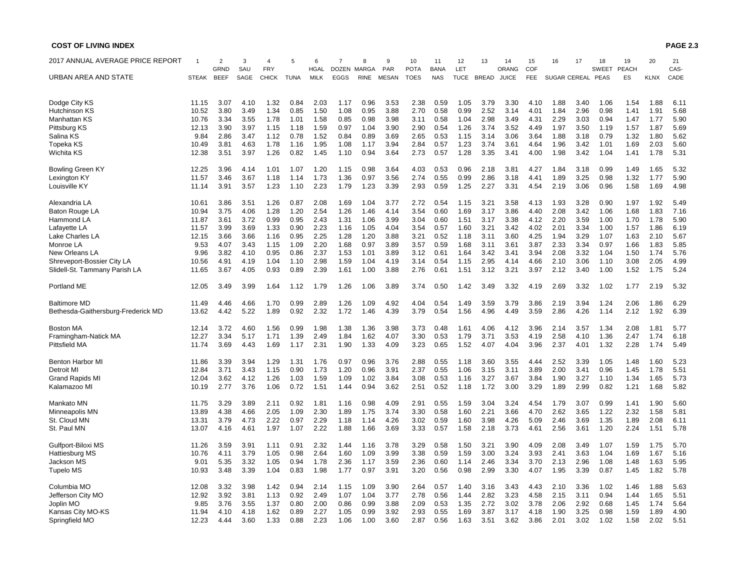**COST OF LIVING INDEX**

**PAGE 2.3**

| 2017 ANNUAL AVERAGE PRICE REPORT | 1 | 2 | 3 | 4 | 5 | 6 | 7 | 8 | 9 | 10 | 11 | 12 | 13 | 14 | 15 | 16 | 17 | 18 | 19 | 20 | 21 |
|---|---|---|---|---|---|---|---|---|---|---|---|---|---|---|---|---|---|---|---|---|---|
| URBAN AREA AND STATE | STEAK | GRND BEEF | SAU SAGE | FRY CHICK | TUNA | HGAL MILK | DOZEN EGGS | MARGA RINE | PAR MESAN | POTA TOES | BANA NAS | LET TUCE | BREAD | ORANG JUICE | COF FEE | SUGAR | CEREAL | SWEET PEAS | PEACH ES | KLNX | CAS- CADE |
| Dodge City KS | 11.15 | 3.07 | 4.10 | 1.32 | 0.84 | 2.03 | 1.17 | 0.96 | 3.53 | 2.38 | 0.59 | 1.05 | 3.79 | 3.30 | 4.10 | 1.88 | 3.40 | 1.06 | 1.54 | 1.88 | 6.11 |
| Hutchinson KS | 10.52 | 3.80 | 3.49 | 1.34 | 0.85 | 1.50 | 1.08 | 0.95 | 3.88 | 2.70 | 0.58 | 0.99 | 2.52 | 3.14 | 4.01 | 1.84 | 2.96 | 0.98 | 1.41 | 1.91 | 5.68 |
| Manhattan KS | 10.76 | 3.34 | 3.55 | 1.78 | 1.01 | 1.58 | 0.85 | 0.98 | 3.98 | 3.11 | 0.58 | 1.04 | 2.98 | 3.49 | 4.31 | 2.29 | 3.03 | 0.94 | 1.47 | 1.77 | 5.90 |
| Pittsburg KS | 12.13 | 3.90 | 3.97 | 1.15 | 1.18 | 1.59 | 0.97 | 1.04 | 3.90 | 2.90 | 0.54 | 1.26 | 3.74 | 3.52 | 4.49 | 1.97 | 3.50 | 1.19 | 1.57 | 1.87 | 5.69 |
| Salina KS | 9.84 | 2.86 | 3.47 | 1.12 | 0.78 | 1.52 | 0.84 | 0.89 | 3.69 | 2.65 | 0.53 | 1.15 | 3.14 | 3.06 | 3.64 | 1.88 | 3.18 | 0.79 | 1.32 | 1.80 | 5.62 |
| Topeka KS | 10.49 | 3.81 | 4.63 | 1.78 | 1.16 | 1.95 | 1.08 | 1.17 | 3.94 | 2.84 | 0.57 | 1.23 | 3.74 | 3.61 | 4.64 | 1.96 | 3.42 | 1.01 | 1.69 | 2.03 | 5.60 |
| Wichita KS | 12.38 | 3.51 | 3.97 | 1.26 | 0.82 | 1.45 | 1.10 | 0.94 | 3.64 | 2.73 | 0.57 | 1.28 | 3.35 | 3.41 | 4.00 | 1.98 | 3.42 | 1.04 | 1.41 | 1.78 | 5.31 |
| Bowling Green KY | 12.25 | 3.96 | 4.14 | 1.01 | 1.07 | 1.20 | 1.15 | 0.98 | 3.64 | 4.03 | 0.53 | 0.96 | 2.18 | 3.81 | 4.27 | 1.84 | 3.18 | 0.99 | 1.49 | 1.65 | 5.32 |
| Lexington KY | 11.57 | 3.46 | 3.67 | 1.18 | 1.14 | 1.73 | 1.36 | 0.97 | 3.56 | 2.74 | 0.55 | 0.99 | 2.86 | 3.18 | 4.41 | 1.89 | 3.25 | 0.98 | 1.32 | 1.77 | 5.90 |
| Louisville KY | 11.14 | 3.91 | 3.57 | 1.23 | 1.10 | 2.23 | 1.79 | 1.23 | 3.39 | 2.93 | 0.59 | 1.25 | 2.27 | 3.31 | 4.54 | 2.19 | 3.06 | 0.96 | 1.58 | 1.69 | 4.98 |
| Alexandria LA | 10.61 | 3.86 | 3.51 | 1.26 | 0.87 | 2.08 | 1.69 | 1.04 | 3.77 | 2.72 | 0.54 | 1.15 | 3.21 | 3.58 | 4.13 | 1.93 | 3.28 | 0.90 | 1.97 | 1.92 | 5.49 |
| Baton Rouge LA | 10.94 | 3.75 | 4.06 | 1.28 | 1.20 | 2.54 | 1.26 | 1.46 | 4.14 | 3.54 | 0.60 | 1.69 | 3.17 | 3.86 | 4.40 | 2.08 | 3.42 | 1.06 | 1.68 | 1.83 | 7.16 |
| Hammond LA | 11.87 | 3.61 | 3.72 | 0.99 | 0.95 | 2.43 | 1.31 | 1.06 | 3.99 | 3.04 | 0.60 | 1.51 | 3.17 | 3.38 | 4.12 | 2.20 | 3.59 | 1.00 | 1.70 | 1.78 | 5.90 |
| Lafayette LA | 11.57 | 3.99 | 3.69 | 1.33 | 0.90 | 2.23 | 1.16 | 1.05 | 4.04 | 3.54 | 0.57 | 1.60 | 3.21 | 3.42 | 4.02 | 2.01 | 3.34 | 1.00 | 1.57 | 1.86 | 6.19 |
| Lake Charles LA | 12.15 | 3.66 | 3.66 | 1.16 | 0.95 | 2.25 | 1.28 | 1.20 | 3.88 | 3.21 | 0.52 | 1.18 | 3.11 | 3.60 | 4.25 | 1.94 | 3.29 | 1.07 | 1.63 | 2.10 | 5.67 |
| Monroe LA | 9.53 | 4.07 | 3.43 | 1.15 | 1.09 | 2.20 | 1.68 | 0.97 | 3.89 | 3.57 | 0.59 | 1.68 | 3.11 | 3.61 | 3.87 | 2.33 | 3.34 | 0.97 | 1.66 | 1.83 | 5.85 |
| New Orleans LA | 9.96 | 3.82 | 4.10 | 0.95 | 0.86 | 2.37 | 1.53 | 1.01 | 3.89 | 3.12 | 0.61 | 1.64 | 3.42 | 3.41 | 3.94 | 2.08 | 3.32 | 1.04 | 1.50 | 1.74 | 5.76 |
| Shreveport-Bossier City LA | 10.56 | 4.91 | 4.19 | 1.04 | 1.10 | 2.98 | 1.59 | 1.04 | 4.19 | 3.14 | 0.54 | 1.15 | 2.95 | 4.14 | 4.66 | 2.10 | 3.06 | 1.10 | 3.08 | 2.05 | 4.99 |
| Slidell-St. Tammany Parish LA | 11.65 | 3.67 | 4.05 | 0.93 | 0.89 | 2.39 | 1.61 | 1.00 | 3.88 | 2.76 | 0.61 | 1.51 | 3.12 | 3.21 | 3.97 | 2.12 | 3.40 | 1.00 | 1.52 | 1.75 | 5.24 |
| Portland ME | 12.05 | 3.49 | 3.99 | 1.64 | 1.12 | 1.79 | 1.26 | 1.06 | 3.89 | 3.74 | 0.50 | 1.42 | 3.49 | 3.32 | 4.19 | 2.69 | 3.32 | 1.02 | 1.77 | 2.19 | 5.32 |
| Baltimore MD | 11.49 | 4.46 | 4.66 | 1.70 | 0.99 | 2.89 | 1.26 | 1.09 | 4.92 | 4.04 | 0.54 | 1.49 | 3.59 | 3.79 | 3.86 | 2.19 | 3.94 | 1.24 | 2.06 | 1.86 | 6.29 |
| Bethesda-Gaithersburg-Frederick MD | 13.62 | 4.42 | 5.22 | 1.89 | 0.92 | 2.32 | 1.72 | 1.46 | 4.39 | 3.79 | 0.54 | 1.56 | 4.96 | 4.49 | 3.59 | 2.86 | 4.26 | 1.14 | 2.12 | 1.92 | 6.39 |
| Boston MA | 12.14 | 3.72 | 4.60 | 1.56 | 0.99 | 1.98 | 1.38 | 1.36 | 3.98 | 3.73 | 0.48 | 1.61 | 4.06 | 4.12 | 3.96 | 2.14 | 3.57 | 1.34 | 2.08 | 1.81 | 5.77 |
| Framingham-Natick MA | 12.27 | 3.34 | 5.17 | 1.71 | 1.39 | 2.49 | 1.84 | 1.62 | 4.07 | 3.30 | 0.53 | 1.79 | 3.71 | 3.53 | 4.19 | 2.58 | 4.10 | 1.36 | 2.47 | 1.74 | 6.18 |
| Pittsfield MA | 11.74 | 3.69 | 4.43 | 1.69 | 1.17 | 2.31 | 1.90 | 1.33 | 4.09 | 3.23 | 0.65 | 1.52 | 4.07 | 4.04 | 3.96 | 2.37 | 4.01 | 1.32 | 2.28 | 1.74 | 5.49 |
| Benton Harbor MI | 11.86 | 3.39 | 3.94 | 1.29 | 1.31 | 1.76 | 0.97 | 0.96 | 3.76 | 2.88 | 0.55 | 1.18 | 3.60 | 3.55 | 4.44 | 2.52 | 3.39 | 1.05 | 1.48 | 1.60 | 5.23 |
| Detroit MI | 12.84 | 3.71 | 3.43 | 1.15 | 0.90 | 1.73 | 1.20 | 0.96 | 3.91 | 2.37 | 0.55 | 1.06 | 3.15 | 3.11 | 3.89 | 2.00 | 3.41 | 0.96 | 1.45 | 1.78 | 5.51 |
| Grand Rapids MI | 12.04 | 3.62 | 4.12 | 1.26 | 1.03 | 1.59 | 1.09 | 1.02 | 3.84 | 3.08 | 0.53 | 1.16 | 3.27 | 3.67 | 3.84 | 1.90 | 3.27 | 1.10 | 1.34 | 1.65 | 5.73 |
| Kalamazoo MI | 10.19 | 2.77 | 3.76 | 1.06 | 0.72 | 1.51 | 1.44 | 0.94 | 3.62 | 2.51 | 0.52 | 1.18 | 1.72 | 3.00 | 3.29 | 1.89 | 2.99 | 0.82 | 1.21 | 1.68 | 5.82 |
| Mankato MN | 11.75 | 3.29 | 3.89 | 2.11 | 0.92 | 1.81 | 1.16 | 0.98 | 4.09 | 2.91 | 0.55 | 1.59 | 3.04 | 3.24 | 4.54 | 1.79 | 3.07 | 0.99 | 1.41 | 1.90 | 5.60 |
| Minneapolis MN | 13.89 | 4.38 | 4.66 | 2.05 | 1.09 | 2.30 | 1.89 | 1.75 | 3.74 | 3.30 | 0.58 | 1.60 | 2.21 | 3.66 | 4.70 | 2.62 | 3.65 | 1.22 | 2.32 | 1.58 | 5.81 |
| St. Cloud MN | 13.31 | 3.79 | 4.73 | 2.22 | 0.97 | 2.29 | 1.18 | 1.14 | 4.26 | 3.02 | 0.59 | 1.60 | 3.98 | 4.26 | 5.09 | 2.46 | 3.69 | 1.35 | 1.89 | 2.08 | 6.11 |
| St. Paul MN | 13.07 | 4.16 | 4.61 | 1.97 | 1.07 | 2.22 | 1.88 | 1.66 | 3.69 | 3.33 | 0.57 | 1.58 | 2.18 | 3.73 | 4.61 | 2.56 | 3.61 | 1.20 | 2.24 | 1.51 | 5.78 |
| Gulfport-Biloxi MS | 11.26 | 3.59 | 3.91 | 1.11 | 0.91 | 2.32 | 1.44 | 1.16 | 3.78 | 3.29 | 0.58 | 1.50 | 3.21 | 3.90 | 4.09 | 2.08 | 3.49 | 1.07 | 1.59 | 1.75 | 5.70 |
| Hattiesburg MS | 10.76 | 4.11 | 3.79 | 1.05 | 0.98 | 2.64 | 1.60 | 1.09 | 3.99 | 3.38 | 0.59 | 1.59 | 3.00 | 3.24 | 3.93 | 2.41 | 3.63 | 1.04 | 1.69 | 1.67 | 5.16 |
| Jackson MS | 9.01 | 5.35 | 3.32 | 1.05 | 0.94 | 1.78 | 2.36 | 1.17 | 3.59 | 2.36 | 0.60 | 1.14 | 2.46 | 3.34 | 3.70 | 2.13 | 2.96 | 1.08 | 1.48 | 1.63 | 5.95 |
| Tupelo MS | 10.93 | 3.48 | 3.39 | 1.04 | 0.83 | 1.98 | 1.77 | 0.97 | 3.91 | 3.20 | 0.56 | 0.98 | 2.99 | 3.30 | 4.07 | 1.95 | 3.39 | 0.87 | 1.45 | 1.82 | 5.78 |
| Columbia MO | 12.08 | 3.32 | 3.98 | 1.42 | 0.94 | 2.14 | 1.15 | 1.09 | 3.90 | 2.64 | 0.57 | 1.40 | 3.16 | 3.43 | 4.43 | 2.10 | 3.36 | 1.02 | 1.46 | 1.88 | 5.63 |
| Jefferson City MO | 12.92 | 3.92 | 3.81 | 1.13 | 0.92 | 2.49 | 1.07 | 1.04 | 3.77 | 2.78 | 0.56 | 1.44 | 2.82 | 3.23 | 4.58 | 2.15 | 3.11 | 0.94 | 1.44 | 1.65 | 5.51 |
| Joplin MO | 9.85 | 3.76 | 3.55 | 1.37 | 0.80 | 2.00 | 0.86 | 0.99 | 3.88 | 2.09 | 0.53 | 1.35 | 2.72 | 3.02 | 3.78 | 2.06 | 2.92 | 0.68 | 1.45 | 1.74 | 5.64 |
| Kansas City MO-KS | 11.94 | 4.10 | 4.18 | 1.62 | 0.89 | 2.27 | 1.05 | 0.99 | 3.92 | 2.93 | 0.55 | 1.69 | 3.87 | 3.17 | 4.18 | 1.90 | 3.25 | 0.98 | 1.59 | 1.89 | 4.90 |
| Springfield MO | 12.23 | 4.44 | 3.60 | 1.33 | 0.88 | 2.23 | 1.06 | 1.00 | 3.60 | 2.87 | 0.56 | 1.63 | 3.51 | 3.62 | 3.86 | 2.01 | 3.02 | 1.02 | 1.58 | 2.02 | 5.51 |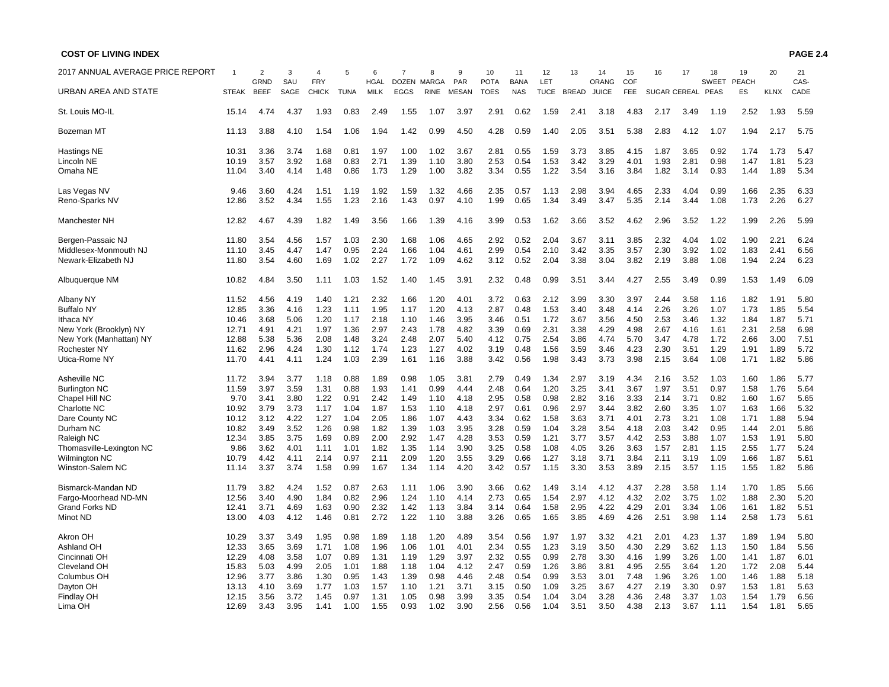**COST OF LIVING INDEX**

| 2017 ANNUAL AVERAGE PRICE REPORT<br>URBAN AREA AND STATE | 1<br>STEAK | 2<br>GRND BEEF | 3<br>SAUSAGE | 4<br>FRY CHICK | 5<br>TUNA | 6<br>HGAL MILK | 7<br>DOZEN EGGS | 8<br>MARGARINE | 9<br>PARMESAN | 10<br>POTATOES | 11<br>BANANAS | 12<br>LETTUCE | 13<br>BREAD | 14<br>ORANG JUICE | 15<br>COFFEE | 16<br>SUGAR | 17<br>CEREAL | 18<br>SWEET PEAS | 19<br>PEACHES | 20<br>KLNX | 21<br>CASCADE |
|---|---|---|---|---|---|---|---|---|---|---|---|---|---|---|---|---|---|---|---|---|---|
| St. Louis MO-IL | 15.14 | 4.74 | 4.37 | 1.93 | 0.83 | 2.49 | 1.55 | 1.07 | 3.97 | 2.91 | 0.62 | 1.59 | 2.41 | 3.18 | 4.83 | 2.17 | 3.49 | 1.19 | 2.52 | 1.93 | 5.59 |
| Bozeman MT | 11.13 | 3.88 | 4.10 | 1.54 | 1.06 | 1.94 | 1.42 | 0.99 | 4.50 | 4.28 | 0.59 | 1.40 | 2.05 | 3.51 | 5.38 | 2.83 | 4.12 | 1.07 | 1.94 | 2.17 | 5.75 |
| Hastings NE | 10.31 | 3.36 | 3.74 | 1.68 | 0.81 | 1.97 | 1.00 | 1.02 | 3.67 | 2.81 | 0.55 | 1.59 | 3.73 | 3.85 | 4.15 | 1.87 | 3.65 | 0.92 | 1.74 | 1.73 | 5.47 |
| Lincoln NE | 10.19 | 3.57 | 3.92 | 1.68 | 0.83 | 2.71 | 1.39 | 1.10 | 3.80 | 2.53 | 0.54 | 1.53 | 3.42 | 3.29 | 4.01 | 1.93 | 2.81 | 0.98 | 1.47 | 1.81 | 5.23 |
| Omaha NE | 11.04 | 3.40 | 4.14 | 1.48 | 0.86 | 1.73 | 1.29 | 1.00 | 3.82 | 3.34 | 0.55 | 1.22 | 3.54 | 3.16 | 3.84 | 1.82 | 3.14 | 0.93 | 1.44 | 1.89 | 5.34 |
| Las Vegas NV | 9.46 | 3.60 | 4.24 | 1.51 | 1.19 | 1.92 | 1.59 | 1.32 | 4.66 | 2.35 | 0.57 | 1.13 | 2.98 | 3.94 | 4.65 | 2.33 | 4.04 | 0.99 | 1.66 | 2.35 | 6.33 |
| Reno-Sparks NV | 12.86 | 3.52 | 4.34 | 1.55 | 1.23 | 2.16 | 1.43 | 0.97 | 4.10 | 1.99 | 0.65 | 1.34 | 3.49 | 3.47 | 5.35 | 2.14 | 3.44 | 1.08 | 1.73 | 2.26 | 6.27 |
| Manchester NH | 12.82 | 4.67 | 4.39 | 1.82 | 1.49 | 3.56 | 1.66 | 1.39 | 4.16 | 3.99 | 0.53 | 1.62 | 3.66 | 3.52 | 4.62 | 2.96 | 3.52 | 1.22 | 1.99 | 2.26 | 5.99 |
| Bergen-Passaic NJ | 11.80 | 3.54 | 4.56 | 1.57 | 1.03 | 2.30 | 1.68 | 1.06 | 4.65 | 2.92 | 0.52 | 2.04 | 3.67 | 3.11 | 3.85 | 2.32 | 4.04 | 1.02 | 1.90 | 2.21 | 6.24 |
| Middlesex-Monmouth NJ | 11.10 | 3.45 | 4.47 | 1.47 | 0.95 | 2.24 | 1.66 | 1.04 | 4.61 | 2.99 | 0.54 | 2.10 | 3.42 | 3.35 | 3.57 | 2.30 | 3.92 | 1.02 | 1.83 | 2.41 | 6.56 |
| Newark-Elizabeth NJ | 11.80 | 3.54 | 4.60 | 1.69 | 1.02 | 2.27 | 1.72 | 1.09 | 4.62 | 3.12 | 0.52 | 2.04 | 3.38 | 3.04 | 3.82 | 2.19 | 3.88 | 1.08 | 1.94 | 2.24 | 6.23 |
| Albuquerque NM | 10.82 | 4.84 | 3.50 | 1.11 | 1.03 | 1.52 | 1.40 | 1.45 | 3.91 | 2.32 | 0.48 | 0.99 | 3.51 | 3.44 | 4.27 | 2.55 | 3.49 | 0.99 | 1.53 | 1.49 | 6.09 |
| Albany NY | 11.52 | 4.56 | 4.19 | 1.40 | 1.21 | 2.32 | 1.66 | 1.20 | 4.01 | 3.72 | 0.63 | 2.12 | 3.99 | 3.30 | 3.97 | 2.44 | 3.58 | 1.16 | 1.82 | 1.91 | 5.80 |
| Buffalo NY | 12.85 | 3.36 | 4.16 | 1.23 | 1.11 | 1.95 | 1.17 | 1.20 | 4.13 | 2.87 | 0.48 | 1.53 | 3.40 | 3.48 | 4.14 | 2.26 | 3.26 | 1.07 | 1.73 | 1.85 | 5.54 |
| Ithaca NY | 10.46 | 3.68 | 5.06 | 1.20 | 1.17 | 2.18 | 1.10 | 1.46 | 3.95 | 3.46 | 0.51 | 1.72 | 3.67 | 3.56 | 4.50 | 2.53 | 3.46 | 1.32 | 1.84 | 1.87 | 5.71 |
| New York (Brooklyn) NY | 12.71 | 4.91 | 4.21 | 1.97 | 1.36 | 2.97 | 2.43 | 1.78 | 4.82 | 3.39 | 0.69 | 2.31 | 3.38 | 4.29 | 4.98 | 2.67 | 4.16 | 1.61 | 2.31 | 2.58 | 6.98 |
| New York (Manhattan) NY | 12.88 | 5.38 | 5.36 | 2.08 | 1.48 | 3.24 | 2.48 | 2.07 | 5.40 | 4.12 | 0.75 | 2.54 | 3.86 | 4.74 | 5.70 | 3.47 | 4.78 | 1.72 | 2.66 | 3.00 | 7.51 |
| Rochester NY | 11.62 | 2.96 | 4.24 | 1.30 | 1.12 | 1.74 | 1.23 | 1.27 | 4.02 | 3.19 | 0.48 | 1.56 | 3.59 | 3.46 | 4.23 | 2.30 | 3.51 | 1.29 | 1.91 | 1.89 | 5.72 |
| Utica-Rome NY | 11.70 | 4.41 | 4.11 | 1.24 | 1.03 | 2.39 | 1.61 | 1.16 | 3.88 | 3.42 | 0.56 | 1.98 | 3.43 | 3.73 | 3.98 | 2.15 | 3.64 | 1.08 | 1.71 | 1.82 | 5.86 |
| Asheville NC | 11.72 | 3.94 | 3.77 | 1.18 | 0.88 | 1.89 | 0.98 | 1.05 | 3.81 | 2.79 | 0.49 | 1.34 | 2.97 | 3.19 | 4.34 | 2.16 | 3.52 | 1.03 | 1.60 | 1.86 | 5.77 |
| Burlington NC | 11.59 | 3.97 | 3.59 | 1.31 | 0.88 | 1.93 | 1.41 | 0.99 | 4.44 | 2.48 | 0.64 | 1.20 | 3.25 | 3.41 | 3.67 | 1.97 | 3.51 | 0.97 | 1.58 | 1.76 | 5.64 |
| Chapel Hill NC | 9.70 | 3.41 | 3.80 | 1.22 | 0.91 | 2.42 | 1.49 | 1.10 | 4.18 | 2.95 | 0.58 | 0.98 | 2.82 | 3.16 | 3.33 | 2.14 | 3.71 | 0.82 | 1.60 | 1.67 | 5.65 |
| Charlotte NC | 10.92 | 3.79 | 3.73 | 1.17 | 1.04 | 1.87 | 1.53 | 1.10 | 4.18 | 2.97 | 0.61 | 0.96 | 2.97 | 3.44 | 3.82 | 2.60 | 3.35 | 1.07 | 1.63 | 1.66 | 5.32 |
| Dare County NC | 10.12 | 3.12 | 4.22 | 1.27 | 1.04 | 2.05 | 1.86 | 1.07 | 4.43 | 3.34 | 0.62 | 1.58 | 3.63 | 3.71 | 4.01 | 2.73 | 3.21 | 1.08 | 1.71 | 1.88 | 5.94 |
| Durham NC | 10.82 | 3.49 | 3.52 | 1.26 | 0.98 | 1.82 | 1.39 | 1.03 | 3.95 | 3.28 | 0.59 | 1.04 | 3.28 | 3.54 | 4.18 | 2.03 | 3.42 | 0.95 | 1.44 | 2.01 | 5.86 |
| Raleigh NC | 12.34 | 3.85 | 3.75 | 1.69 | 0.89 | 2.00 | 2.92 | 1.47 | 4.28 | 3.53 | 0.59 | 1.21 | 3.77 | 3.57 | 4.42 | 2.53 | 3.88 | 1.07 | 1.53 | 1.91 | 5.80 |
| Thomasville-Lexington NC | 9.86 | 3.62 | 4.01 | 1.11 | 1.01 | 1.82 | 1.35 | 1.14 | 3.90 | 3.25 | 0.58 | 1.08 | 4.05 | 3.26 | 3.63 | 1.57 | 2.81 | 1.15 | 2.55 | 1.77 | 5.24 |
| Wilmington NC | 10.79 | 4.42 | 4.11 | 2.14 | 0.97 | 2.11 | 2.09 | 1.20 | 3.55 | 3.29 | 0.66 | 1.27 | 3.18 | 3.71 | 3.84 | 2.11 | 3.19 | 1.09 | 1.66 | 1.87 | 5.61 |
| Winston-Salem NC | 11.14 | 3.37 | 3.74 | 1.58 | 0.99 | 1.67 | 1.34 | 1.14 | 4.20 | 3.42 | 0.57 | 1.15 | 3.30 | 3.53 | 3.89 | 2.15 | 3.57 | 1.15 | 1.55 | 1.82 | 5.86 |
| Bismarck-Mandan ND | 11.79 | 3.82 | 4.24 | 1.52 | 0.87 | 2.63 | 1.11 | 1.06 | 3.90 | 3.66 | 0.62 | 1.49 | 3.14 | 4.12 | 4.37 | 2.28 | 3.58 | 1.14 | 1.70 | 1.85 | 5.66 |
| Fargo-Moorhead ND-MN | 12.56 | 3.40 | 4.90 | 1.84 | 0.82 | 2.96 | 1.24 | 1.10 | 4.14 | 2.73 | 0.65 | 1.54 | 2.97 | 4.12 | 4.32 | 2.02 | 3.75 | 1.02 | 1.88 | 2.30 | 5.20 |
| Grand Forks ND | 12.41 | 3.71 | 4.69 | 1.63 | 0.90 | 2.32 | 1.42 | 1.13 | 3.84 | 3.14 | 0.64 | 1.58 | 2.95 | 4.22 | 4.29 | 2.01 | 3.34 | 1.06 | 1.61 | 1.82 | 5.51 |
| Minot ND | 13.00 | 4.03 | 4.12 | 1.46 | 0.81 | 2.72 | 1.22 | 1.10 | 3.88 | 3.26 | 0.65 | 1.65 | 3.85 | 4.69 | 4.26 | 2.51 | 3.98 | 1.14 | 2.58 | 1.73 | 5.61 |
| Akron OH | 10.29 | 3.37 | 3.49 | 1.95 | 0.98 | 1.89 | 1.18 | 1.20 | 4.89 | 3.54 | 0.56 | 1.97 | 1.97 | 3.32 | 4.21 | 2.01 | 4.23 | 1.37 | 1.89 | 1.94 | 5.80 |
| Ashland OH | 12.33 | 3.65 | 3.69 | 1.71 | 1.08 | 1.96 | 1.06 | 1.01 | 4.01 | 2.34 | 0.55 | 1.23 | 3.19 | 3.50 | 4.30 | 2.29 | 3.62 | 1.13 | 1.50 | 1.84 | 5.56 |
| Cincinnati OH | 12.29 | 4.08 | 3.58 | 1.07 | 0.89 | 1.31 | 1.19 | 1.29 | 3.97 | 2.32 | 0.55 | 0.99 | 2.78 | 3.30 | 4.16 | 1.99 | 3.26 | 1.00 | 1.41 | 1.87 | 6.01 |
| Cleveland OH | 15.83 | 5.03 | 4.99 | 2.05 | 1.01 | 1.88 | 1.18 | 1.04 | 4.12 | 2.47 | 0.59 | 1.26 | 3.86 | 3.81 | 4.95 | 2.55 | 3.64 | 1.20 | 1.72 | 2.08 | 5.44 |
| Columbus OH | 12.96 | 3.77 | 3.86 | 1.30 | 0.95 | 1.43 | 1.39 | 0.98 | 4.46 | 2.48 | 0.54 | 0.99 | 3.53 | 3.01 | 7.48 | 1.96 | 3.26 | 1.00 | 1.46 | 1.88 | 5.18 |
| Dayton OH | 13.13 | 4.10 | 3.69 | 1.77 | 1.03 | 1.57 | 1.10 | 1.21 | 3.71 | 3.15 | 0.50 | 1.09 | 3.25 | 3.67 | 4.27 | 2.19 | 3.30 | 0.97 | 1.53 | 1.81 | 5.63 |
| Findlay OH | 12.15 | 3.56 | 3.72 | 1.45 | 0.97 | 1.31 | 1.05 | 0.98 | 3.99 | 3.35 | 0.54 | 1.04 | 3.04 | 3.28 | 4.36 | 2.48 | 3.37 | 1.03 | 1.54 | 1.79 | 6.56 |
| Lima OH | 12.69 | 3.43 | 3.95 | 1.41 | 1.00 | 1.55 | 0.93 | 1.02 | 3.90 | 2.56 | 0.56 | 1.04 | 3.51 | 3.50 | 4.38 | 2.13 | 3.67 | 1.11 | 1.54 | 1.81 | 5.65 |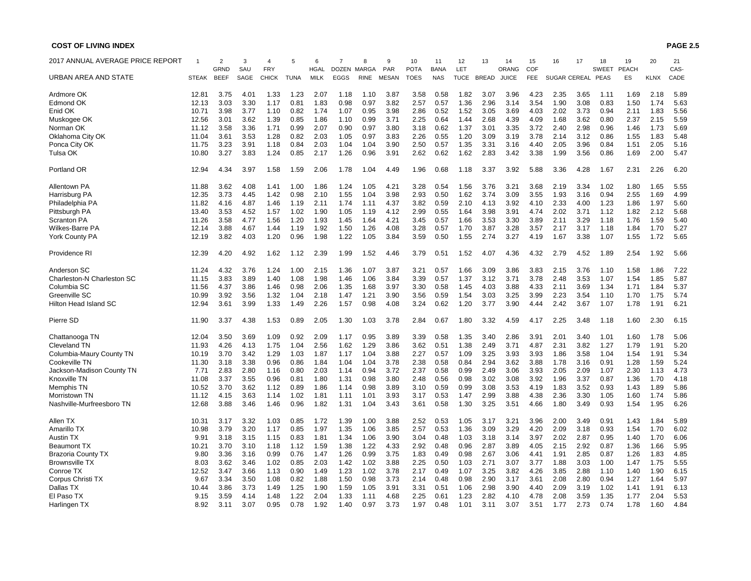## COST OF LIVING INDEX

| 2017 ANNUAL AVERAGE PRICE REPORT | 1 | 2 | 3 | 4 | 5 | 6 | 7 | 8 | 9 | 10 | 11 | 12 | 13 | 14 | 15 | 16 | 17 | 18 | 19 | 20 | 21 |
|---|---|---|---|---|---|---|---|---|---|---|---|---|---|---|---|---|---|---|---|---|---|
| URBAN AREA AND STATE | STEAK | GRND BEEF | SAU SAGE | FRY CHICK | TUNA | HGAL MILK | DOZEN EGGS | MARGA RINE | PAR MESAN | POTA TOES | BANA NAS | LET TUCE | BREAD | ORANG JUICE | COF FEE | SUGAR | CEREAL | SWEET PEAS | PEACH ES | KLNX | CAS-CADE |
| Ardmore OK | 12.81 | 3.75 | 4.01 | 1.33 | 1.23 | 2.07 | 1.18 | 1.10 | 3.87 | 3.58 | 0.58 | 1.82 | 3.07 | 3.96 | 4.23 | 2.35 | 3.65 | 1.11 | 1.69 | 2.18 | 5.89 |
| Edmond OK | 12.13 | 3.03 | 3.30 | 1.17 | 0.81 | 1.83 | 0.98 | 0.97 | 3.82 | 2.57 | 0.57 | 1.36 | 2.96 | 3.14 | 3.54 | 1.90 | 3.08 | 0.83 | 1.50 | 1.74 | 5.63 |
| Enid OK | 10.71 | 3.98 | 3.77 | 1.10 | 0.82 | 1.74 | 1.07 | 0.95 | 3.98 | 2.86 | 0.52 | 1.52 | 3.05 | 3.69 | 4.03 | 2.02 | 3.73 | 0.94 | 2.11 | 1.83 | 5.56 |
| Muskogee OK | 12.56 | 3.01 | 3.62 | 1.39 | 0.85 | 1.86 | 1.10 | 0.99 | 3.71 | 2.25 | 0.64 | 1.44 | 2.68 | 4.39 | 4.09 | 1.68 | 3.62 | 0.80 | 2.37 | 2.15 | 5.59 |
| Norman OK | 11.12 | 3.58 | 3.36 | 1.71 | 0.99 | 2.07 | 0.90 | 0.97 | 3.80 | 3.18 | 0.62 | 1.37 | 3.01 | 3.35 | 3.72 | 2.40 | 2.98 | 0.96 | 1.46 | 1.73 | 5.69 |
| Oklahoma City OK | 11.04 | 3.61 | 3.53 | 1.28 | 0.82 | 2.03 | 1.05 | 0.97 | 3.83 | 2.26 | 0.55 | 1.20 | 3.09 | 3.19 | 3.78 | 2.14 | 3.12 | 0.86 | 1.55 | 1.83 | 5.48 |
| Ponca City OK | 11.75 | 3.23 | 3.91 | 1.18 | 0.84 | 2.03 | 1.04 | 1.04 | 3.90 | 2.50 | 0.57 | 1.35 | 3.31 | 3.16 | 4.40 | 2.05 | 3.96 | 0.84 | 1.51 | 2.05 | 5.16 |
| Tulsa OK | 10.80 | 3.27 | 3.83 | 1.24 | 0.85 | 2.17 | 1.26 | 0.96 | 3.91 | 2.62 | 0.62 | 1.62 | 2.83 | 3.42 | 3.38 | 1.99 | 3.56 | 0.86 | 1.69 | 2.00 | 5.47 |
| Portland OR | 12.94 | 4.34 | 3.97 | 1.58 | 1.59 | 2.06 | 1.78 | 1.04 | 4.49 | 1.96 | 0.68 | 1.18 | 3.37 | 3.92 | 5.88 | 3.36 | 4.28 | 1.67 | 2.31 | 2.26 | 6.20 |
| Allentown PA | 11.88 | 3.62 | 4.08 | 1.41 | 1.00 | 1.86 | 1.24 | 1.05 | 4.21 | 3.28 | 0.54 | 1.56 | 3.76 | 3.21 | 3.68 | 2.19 | 3.34 | 1.02 | 1.80 | 1.65 | 5.55 |
| Harrisburg PA | 12.35 | 3.73 | 4.45 | 1.42 | 0.98 | 2.10 | 1.55 | 1.04 | 3.98 | 2.93 | 0.50 | 1.62 | 3.74 | 3.09 | 3.55 | 1.93 | 3.16 | 0.94 | 2.55 | 1.69 | 4.99 |
| Philadelphia PA | 11.82 | 4.16 | 4.87 | 1.46 | 1.19 | 2.11 | 1.74 | 1.11 | 4.37 | 3.82 | 0.59 | 2.10 | 4.13 | 3.92 | 4.10 | 2.33 | 4.00 | 1.23 | 1.86 | 1.97 | 5.60 |
| Pittsburgh PA | 13.40 | 3.53 | 4.52 | 1.57 | 1.02 | 1.90 | 1.05 | 1.19 | 4.12 | 2.99 | 0.55 | 1.64 | 3.98 | 3.91 | 4.74 | 2.02 | 3.71 | 1.12 | 1.82 | 2.12 | 5.68 |
| Scranton PA | 11.26 | 3.58 | 4.77 | 1.56 | 1.20 | 1.93 | 1.45 | 1.64 | 4.21 | 3.45 | 0.57 | 1.66 | 3.53 | 3.30 | 3.89 | 2.11 | 3.29 | 1.18 | 1.76 | 1.59 | 5.40 |
| Wilkes-Barre PA | 12.14 | 3.88 | 4.67 | 1.44 | 1.19 | 1.92 | 1.50 | 1.26 | 4.08 | 3.28 | 0.57 | 1.70 | 3.87 | 3.28 | 3.57 | 2.17 | 3.17 | 1.18 | 1.84 | 1.70 | 5.27 |
| York County PA | 12.19 | 3.82 | 4.03 | 1.20 | 0.96 | 1.98 | 1.22 | 1.05 | 3.84 | 3.59 | 0.50 | 1.55 | 2.74 | 3.27 | 4.19 | 1.67 | 3.38 | 1.07 | 1.55 | 1.72 | 5.65 |
| Providence RI | 12.39 | 4.20 | 4.92 | 1.62 | 1.12 | 2.39 | 1.99 | 1.52 | 4.46 | 3.79 | 0.51 | 1.52 | 4.07 | 4.36 | 4.32 | 2.79 | 4.52 | 1.89 | 2.54 | 1.92 | 5.66 |
| Anderson SC | 11.24 | 4.32 | 3.76 | 1.24 | 1.00 | 2.15 | 1.36 | 1.07 | 3.87 | 3.21 | 0.57 | 1.66 | 3.09 | 3.86 | 3.83 | 2.15 | 3.76 | 1.10 | 1.58 | 1.86 | 7.22 |
| Charleston-N Charleston SC | 11.15 | 3.83 | 3.89 | 1.40 | 1.08 | 1.98 | 1.46 | 1.06 | 3.84 | 3.39 | 0.57 | 1.37 | 3.12 | 3.71 | 3.78 | 2.48 | 3.53 | 1.07 | 1.54 | 1.85 | 5.87 |
| Columbia SC | 11.56 | 4.37 | 3.86 | 1.46 | 0.98 | 2.06 | 1.35 | 1.68 | 3.97 | 3.30 | 0.58 | 1.45 | 4.03 | 3.88 | 4.33 | 2.11 | 3.69 | 1.34 | 1.71 | 1.84 | 5.37 |
| Greenville SC | 10.99 | 3.92 | 3.56 | 1.32 | 1.04 | 2.18 | 1.47 | 1.21 | 3.90 | 3.56 | 0.59 | 1.54 | 3.03 | 3.25 | 3.99 | 2.23 | 3.54 | 1.10 | 1.70 | 1.75 | 5.74 |
| Hilton Head Island SC | 12.94 | 3.61 | 3.99 | 1.33 | 1.49 | 2.26 | 1.57 | 0.98 | 4.08 | 3.24 | 0.62 | 1.20 | 3.77 | 3.90 | 4.44 | 2.42 | 3.67 | 1.07 | 1.78 | 1.91 | 6.21 |
| Pierre SD | 11.90 | 3.37 | 4.38 | 1.53 | 0.89 | 2.05 | 1.30 | 1.03 | 3.78 | 2.84 | 0.67 | 1.80 | 3.32 | 4.59 | 4.17 | 2.25 | 3.48 | 1.18 | 1.60 | 2.30 | 6.15 |
| Chattanooga TN | 12.04 | 3.50 | 3.69 | 1.09 | 0.92 | 2.09 | 1.17 | 0.95 | 3.89 | 3.39 | 0.58 | 1.35 | 3.40 | 2.86 | 3.91 | 2.01 | 3.40 | 1.01 | 1.60 | 1.78 | 5.06 |
| Cleveland TN | 11.93 | 4.26 | 4.13 | 1.75 | 1.04 | 2.56 | 1.62 | 1.29 | 3.86 | 3.62 | 0.51 | 1.38 | 2.49 | 3.71 | 4.87 | 2.31 | 3.82 | 1.27 | 1.79 | 1.91 | 5.20 |
| Columbia-Maury County TN | 10.19 | 3.70 | 3.42 | 1.29 | 1.03 | 1.87 | 1.17 | 1.04 | 3.88 | 2.27 | 0.57 | 1.09 | 3.25 | 3.93 | 3.93 | 1.86 | 3.58 | 1.04 | 1.54 | 1.91 | 5.34 |
| Cookeville TN | 11.30 | 3.18 | 3.38 | 0.96 | 0.86 | 1.84 | 1.04 | 1.04 | 3.78 | 2.38 | 0.58 | 0.84 | 2.94 | 3.62 | 3.88 | 1.78 | 3.16 | 0.91 | 1.28 | 1.59 | 5.24 |
| Jackson-Madison County TN | 7.71 | 2.83 | 2.80 | 1.16 | 0.80 | 2.03 | 1.14 | 0.94 | 3.72 | 2.37 | 0.58 | 0.99 | 2.49 | 3.06 | 3.93 | 2.05 | 2.09 | 1.07 | 2.30 | 1.13 | 4.73 |
| Knoxville TN | 11.08 | 3.37 | 3.55 | 0.96 | 0.81 | 1.80 | 1.31 | 0.98 | 3.80 | 2.48 | 0.56 | 0.98 | 3.02 | 3.08 | 3.92 | 1.96 | 3.37 | 0.87 | 1.36 | 1.70 | 4.18 |
| Memphis TN | 10.52 | 3.70 | 3.62 | 1.12 | 0.89 | 1.86 | 1.14 | 0.98 | 3.89 | 3.10 | 0.59 | 0.99 | 3.08 | 3.53 | 4.19 | 1.83 | 3.52 | 0.93 | 1.43 | 1.89 | 5.86 |
| Morristown TN | 11.12 | 4.15 | 3.63 | 1.14 | 1.02 | 1.81 | 1.11 | 1.01 | 3.93 | 3.17 | 0.53 | 1.47 | 2.99 | 3.88 | 4.38 | 2.36 | 3.30 | 1.05 | 1.60 | 1.74 | 5.86 |
| Nashville-Murfreesboro TN | 12.68 | 3.88 | 3.46 | 1.46 | 0.96 | 1.82 | 1.31 | 1.04 | 3.43 | 3.61 | 0.58 | 1.30 | 3.25 | 3.51 | 4.66 | 1.80 | 3.49 | 0.93 | 1.54 | 1.95 | 6.26 |
| Allen TX | 10.31 | 3.17 | 3.32 | 1.03 | 0.85 | 1.72 | 1.39 | 1.00 | 3.88 | 2.52 | 0.53 | 1.05 | 3.17 | 3.21 | 3.96 | 2.00 | 3.49 | 0.91 | 1.43 | 1.84 | 5.89 |
| Amarillo TX | 10.98 | 3.79 | 3.20 | 1.17 | 0.85 | 1.97 | 1.35 | 1.06 | 3.85 | 2.57 | 0.53 | 1.36 | 3.09 | 3.29 | 4.20 | 2.09 | 3.18 | 0.93 | 1.54 | 1.70 | 6.02 |
| Austin TX | 9.91 | 3.18 | 3.15 | 1.15 | 0.83 | 1.81 | 1.34 | 1.06 | 3.90 | 3.04 | 0.48 | 1.03 | 3.18 | 3.14 | 3.97 | 2.02 | 2.87 | 0.95 | 1.40 | 1.70 | 6.06 |
| Beaumont TX | 10.21 | 3.70 | 3.10 | 1.18 | 1.12 | 1.59 | 1.38 | 1.22 | 4.33 | 2.92 | 0.48 | 0.96 | 2.87 | 3.89 | 4.05 | 2.15 | 2.92 | 0.87 | 1.36 | 1.66 | 5.95 |
| Brazoria County TX | 9.80 | 3.36 | 3.16 | 0.99 | 0.76 | 1.47 | 1.26 | 0.99 | 3.75 | 1.83 | 0.49 | 0.98 | 2.67 | 3.06 | 4.41 | 1.91 | 2.85 | 0.87 | 1.26 | 1.83 | 4.85 |
| Brownsville TX | 8.03 | 3.62 | 3.46 | 1.02 | 0.85 | 2.03 | 1.42 | 1.02 | 3.88 | 2.25 | 0.50 | 1.03 | 2.71 | 3.07 | 3.77 | 1.88 | 3.03 | 1.00 | 1.47 | 1.75 | 5.55 |
| Conroe TX | 12.52 | 3.47 | 3.66 | 1.13 | 0.90 | 1.49 | 1.23 | 1.02 | 3.78 | 2.17 | 0.49 | 1.07 | 3.25 | 3.82 | 4.26 | 3.85 | 2.88 | 1.10 | 1.40 | 1.90 | 6.15 |
| Corpus Christi TX | 9.67 | 3.34 | 3.50 | 1.08 | 0.82 | 1.88 | 1.50 | 0.98 | 3.73 | 2.14 | 0.48 | 0.98 | 2.90 | 3.17 | 3.61 | 2.08 | 2.80 | 0.94 | 1.27 | 1.64 | 5.97 |
| Dallas TX | 10.44 | 3.86 | 3.73 | 1.49 | 1.25 | 1.90 | 1.59 | 1.05 | 3.91 | 3.31 | 0.51 | 1.06 | 2.98 | 3.90 | 4.40 | 2.09 | 3.19 | 1.02 | 1.41 | 1.91 | 6.13 |
| El Paso TX | 9.15 | 3.59 | 4.14 | 1.48 | 1.22 | 2.04 | 1.33 | 1.11 | 4.68 | 2.25 | 0.61 | 1.23 | 2.82 | 4.10 | 4.78 | 2.08 | 3.59 | 1.35 | 1.77 | 2.04 | 5.53 |
| Harlingen TX | 8.92 | 3.11 | 3.07 | 0.95 | 0.78 | 1.92 | 1.40 | 0.97 | 3.73 | 1.97 | 0.48 | 1.01 | 3.11 | 3.07 | 3.51 | 1.77 | 2.73 | 0.74 | 1.78 | 1.60 | 4.84 |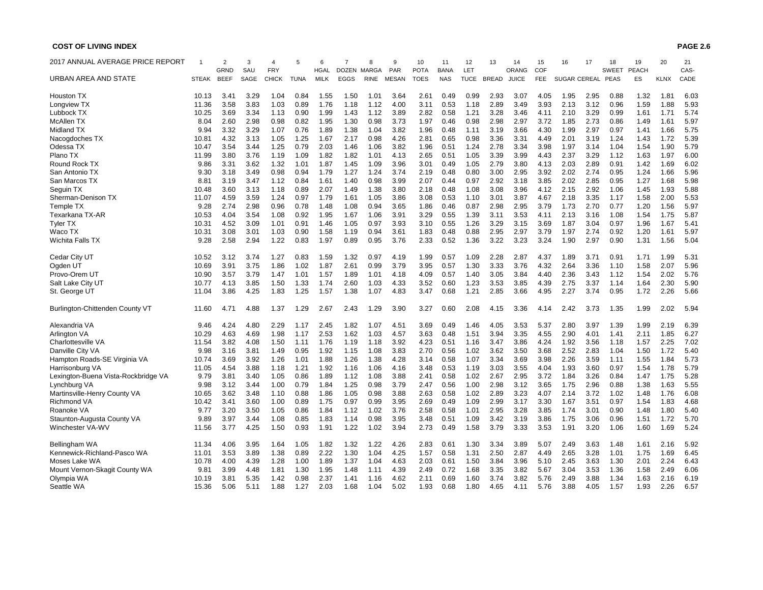**COST OF LIVING INDEX**

| 2017 ANNUAL AVERAGE PRICE REPORT | 1 | 2 | 3 | 4 | 5 | 6 | 7 | 8 | 9 | 10 | 11 | 12 | 13 | 14 | 15 | 16 | 17 | 18 | 19 | 20 | 21 |
|---|---|---|---|---|---|---|---|---|---|---|---|---|---|---|---|---|---|---|---|---|---|
| URBAN AREA AND STATE | STEAK | GRND BEEF | SAUSAGE | FRY CHICK | TUNA | HGAL MILK | DOZEN EGGS | MARGARINE | PARMESAN | POTATOES | BANANAS | LETTUCE | BREAD | ORANG JUICE | COFFEE | SUGAR | CEREAL | SWEET PEAS | PEACHES | KLNX | CASCADE |
| Houston TX | 10.13 | 3.41 | 3.29 | 1.04 | 0.84 | 1.55 | 1.50 | 1.01 | 3.64 | 2.61 | 0.49 | 0.99 | 2.93 | 3.07 | 4.05 | 1.95 | 2.95 | 0.88 | 1.32 | 1.81 | 6.03 |
| Longview TX | 11.36 | 3.58 | 3.83 | 1.03 | 0.89 | 1.76 | 1.18 | 1.12 | 4.00 | 3.11 | 0.53 | 1.18 | 2.89 | 3.49 | 3.93 | 2.13 | 3.12 | 0.96 | 1.59 | 1.88 | 5.93 |
| Lubbock TX | 10.25 | 3.69 | 3.34 | 1.13 | 0.90 | 1.99 | 1.43 | 1.12 | 3.89 | 2.82 | 0.58 | 1.21 | 3.28 | 3.46 | 4.11 | 2.10 | 3.29 | 0.99 | 1.61 | 1.71 | 5.74 |
| McAllen TX | 8.04 | 2.60 | 2.98 | 0.98 | 0.82 | 1.95 | 1.30 | 0.98 | 3.73 | 1.97 | 0.46 | 0.98 | 2.98 | 2.97 | 3.72 | 1.85 | 2.73 | 0.86 | 1.49 | 1.61 | 5.97 |
| Midland TX | 9.94 | 3.32 | 3.29 | 1.07 | 0.76 | 1.89 | 1.38 | 1.04 | 3.82 | 1.96 | 0.48 | 1.11 | 3.19 | 3.66 | 4.30 | 1.99 | 2.97 | 0.97 | 1.41 | 1.66 | 5.75 |
| Nacogdoches TX | 10.81 | 4.32 | 3.13 | 1.05 | 1.25 | 1.67 | 2.17 | 0.98 | 4.26 | 2.81 | 0.65 | 0.98 | 3.36 | 3.31 | 4.49 | 2.01 | 3.19 | 1.24 | 1.43 | 1.72 | 5.39 |
| Odessa TX | 10.47 | 3.54 | 3.44 | 1.25 | 0.79 | 2.03 | 1.46 | 1.06 | 3.82 | 1.96 | 0.51 | 1.24 | 2.78 | 3.34 | 3.98 | 1.97 | 3.14 | 1.04 | 1.54 | 1.90 | 5.79 |
| Plano TX | 11.99 | 3.80 | 3.76 | 1.19 | 1.09 | 1.82 | 1.82 | 1.01 | 4.13 | 2.65 | 0.51 | 1.05 | 3.39 | 3.99 | 4.43 | 2.37 | 3.29 | 1.12 | 1.63 | 1.97 | 6.00 |
| Round Rock TX | 9.86 | 3.31 | 3.62 | 1.32 | 1.01 | 1.87 | 1.45 | 1.09 | 3.96 | 3.01 | 0.49 | 1.05 | 2.79 | 3.80 | 4.13 | 2.03 | 2.89 | 0.91 | 1.42 | 1.69 | 6.02 |
| San Antonio TX | 9.30 | 3.18 | 3.49 | 0.98 | 0.94 | 1.79 | 1.27 | 1.24 | 3.74 | 2.19 | 0.48 | 0.80 | 3.00 | 2.95 | 3.92 | 2.02 | 2.74 | 0.95 | 1.24 | 1.66 | 5.96 |
| San Marcos TX | 8.81 | 3.19 | 3.47 | 1.12 | 0.84 | 1.61 | 1.40 | 0.98 | 3.99 | 2.07 | 0.44 | 0.97 | 2.92 | 3.18 | 3.85 | 2.02 | 2.85 | 0.95 | 1.27 | 1.68 | 5.98 |
| Seguin TX | 10.48 | 3.60 | 3.13 | 1.18 | 0.89 | 2.07 | 1.49 | 1.38 | 3.80 | 2.18 | 0.48 | 1.08 | 3.08 | 3.96 | 4.12 | 2.15 | 2.92 | 1.06 | 1.45 | 1.93 | 5.88 |
| Sherman-Denison TX | 11.07 | 4.59 | 3.59 | 1.24 | 0.97 | 1.79 | 1.61 | 1.05 | 3.86 | 3.08 | 0.53 | 1.10 | 3.01 | 3.87 | 4.67 | 2.18 | 3.35 | 1.17 | 1.58 | 2.00 | 5.53 |
| Temple TX | 9.28 | 2.74 | 2.98 | 0.96 | 0.78 | 1.48 | 1.08 | 0.94 | 3.65 | 1.86 | 0.46 | 0.87 | 2.98 | 2.95 | 3.79 | 1.73 | 2.70 | 0.77 | 1.20 | 1.56 | 5.97 |
| Texarkana TX-AR | 10.53 | 4.04 | 3.54 | 1.08 | 0.92 | 1.95 | 1.67 | 1.06 | 3.91 | 3.29 | 0.55 | 1.39 | 3.11 | 3.53 | 4.11 | 2.13 | 3.16 | 1.08 | 1.54 | 1.75 | 5.87 |
| Tyler TX | 10.31 | 4.52 | 3.09 | 1.01 | 0.91 | 1.46 | 1.05 | 0.97 | 3.93 | 3.10 | 0.55 | 1.26 | 3.29 | 3.15 | 3.69 | 1.87 | 3.04 | 0.97 | 1.96 | 1.67 | 5.41 |
| Waco TX | 10.31 | 3.08 | 3.01 | 1.03 | 0.90 | 1.58 | 1.19 | 0.94 | 3.61 | 1.83 | 0.48 | 0.88 | 2.95 | 2.97 | 3.79 | 1.97 | 2.74 | 0.92 | 1.20 | 1.61 | 5.97 |
| Wichita Falls TX | 9.28 | 2.58 | 2.94 | 1.22 | 0.83 | 1.97 | 0.89 | 0.95 | 3.76 | 2.33 | 0.52 | 1.36 | 3.22 | 3.23 | 3.24 | 1.90 | 2.97 | 0.90 | 1.31 | 1.56 | 5.04 |
| Cedar City UT | 10.52 | 3.12 | 3.74 | 1.27 | 0.83 | 1.59 | 1.32 | 0.97 | 4.19 | 1.99 | 0.57 | 1.09 | 2.28 | 2.87 | 4.37 | 1.89 | 3.71 | 0.91 | 1.71 | 1.99 | 5.31 |
| Ogden UT | 10.69 | 3.91 | 3.75 | 1.86 | 1.02 | 1.87 | 2.61 | 0.99 | 3.79 | 3.95 | 0.57 | 1.30 | 3.33 | 3.76 | 4.32 | 2.64 | 3.36 | 1.10 | 1.58 | 2.07 | 5.96 |
| Provo-Orem UT | 10.90 | 3.57 | 3.79 | 1.47 | 1.01 | 1.57 | 1.89 | 1.01 | 4.18 | 4.09 | 0.57 | 1.40 | 3.05 | 3.84 | 4.40 | 2.36 | 3.43 | 1.12 | 1.54 | 2.02 | 5.76 |
| Salt Lake City UT | 10.77 | 4.13 | 3.85 | 1.50 | 1.33 | 1.74 | 2.60 | 1.03 | 4.33 | 3.52 | 0.60 | 1.23 | 3.53 | 3.85 | 4.39 | 2.75 | 3.37 | 1.14 | 1.64 | 2.30 | 5.90 |
| St. George UT | 11.04 | 3.86 | 4.25 | 1.83 | 1.25 | 1.57 | 1.38 | 1.07 | 4.83 | 3.47 | 0.68 | 1.21 | 2.85 | 3.66 | 4.95 | 2.27 | 3.74 | 0.95 | 1.72 | 2.26 | 5.66 |
| Burlington-Chittenden County VT | 11.60 | 4.71 | 4.88 | 1.37 | 1.29 | 2.67 | 2.43 | 1.29 | 3.90 | 3.27 | 0.60 | 2.08 | 4.15 | 3.36 | 4.14 | 2.42 | 3.73 | 1.35 | 1.99 | 2.02 | 5.94 |
| Alexandria VA | 9.46 | 4.24 | 4.80 | 2.29 | 1.17 | 2.45 | 1.82 | 1.07 | 4.51 | 3.69 | 0.49 | 1.46 | 4.05 | 3.53 | 5.37 | 2.80 | 3.97 | 1.39 | 1.99 | 2.19 | 6.39 |
| Arlington VA | 10.29 | 4.63 | 4.69 | 1.98 | 1.17 | 2.53 | 1.62 | 1.03 | 4.57 | 3.63 | 0.48 | 1.51 | 3.94 | 3.35 | 4.55 | 2.90 | 4.01 | 1.41 | 2.11 | 1.85 | 6.27 |
| Charlottesville VA | 11.54 | 3.82 | 4.08 | 1.50 | 1.11 | 1.76 | 1.19 | 1.18 | 3.92 | 4.23 | 0.51 | 1.16 | 3.47 | 3.86 | 4.24 | 1.92 | 3.56 | 1.18 | 1.57 | 2.25 | 7.02 |
| Danville City VA | 9.98 | 3.16 | 3.81 | 1.49 | 0.95 | 1.92 | 1.15 | 1.08 | 3.83 | 2.70 | 0.56 | 1.02 | 3.62 | 3.50 | 3.68 | 2.52 | 2.83 | 1.04 | 1.50 | 1.72 | 5.40 |
| Hampton Roads-SE Virginia VA | 10.74 | 3.69 | 3.92 | 1.26 | 1.01 | 1.88 | 1.26 | 1.38 | 4.28 | 3.14 | 0.58 | 1.07 | 3.34 | 3.69 | 3.98 | 2.26 | 3.59 | 1.11 | 1.55 | 1.84 | 5.73 |
| Harrisonburg VA | 11.05 | 4.54 | 3.88 | 1.18 | 1.21 | 1.92 | 1.16 | 1.06 | 4.16 | 3.48 | 0.53 | 1.19 | 3.03 | 3.55 | 4.04 | 1.93 | 3.60 | 0.97 | 1.54 | 1.78 | 5.79 |
| Lexington-Buena Vista-Rockbridge VA | 9.79 | 3.81 | 3.40 | 1.05 | 0.86 | 1.89 | 1.12 | 1.08 | 3.88 | 2.41 | 0.58 | 1.02 | 2.67 | 2.95 | 3.72 | 1.84 | 3.26 | 0.84 | 1.47 | 1.75 | 5.28 |
| Lynchburg VA | 9.98 | 3.12 | 3.44 | 1.00 | 0.79 | 1.84 | 1.25 | 0.98 | 3.79 | 2.47 | 0.56 | 1.00 | 2.98 | 3.12 | 3.65 | 1.75 | 2.96 | 0.88 | 1.38 | 1.63 | 5.55 |
| Martinsville-Henry County VA | 10.65 | 3.62 | 3.48 | 1.10 | 0.88 | 1.86 | 1.05 | 0.98 | 3.88 | 2.63 | 0.58 | 1.02 | 2.89 | 3.23 | 4.07 | 2.14 | 3.72 | 1.02 | 1.48 | 1.76 | 6.08 |
| Richmond VA | 10.42 | 3.41 | 3.60 | 1.00 | 0.89 | 1.75 | 0.97 | 0.99 | 3.95 | 2.69 | 0.49 | 1.09 | 2.99 | 3.17 | 3.30 | 1.67 | 3.51 | 0.97 | 1.54 | 1.83 | 4.68 |
| Roanoke VA | 9.77 | 3.20 | 3.50 | 1.05 | 0.86 | 1.84 | 1.12 | 1.02 | 3.76 | 2.58 | 0.58 | 1.01 | 2.95 | 3.28 | 3.85 | 1.74 | 3.01 | 0.90 | 1.48 | 1.80 | 5.40 |
| Staunton-Augusta County VA | 9.89 | 3.97 | 3.44 | 1.08 | 0.85 | 1.83 | 1.14 | 0.98 | 3.95 | 3.48 | 0.51 | 1.09 | 3.42 | 3.19 | 3.86 | 1.75 | 3.06 | 0.96 | 1.51 | 1.72 | 5.70 |
| Winchester VA-WV | 11.56 | 3.77 | 4.25 | 1.50 | 0.93 | 1.91 | 1.22 | 1.02 | 3.94 | 2.73 | 0.49 | 1.58 | 3.79 | 3.33 | 3.53 | 1.91 | 3.20 | 1.06 | 1.60 | 1.69 | 5.24 |
| Bellingham WA | 11.34 | 4.06 | 3.95 | 1.64 | 1.05 | 1.82 | 1.32 | 1.22 | 4.26 | 2.83 | 0.61 | 1.30 | 3.34 | 3.89 | 5.07 | 2.49 | 3.63 | 1.48 | 1.61 | 2.16 | 5.92 |
| Kennewick-Richland-Pasco WA | 11.01 | 3.53 | 3.89 | 1.38 | 0.89 | 2.22 | 1.30 | 1.04 | 4.25 | 1.57 | 0.58 | 1.31 | 2.50 | 2.87 | 4.49 | 2.65 | 3.28 | 1.01 | 1.75 | 1.69 | 6.45 |
| Moses Lake WA | 10.78 | 4.00 | 4.39 | 1.28 | 1.00 | 1.89 | 1.37 | 1.04 | 4.63 | 2.03 | 0.61 | 1.50 | 3.84 | 3.96 | 5.10 | 2.45 | 3.63 | 1.30 | 2.01 | 2.24 | 6.43 |
| Mount Vernon-Skagit County WA | 9.81 | 3.99 | 4.48 | 1.81 | 1.30 | 1.95 | 1.48 | 1.11 | 4.39 | 2.49 | 0.72 | 1.68 | 3.35 | 3.82 | 5.67 | 3.04 | 3.53 | 1.36 | 1.58 | 2.49 | 6.06 |
| Olympia WA | 10.19 | 3.81 | 5.35 | 1.42 | 0.98 | 2.37 | 1.41 | 1.16 | 4.62 | 2.11 | 0.69 | 1.60 | 3.74 | 3.82 | 5.76 | 2.49 | 3.88 | 1.34 | 1.63 | 2.16 | 6.19 |
| Seattle WA | 15.36 | 5.06 | 5.11 | 1.88 | 1.27 | 2.03 | 1.68 | 1.04 | 5.02 | 1.93 | 0.68 | 1.80 | 4.65 | 4.11 | 5.76 | 3.88 | 4.05 | 1.57 | 1.93 | 2.26 | 6.57 |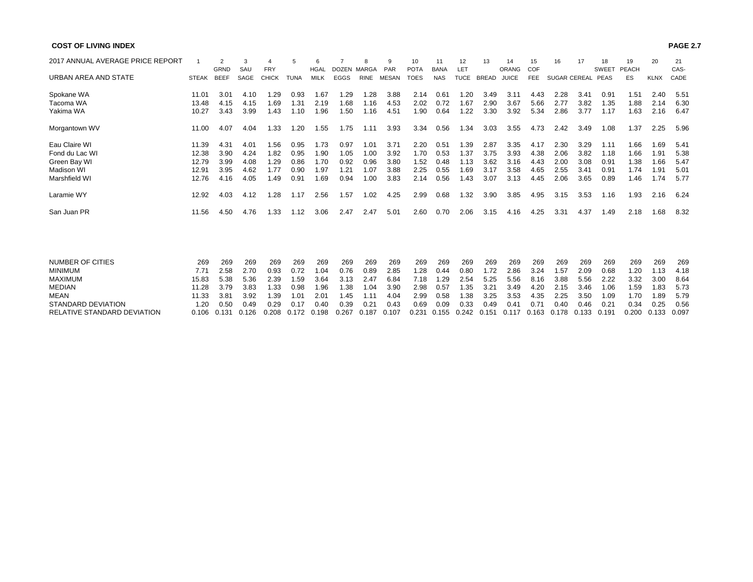**COST OF LIVING INDEX**

**PAGE 2.7**

| 2017 ANNUAL AVERAGE PRICE REPORT<br>URBAN AREA AND STATE | 1<br>STEAK | 2<br>GRND BEEF | 3<br>SAUSAGE | 4<br>FRY CHICK | 5<br>TUNA | 6<br>HGAL MILK | 7<br>DOZEN EGGS | 8<br>MARGARINE | 9<br>PARMESAN | 10<br>POTATOES | 11<br>BANANAS | 12<br>LETTUCE | 13<br>BREAD | 14<br>ORANG JUICE | 15<br>COFFEE | 16<br>SUGAR | 17<br>CEREAL | 18<br>SWEET PEAS | 19<br>PEACHES | 20<br>KLNX | 21<br>CASCADE |
|---|---|---|---|---|---|---|---|---|---|---|---|---|---|---|---|---|---|---|---|---|---|
| Spokane WA | 11.01 | 3.01 | 4.10 | 1.29 | 0.93 | 1.67 | 1.29 | 1.28 | 3.88 | 2.14 | 0.61 | 1.20 | 3.49 | 3.11 | 4.43 | 2.28 | 3.41 | 0.91 | 1.51 | 2.40 | 5.51 |
| Tacoma WA | 13.48 | 4.15 | 4.15 | 1.69 | 1.31 | 2.19 | 1.68 | 1.16 | 4.53 | 2.02 | 0.72 | 1.67 | 2.90 | 3.67 | 5.66 | 2.77 | 3.82 | 1.35 | 1.88 | 2.14 | 6.30 |
| Yakima WA | 10.27 | 3.43 | 3.99 | 1.43 | 1.10 | 1.96 | 1.50 | 1.16 | 4.51 | 1.90 | 0.64 | 1.22 | 3.30 | 3.92 | 5.34 | 2.86 | 3.77 | 1.17 | 1.63 | 2.16 | 6.47 |
| Morgantown WV | 11.00 | 4.07 | 4.04 | 1.33 | 1.20 | 1.55 | 1.75 | 1.11 | 3.93 | 3.34 | 0.56 | 1.34 | 3.03 | 3.55 | 4.73 | 2.42 | 3.49 | 1.08 | 1.37 | 2.25 | 5.96 |
| Eau Claire WI | 11.39 | 4.31 | 4.01 | 1.56 | 0.95 | 1.73 | 0.97 | 1.01 | 3.71 | 2.20 | 0.51 | 1.39 | 2.87 | 3.35 | 4.17 | 2.30 | 3.29 | 1.11 | 1.66 | 1.69 | 5.41 |
| Fond du Lac WI | 12.38 | 3.90 | 4.24 | 1.82 | 0.95 | 1.90 | 1.05 | 1.00 | 3.92 | 1.70 | 0.53 | 1.37 | 3.75 | 3.93 | 4.38 | 2.06 | 3.82 | 1.18 | 1.66 | 1.91 | 5.38 |
| Green Bay WI | 12.79 | 3.99 | 4.08 | 1.29 | 0.86 | 1.70 | 0.92 | 0.96 | 3.80 | 1.52 | 0.48 | 1.13 | 3.62 | 3.16 | 4.43 | 2.00 | 3.08 | 0.91 | 1.38 | 1.66 | 5.47 |
| Madison WI | 12.91 | 3.95 | 4.62 | 1.77 | 0.90 | 1.97 | 1.21 | 1.07 | 3.88 | 2.25 | 0.55 | 1.69 | 3.17 | 3.58 | 4.65 | 2.55 | 3.41 | 0.91 | 1.74 | 1.91 | 5.01 |
| Marshfield WI | 12.76 | 4.16 | 4.05 | 1.49 | 0.91 | 1.69 | 0.94 | 1.00 | 3.83 | 2.14 | 0.56 | 1.43 | 3.07 | 3.13 | 4.45 | 2.06 | 3.65 | 0.89 | 1.46 | 1.74 | 5.77 |
| Laramie WY | 12.92 | 4.03 | 4.12 | 1.28 | 1.17 | 2.56 | 1.57 | 1.02 | 4.25 | 2.99 | 0.68 | 1.32 | 3.90 | 3.85 | 4.95 | 3.15 | 3.53 | 1.16 | 1.93 | 2.16 | 6.24 |
| San Juan PR | 11.56 | 4.50 | 4.76 | 1.33 | 1.12 | 3.06 | 2.47 | 2.47 | 5.01 | 2.60 | 0.70 | 2.06 | 3.15 | 4.16 | 4.25 | 3.31 | 4.37 | 1.49 | 2.18 | 1.68 | 8.32 |
| NUMBER OF CITIES | 269 | 269 | 269 | 269 | 269 | 269 | 269 | 269 | 269 | 269 | 269 | 269 | 269 | 269 | 269 | 269 | 269 | 269 | 269 | 269 | 269 |
| MINIMUM | 7.71 | 2.58 | 2.70 | 0.93 | 0.72 | 1.04 | 0.76 | 0.89 | 2.85 | 1.28 | 0.44 | 0.80 | 1.72 | 2.86 | 3.24 | 1.57 | 2.09 | 0.68 | 1.20 | 1.13 | 4.18 |
| MAXIMUM | 15.83 | 5.38 | 5.36 | 2.39 | 1.59 | 3.64 | 3.13 | 2.47 | 6.84 | 7.18 | 1.29 | 2.54 | 5.25 | 5.56 | 8.16 | 3.88 | 5.56 | 2.22 | 3.32 | 3.00 | 8.64 |
| MEDIAN | 11.28 | 3.79 | 3.83 | 1.33 | 0.98 | 1.96 | 1.38 | 1.04 | 3.90 | 2.98 | 0.57 | 1.35 | 3.21 | 3.49 | 4.20 | 2.15 | 3.46 | 1.06 | 1.59 | 1.83 | 5.73 |
| MEAN | 11.33 | 3.81 | 3.92 | 1.39 | 1.01 | 2.01 | 1.45 | 1.11 | 4.04 | 2.99 | 0.58 | 1.38 | 3.25 | 3.53 | 4.35 | 2.25 | 3.50 | 1.09 | 1.70 | 1.89 | 5.79 |
| STANDARD DEVIATION | 1.20 | 0.50 | 0.49 | 0.29 | 0.17 | 0.40 | 0.39 | 0.21 | 0.43 | 0.69 | 0.09 | 0.33 | 0.49 | 0.41 | 0.71 | 0.40 | 0.46 | 0.21 | 0.34 | 0.25 | 0.56 |
| RELATIVE STANDARD DEVIATION | 0.106 | 0.131 | 0.126 | 0.208 | 0.172 | 0.198 | 0.267 | 0.187 | 0.107 | 0.231 | 0.155 | 0.242 | 0.151 | 0.117 | 0.163 | 0.178 | 0.133 | 0.191 | 0.200 | 0.133 | 0.097 |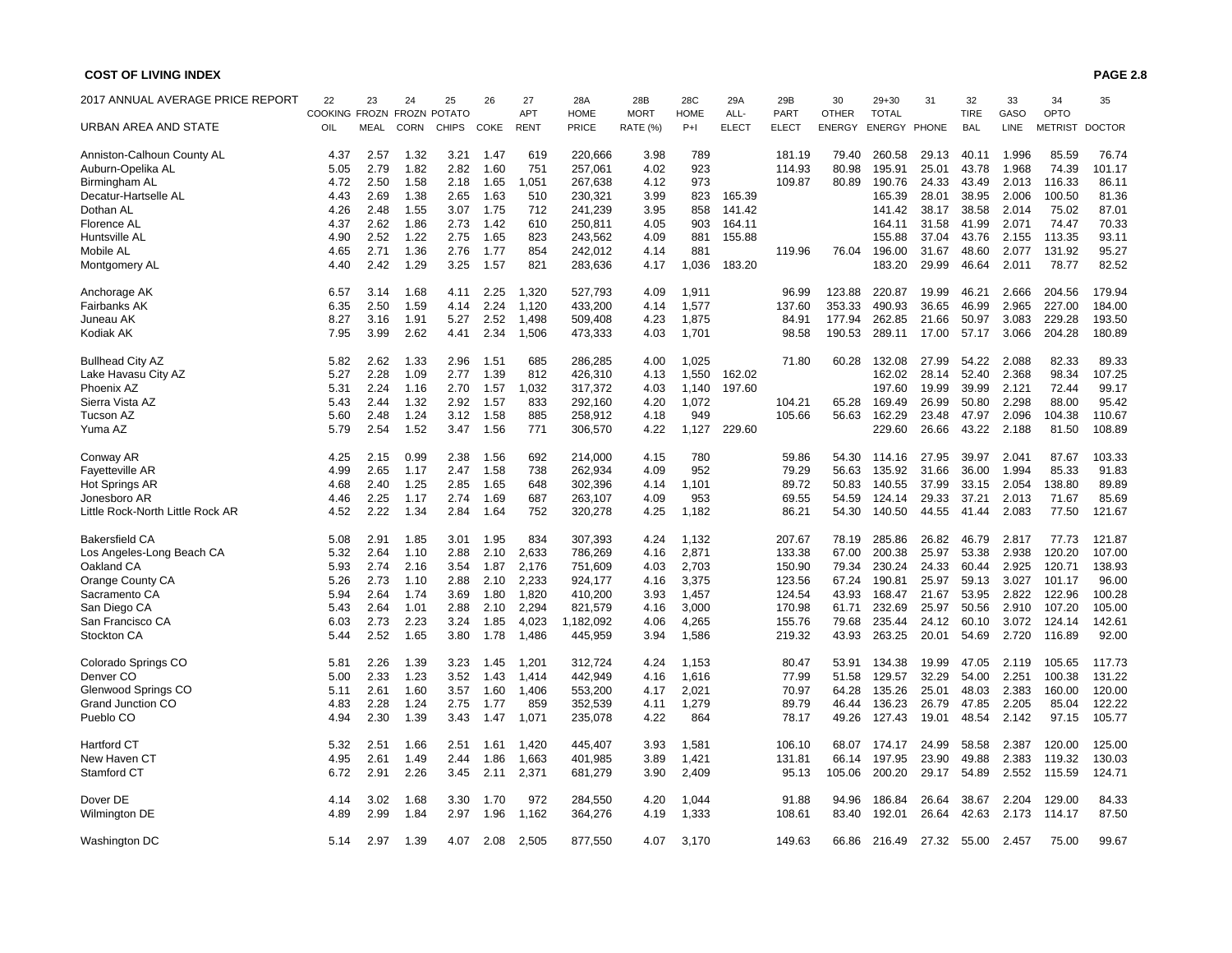# COST OF LIVING INDEX

| 2017 ANNUAL AVERAGE PRICE REPORT | 22 | 23 | 24 | 25 | 26 | 27 | 28A | 28B | 28C | 29A | 29B | 30 | 29+30 | 31 | 32 | 33 | 34 | 35 |
|---|---|---|---|---|---|---|---|---|---|---|---|---|---|---|---|---|---|---|
| | COOKING | FROZN | FROZN | POTATO | | APT | HOME | MORT | HOME | ALL- | PART | OTHER | TOTAL | | TIRE | GASO | OPTO | |
| URBAN AREA AND STATE | OIL | MEAL | CORN | CHIPS | COKE | RENT | PRICE | RATE (%) | P+I | ELECT | ELECT | ENERGY | ENERGY | PHONE | BAL | LINE | METRIST | DOCTOR |
| Anniston-Calhoun County AL | 4.37 | 2.57 | 1.32 | 3.21 | 1.47 | 619 | 220,666 | 3.98 | 789 | | 181.19 | 79.40 | 260.58 | 29.13 | 40.11 | 1.996 | 85.59 | 76.74 |
| Auburn-Opelika AL | 5.05 | 2.79 | 1.82 | 2.82 | 1.60 | 751 | 257,061 | 4.02 | 923 | | 114.93 | 80.98 | 195.91 | 25.01 | 43.78 | 1.968 | 74.39 | 101.17 |
| Birmingham AL | 4.72 | 2.50 | 1.58 | 2.18 | 1.65 | 1,051 | 267,638 | 4.12 | 973 | | 109.87 | 80.89 | 190.76 | 24.33 | 43.49 | 2.013 | 116.33 | 86.11 |
| Decatur-Hartselle AL | 4.43 | 2.69 | 1.38 | 2.65 | 1.63 | 510 | 230,321 | 3.99 | 823 | 165.39 | | | 165.39 | 28.01 | 38.95 | 2.006 | 100.50 | 81.36 |
| Dothan AL | 4.26 | 2.48 | 1.55 | 3.07 | 1.75 | 712 | 241,239 | 3.95 | 858 | 141.42 | | | 141.42 | 38.17 | 38.58 | 2.014 | 75.02 | 87.01 |
| Florence AL | 4.37 | 2.62 | 1.86 | 2.73 | 1.42 | 610 | 250,811 | 4.05 | 903 | 164.11 | | | 164.11 | 31.58 | 41.99 | 2.071 | 74.47 | 70.33 |
| Huntsville AL | 4.90 | 2.52 | 1.22 | 2.75 | 1.65 | 823 | 243,562 | 4.09 | 881 | 155.88 | | | 155.88 | 37.04 | 43.76 | 2.155 | 113.35 | 93.11 |
| Mobile AL | 4.65 | 2.71 | 1.36 | 2.76 | 1.77 | 854 | 242,012 | 4.14 | 881 | | 119.96 | 76.04 | 196.00 | 31.67 | 48.60 | 2.077 | 131.92 | 95.27 |
| Montgomery AL | 4.40 | 2.42 | 1.29 | 3.25 | 1.57 | 821 | 283,636 | 4.17 | 1,036 | 183.20 | | | 183.20 | 29.99 | 46.64 | 2.011 | 78.77 | 82.52 |
| Anchorage AK | 6.57 | 3.14 | 1.68 | 4.11 | 2.25 | 1,320 | 527,793 | 4.09 | 1,911 | | 96.99 | 123.88 | 220.87 | 19.99 | 46.21 | 2.666 | 204.56 | 179.94 |
| Fairbanks AK | 6.35 | 2.50 | 1.59 | 4.14 | 2.24 | 1,120 | 433,200 | 4.14 | 1,577 | | 137.60 | 353.33 | 490.93 | 36.65 | 46.99 | 2.965 | 227.00 | 184.00 |
| Juneau AK | 8.27 | 3.16 | 1.91 | 5.27 | 2.52 | 1,498 | 509,408 | 4.23 | 1,875 | | 84.91 | 177.94 | 262.85 | 21.66 | 50.97 | 3.083 | 229.28 | 193.50 |
| Kodiak AK | 7.95 | 3.99 | 2.62 | 4.41 | 2.34 | 1,506 | 473,333 | 4.03 | 1,701 | | 98.58 | 190.53 | 289.11 | 17.00 | 57.17 | 3.066 | 204.28 | 180.89 |
| Bullhead City AZ | 5.82 | 2.62 | 1.33 | 2.96 | 1.51 | 685 | 286,285 | 4.00 | 1,025 | | 71.80 | 60.28 | 132.08 | 27.99 | 54.22 | 2.088 | 82.33 | 89.33 |
| Lake Havasu City AZ | 5.27 | 2.28 | 1.09 | 2.77 | 1.39 | 812 | 426,310 | 4.13 | 1,550 | 162.02 | | | 162.02 | 28.14 | 52.40 | 2.368 | 98.34 | 107.25 |
| Phoenix AZ | 5.31 | 2.24 | 1.16 | 2.70 | 1.57 | 1,032 | 317,372 | 4.03 | 1,140 | 197.60 | | | 197.60 | 19.99 | 39.99 | 2.121 | 72.44 | 99.17 |
| Sierra Vista AZ | 5.43 | 2.44 | 1.32 | 2.92 | 1.57 | 833 | 292,160 | 4.20 | 1,072 | | 104.21 | 65.28 | 169.49 | 26.99 | 50.80 | 2.298 | 88.00 | 95.42 |
| Tucson AZ | 5.60 | 2.48 | 1.24 | 3.12 | 1.58 | 885 | 258,912 | 4.18 | 949 | | 105.66 | 56.63 | 162.29 | 23.48 | 47.97 | 2.096 | 104.38 | 110.67 |
| Yuma AZ | 5.79 | 2.54 | 1.52 | 3.47 | 1.56 | 771 | 306,570 | 4.22 | 1,127 | 229.60 | | | 229.60 | 26.66 | 43.22 | 2.188 | 81.50 | 108.89 |
| Conway AR | 4.25 | 2.15 | 0.99 | 2.38 | 1.56 | 692 | 214,000 | 4.15 | 780 | | 59.86 | 54.30 | 114.16 | 27.95 | 39.97 | 2.041 | 87.67 | 103.33 |
| Fayetteville AR | 4.99 | 2.65 | 1.17 | 2.47 | 1.58 | 738 | 262,934 | 4.09 | 952 | | 79.29 | 56.63 | 135.92 | 31.66 | 36.00 | 1.994 | 85.33 | 91.83 |
| Hot Springs AR | 4.68 | 2.40 | 1.25 | 2.85 | 1.65 | 648 | 302,396 | 4.14 | 1,101 | | 89.72 | 50.83 | 140.55 | 37.99 | 33.15 | 2.054 | 138.80 | 89.89 |
| Jonesboro AR | 4.46 | 2.25 | 1.17 | 2.74 | 1.69 | 687 | 263,107 | 4.09 | 953 | | 69.55 | 54.59 | 124.14 | 29.33 | 37.21 | 2.013 | 71.67 | 85.69 |
| Little Rock-North Little Rock AR | 4.52 | 2.22 | 1.34 | 2.84 | 1.64 | 752 | 320,278 | 4.25 | 1,182 | | 86.21 | 54.30 | 140.50 | 44.55 | 41.44 | 2.083 | 77.50 | 121.67 |
| Bakersfield CA | 5.08 | 2.91 | 1.85 | 3.01 | 1.95 | 834 | 307,393 | 4.24 | 1,132 | | 207.67 | 78.19 | 285.86 | 26.82 | 46.79 | 2.817 | 77.73 | 121.87 |
| Los Angeles-Long Beach CA | 5.32 | 2.64 | 1.10 | 2.88 | 2.10 | 2,633 | 786,269 | 4.16 | 2,871 | | 133.38 | 67.00 | 200.38 | 25.97 | 53.38 | 2.938 | 120.20 | 107.00 |
| Oakland CA | 5.93 | 2.74 | 2.16 | 3.54 | 1.87 | 2,176 | 751,609 | 4.03 | 2,703 | | 150.90 | 79.34 | 230.24 | 24.33 | 60.44 | 2.925 | 120.71 | 138.93 |
| Orange County CA | 5.26 | 2.73 | 1.10 | 2.88 | 2.10 | 2,233 | 924,177 | 4.16 | 3,375 | | 123.56 | 67.24 | 190.81 | 25.97 | 59.13 | 3.027 | 101.17 | 96.00 |
| Sacramento CA | 5.94 | 2.64 | 1.74 | 3.69 | 1.80 | 1,820 | 410,200 | 3.93 | 1,457 | | 124.54 | 43.93 | 168.47 | 21.67 | 53.95 | 2.822 | 122.96 | 100.28 |
| San Diego CA | 5.43 | 2.64 | 1.01 | 2.88 | 2.10 | 2,294 | 821,579 | 4.16 | 3,000 | | 170.98 | 61.71 | 232.69 | 25.97 | 50.56 | 2.910 | 107.20 | 105.00 |
| San Francisco CA | 6.03 | 2.73 | 2.23 | 3.24 | 1.85 | 4,023 | 1,182,092 | 4.06 | 4,265 | | 155.76 | 79.68 | 235.44 | 24.12 | 60.10 | 3.072 | 124.14 | 142.61 |
| Stockton CA | 5.44 | 2.52 | 1.65 | 3.80 | 1.78 | 1,486 | 445,959 | 3.94 | 1,586 | | 219.32 | 43.93 | 263.25 | 20.01 | 54.69 | 2.720 | 116.89 | 92.00 |
| Colorado Springs CO | 5.81 | 2.26 | 1.39 | 3.23 | 1.45 | 1,201 | 312,724 | 4.24 | 1,153 | | 80.47 | 53.91 | 134.38 | 19.99 | 47.05 | 2.119 | 105.65 | 117.73 |
| Denver CO | 5.00 | 2.33 | 1.23 | 3.52 | 1.43 | 1,414 | 442,949 | 4.16 | 1,616 | | 77.99 | 51.58 | 129.57 | 32.29 | 54.00 | 2.251 | 100.38 | 131.22 |
| Glenwood Springs CO | 5.11 | 2.61 | 1.60 | 3.57 | 1.60 | 1,406 | 553,200 | 4.17 | 2,021 | | 70.97 | 64.28 | 135.26 | 25.01 | 48.03 | 2.383 | 160.00 | 120.00 |
| Grand Junction CO | 4.83 | 2.28 | 1.24 | 2.75 | 1.77 | 859 | 352,539 | 4.11 | 1,279 | | 89.79 | 46.44 | 136.23 | 26.79 | 47.85 | 2.205 | 85.04 | 122.22 |
| Pueblo CO | 4.94 | 2.30 | 1.39 | 3.43 | 1.47 | 1,071 | 235,078 | 4.22 | 864 | | 78.17 | 49.26 | 127.43 | 19.01 | 48.54 | 2.142 | 97.15 | 105.77 |
| Hartford CT | 5.32 | 2.51 | 1.66 | 2.51 | 1.61 | 1,420 | 445,407 | 3.93 | 1,581 | | 106.10 | 68.07 | 174.17 | 24.99 | 58.58 | 2.387 | 120.00 | 125.00 |
| New Haven CT | 4.95 | 2.61 | 1.49 | 2.44 | 1.86 | 1,663 | 401,985 | 3.89 | 1,421 | | 131.81 | 66.14 | 197.95 | 23.90 | 49.88 | 2.383 | 119.32 | 130.03 |
| Stamford CT | 6.72 | 2.91 | 2.26 | 3.45 | 2.11 | 2,371 | 681,279 | 3.90 | 2,409 | | 95.13 | 105.06 | 200.20 | 29.17 | 54.89 | 2.552 | 115.59 | 124.71 |
| Dover DE | 4.14 | 3.02 | 1.68 | 3.30 | 1.70 | 972 | 284,550 | 4.20 | 1,044 | | 91.88 | 94.96 | 186.84 | 26.64 | 38.67 | 2.204 | 129.00 | 84.33 |
| Wilmington DE | 4.89 | 2.99 | 1.84 | 2.97 | 1.96 | 1,162 | 364,276 | 4.19 | 1,333 | | 108.61 | 83.40 | 192.01 | 26.64 | 42.63 | 2.173 | 114.17 | 87.50 |
| Washington DC | 5.14 | 2.97 | 1.39 | 4.07 | 2.08 | 2,505 | 877,550 | 4.07 | 3,170 | | 149.63 | 66.86 | 216.49 | 27.32 | 55.00 | 2.457 | 75.00 | 99.67 |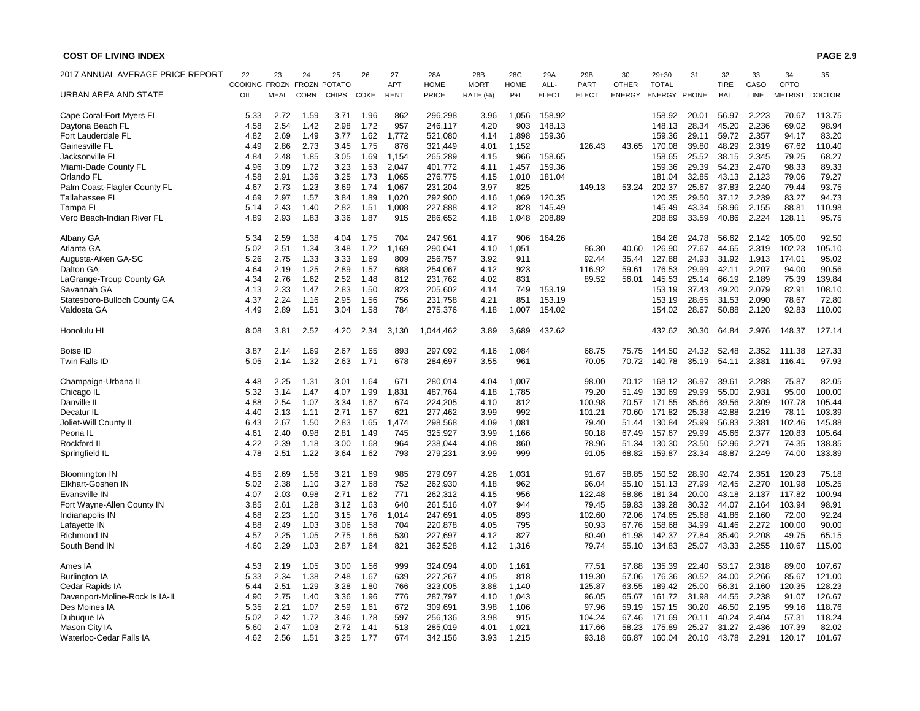**COST OF LIVING INDEX**

| 2017 ANNUAL AVERAGE PRICE REPORT | 22 | 23 | 24 | 25 | 26 | 27 | 28A | 28B | 28C | 29A | 29B | 30 | 29+30 | 31 | 32 | 33 | 34 | 35 |
|---|---|---|---|---|---|---|---|---|---|---|---|---|---|---|---|---|---|---|
| | COOKING | FROZN | FROZN | POTATO | | APT | HOME | MORT | HOME | ALL- | PART | OTHER | TOTAL | | TIRE | GASO | OPTO | |
| URBAN AREA AND STATE | OIL | MEAL | CORN | CHIPS | COKE | RENT | PRICE | RATE (%) | P+I | ELECT | ELECT | ENERGY | ENERGY | PHONE | BAL | LINE | METRIST | DOCTOR |
| Cape Coral-Fort Myers FL | 5.33 | 2.72 | 1.59 | 3.71 | 1.96 | 862 | 296,298 | 3.96 | 1,056 | 158.92 | | | 158.92 | 20.01 | 56.97 | 2.223 | 70.67 | 113.75 |
| Daytona Beach FL | 4.58 | 2.54 | 1.42 | 2.98 | 1.72 | 957 | 246,117 | 4.20 | 903 | 148.13 | | | 148.13 | 28.34 | 45.20 | 2.236 | 69.02 | 98.94 |
| Fort Lauderdale FL | 4.82 | 2.69 | 1.49 | 3.77 | 1.62 | 1,772 | 521,080 | 4.14 | 1,898 | 159.36 | | | 159.36 | 29.11 | 59.72 | 2.357 | 94.17 | 83.20 |
| Gainesville FL | 4.49 | 2.86 | 2.73 | 3.45 | 1.75 | 876 | 321,449 | 4.01 | 1,152 | | 126.43 | 43.65 | 170.08 | 39.80 | 48.29 | 2.319 | 67.62 | 110.40 |
| Jacksonville FL | 4.84 | 2.48 | 1.85 | 3.05 | 1.69 | 1,154 | 265,289 | 4.15 | 966 | 158.65 | | | 158.65 | 25.52 | 38.15 | 2.345 | 79.25 | 68.27 |
| Miami-Dade County FL | 4.96 | 3.09 | 1.72 | 3.23 | 1.53 | 2,047 | 401,772 | 4.11 | 1,457 | 159.36 | | | 159.36 | 29.39 | 54.23 | 2.470 | 98.33 | 89.33 |
| Orlando FL | 4.58 | 2.91 | 1.36 | 3.25 | 1.73 | 1,065 | 276,775 | 4.15 | 1,010 | 181.04 | | | 181.04 | 32.85 | 43.13 | 2.123 | 79.06 | 79.27 |
| Palm Coast-Flagler County FL | 4.67 | 2.73 | 1.23 | 3.69 | 1.74 | 1,067 | 231,204 | 3.97 | 825 | | 149.13 | 53.24 | 202.37 | 25.67 | 37.83 | 2.240 | 79.44 | 93.75 |
| Tallahassee FL | 4.69 | 2.97 | 1.57 | 3.84 | 1.89 | 1,020 | 292,900 | 4.16 | 1,069 | 120.35 | | | 120.35 | 29.50 | 37.12 | 2.239 | 83.27 | 94.73 |
| Tampa FL | 5.14 | 2.43 | 1.40 | 2.82 | 1.51 | 1,008 | 227,888 | 4.12 | 828 | 145.49 | | | 145.49 | 43.34 | 58.96 | 2.155 | 88.81 | 110.98 |
| Vero Beach-Indian River FL | 4.89 | 2.93 | 1.83 | 3.36 | 1.87 | 915 | 286,652 | 4.18 | 1,048 | 208.89 | | | 208.89 | 33.59 | 40.86 | 2.224 | 128.11 | 95.75 |
| Albany GA | 5.34 | 2.59 | 1.38 | 4.04 | 1.75 | 704 | 247,961 | 4.17 | 906 | 164.26 | | | 164.26 | 24.78 | 56.62 | 2.142 | 105.00 | 92.50 |
| Atlanta GA | 5.02 | 2.51 | 1.34 | 3.48 | 1.72 | 1,169 | 290,041 | 4.10 | 1,051 | | 86.30 | 40.60 | 126.90 | 27.67 | 44.65 | 2.319 | 102.23 | 105.10 |
| Augusta-Aiken GA-SC | 5.26 | 2.75 | 1.33 | 3.33 | 1.69 | 809 | 256,757 | 3.92 | 911 | | 92.44 | 35.44 | 127.88 | 24.93 | 31.92 | 1.913 | 174.01 | 95.02 |
| Dalton GA | 4.64 | 2.19 | 1.25 | 2.89 | 1.57 | 688 | 254,067 | 4.12 | 923 | | 116.92 | 59.61 | 176.53 | 29.99 | 42.11 | 2.207 | 94.00 | 90.56 |
| LaGrange-Troup County GA | 4.34 | 2.76 | 1.62 | 2.52 | 1.48 | 812 | 231,762 | 4.02 | 831 | | 89.52 | 56.01 | 145.53 | 25.14 | 66.19 | 2.189 | 75.39 | 139.84 |
| Savannah GA | 4.13 | 2.33 | 1.47 | 2.83 | 1.50 | 823 | 205,602 | 4.14 | 749 | 153.19 | | | 153.19 | 37.43 | 49.20 | 2.079 | 82.91 | 108.10 |
| Statesboro-Bulloch County GA | 4.37 | 2.24 | 1.16 | 2.95 | 1.56 | 756 | 231,758 | 4.21 | 851 | 153.19 | | | 153.19 | 28.65 | 31.53 | 2.090 | 78.67 | 72.80 |
| Valdosta GA | 4.49 | 2.89 | 1.51 | 3.04 | 1.58 | 784 | 275,376 | 4.18 | 1,007 | 154.02 | | | 154.02 | 28.67 | 50.88 | 2.120 | 92.83 | 110.00 |
| Honolulu HI | 8.08 | 3.81 | 2.52 | 4.20 | 2.34 | 3,130 | 1,044,462 | 3.89 | 3,689 | 432.62 | | | 432.62 | 30.30 | 64.84 | 2.976 | 148.37 | 127.14 |
| Boise ID | 3.87 | 2.14 | 1.69 | 2.67 | 1.65 | 893 | 297,092 | 4.16 | 1,084 | | 68.75 | 75.75 | 144.50 | 24.32 | 52.48 | 2.352 | 111.38 | 127.33 |
| Twin Falls ID | 5.05 | 2.14 | 1.32 | 2.63 | 1.71 | 678 | 284,697 | 3.55 | 961 | | 70.05 | 70.72 | 140.78 | 35.19 | 54.11 | 2.381 | 116.41 | 97.93 |
| Champaign-Urbana IL | 4.48 | 2.25 | 1.31 | 3.01 | 1.64 | 671 | 280,014 | 4.04 | 1,007 | | 98.00 | 70.12 | 168.12 | 36.97 | 39.61 | 2.288 | 75.87 | 82.05 |
| Chicago IL | 5.32 | 3.14 | 1.47 | 4.07 | 1.99 | 1,831 | 487,764 | 4.18 | 1,785 | | 79.20 | 51.49 | 130.69 | 29.99 | 55.00 | 2.931 | 95.00 | 100.00 |
| Danville IL | 4.88 | 2.54 | 1.07 | 3.34 | 1.67 | 674 | 224,205 | 4.10 | 812 | | 100.98 | 70.57 | 171.55 | 35.66 | 39.56 | 2.309 | 107.78 | 105.44 |
| Decatur IL | 4.40 | 2.13 | 1.11 | 2.71 | 1.57 | 621 | 277,462 | 3.99 | 992 | | 101.21 | 70.60 | 171.82 | 25.38 | 42.88 | 2.219 | 78.11 | 103.39 |
| Joliet-Will County IL | 6.43 | 2.67 | 1.50 | 2.83 | 1.65 | 1,474 | 298,568 | 4.09 | 1,081 | | 79.40 | 51.44 | 130.84 | 25.99 | 56.83 | 2.381 | 102.46 | 145.88 |
| Peoria IL | 4.61 | 2.40 | 0.98 | 2.81 | 1.49 | 745 | 325,927 | 3.99 | 1,166 | | 90.18 | 67.49 | 157.67 | 29.99 | 45.66 | 2.377 | 120.83 | 105.64 |
| Rockford IL | 4.22 | 2.39 | 1.18 | 3.00 | 1.68 | 964 | 238,044 | 4.08 | 860 | | 78.96 | 51.34 | 130.30 | 23.50 | 52.96 | 2.271 | 74.35 | 138.85 |
| Springfield IL | 4.78 | 2.51 | 1.22 | 3.64 | 1.62 | 793 | 279,231 | 3.99 | 999 | | 91.05 | 68.82 | 159.87 | 23.34 | 48.87 | 2.249 | 74.00 | 133.89 |
| Bloomington IN | 4.85 | 2.69 | 1.56 | 3.21 | 1.69 | 985 | 279,097 | 4.26 | 1,031 | | 91.67 | 58.85 | 150.52 | 28.90 | 42.74 | 2.351 | 120.23 | 75.18 |
| Elkhart-Goshen IN | 5.02 | 2.38 | 1.10 | 3.27 | 1.68 | 752 | 262,930 | 4.18 | 962 | | 96.04 | 55.10 | 151.13 | 27.99 | 42.45 | 2.270 | 101.98 | 105.25 |
| Evansville IN | 4.07 | 2.03 | 0.98 | 2.71 | 1.62 | 771 | 262,312 | 4.15 | 956 | | 122.48 | 58.86 | 181.34 | 20.00 | 43.18 | 2.137 | 117.82 | 100.94 |
| Fort Wayne-Allen County IN | 3.85 | 2.61 | 1.28 | 3.12 | 1.63 | 640 | 261,516 | 4.07 | 944 | | 79.45 | 59.83 | 139.28 | 30.32 | 44.07 | 2.164 | 103.94 | 98.91 |
| Indianapolis IN | 4.68 | 2.23 | 1.10 | 3.15 | 1.76 | 1,014 | 247,691 | 4.05 | 893 | | 102.60 | 72.06 | 174.65 | 25.68 | 41.86 | 2.160 | 72.00 | 92.24 |
| Lafayette IN | 4.88 | 2.49 | 1.03 | 3.06 | 1.58 | 704 | 220,878 | 4.05 | 795 | | 90.93 | 67.76 | 158.68 | 34.99 | 41.46 | 2.272 | 100.00 | 90.00 |
| Richmond IN | 4.57 | 2.25 | 1.05 | 2.75 | 1.66 | 530 | 227,697 | 4.12 | 827 | | 80.40 | 61.98 | 142.37 | 27.84 | 35.40 | 2.208 | 49.75 | 65.15 |
| South Bend IN | 4.60 | 2.29 | 1.03 | 2.87 | 1.64 | 821 | 362,528 | 4.12 | 1,316 | | 79.74 | 55.10 | 134.83 | 25.07 | 43.33 | 2.255 | 110.67 | 115.00 |
| Ames IA | 4.53 | 2.19 | 1.05 | 3.00 | 1.56 | 999 | 324,094 | 4.00 | 1,161 | | 77.51 | 57.88 | 135.39 | 22.40 | 53.17 | 2.318 | 89.00 | 107.67 |
| Burlington IA | 5.33 | 2.34 | 1.38 | 2.48 | 1.67 | 639 | 227,267 | 4.05 | 818 | | 119.30 | 57.06 | 176.36 | 30.52 | 34.00 | 2.266 | 85.67 | 121.00 |
| Cedar Rapids IA | 5.44 | 2.51 | 1.29 | 3.28 | 1.80 | 766 | 323,005 | 3.88 | 1,140 | | 125.87 | 63.55 | 189.42 | 25.00 | 56.31 | 2.160 | 120.35 | 128.23 |
| Davenport-Moline-Rock Is IA-IL | 4.90 | 2.75 | 1.40 | 3.36 | 1.96 | 776 | 287,797 | 4.10 | 1,043 | | 96.05 | 65.67 | 161.72 | 31.98 | 44.55 | 2.238 | 91.07 | 126.67 |
| Des Moines IA | 5.35 | 2.21 | 1.07 | 2.59 | 1.61 | 672 | 309,691 | 3.98 | 1,106 | | 97.96 | 59.19 | 157.15 | 30.20 | 46.50 | 2.195 | 99.16 | 118.76 |
| Dubuque IA | 5.02 | 2.42 | 1.72 | 3.46 | 1.78 | 597 | 256,136 | 3.98 | 915 | | 104.24 | 67.46 | 171.69 | 20.11 | 40.24 | 2.404 | 57.31 | 118.24 |
| Mason City IA | 5.60 | 2.47 | 1.03 | 2.72 | 1.41 | 513 | 285,019 | 4.01 | 1,021 | | 117.66 | 58.23 | 175.89 | 25.27 | 31.27 | 2.436 | 107.39 | 82.02 |
| Waterloo-Cedar Falls IA | 4.62 | 2.56 | 1.51 | 3.25 | 1.77 | 674 | 342,156 | 3.93 | 1,215 | | 93.18 | 66.87 | 160.04 | 20.10 | 43.78 | 2.291 | 120.17 | 101.67 |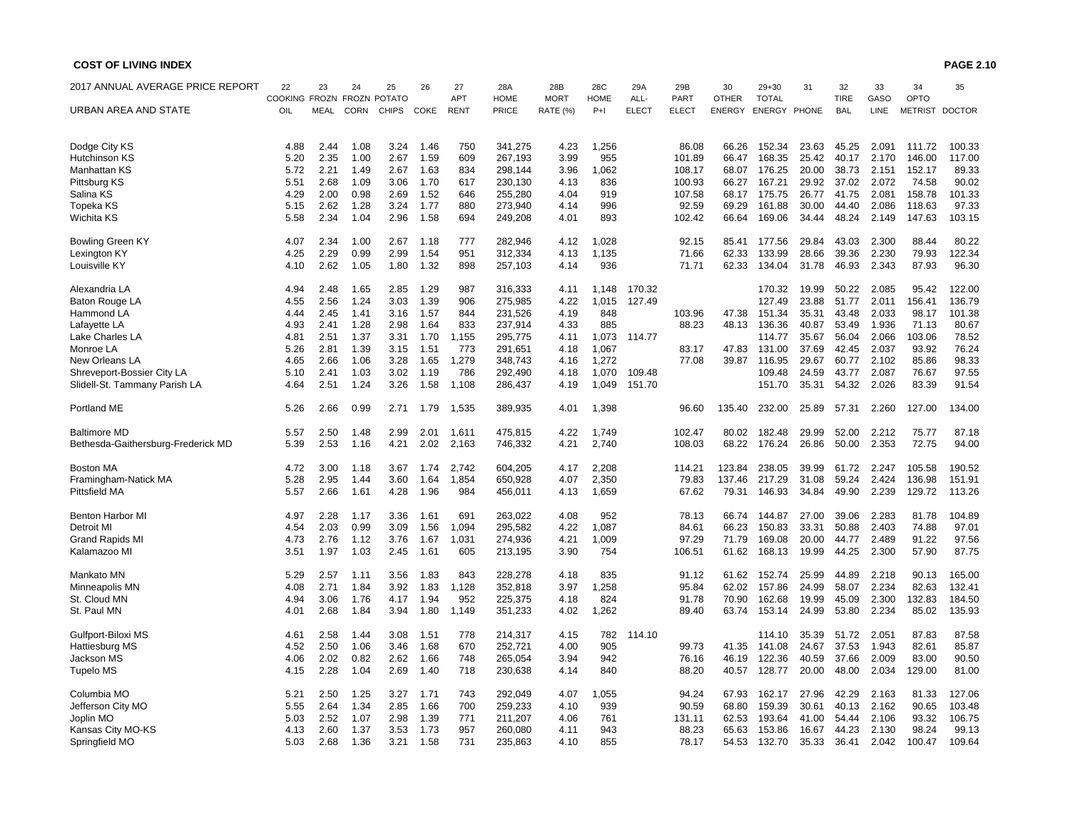**COST OF LIVING INDEX**

| 2017 ANNUAL AVERAGE PRICE REPORT | 22 | 23 | 24 | 25 | 26 | 27 | 28A | 28B | 28C | 29A | 29B | 30 | 29+30 | 31 | 32 | 33 | 34 | 35 |
|---|---|---|---|---|---|---|---|---|---|---|---|---|---|---|---|---|---|---|
| URBAN AREA AND STATE | COOKING OIL | FROZN MEAL | FROZN CORN | POTATO CHIPS | COKE | APT RENT | HOME PRICE | MORT RATE (%) | HOME P+I | ALL-ELECT | PART ELECT | OTHER ENERGY | TOTAL ENERGY | PHONE | TIRE BAL | GASO LINE | OPTO METRIST | DOCTOR |
| Dodge City KS | 4.88 | 2.44 | 1.08 | 3.24 | 1.46 | 750 | 341,275 | 4.23 | 1,256 | | 86.08 | 66.26 | 152.34 | 23.63 | 45.25 | 2.091 | 111.72 | 100.33 |
| Hutchinson KS | 5.20 | 2.35 | 1.00 | 2.67 | 1.59 | 609 | 267,193 | 3.99 | 955 | | 101.89 | 66.47 | 168.35 | 25.42 | 40.17 | 2.170 | 146.00 | 117.00 |
| Manhattan KS | 5.72 | 2.21 | 1.49 | 2.67 | 1.63 | 834 | 298,144 | 3.96 | 1,062 | | 108.17 | 68.07 | 176.25 | 20.00 | 38.73 | 2.151 | 152.17 | 89.33 |
| Pittsburg KS | 5.51 | 2.68 | 1.09 | 3.06 | 1.70 | 617 | 230,130 | 4.13 | 836 | | 100.93 | 66.27 | 167.21 | 29.92 | 37.02 | 2.072 | 74.58 | 90.02 |
| Salina KS | 4.29 | 2.00 | 0.98 | 2.69 | 1.52 | 646 | 255,280 | 4.04 | 919 | | 107.58 | 68.17 | 175.75 | 26.77 | 41.75 | 2.081 | 158.78 | 101.33 |
| Topeka KS | 5.15 | 2.62 | 1.28 | 3.24 | 1.77 | 880 | 273,940 | 4.14 | 996 | | 92.59 | 69.29 | 161.88 | 30.00 | 44.40 | 2.086 | 118.63 | 97.33 |
| Wichita KS | 5.58 | 2.34 | 1.04 | 2.96 | 1.58 | 694 | 249,208 | 4.01 | 893 | | 102.42 | 66.64 | 169.06 | 34.44 | 48.24 | 2.149 | 147.63 | 103.15 |
| Bowling Green KY | 4.07 | 2.34 | 1.00 | 2.67 | 1.18 | 777 | 282,946 | 4.12 | 1,028 | | 92.15 | 85.41 | 177.56 | 29.84 | 43.03 | 2.300 | 88.44 | 80.22 |
| Lexington KY | 4.25 | 2.29 | 0.99 | 2.99 | 1.54 | 951 | 312,334 | 4.13 | 1,135 | | 71.66 | 62.33 | 133.99 | 28.66 | 39.36 | 2.230 | 79.93 | 122.34 |
| Louisville KY | 4.10 | 2.62 | 1.05 | 1.80 | 1.32 | 898 | 257,103 | 4.14 | 936 | | 71.71 | 62.33 | 134.04 | 31.78 | 46.93 | 2.343 | 87.93 | 96.30 |
| Alexandria LA | 4.94 | 2.48 | 1.65 | 2.85 | 1.29 | 987 | 316,333 | 4.11 | 1,148 | 170.32 | | | 170.32 | 19.99 | 50.22 | 2.085 | 95.42 | 122.00 |
| Baton Rouge LA | 4.55 | 2.56 | 1.24 | 3.03 | 1.39 | 906 | 275,985 | 4.22 | 1,015 | 127.49 | | | 127.49 | 23.88 | 51.77 | 2.011 | 156.41 | 136.79 |
| Hammond LA | 4.44 | 2.45 | 1.41 | 3.16 | 1.57 | 844 | 231,526 | 4.19 | 848 | | 103.96 | 47.38 | 151.34 | 35.31 | 43.48 | 2.033 | 98.17 | 101.38 |
| Lafayette LA | 4.93 | 2.41 | 1.28 | 2.98 | 1.64 | 833 | 237,914 | 4.33 | 885 | | 88.23 | 48.13 | 136.36 | 40.87 | 53.49 | 1.936 | 71.13 | 80.67 |
| Lake Charles LA | 4.81 | 2.51 | 1.37 | 3.31 | 1.70 | 1,155 | 295,775 | 4.11 | 1,073 | 114.77 | | | 114.77 | 35.67 | 56.04 | 2.066 | 103.06 | 78.52 |
| Monroe LA | 5.26 | 2.81 | 1.39 | 3.15 | 1.51 | 773 | 291,651 | 4.18 | 1,067 | | 83.17 | 47.83 | 131.00 | 37.69 | 42.45 | 2.037 | 93.92 | 76.24 |
| New Orleans LA | 4.65 | 2.66 | 1.06 | 3.28 | 1.65 | 1,279 | 348,743 | 4.16 | 1,272 | | 77.08 | 39.87 | 116.95 | 29.67 | 60.77 | 2.102 | 85.86 | 98.33 |
| Shreveport-Bossier City LA | 5.10 | 2.41 | 1.03 | 3.02 | 1.19 | 786 | 292,490 | 4.18 | 1,070 | 109.48 | | | 109.48 | 24.59 | 43.77 | 2.087 | 76.67 | 97.55 |
| Slidell-St. Tammany Parish LA | 4.64 | 2.51 | 1.24 | 3.26 | 1.58 | 1,108 | 286,437 | 4.19 | 1,049 | 151.70 | | | 151.70 | 35.31 | 54.32 | 2.026 | 83.39 | 91.54 |
| Portland ME | 5.26 | 2.66 | 0.99 | 2.71 | 1.79 | 1,535 | 389,935 | 4.01 | 1,398 | | 96.60 | 135.40 | 232.00 | 25.89 | 57.31 | 2.260 | 127.00 | 134.00 |
| Baltimore MD | 5.57 | 2.50 | 1.48 | 2.99 | 2.01 | 1,611 | 475,815 | 4.22 | 1,749 | | 102.47 | 80.02 | 182.48 | 29.99 | 52.00 | 2.212 | 75.77 | 87.18 |
| Bethesda-Gaithersburg-Frederick MD | 5.39 | 2.53 | 1.16 | 4.21 | 2.02 | 2,163 | 746,332 | 4.21 | 2,740 | | 108.03 | 68.22 | 176.24 | 26.86 | 50.00 | 2.353 | 72.75 | 94.00 |
| Boston MA | 4.72 | 3.00 | 1.18 | 3.67 | 1.74 | 2,742 | 604,205 | 4.17 | 2,208 | | 114.21 | 123.84 | 238.05 | 39.99 | 61.72 | 2.247 | 105.58 | 190.52 |
| Framingham-Natick MA | 5.28 | 2.95 | 1.44 | 3.60 | 1.64 | 1,854 | 650,928 | 4.07 | 2,350 | | 79.83 | 137.46 | 217.29 | 31.08 | 59.24 | 2.424 | 136.98 | 151.91 |
| Pittsfield MA | 5.57 | 2.66 | 1.61 | 4.28 | 1.96 | 984 | 456,011 | 4.13 | 1,659 | | 67.62 | 79.31 | 146.93 | 34.84 | 49.90 | 2.239 | 129.72 | 113.26 |
| Benton Harbor MI | 4.97 | 2.28 | 1.17 | 3.36 | 1.61 | 691 | 263,022 | 4.08 | 952 | | 78.13 | 66.74 | 144.87 | 27.00 | 39.06 | 2.283 | 81.78 | 104.89 |
| Detroit MI | 4.54 | 2.03 | 0.99 | 3.09 | 1.56 | 1,094 | 295,582 | 4.22 | 1,087 | | 84.61 | 66.23 | 150.83 | 33.31 | 50.88 | 2.403 | 74.88 | 97.01 |
| Grand Rapids MI | 4.73 | 2.76 | 1.12 | 3.76 | 1.67 | 1,031 | 274,936 | 4.21 | 1,009 | | 97.29 | 71.79 | 169.08 | 20.00 | 44.77 | 2.489 | 91.22 | 97.56 |
| Kalamazoo MI | 3.51 | 1.97 | 1.03 | 2.45 | 1.61 | 605 | 213,195 | 3.90 | 754 | | 106.51 | 61.62 | 168.13 | 19.99 | 44.25 | 2.300 | 57.90 | 87.75 |
| Mankato MN | 5.29 | 2.57 | 1.11 | 3.56 | 1.83 | 843 | 228,278 | 4.18 | 835 | | 91.12 | 61.62 | 152.74 | 25.99 | 44.89 | 2.218 | 90.13 | 165.00 |
| Minneapolis MN | 4.08 | 2.71 | 1.84 | 3.92 | 1.83 | 1,128 | 352,818 | 3.97 | 1,258 | | 95.84 | 62.02 | 157.86 | 24.99 | 58.07 | 2.234 | 82.63 | 132.41 |
| St. Cloud MN | 4.94 | 3.06 | 1.76 | 4.17 | 1.94 | 952 | 225,375 | 4.18 | 824 | | 91.78 | 70.90 | 162.68 | 19.99 | 45.09 | 2.300 | 132.83 | 184.50 |
| St. Paul MN | 4.01 | 2.68 | 1.84 | 3.94 | 1.80 | 1,149 | 351,233 | 4.02 | 1,262 | | 89.40 | 63.74 | 153.14 | 24.99 | 53.80 | 2.234 | 85.02 | 135.93 |
| Gulfport-Biloxi MS | 4.61 | 2.58 | 1.44 | 3.08 | 1.51 | 778 | 214,317 | 4.15 | 782 | 114.10 | | | 114.10 | 35.39 | 51.72 | 2.051 | 87.83 | 87.58 |
| Hattiesburg MS | 4.52 | 2.50 | 1.06 | 3.46 | 1.68 | 670 | 252,721 | 4.00 | 905 | | 99.73 | 41.35 | 141.08 | 24.67 | 37.53 | 1.943 | 82.61 | 85.87 |
| Jackson MS | 4.06 | 2.02 | 0.82 | 2.62 | 1.66 | 748 | 265,054 | 3.94 | 942 | | 76.16 | 46.19 | 122.36 | 40.59 | 37.66 | 2.009 | 83.00 | 90.50 |
| Tupelo MS | 4.15 | 2.28 | 1.04 | 2.69 | 1.40 | 718 | 230,638 | 4.14 | 840 | | 88.20 | 40.57 | 128.77 | 20.00 | 48.00 | 2.034 | 129.00 | 81.00 |
| Columbia MO | 5.21 | 2.50 | 1.25 | 3.27 | 1.71 | 743 | 292,049 | 4.07 | 1,055 | | 94.24 | 67.93 | 162.17 | 27.96 | 42.29 | 2.163 | 81.33 | 127.06 |
| Jefferson City MO | 5.55 | 2.64 | 1.34 | 2.85 | 1.66 | 700 | 259,233 | 4.10 | 939 | | 90.59 | 68.80 | 159.39 | 30.61 | 40.13 | 2.162 | 90.65 | 103.48 |
| Joplin MO | 5.03 | 2.52 | 1.07 | 2.98 | 1.39 | 771 | 211,207 | 4.06 | 761 | | 131.11 | 62.53 | 193.64 | 41.00 | 54.44 | 2.106 | 93.32 | 106.75 |
| Kansas City MO-KS | 4.13 | 2.60 | 1.37 | 3.53 | 1.73 | 957 | 260,080 | 4.11 | 943 | | 88.23 | 65.63 | 153.86 | 16.67 | 44.23 | 2.130 | 98.24 | 99.13 |
| Springfield MO | 5.03 | 2.68 | 1.36 | 3.21 | 1.58 | 731 | 235,863 | 4.10 | 855 | | 78.17 | 54.53 | 132.70 | 35.33 | 36.41 | 2.042 | 100.47 | 109.64 |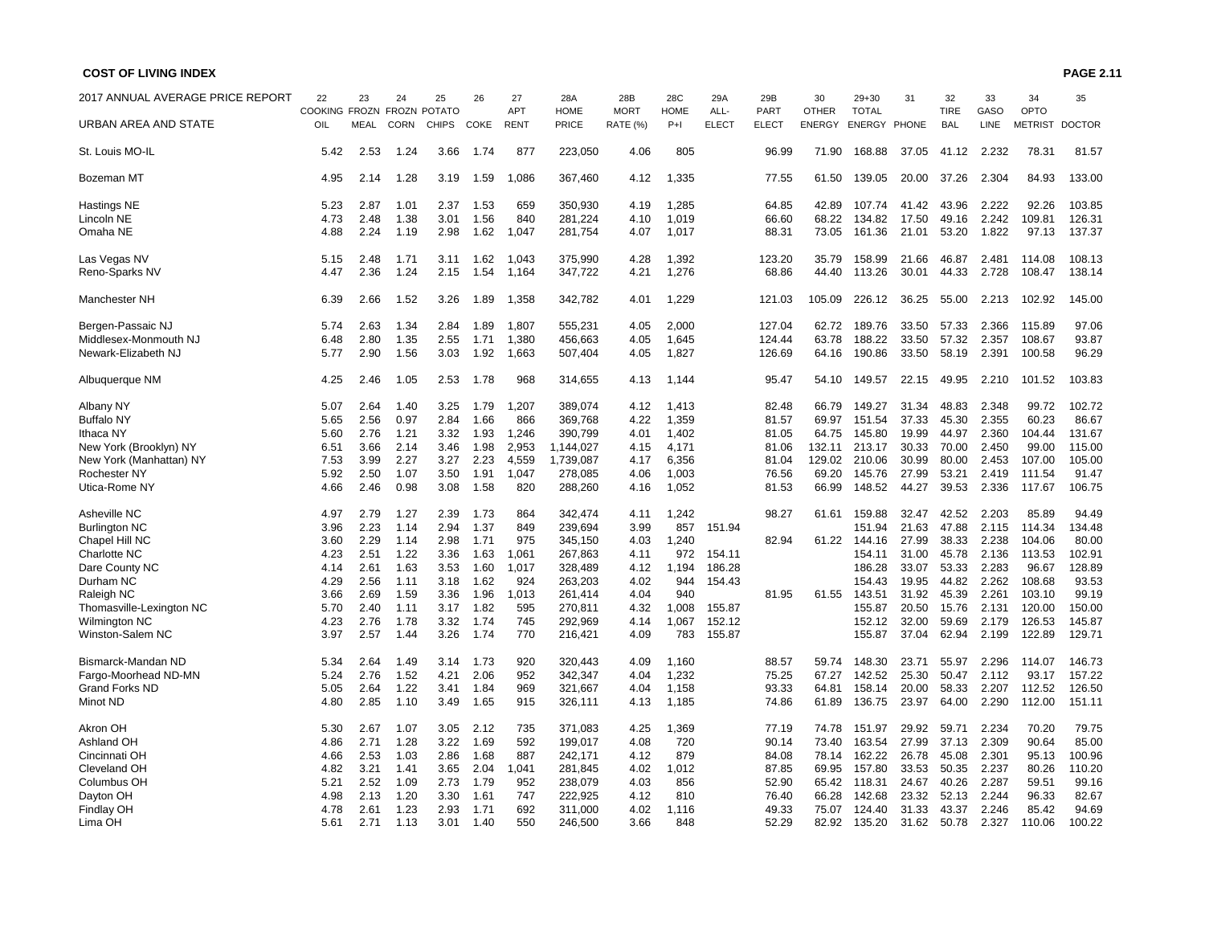| 2017 ANNUAL AVERAGE PRICE REPORT<br>URBAN AREA AND STATE | 22<br>COOKING OIL | 23<br>FROZN MEAL | 24<br>FROZN CORN | 25<br>POTATO CHIPS | 26<br>COKE | 27<br>APT RENT | 28A<br>HOME PRICE | 28B<br>MORT RATE (%) | 28C<br>HOME P+I | 29A<br>ALL-ELECT | 29B<br>PART ELECT | 30<br>OTHER ENERGY | 29+30<br>TOTAL ENERGY | 31<br>PHONE | 32<br>TIRE BAL | 33<br>GASO LINE | 34<br>OPTO METRIST | 35<br>DOCTOR |
|---|---|---|---|---|---|---|---|---|---|---|---|---|---|---|---|---|---|---|
| St. Louis MO-IL | 5.42 | 2.53 | 1.24 | 3.66 | 1.74 | 877 | 223,050 | 4.06 | 805 | | 96.99 | 71.90 | 168.88 | 37.05 | 41.12 | 2.232 | 78.31 | 81.57 |
| Bozeman MT | 4.95 | 2.14 | 1.28 | 3.19 | 1.59 | 1,086 | 367,460 | 4.12 | 1,335 | | 77.55 | 61.50 | 139.05 | 20.00 | 37.26 | 2.304 | 84.93 | 133.00 |
| Hastings NE | 5.23 | 2.87 | 1.01 | 2.37 | 1.53 | 659 | 350,930 | 4.19 | 1,285 | | 64.85 | 42.89 | 107.74 | 41.42 | 43.96 | 2.222 | 92.26 | 103.85 |
| Lincoln NE | 4.73 | 2.48 | 1.38 | 3.01 | 1.56 | 840 | 281,224 | 4.10 | 1,019 | | 66.60 | 68.22 | 134.82 | 17.50 | 49.16 | 2.242 | 109.81 | 126.31 |
| Omaha NE | 4.88 | 2.24 | 1.19 | 2.98 | 1.62 | 1,047 | 281,754 | 4.07 | 1,017 | | 88.31 | 73.05 | 161.36 | 21.01 | 53.20 | 1.822 | 97.13 | 137.37 |
| Las Vegas NV | 5.15 | 2.48 | 1.71 | 3.11 | 1.62 | 1,043 | 375,990 | 4.28 | 1,392 | | 123.20 | 35.79 | 158.99 | 21.66 | 46.87 | 2.481 | 114.08 | 108.13 |
| Reno-Sparks NV | 4.47 | 2.36 | 1.24 | 2.15 | 1.54 | 1,164 | 347,722 | 4.21 | 1,276 | | 68.86 | 44.40 | 113.26 | 30.01 | 44.33 | 2.728 | 108.47 | 138.14 |
| Manchester NH | 6.39 | 2.66 | 1.52 | 3.26 | 1.89 | 1,358 | 342,782 | 4.01 | 1,229 | | 121.03 | 105.09 | 226.12 | 36.25 | 55.00 | 2.213 | 102.92 | 145.00 |
| Bergen-Passaic NJ | 5.74 | 2.63 | 1.34 | 2.84 | 1.89 | 1,807 | 555,231 | 4.05 | 2,000 | | 127.04 | 62.72 | 189.76 | 33.50 | 57.33 | 2.366 | 115.89 | 97.06 |
| Middlesex-Monmouth NJ | 6.48 | 2.80 | 1.35 | 2.55 | 1.71 | 1,380 | 456,663 | 4.05 | 1,645 | | 124.44 | 63.78 | 188.22 | 33.50 | 57.32 | 2.357 | 108.67 | 93.87 |
| Newark-Elizabeth NJ | 5.77 | 2.90 | 1.56 | 3.03 | 1.92 | 1,663 | 507,404 | 4.05 | 1,827 | | 126.69 | 64.16 | 190.86 | 33.50 | 58.19 | 2.391 | 100.58 | 96.29 |
| Albuquerque NM | 4.25 | 2.46 | 1.05 | 2.53 | 1.78 | 968 | 314,655 | 4.13 | 1,144 | | 95.47 | 54.10 | 149.57 | 22.15 | 49.95 | 2.210 | 101.52 | 103.83 |
| Albany NY | 5.07 | 2.64 | 1.40 | 3.25 | 1.79 | 1,207 | 389,074 | 4.12 | 1,413 | | 82.48 | 66.79 | 149.27 | 31.34 | 48.83 | 2.348 | 99.72 | 102.72 |
| Buffalo NY | 5.65 | 2.56 | 0.97 | 2.84 | 1.66 | 866 | 369,768 | 4.22 | 1,359 | | 81.57 | 69.97 | 151.54 | 37.33 | 45.30 | 2.355 | 60.23 | 86.67 |
| Ithaca NY | 5.60 | 2.76 | 1.21 | 3.32 | 1.93 | 1,246 | 390,799 | 4.01 | 1,402 | | 81.05 | 64.75 | 145.80 | 19.99 | 44.97 | 2.360 | 104.44 | 131.67 |
| New York (Brooklyn) NY | 6.51 | 3.66 | 2.14 | 3.46 | 1.98 | 2,953 | 1,144,027 | 4.15 | 4,171 | | 81.06 | 132.11 | 213.17 | 30.33 | 70.00 | 2.450 | 99.00 | 115.00 |
| New York (Manhattan) NY | 7.53 | 3.99 | 2.27 | 3.27 | 2.23 | 4,559 | 1,739,087 | 4.17 | 6,356 | | 81.04 | 129.02 | 210.06 | 30.99 | 80.00 | 2.453 | 107.00 | 105.00 |
| Rochester NY | 5.92 | 2.50 | 1.07 | 3.50 | 1.91 | 1,047 | 278,085 | 4.06 | 1,003 | | 76.56 | 69.20 | 145.76 | 27.99 | 53.21 | 2.419 | 111.54 | 91.47 |
| Utica-Rome NY | 4.66 | 2.46 | 0.98 | 3.08 | 1.58 | 820 | 288,260 | 4.16 | 1,052 | | 81.53 | 66.99 | 148.52 | 44.27 | 39.53 | 2.336 | 117.67 | 106.75 |
| Asheville NC | 4.97 | 2.79 | 1.27 | 2.39 | 1.73 | 864 | 342,474 | 4.11 | 1,242 | | 98.27 | 61.61 | 159.88 | 32.47 | 42.52 | 2.203 | 85.89 | 94.49 |
| Burlington NC | 3.96 | 2.23 | 1.14 | 2.94 | 1.37 | 849 | 239,694 | 3.99 | 857 | 151.94 | | | 151.94 | 21.63 | 47.88 | 2.115 | 114.34 | 134.48 |
| Chapel Hill NC | 3.60 | 2.29 | 1.14 | 2.98 | 1.71 | 975 | 345,150 | 4.03 | 1,240 | | 82.94 | 61.22 | 144.16 | 27.99 | 38.33 | 2.238 | 104.06 | 80.00 |
| Charlotte NC | 4.23 | 2.51 | 1.22 | 3.36 | 1.63 | 1,061 | 267,863 | 4.11 | 972 | 154.11 | | | 154.11 | 31.00 | 45.78 | 2.136 | 113.53 | 102.91 |
| Dare County NC | 4.14 | 2.61 | 1.63 | 3.53 | 1.60 | 1,017 | 328,489 | 4.12 | 1,194 | 186.28 | | | 186.28 | 33.07 | 53.33 | 2.283 | 96.67 | 128.89 |
| Durham NC | 4.29 | 2.56 | 1.11 | 3.18 | 1.62 | 924 | 263,203 | 4.02 | 944 | 154.43 | | | 154.43 | 19.95 | 44.82 | 2.262 | 108.68 | 93.53 |
| Raleigh NC | 3.66 | 2.69 | 1.59 | 3.36 | 1.96 | 1,013 | 261,414 | 4.04 | 940 | | 81.95 | 61.55 | 143.51 | 31.92 | 45.39 | 2.261 | 103.10 | 99.19 |
| Thomasville-Lexington NC | 5.70 | 2.40 | 1.11 | 3.17 | 1.82 | 595 | 270,811 | 4.32 | 1,008 | 155.87 | | | 155.87 | 20.50 | 15.76 | 2.131 | 120.00 | 150.00 |
| Wilmington NC | 4.23 | 2.76 | 1.78 | 3.32 | 1.74 | 745 | 292,969 | 4.14 | 1,067 | 152.12 | | | 152.12 | 32.00 | 59.69 | 2.179 | 126.53 | 145.87 |
| Winston-Salem NC | 3.97 | 2.57 | 1.44 | 3.26 | 1.74 | 770 | 216,421 | 4.09 | 783 | 155.87 | | | 155.87 | 37.04 | 62.94 | 2.199 | 122.89 | 129.71 |
| Bismarck-Mandan ND | 5.34 | 2.64 | 1.49 | 3.14 | 1.73 | 920 | 320,443 | 4.09 | 1,160 | | 88.57 | 59.74 | 148.30 | 23.71 | 55.97 | 2.296 | 114.07 | 146.73 |
| Fargo-Moorhead ND-MN | 5.24 | 2.76 | 1.52 | 4.21 | 2.06 | 952 | 342,347 | 4.04 | 1,232 | | 75.25 | 67.27 | 142.52 | 25.30 | 50.47 | 2.112 | 93.17 | 157.22 |
| Grand Forks ND | 5.05 | 2.64 | 1.22 | 3.41 | 1.84 | 969 | 321,667 | 4.04 | 1,158 | | 93.33 | 64.81 | 158.14 | 20.00 | 58.33 | 2.207 | 112.52 | 126.50 |
| Minot ND | 4.80 | 2.85 | 1.10 | 3.49 | 1.65 | 915 | 326,111 | 4.13 | 1,185 | | 74.86 | 61.89 | 136.75 | 23.97 | 64.00 | 2.290 | 112.00 | 151.11 |
| Akron OH | 5.30 | 2.67 | 1.07 | 3.05 | 2.12 | 735 | 371,083 | 4.25 | 1,369 | | 77.19 | 74.78 | 151.97 | 29.92 | 59.71 | 2.234 | 70.20 | 79.75 |
| Ashland OH | 4.86 | 2.71 | 1.28 | 3.22 | 1.69 | 592 | 199,017 | 4.08 | 720 | | 90.14 | 73.40 | 163.54 | 27.99 | 37.13 | 2.309 | 90.64 | 85.00 |
| Cincinnati OH | 4.66 | 2.53 | 1.03 | 2.86 | 1.68 | 887 | 242,171 | 4.12 | 879 | | 84.08 | 78.14 | 162.22 | 26.78 | 45.08 | 2.301 | 95.13 | 100.96 |
| Cleveland OH | 4.82 | 3.21 | 1.41 | 3.65 | 2.04 | 1,041 | 281,845 | 4.02 | 1,012 | | 87.85 | 69.95 | 157.80 | 33.53 | 50.35 | 2.237 | 80.26 | 110.20 |
| Columbus OH | 5.21 | 2.52 | 1.09 | 2.73 | 1.79 | 952 | 238,079 | 4.03 | 856 | | 52.90 | 65.42 | 118.31 | 24.67 | 40.26 | 2.287 | 59.51 | 99.16 |
| Dayton OH | 4.98 | 2.13 | 1.20 | 3.30 | 1.61 | 747 | 222,925 | 4.12 | 810 | | 76.40 | 66.28 | 142.68 | 23.32 | 52.13 | 2.244 | 96.33 | 82.67 |
| Findlay OH | 4.78 | 2.61 | 1.23 | 2.93 | 1.71 | 692 | 311,000 | 4.02 | 1,116 | | 49.33 | 75.07 | 124.40 | 31.33 | 43.37 | 2.246 | 85.42 | 94.69 |
| Lima OH | 5.61 | 2.71 | 1.13 | 3.01 | 1.40 | 550 | 246,500 | 3.66 | 848 | | 52.29 | 82.92 | 135.20 | 31.62 | 50.78 | 2.327 | 110.06 | 100.22 |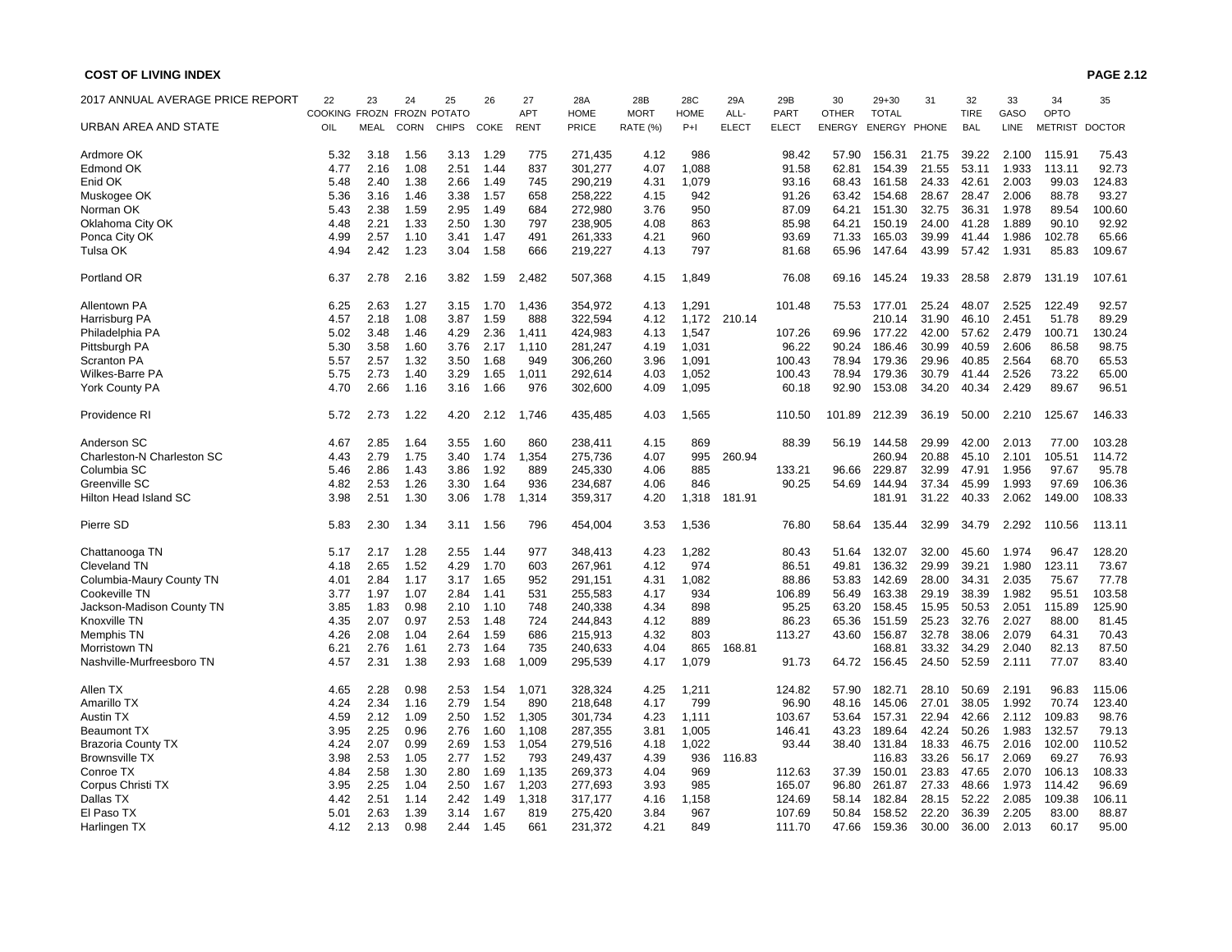**COST OF LIVING INDEX**

| 2017 ANNUAL AVERAGE PRICE REPORT | 22 | 23 | 24 | 25 | 26 | 27 | 28A | 28B | 28C | 29A | 29B | 30 | 29+30 | 31 | 32 | 33 | 34 | 35 |
|---|---|---|---|---|---|---|---|---|---|---|---|---|---|---|---|---|---|---|
| | COOKING | FROZN | FROZN | POTATO | | APT | HOME | MORT | HOME | ALL- | PART | OTHER | TOTAL | | TIRE | GASO | OPTO | |
| URBAN AREA AND STATE | OIL | MEAL | CORN | CHIPS | COKE | RENT | PRICE | RATE (%) | P+I | ELECT | ELECT | ENERGY | ENERGY | PHONE | BAL | LINE | METRIST | DOCTOR |
| Ardmore OK | 5.32 | 3.18 | 1.56 | 3.13 | 1.29 | 775 | 271,435 | 4.12 | 986 | | 98.42 | 57.90 | 156.31 | 21.75 | 39.22 | 2.100 | 115.91 | 75.43 |
| Edmond OK | 4.77 | 2.16 | 1.08 | 2.51 | 1.44 | 837 | 301,277 | 4.07 | 1,088 | | 91.58 | 62.81 | 154.39 | 21.55 | 53.11 | 1.933 | 113.11 | 92.73 |
| Enid OK | 5.48 | 2.40 | 1.38 | 2.66 | 1.49 | 745 | 290,219 | 4.31 | 1,079 | | 93.16 | 68.43 | 161.58 | 24.33 | 42.61 | 2.003 | 99.03 | 124.83 |
| Muskogee OK | 5.36 | 3.16 | 1.46 | 3.38 | 1.57 | 658 | 258,222 | 4.15 | 942 | | 91.26 | 63.42 | 154.68 | 28.67 | 28.47 | 2.006 | 88.78 | 93.27 |
| Norman OK | 5.43 | 2.38 | 1.59 | 2.95 | 1.49 | 684 | 272,980 | 3.76 | 950 | | 87.09 | 64.21 | 151.30 | 32.75 | 36.31 | 1.978 | 89.54 | 100.60 |
| Oklahoma City OK | 4.48 | 2.21 | 1.33 | 2.50 | 1.30 | 797 | 238,905 | 4.08 | 863 | | 85.98 | 64.21 | 150.19 | 24.00 | 41.28 | 1.889 | 90.10 | 92.92 |
| Ponca City OK | 4.99 | 2.57 | 1.10 | 3.41 | 1.47 | 491 | 261,333 | 4.21 | 960 | | 93.69 | 71.33 | 165.03 | 39.99 | 41.44 | 1.986 | 102.78 | 65.66 |
| Tulsa OK | 4.94 | 2.42 | 1.23 | 3.04 | 1.58 | 666 | 219,227 | 4.13 | 797 | | 81.68 | 65.96 | 147.64 | 43.99 | 57.42 | 1.931 | 85.83 | 109.67 |
| Portland OR | 6.37 | 2.78 | 2.16 | 3.82 | 1.59 | 2,482 | 507,368 | 4.15 | 1,849 | | 76.08 | 69.16 | 145.24 | 19.33 | 28.58 | 2.879 | 131.19 | 107.61 |
| Allentown PA | 6.25 | 2.63 | 1.27 | 3.15 | 1.70 | 1,436 | 354,972 | 4.13 | 1,291 | | 101.48 | 75.53 | 177.01 | 25.24 | 48.07 | 2.525 | 122.49 | 92.57 |
| Harrisburg PA | 4.57 | 2.18 | 1.08 | 3.87 | 1.59 | 888 | 322,594 | 4.12 | 1,172 | 210.14 | | | 210.14 | 31.90 | 46.10 | 2.451 | 51.78 | 89.29 |
| Philadelphia PA | 5.02 | 3.48 | 1.46 | 4.29 | 2.36 | 1,411 | 424,983 | 4.13 | 1,547 | | 107.26 | 69.96 | 177.22 | 42.00 | 57.62 | 2.479 | 100.71 | 130.24 |
| Pittsburgh PA | 5.30 | 3.58 | 1.60 | 3.76 | 2.17 | 1,110 | 281,247 | 4.19 | 1,031 | | 96.22 | 90.24 | 186.46 | 30.99 | 40.59 | 2.606 | 86.58 | 98.75 |
| Scranton PA | 5.57 | 2.57 | 1.32 | 3.50 | 1.68 | 949 | 306,260 | 3.96 | 1,091 | | 100.43 | 78.94 | 179.36 | 29.96 | 40.85 | 2.564 | 68.70 | 65.53 |
| Wilkes-Barre PA | 5.75 | 2.73 | 1.40 | 3.29 | 1.65 | 1,011 | 292,614 | 4.03 | 1,052 | | 100.43 | 78.94 | 179.36 | 30.79 | 41.44 | 2.526 | 73.22 | 65.00 |
| York County PA | 4.70 | 2.66 | 1.16 | 3.16 | 1.66 | 976 | 302,600 | 4.09 | 1,095 | | 60.18 | 92.90 | 153.08 | 34.20 | 40.34 | 2.429 | 89.67 | 96.51 |
| Providence RI | 5.72 | 2.73 | 1.22 | 4.20 | 2.12 | 1,746 | 435,485 | 4.03 | 1,565 | | 110.50 | 101.89 | 212.39 | 36.19 | 50.00 | 2.210 | 125.67 | 146.33 |
| Anderson SC | 4.67 | 2.85 | 1.64 | 3.55 | 1.60 | 860 | 238,411 | 4.15 | 869 | | 88.39 | 56.19 | 144.58 | 29.99 | 42.00 | 2.013 | 77.00 | 103.28 |
| Charleston-N Charleston SC | 4.43 | 2.79 | 1.75 | 3.40 | 1.74 | 1,354 | 275,736 | 4.07 | 995 | 260.94 | | | 260.94 | 20.88 | 45.10 | 2.101 | 105.51 | 114.72 |
| Columbia SC | 5.46 | 2.86 | 1.43 | 3.86 | 1.92 | 889 | 245,330 | 4.06 | 885 | | 133.21 | 96.66 | 229.87 | 32.99 | 47.91 | 1.956 | 97.67 | 95.78 |
| Greenville SC | 4.82 | 2.53 | 1.26 | 3.30 | 1.64 | 936 | 234,687 | 4.06 | 846 | | 90.25 | 54.69 | 144.94 | 37.34 | 45.99 | 1.993 | 97.69 | 106.36 |
| Hilton Head Island SC | 3.98 | 2.51 | 1.30 | 3.06 | 1.78 | 1,314 | 359,317 | 4.20 | 1,318 | 181.91 | | | 181.91 | 31.22 | 40.33 | 2.062 | 149.00 | 108.33 |
| Pierre SD | 5.83 | 2.30 | 1.34 | 3.11 | 1.56 | 796 | 454,004 | 3.53 | 1,536 | | 76.80 | 58.64 | 135.44 | 32.99 | 34.79 | 2.292 | 110.56 | 113.11 |
| Chattanooga TN | 5.17 | 2.17 | 1.28 | 2.55 | 1.44 | 977 | 348,413 | 4.23 | 1,282 | | 80.43 | 51.64 | 132.07 | 32.00 | 45.60 | 1.974 | 96.47 | 128.20 |
| Cleveland TN | 4.18 | 2.65 | 1.52 | 4.29 | 1.70 | 603 | 267,961 | 4.12 | 974 | | 86.51 | 49.81 | 136.32 | 29.99 | 39.21 | 1.980 | 123.11 | 73.67 |
| Columbia-Maury County TN | 4.01 | 2.84 | 1.17 | 3.17 | 1.65 | 952 | 291,151 | 4.31 | 1,082 | | 88.86 | 53.83 | 142.69 | 28.00 | 34.31 | 2.035 | 75.67 | 77.78 |
| Cookeville TN | 3.77 | 1.97 | 1.07 | 2.84 | 1.41 | 531 | 255,583 | 4.17 | 934 | | 106.89 | 56.49 | 163.38 | 29.19 | 38.39 | 1.982 | 95.51 | 103.58 |
| Jackson-Madison County TN | 3.85 | 1.83 | 0.98 | 2.10 | 1.10 | 748 | 240,338 | 4.34 | 898 | | 95.25 | 63.20 | 158.45 | 15.95 | 50.53 | 2.051 | 115.89 | 125.90 |
| Knoxville TN | 4.35 | 2.07 | 0.97 | 2.53 | 1.48 | 724 | 244,843 | 4.12 | 889 | | 86.23 | 65.36 | 151.59 | 25.23 | 32.76 | 2.027 | 88.00 | 81.45 |
| Memphis TN | 4.26 | 2.08 | 1.04 | 2.64 | 1.59 | 686 | 215,913 | 4.32 | 803 | | 113.27 | 43.60 | 156.87 | 32.78 | 38.06 | 2.079 | 64.31 | 70.43 |
| Morristown TN | 6.21 | 2.76 | 1.61 | 2.73 | 1.64 | 735 | 240,633 | 4.04 | 865 | 168.81 | | | 168.81 | 33.32 | 34.29 | 2.040 | 82.13 | 87.50 |
| Nashville-Murfreesboro TN | 4.57 | 2.31 | 1.38 | 2.93 | 1.68 | 1,009 | 295,539 | 4.17 | 1,079 | | 91.73 | 64.72 | 156.45 | 24.50 | 52.59 | 2.111 | 77.07 | 83.40 |
| Allen TX | 4.65 | 2.28 | 0.98 | 2.53 | 1.54 | 1,071 | 328,324 | 4.25 | 1,211 | | 124.82 | 57.90 | 182.71 | 28.10 | 50.69 | 2.191 | 96.83 | 115.06 |
| Amarillo TX | 4.24 | 2.34 | 1.16 | 2.79 | 1.54 | 890 | 218,648 | 4.17 | 799 | | 96.90 | 48.16 | 145.06 | 27.01 | 38.05 | 1.992 | 70.74 | 123.40 |
| Austin TX | 4.59 | 2.12 | 1.09 | 2.50 | 1.52 | 1,305 | 301,734 | 4.23 | 1,111 | | 103.67 | 53.64 | 157.31 | 22.94 | 42.66 | 2.112 | 109.83 | 98.76 |
| Beaumont TX | 3.95 | 2.25 | 0.96 | 2.76 | 1.60 | 1,108 | 287,355 | 3.81 | 1,005 | | 146.41 | 43.23 | 189.64 | 42.24 | 50.26 | 1.983 | 132.57 | 79.13 |
| Brazoria County TX | 4.24 | 2.07 | 0.99 | 2.69 | 1.53 | 1,054 | 279,516 | 4.18 | 1,022 | | 93.44 | 38.40 | 131.84 | 18.33 | 46.75 | 2.016 | 102.00 | 110.52 |
| Brownsville TX | 3.98 | 2.53 | 1.05 | 2.77 | 1.52 | 793 | 249,437 | 4.39 | 936 | 116.83 | | | 116.83 | 33.26 | 56.17 | 2.069 | 69.27 | 76.93 |
| Conroe TX | 4.84 | 2.58 | 1.30 | 2.80 | 1.69 | 1,135 | 269,373 | 4.04 | 969 | | 112.63 | 37.39 | 150.01 | 23.83 | 47.65 | 2.070 | 106.13 | 108.33 |
| Corpus Christi TX | 3.95 | 2.25 | 1.04 | 2.50 | 1.67 | 1,203 | 277,693 | 3.93 | 985 | | 165.07 | 96.80 | 261.87 | 27.33 | 48.66 | 1.973 | 114.42 | 96.69 |
| Dallas TX | 4.42 | 2.51 | 1.14 | 2.42 | 1.49 | 1,318 | 317,177 | 4.16 | 1,158 | | 124.69 | 58.14 | 182.84 | 28.15 | 52.22 | 2.085 | 109.38 | 106.11 |
| El Paso TX | 5.01 | 2.63 | 1.39 | 3.14 | 1.67 | 819 | 275,420 | 3.84 | 967 | | 107.69 | 50.84 | 158.52 | 22.20 | 36.39 | 2.205 | 83.00 | 88.87 |
| Harlingen TX | 4.12 | 2.13 | 0.98 | 2.44 | 1.45 | 661 | 231,372 | 4.21 | 849 | | 111.70 | 47.66 | 159.36 | 30.00 | 36.00 | 2.013 | 60.17 | 95.00 |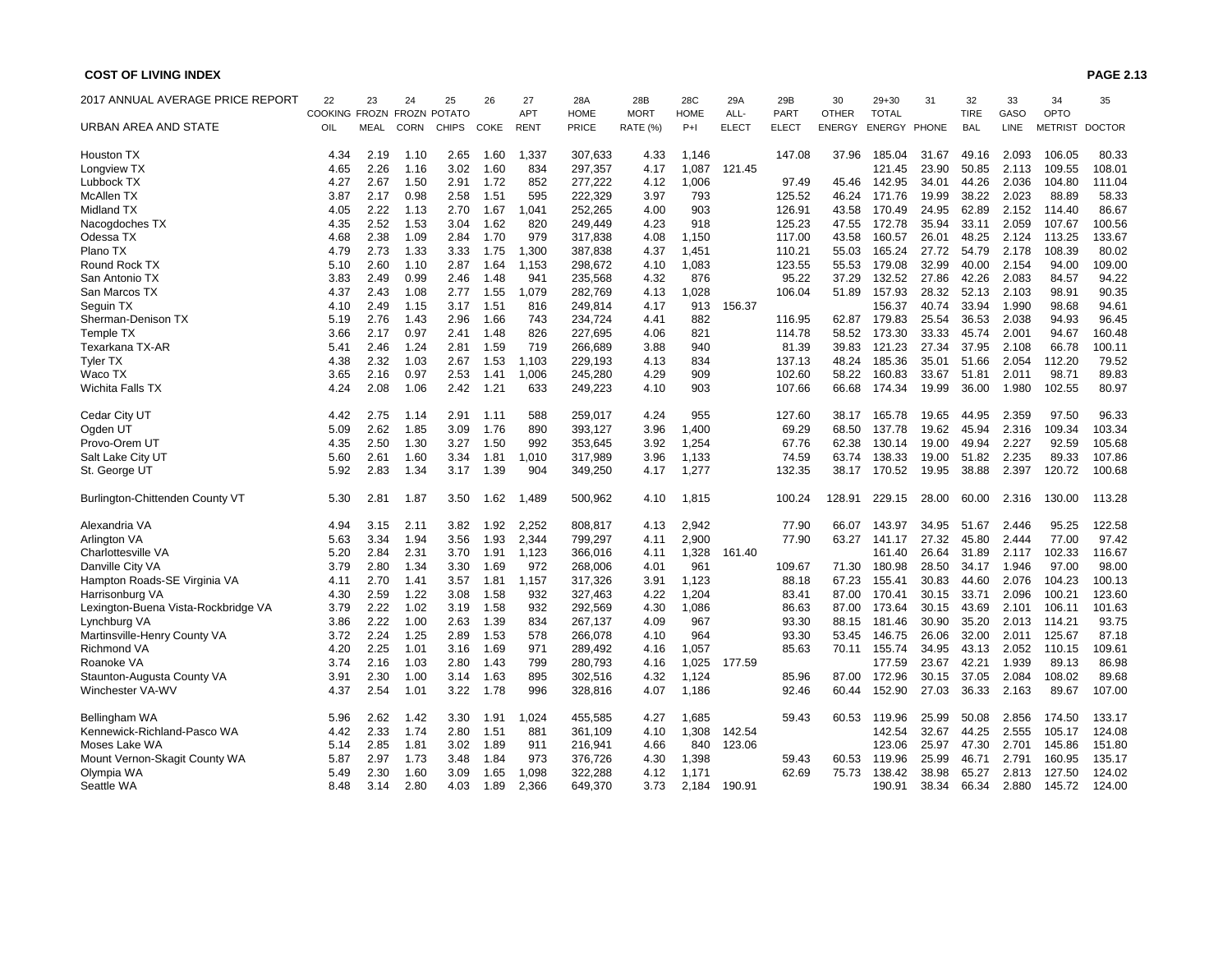**COST OF LIVING INDEX**

| 2017 ANNUAL AVERAGE PRICE REPORT | 22 | 23 | 24 | 25 | 26 | 27 | 28A | 28B | 28C | 29A | 29B | 30 | 29+30 | 31 | 32 | 33 | 34 | 35 |
|---|---|---|---|---|---|---|---|---|---|---|---|---|---|---|---|---|---|---|
| | COOKING | FROZN | FROZN | POTATO | | APT | HOME | MORT | HOME | ALL- | PART | OTHER | TOTAL | | TIRE | GASO | OPTO | |
| URBAN AREA AND STATE | OIL | MEAL | CORN | CHIPS | COKE | RENT | PRICE | RATE (%) | P+I | ELECT | ELECT | ENERGY | ENERGY | PHONE | BAL | LINE | METRIST | DOCTOR |
| Houston TX | 4.34 | 2.19 | 1.10 | 2.65 | 1.60 | 1,337 | 307,633 | 4.33 | 1,146 | | 147.08 | 37.96 | 185.04 | 31.67 | 49.16 | 2.093 | 106.05 | 80.33 |
| Longview TX | 4.65 | 2.26 | 1.16 | 3.02 | 1.60 | 834 | 297,357 | 4.17 | 1,087 | 121.45 | | | 121.45 | 23.90 | 50.85 | 2.113 | 109.55 | 108.01 |
| Lubbock TX | 4.27 | 2.67 | 1.50 | 2.91 | 1.72 | 852 | 277,222 | 4.12 | 1,006 | | 97.49 | 45.46 | 142.95 | 34.01 | 44.26 | 2.036 | 104.80 | 111.04 |
| McAllen TX | 3.87 | 2.17 | 0.98 | 2.58 | 1.51 | 595 | 222,329 | 3.97 | 793 | | 125.52 | 46.24 | 171.76 | 19.99 | 38.22 | 2.023 | 88.89 | 58.33 |
| Midland TX | 4.05 | 2.22 | 1.13 | 2.70 | 1.67 | 1,041 | 252,265 | 4.00 | 903 | | 126.91 | 43.58 | 170.49 | 24.95 | 62.89 | 2.152 | 114.40 | 86.67 |
| Nacogdoches TX | 4.35 | 2.52 | 1.53 | 3.04 | 1.62 | 820 | 249,449 | 4.23 | 918 | | 125.23 | 47.55 | 172.78 | 35.94 | 33.11 | 2.059 | 107.67 | 100.56 |
| Odessa TX | 4.68 | 2.38 | 1.09 | 2.84 | 1.70 | 979 | 317,838 | 4.08 | 1,150 | | 117.00 | 43.58 | 160.57 | 26.01 | 48.25 | 2.124 | 113.25 | 133.67 |
| Plano TX | 4.79 | 2.73 | 1.33 | 3.33 | 1.75 | 1,300 | 387,838 | 4.37 | 1,451 | | 110.21 | 55.03 | 165.24 | 27.72 | 54.79 | 2.178 | 108.39 | 80.02 |
| Round Rock TX | 5.10 | 2.60 | 1.10 | 2.87 | 1.64 | 1,153 | 298,672 | 4.10 | 1,083 | | 123.55 | 55.53 | 179.08 | 32.99 | 40.00 | 2.154 | 94.00 | 109.00 |
| San Antonio TX | 3.83 | 2.49 | 0.99 | 2.46 | 1.48 | 941 | 235,568 | 4.32 | 876 | | 95.22 | 37.29 | 132.52 | 27.86 | 42.26 | 2.083 | 84.57 | 94.22 |
| San Marcos TX | 4.37 | 2.43 | 1.08 | 2.77 | 1.55 | 1,079 | 282,769 | 4.13 | 1,028 | | 106.04 | 51.89 | 157.93 | 28.32 | 52.13 | 2.103 | 98.91 | 90.35 |
| Seguin TX | 4.10 | 2.49 | 1.15 | 3.17 | 1.51 | 816 | 249,814 | 4.17 | 913 | 156.37 | | | 156.37 | 40.74 | 33.94 | 1.990 | 98.68 | 94.61 |
| Sherman-Denison TX | 5.19 | 2.76 | 1.43 | 2.96 | 1.66 | 743 | 234,724 | 4.41 | 882 | | 116.95 | 62.87 | 179.83 | 25.54 | 36.53 | 2.038 | 94.93 | 96.45 |
| Temple TX | 3.66 | 2.17 | 0.97 | 2.41 | 1.48 | 826 | 227,695 | 4.06 | 821 | | 114.78 | 58.52 | 173.30 | 33.33 | 45.74 | 2.001 | 94.67 | 160.48 |
| Texarkana TX-AR | 5.41 | 2.46 | 1.24 | 2.81 | 1.59 | 719 | 266,689 | 3.88 | 940 | | 81.39 | 39.83 | 121.23 | 27.34 | 37.95 | 2.108 | 66.78 | 100.11 |
| Tyler TX | 4.38 | 2.32 | 1.03 | 2.67 | 1.53 | 1,103 | 229,193 | 4.13 | 834 | | 137.13 | 48.24 | 185.36 | 35.01 | 51.66 | 2.054 | 112.20 | 79.52 |
| Waco TX | 3.65 | 2.16 | 0.97 | 2.53 | 1.41 | 1,006 | 245,280 | 4.29 | 909 | | 102.60 | 58.22 | 160.83 | 33.67 | 51.81 | 2.011 | 98.71 | 89.83 |
| Wichita Falls TX | 4.24 | 2.08 | 1.06 | 2.42 | 1.21 | 633 | 249,223 | 4.10 | 903 | | 107.66 | 66.68 | 174.34 | 19.99 | 36.00 | 1.980 | 102.55 | 80.97 |
| Cedar City UT | 4.42 | 2.75 | 1.14 | 2.91 | 1.11 | 588 | 259,017 | 4.24 | 955 | | 127.60 | 38.17 | 165.78 | 19.65 | 44.95 | 2.359 | 97.50 | 96.33 |
| Ogden UT | 5.09 | 2.62 | 1.85 | 3.09 | 1.76 | 890 | 393,127 | 3.96 | 1,400 | | 69.29 | 68.50 | 137.78 | 19.62 | 45.94 | 2.316 | 109.34 | 103.34 |
| Provo-Orem UT | 4.35 | 2.50 | 1.30 | 3.27 | 1.50 | 992 | 353,645 | 3.92 | 1,254 | | 67.76 | 62.38 | 130.14 | 19.00 | 49.94 | 2.227 | 92.59 | 105.68 |
| Salt Lake City UT | 5.60 | 2.61 | 1.60 | 3.34 | 1.81 | 1,010 | 317,989 | 3.96 | 1,133 | | 74.59 | 63.74 | 138.33 | 19.00 | 51.82 | 2.235 | 89.33 | 107.86 |
| St. George UT | 5.92 | 2.83 | 1.34 | 3.17 | 1.39 | 904 | 349,250 | 4.17 | 1,277 | | 132.35 | 38.17 | 170.52 | 19.95 | 38.88 | 2.397 | 120.72 | 100.68 |
| Burlington-Chittenden County VT | 5.30 | 2.81 | 1.87 | 3.50 | 1.62 | 1,489 | 500,962 | 4.10 | 1,815 | | 100.24 | 128.91 | 229.15 | 28.00 | 60.00 | 2.316 | 130.00 | 113.28 |
| Alexandria VA | 4.94 | 3.15 | 2.11 | 3.82 | 1.92 | 2,252 | 808,817 | 4.13 | 2,942 | | 77.90 | 66.07 | 143.97 | 34.95 | 51.67 | 2.446 | 95.25 | 122.58 |
| Arlington VA | 5.63 | 3.34 | 1.94 | 3.56 | 1.93 | 2,344 | 799,297 | 4.11 | 2,900 | | 77.90 | 63.27 | 141.17 | 27.32 | 45.80 | 2.444 | 77.00 | 97.42 |
| Charlottesville VA | 5.20 | 2.84 | 2.31 | 3.70 | 1.91 | 1,123 | 366,016 | 4.11 | 1,328 | 161.40 | | | 161.40 | 26.64 | 31.89 | 2.117 | 102.33 | 116.67 |
| Danville City VA | 3.79 | 2.80 | 1.34 | 3.30 | 1.69 | 972 | 268,006 | 4.01 | 961 | | 109.67 | 71.30 | 180.98 | 28.50 | 34.17 | 1.946 | 97.00 | 98.00 |
| Hampton Roads-SE Virginia VA | 4.11 | 2.70 | 1.41 | 3.57 | 1.81 | 1,157 | 317,326 | 3.91 | 1,123 | | 88.18 | 67.23 | 155.41 | 30.83 | 44.60 | 2.076 | 104.23 | 100.13 |
| Harrisonburg VA | 4.30 | 2.59 | 1.22 | 3.08 | 1.58 | 932 | 327,463 | 4.22 | 1,204 | | 83.41 | 87.00 | 170.41 | 30.15 | 33.71 | 2.096 | 100.21 | 123.60 |
| Lexington-Buena Vista-Rockbridge VA | 3.79 | 2.22 | 1.02 | 3.19 | 1.58 | 932 | 292,569 | 4.30 | 1,086 | | 86.63 | 87.00 | 173.64 | 30.15 | 43.69 | 2.101 | 106.11 | 101.63 |
| Lynchburg VA | 3.86 | 2.22 | 1.00 | 2.63 | 1.39 | 834 | 267,137 | 4.09 | 967 | | 93.30 | 88.15 | 181.46 | 30.90 | 35.20 | 2.013 | 114.21 | 93.75 |
| Martinsville-Henry County VA | 3.72 | 2.24 | 1.25 | 2.89 | 1.53 | 578 | 266,078 | 4.10 | 964 | | 93.30 | 53.45 | 146.75 | 26.06 | 32.00 | 2.011 | 125.67 | 87.18 |
| Richmond VA | 4.20 | 2.25 | 1.01 | 3.16 | 1.69 | 971 | 289,492 | 4.16 | 1,057 | | 85.63 | 70.11 | 155.74 | 34.95 | 43.13 | 2.052 | 110.15 | 109.61 |
| Roanoke VA | 3.74 | 2.16 | 1.03 | 2.80 | 1.43 | 799 | 280,793 | 4.16 | 1,025 | 177.59 | | | 177.59 | 23.67 | 42.21 | 1.939 | 89.13 | 86.98 |
| Staunton-Augusta County VA | 3.91 | 2.30 | 1.00 | 3.14 | 1.63 | 895 | 302,516 | 4.32 | 1,124 | | 85.96 | 87.00 | 172.96 | 30.15 | 37.05 | 2.084 | 108.02 | 89.68 |
| Winchester VA-WV | 4.37 | 2.54 | 1.01 | 3.22 | 1.78 | 996 | 328,816 | 4.07 | 1,186 | | 92.46 | 60.44 | 152.90 | 27.03 | 36.33 | 2.163 | 89.67 | 107.00 |
| Bellingham WA | 5.96 | 2.62 | 1.42 | 3.30 | 1.91 | 1,024 | 455,585 | 4.27 | 1,685 | | 59.43 | 60.53 | 119.96 | 25.99 | 50.08 | 2.856 | 174.50 | 133.17 |
| Kennewick-Richland-Pasco WA | 4.42 | 2.33 | 1.74 | 2.80 | 1.51 | 881 | 361,109 | 4.10 | 1,308 | 142.54 | | | 142.54 | 32.67 | 44.25 | 2.555 | 105.17 | 124.08 |
| Moses Lake WA | 5.14 | 2.85 | 1.81 | 3.02 | 1.89 | 911 | 216,941 | 4.66 | 840 | 123.06 | | | 123.06 | 25.97 | 47.30 | 2.701 | 145.86 | 151.80 |
| Mount Vernon-Skagit County WA | 5.87 | 2.97 | 1.73 | 3.48 | 1.84 | 973 | 376,726 | 4.30 | 1,398 | | 59.43 | 60.53 | 119.96 | 25.99 | 46.71 | 2.791 | 160.95 | 135.17 |
| Olympia WA | 5.49 | 2.30 | 1.60 | 3.09 | 1.65 | 1,098 | 322,288 | 4.12 | 1,171 | | 62.69 | 75.73 | 138.42 | 38.98 | 65.27 | 2.813 | 127.50 | 124.02 |
| Seattle WA | 8.48 | 3.14 | 2.80 | 4.03 | 1.89 | 2,366 | 649,370 | 3.73 | 2,184 | 190.91 | | | 190.91 | 38.34 | 66.34 | 2.880 | 145.72 | 124.00 |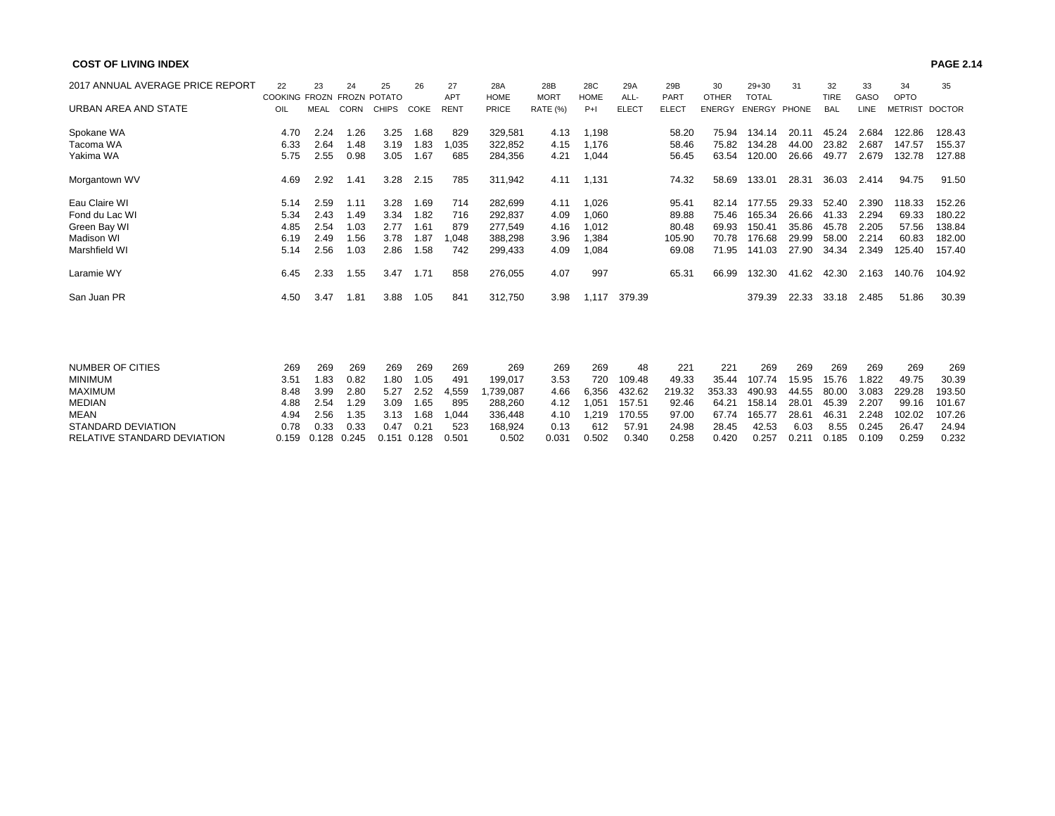**COST OF LIVING INDEX**

| 2017 ANNUAL AVERAGE PRICE REPORT | 22 | 23 | 24 | 25 | 26 | 27 | 28A | 28B | 28C | 29A | 29B | 30 | 29+30 | 31 | 32 | 33 | 34 | 35 |
|---|---|---|---|---|---|---|---|---|---|---|---|---|---|---|---|---|---|---|
| | COOKING | FROZN | FROZN | POTATO | | APT | HOME | MORT | HOME | ALL- | PART | OTHER | TOTAL | | TIRE | GASO | OPTO | |
| URBAN AREA AND STATE | OIL | MEAL | CORN | CHIPS | COKE | RENT | PRICE | RATE (%) | P+I | ELECT | ELECT | ENERGY | ENERGY | PHONE | BAL | LINE | METRIST | DOCTOR |
| Spokane WA | 4.70 | 2.24 | 1.26 | 3.25 | 1.68 | 829 | 329,581 | 4.13 | 1,198 | | 58.20 | 75.94 | 134.14 | 20.11 | 45.24 | 2.684 | 122.86 | 128.43 |
| Tacoma WA | 6.33 | 2.64 | 1.48 | 3.19 | 1.83 | 1,035 | 322,852 | 4.15 | 1,176 | | 58.46 | 75.82 | 134.28 | 44.00 | 23.82 | 2.687 | 147.57 | 155.37 |
| Yakima WA | 5.75 | 2.55 | 0.98 | 3.05 | 1.67 | 685 | 284,356 | 4.21 | 1,044 | | 56.45 | 63.54 | 120.00 | 26.66 | 49.77 | 2.679 | 132.78 | 127.88 |
| Morgantown WV | 4.69 | 2.92 | 1.41 | 3.28 | 2.15 | 785 | 311,942 | 4.11 | 1,131 | | 74.32 | 58.69 | 133.01 | 28.31 | 36.03 | 2.414 | 94.75 | 91.50 |
| Eau Claire WI | 5.14 | 2.59 | 1.11 | 3.28 | 1.69 | 714 | 282,699 | 4.11 | 1,026 | | 95.41 | 82.14 | 177.55 | 29.33 | 52.40 | 2.390 | 118.33 | 152.26 |
| Fond du Lac WI | 5.34 | 2.43 | 1.49 | 3.34 | 1.82 | 716 | 292,837 | 4.09 | 1,060 | | 89.88 | 75.46 | 165.34 | 26.66 | 41.33 | 2.294 | 69.33 | 180.22 |
| Green Bay WI | 4.85 | 2.54 | 1.03 | 2.77 | 1.61 | 879 | 277,549 | 4.16 | 1,012 | | 80.48 | 69.93 | 150.41 | 35.86 | 45.78 | 2.205 | 57.56 | 138.84 |
| Madison WI | 6.19 | 2.49 | 1.56 | 3.78 | 1.87 | 1,048 | 388,298 | 3.96 | 1,384 | | 105.90 | 70.78 | 176.68 | 29.99 | 58.00 | 2.214 | 60.83 | 182.00 |
| Marshfield WI | 5.14 | 2.56 | 1.03 | 2.86 | 1.58 | 742 | 299,433 | 4.09 | 1,084 | | 69.08 | 71.95 | 141.03 | 27.90 | 34.34 | 2.349 | 125.40 | 157.40 |
| Laramie WY | 6.45 | 2.33 | 1.55 | 3.47 | 1.71 | 858 | 276,055 | 4.07 | 997 | | 65.31 | 66.99 | 132.30 | 41.62 | 42.30 | 2.163 | 140.76 | 104.92 |
| San Juan PR | 4.50 | 3.47 | 1.81 | 3.88 | 1.05 | 841 | 312,750 | 3.98 | 1,117 | 379.39 | | | 379.39 | 22.33 | 33.18 | 2.485 | 51.86 | 30.39 |
| NUMBER OF CITIES | 269 | 269 | 269 | 269 | 269 | 269 | 269 | 269 | 269 | 48 | 221 | 221 | 269 | 269 | 269 | 269 | 269 | 269 |
| MINIMUM | 3.51 | 1.83 | 0.82 | 1.80 | 1.05 | 491 | 199,017 | 3.53 | 720 | 109.48 | 49.33 | 35.44 | 107.74 | 15.95 | 15.76 | 1.822 | 49.75 | 30.39 |
| MAXIMUM | 8.48 | 3.99 | 2.80 | 5.27 | 2.52 | 4,559 | 1,739,087 | 4.66 | 6,356 | 432.62 | 219.32 | 353.33 | 490.93 | 44.55 | 80.00 | 3.083 | 229.28 | 193.50 |
| MEDIAN | 4.88 | 2.54 | 1.29 | 3.09 | 1.65 | 895 | 288,260 | 4.12 | 1,051 | 157.51 | 92.46 | 64.21 | 158.14 | 28.01 | 45.39 | 2.207 | 99.16 | 101.67 |
| MEAN | 4.94 | 2.56 | 1.35 | 3.13 | 1.68 | 1,044 | 336,448 | 4.10 | 1,219 | 170.55 | 97.00 | 67.74 | 165.77 | 28.61 | 46.31 | 2.248 | 102.02 | 107.26 |
| STANDARD DEVIATION | 0.78 | 0.33 | 0.33 | 0.47 | 0.21 | 523 | 168,924 | 0.13 | 612 | 57.91 | 24.98 | 28.45 | 42.53 | 6.03 | 8.55 | 0.245 | 26.47 | 24.94 |
| RELATIVE STANDARD DEVIATION | 0.159 | 0.128 | 0.245 | 0.151 | 0.128 | 0.501 | 0.502 | 0.031 | 0.502 | 0.340 | 0.258 | 0.420 | 0.257 | 0.211 | 0.185 | 0.109 | 0.259 | 0.232 |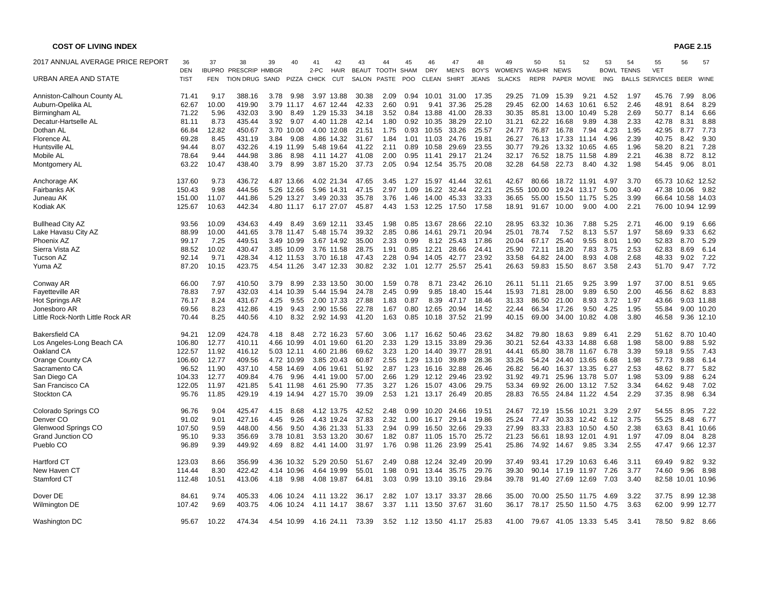**COST OF LIVING INDEX**

**PAGE 2.15**

| 2017 ANNUAL AVERAGE PRICE REPORT<br>URBAN AREA AND STATE | 36<br>DENTIST | 37<br>IBUPROFEN | 38<br>PRESCRIPTION DRUG | 39<br>HMBGR SAND | 40<br>PIZZA | 41<br>2-PC CHICK | 42<br>HAIR CUT | 43<br>BEAUT SALON | 44<br>TOOTH PASTE | 45<br>SHAMPOO | 46<br>DRY CLEAN | 47<br>MEN'S SHIRT | 48<br>BOY'S JEANS | 49<br>WOMEN'S SLACKS | 50<br>WASHR REPR | 51<br>NEWS PAPER | 52<br>MOVIE | 53<br>BOWLING | 54<br>TENNS BALLS | 55<br>VET SERVICES | 56<br>BEER | 57<br>WINE |
|---|---|---|---|---|---|---|---|---|---|---|---|---|---|---|---|---|---|---|---|---|---|---|
| Anniston-Calhoun County AL | 71.41 | 9.17 | 388.16 | 3.78 | 9.98 | 3.97 | 13.88 | 30.38 | 2.09 | 0.94 | 10.01 | 31.00 | 17.35 | 29.25 | 71.09 | 15.39 | 9.21 | 4.52 | 1.97 | 45.76 | 7.99 | 8.06 |
| Auburn-Opelika AL | 62.67 | 10.00 | 419.90 | 3.79 | 11.17 | 4.67 | 12.44 | 42.33 | 2.60 | 0.91 | 9.41 | 37.36 | 25.28 | 29.45 | 62.00 | 14.63 | 10.61 | 6.52 | 2.46 | 48.91 | 8.64 | 8.29 |
| Birmingham AL | 71.22 | 5.96 | 432.03 | 3.90 | 8.49 | 1.29 | 15.33 | 34.18 | 3.52 | 0.84 | 13.88 | 41.00 | 28.33 | 30.35 | 85.81 | 13.00 | 10.49 | 5.28 | 2.69 | 50.77 | 8.14 | 6.66 |
| Decatur-Hartselle AL | 81.11 | 8.73 | 435.44 | 3.92 | 9.07 | 4.40 | 11.28 | 42.14 | 1.80 | 0.92 | 10.35 | 38.29 | 22.10 | 31.21 | 62.22 | 16.68 | 9.89 | 4.38 | 2.33 | 42.78 | 8.31 | 8.88 |
| Dothan AL | 66.84 | 12.82 | 450.67 | 3.70 | 10.00 | 4.00 | 12.08 | 21.51 | 1.75 | 0.93 | 10.55 | 33.26 | 25.57 | 24.77 | 76.87 | 16.78 | 7.94 | 4.23 | 1.95 | 42.95 | 8.77 | 7.73 |
| Florence AL | 69.28 | 8.45 | 431.19 | 3.84 | 9.08 | 4.86 | 14.32 | 31.67 | 1.84 | 1.01 | 11.03 | 24.76 | 19.81 | 26.27 | 76.13 | 17.33 | 11.14 | 4.96 | 2.39 | 40.75 | 8.42 | 9.30 |
| Huntsville AL | 94.44 | 8.07 | 432.26 | 4.19 | 11.99 | 5.48 | 19.64 | 41.22 | 2.11 | 0.89 | 10.58 | 29.69 | 23.55 | 30.77 | 79.26 | 13.32 | 10.65 | 4.65 | 1.96 | 58.20 | 8.21 | 7.28 |
| Mobile AL | 78.64 | 9.44 | 444.98 | 3.86 | 8.98 | 4.11 | 14.27 | 41.08 | 2.00 | 0.95 | 11.41 | 29.17 | 21.24 | 32.17 | 76.52 | 18.75 | 11.58 | 4.89 | 2.21 | 46.38 | 8.72 | 8.12 |
| Montgomery AL | 63.22 | 10.47 | 438.40 | 3.79 | 8.99 | 3.87 | 15.20 | 37.73 | 2.05 | 0.94 | 12.54 | 35.75 | 20.08 | 32.28 | 64.58 | 22.73 | 8.40 | 4.32 | 1.98 | 54.45 | 9.06 | 8.01 |
| Anchorage AK | 137.60 | 9.73 | 436.72 | 4.87 | 13.66 | 4.02 | 21.34 | 47.65 | 3.45 | 1.27 | 15.97 | 41.44 | 32.61 | 42.67 | 80.66 | 18.72 | 11.91 | 4.97 | 3.70 | 65.73 | 10.62 | 12.52 |
| Fairbanks AK | 150.43 | 9.98 | 444.56 | 5.26 | 12.66 | 5.96 | 14.31 | 47.15 | 2.97 | 1.09 | 16.22 | 32.44 | 22.21 | 25.55 | 100.00 | 19.24 | 13.17 | 5.00 | 3.40 | 47.38 | 10.06 | 9.82 |
| Juneau AK | 151.00 | 11.07 | 441.86 | 5.29 | 13.27 | 3.49 | 20.33 | 35.78 | 3.76 | 1.46 | 14.00 | 45.33 | 33.33 | 36.65 | 55.00 | 15.50 | 11.75 | 5.25 | 3.99 | 66.64 | 10.58 | 14.03 |
| Kodiak AK | 125.67 | 10.63 | 442.34 | 4.80 | 11.17 | 6.17 | 27.07 | 45.87 | 4.43 | 1.53 | 12.25 | 17.50 | 17.58 | 18.91 | 91.67 | 10.00 | 9.00 | 4.00 | 2.21 | 76.00 | 10.94 | 12.99 |
| Bullhead City AZ | 93.56 | 10.09 | 434.63 | 4.49 | 8.49 | 3.69 | 12.11 | 33.45 | 1.98 | 0.85 | 13.67 | 28.66 | 22.10 | 28.95 | 63.32 | 10.36 | 7.88 | 5.25 | 2.71 | 46.00 | 9.19 | 6.66 |
| Lake Havasu City AZ | 88.99 | 10.00 | 441.65 | 3.78 | 11.47 | 5.48 | 15.74 | 39.32 | 2.85 | 0.86 | 14.61 | 29.71 | 20.94 | 25.01 | 78.74 | 7.52 | 8.13 | 5.57 | 1.97 | 58.69 | 9.33 | 6.62 |
| Phoenix AZ | 99.17 | 7.25 | 449.51 | 3.49 | 10.99 | 3.67 | 14.92 | 35.00 | 2.33 | 0.99 | 8.12 | 25.43 | 17.86 | 20.04 | 67.17 | 25.40 | 9.55 | 8.01 | 1.90 | 52.83 | 8.70 | 5.29 |
| Sierra Vista AZ | 88.52 | 10.02 | 430.47 | 3.85 | 10.09 | 3.76 | 11.58 | 28.75 | 1.91 | 0.85 | 12.21 | 28.66 | 24.41 | 25.90 | 72.11 | 18.20 | 7.83 | 3.75 | 2.53 | 62.83 | 8.69 | 6.14 |
| Tucson AZ | 92.14 | 9.71 | 428.34 | 4.12 | 11.53 | 3.70 | 16.18 | 47.43 | 2.28 | 0.94 | 14.05 | 42.77 | 23.92 | 33.58 | 64.82 | 24.00 | 8.93 | 4.08 | 2.68 | 48.33 | 9.02 | 7.22 |
| Yuma AZ | 87.20 | 10.15 | 423.75 | 4.54 | 11.26 | 3.47 | 12.33 | 30.82 | 2.32 | 1.01 | 12.77 | 25.57 | 25.41 | 26.63 | 59.83 | 15.50 | 8.67 | 3.58 | 2.43 | 51.70 | 9.47 | 7.72 |
| Conway AR | 66.00 | 7.97 | 410.50 | 3.79 | 8.99 | 2.33 | 13.50 | 30.00 | 1.59 | 0.78 | 8.71 | 23.42 | 26.10 | 26.11 | 51.11 | 21.65 | 9.25 | 3.99 | 1.97 | 37.00 | 8.51 | 9.65 |
| Fayetteville AR | 78.83 | 7.97 | 432.03 | 4.14 | 10.39 | 5.44 | 15.94 | 24.78 | 2.45 | 0.99 | 9.85 | 18.40 | 15.44 | 15.93 | 71.81 | 28.00 | 9.89 | 6.50 | 2.00 | 46.56 | 8.62 | 8.83 |
| Hot Springs AR | 76.17 | 8.24 | 431.67 | 4.25 | 9.55 | 2.00 | 17.33 | 27.88 | 1.83 | 0.87 | 8.39 | 47.17 | 18.46 | 31.33 | 86.50 | 21.00 | 8.93 | 3.72 | 1.97 | 43.66 | 9.03 | 11.88 |
| Jonesboro AR | 69.56 | 8.23 | 412.86 | 4.19 | 9.43 | 2.90 | 15.56 | 22.78 | 1.67 | 0.80 | 12.65 | 20.94 | 14.52 | 22.44 | 66.34 | 17.26 | 9.50 | 4.25 | 1.95 | 55.84 | 9.00 | 10.20 |
| Little Rock-North Little Rock AR | 70.44 | 8.25 | 440.56 | 4.10 | 8.32 | 2.92 | 14.93 | 41.20 | 1.63 | 0.85 | 10.18 | 37.52 | 21.99 | 40.15 | 69.00 | 34.00 | 10.82 | 4.08 | 3.80 | 46.58 | 9.36 | 12.10 |
| Bakersfield CA | 94.21 | 12.09 | 424.78 | 4.18 | 8.48 | 2.72 | 16.23 | 57.60 | 3.06 | 1.17 | 16.62 | 50.46 | 23.62 | 34.82 | 79.80 | 18.63 | 9.89 | 6.41 | 2.29 | 51.62 | 8.70 | 10.40 |
| Los Angeles-Long Beach CA | 106.80 | 12.77 | 410.11 | 4.66 | 10.99 | 4.01 | 19.60 | 61.20 | 2.33 | 1.29 | 13.15 | 33.89 | 29.36 | 30.21 | 52.64 | 43.33 | 14.88 | 6.68 | 1.98 | 58.00 | 9.88 | 5.92 |
| Oakland CA | 122.57 | 11.92 | 416.12 | 5.03 | 12.11 | 4.60 | 21.86 | 69.62 | 3.23 | 1.20 | 14.40 | 39.77 | 28.91 | 44.41 | 65.80 | 38.78 | 11.67 | 6.78 | 3.39 | 59.18 | 9.55 | 7.43 |
| Orange County CA | 106.60 | 12.77 | 409.56 | 4.72 | 10.99 | 3.85 | 20.43 | 60.87 | 2.55 | 1.29 | 13.10 | 39.89 | 28.36 | 33.26 | 54.24 | 24.40 | 13.65 | 6.68 | 1.98 | 57.73 | 9.88 | 6.14 |
| Sacramento CA | 96.52 | 11.90 | 437.10 | 4.58 | 14.69 | 4.06 | 19.61 | 51.92 | 2.87 | 1.23 | 16.16 | 32.88 | 26.46 | 26.82 | 56.40 | 16.37 | 13.35 | 6.27 | 2.53 | 48.62 | 8.77 | 5.82 |
| San Diego CA | 104.33 | 12.77 | 409.84 | 4.76 | 9.96 | 4.41 | 19.00 | 57.00 | 2.66 | 1.29 | 12.12 | 29.46 | 23.92 | 31.92 | 49.71 | 25.96 | 13.78 | 5.07 | 1.98 | 53.09 | 9.88 | 6.24 |
| San Francisco CA | 122.05 | 11.97 | 421.85 | 5.41 | 11.98 | 4.61 | 25.90 | 77.35 | 3.27 | 1.26 | 15.07 | 43.06 | 29.75 | 53.34 | 69.92 | 26.00 | 13.12 | 7.52 | 3.34 | 64.62 | 9.48 | 7.02 |
| Stockton CA | 95.76 | 11.85 | 429.19 | 4.19 | 14.94 | 4.27 | 15.70 | 39.09 | 2.53 | 1.21 | 13.17 | 26.49 | 20.85 | 28.83 | 76.55 | 24.84 | 11.22 | 4.54 | 2.29 | 37.35 | 8.98 | 6.34 |
| Colorado Springs CO | 96.76 | 9.04 | 425.47 | 4.15 | 8.68 | 4.12 | 13.75 | 42.52 | 2.48 | 0.99 | 10.20 | 24.66 | 19.51 | 24.67 | 72.19 | 15.56 | 10.21 | 3.29 | 2.97 | 54.55 | 8.95 | 7.22 |
| Denver CO | 91.02 | 9.01 | 427.16 | 4.45 | 9.26 | 4.43 | 19.24 | 37.83 | 2.32 | 1.00 | 16.17 | 29.14 | 19.86 | 25.24 | 77.47 | 30.33 | 12.42 | 6.12 | 3.75 | 55.25 | 8.48 | 6.77 |
| Glenwood Springs CO | 107.50 | 9.59 | 448.00 | 4.56 | 9.50 | 4.36 | 21.33 | 51.33 | 2.94 | 0.99 | 16.50 | 32.66 | 29.33 | 27.99 | 83.33 | 23.83 | 10.50 | 4.50 | 2.38 | 63.63 | 8.41 | 10.66 |
| Grand Junction CO | 95.10 | 9.33 | 356.69 | 3.78 | 10.81 | 3.53 | 13.20 | 30.67 | 1.82 | 0.87 | 11.05 | 15.70 | 25.72 | 21.23 | 56.61 | 18.93 | 12.01 | 4.91 | 1.97 | 47.09 | 8.04 | 8.28 |
| Pueblo CO | 96.89 | 9.39 | 449.92 | 4.69 | 8.82 | 4.41 | 14.00 | 31.97 | 1.76 | 0.98 | 11.26 | 23.99 | 25.41 | 25.86 | 74.92 | 14.67 | 9.85 | 3.34 | 2.55 | 47.47 | 9.66 | 12.37 |
| Hartford CT | 123.03 | 8.66 | 356.99 | 4.36 | 10.32 | 5.29 | 20.50 | 51.67 | 2.49 | 0.88 | 12.24 | 32.49 | 20.99 | 37.49 | 93.41 | 17.29 | 10.63 | 6.46 | 3.11 | 69.49 | 9.82 | 9.32 |
| New Haven CT | 114.44 | 8.30 | 422.42 | 4.14 | 10.96 | 4.64 | 19.99 | 55.01 | 1.98 | 0.91 | 13.44 | 35.75 | 29.76 | 39.30 | 90.14 | 17.19 | 11.97 | 7.26 | 3.77 | 74.60 | 9.96 | 8.98 |
| Stamford CT | 112.48 | 10.51 | 413.06 | 4.18 | 9.98 | 4.08 | 19.87 | 64.81 | 3.03 | 0.99 | 13.10 | 39.16 | 29.84 | 39.78 | 91.40 | 27.69 | 12.69 | 7.03 | 3.40 | 82.58 | 10.01 | 10.96 |
| Dover DE | 84.61 | 9.74 | 405.33 | 4.06 | 10.24 | 4.11 | 13.22 | 36.17 | 2.82 | 1.07 | 13.17 | 33.37 | 28.66 | 35.00 | 70.00 | 25.50 | 11.75 | 4.69 | 3.22 | 37.75 | 8.99 | 12.38 |
| Wilmington DE | 107.42 | 9.69 | 403.75 | 4.06 | 10.24 | 4.11 | 14.17 | 38.67 | 3.37 | 1.11 | 13.50 | 37.67 | 31.60 | 36.17 | 78.17 | 25.50 | 11.50 | 4.75 | 3.63 | 62.00 | 9.99 | 12.77 |
| Washington DC | 95.67 | 10.22 | 474.34 | 4.54 | 10.99 | 4.16 | 24.11 | 73.39 | 3.52 | 1.12 | 13.50 | 41.17 | 25.83 | 41.00 | 79.67 | 41.05 | 13.33 | 5.45 | 3.41 | 78.50 | 9.82 | 8.66 |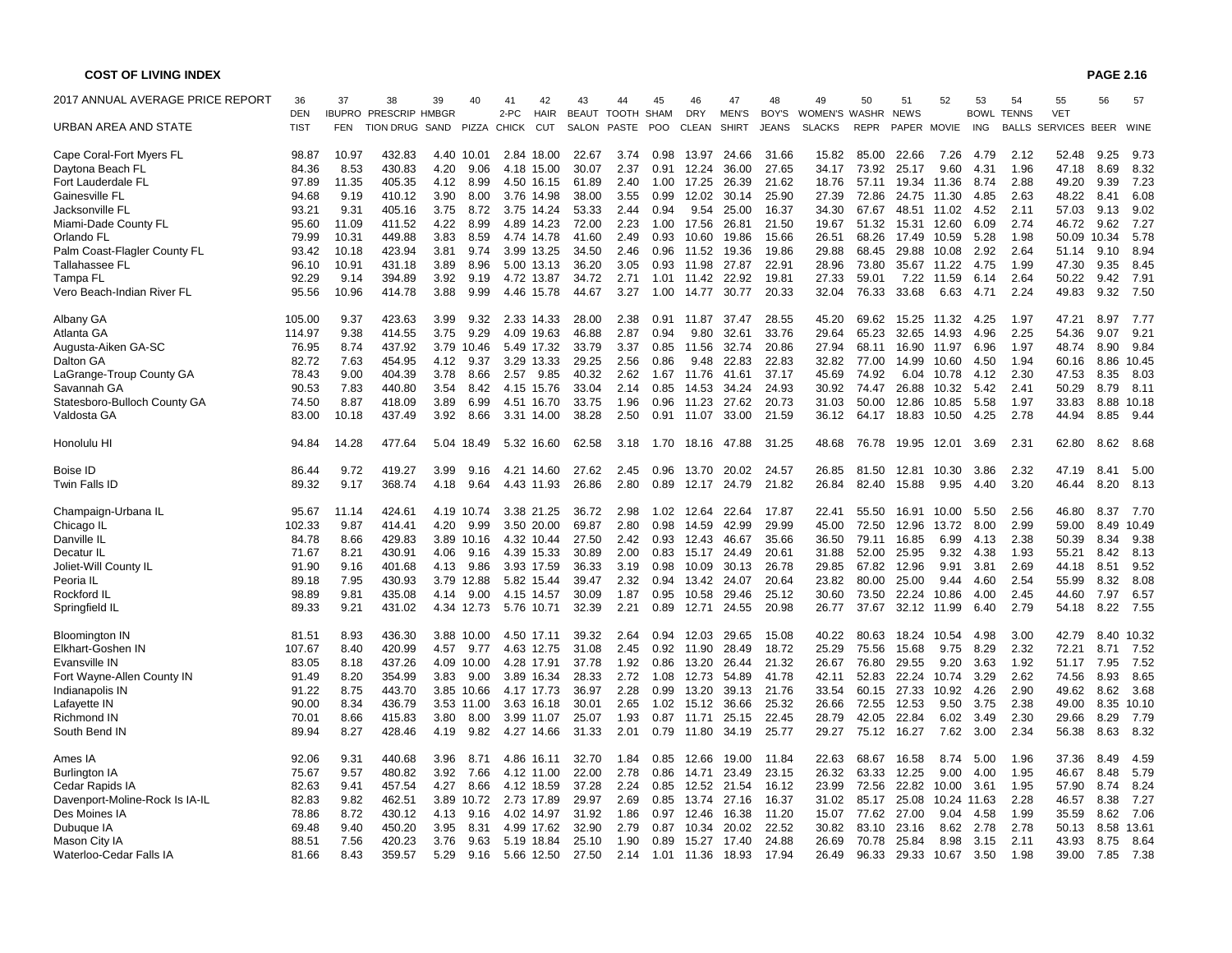**COST OF LIVING INDEX**

| 2017 ANNUAL AVERAGE PRICE REPORT | 36 | 37 | 38 | 39 | 40 | 41 | 42 | 43 | 44 | 45 | 46 | 47 | 48 | 49 | 50 | 51 | 52 | 53 | 54 | 55 | 56 | 57 |
|---|---|---|---|---|---|---|---|---|---|---|---|---|---|---|---|---|---|---|---|---|---|---|
| URBAN AREA AND STATE | DENTIST | IBUPROFEN | PRESCRIPTION DRUG | HMBRG SAND | PIZZA | 2-PC CHICK | HAIR CUT | BEAUT SALON | TOOTH PASTE | SHAMPOO | DRY CLEAN | MEN'S SHIRT | BOY'S JEANS | WOMEN'S SLACKS | WASHR REPR | NEWS PAPER | MOVIE | BOWLING | TENNS BALLS | VET SERVICES | BEER | WINE |
| Cape Coral-Fort Myers FL | 98.87 | 10.97 | 432.83 | 4.40 | 10.01 | 2.84 | 18.00 | 22.67 | 3.74 | 0.98 | 13.97 | 24.66 | 31.66 | 15.82 | 85.00 | 22.66 | 7.26 | 4.79 | 2.12 | 52.48 | 9.25 | 9.73 |
| Daytona Beach FL | 84.36 | 8.53 | 430.83 | 4.20 | 9.06 | 4.18 | 15.00 | 30.07 | 2.37 | 0.91 | 12.24 | 36.00 | 27.65 | 34.17 | 73.92 | 25.17 | 9.60 | 4.31 | 1.96 | 47.18 | 8.69 | 8.32 |
| Fort Lauderdale FL | 97.89 | 11.35 | 405.35 | 4.12 | 8.99 | 4.50 | 16.15 | 61.89 | 2.40 | 1.00 | 17.25 | 26.39 | 21.62 | 18.76 | 57.11 | 19.34 | 11.36 | 8.74 | 2.88 | 49.20 | 9.39 | 7.23 |
| Gainesville FL | 94.68 | 9.19 | 410.12 | 3.90 | 8.00 | 3.76 | 14.98 | 38.00 | 3.55 | 0.99 | 12.02 | 30.14 | 25.90 | 27.39 | 72.86 | 24.75 | 11.30 | 4.85 | 2.63 | 48.22 | 8.41 | 6.08 |
| Jacksonville FL | 93.21 | 9.31 | 405.16 | 3.75 | 8.72 | 3.75 | 14.24 | 53.33 | 2.44 | 0.94 | 9.54 | 25.00 | 16.37 | 34.30 | 67.67 | 48.51 | 11.02 | 4.52 | 2.11 | 57.03 | 9.13 | 9.02 |
| Miami-Dade County FL | 95.60 | 11.09 | 411.52 | 4.22 | 8.99 | 4.89 | 14.23 | 72.00 | 2.23 | 1.00 | 17.56 | 26.81 | 21.50 | 19.67 | 51.32 | 15.31 | 12.60 | 6.09 | 2.74 | 46.72 | 9.62 | 7.27 |
| Orlando FL | 79.99 | 10.31 | 449.88 | 3.83 | 8.59 | 4.74 | 14.78 | 41.60 | 2.49 | 0.93 | 10.60 | 19.86 | 15.66 | 26.51 | 68.26 | 17.49 | 10.59 | 5.28 | 1.98 | 50.09 | 10.34 | 5.78 |
| Palm Coast-Flagler County FL | 93.42 | 10.18 | 423.94 | 3.81 | 9.74 | 3.99 | 13.25 | 34.50 | 2.46 | 0.96 | 11.52 | 19.36 | 19.86 | 29.88 | 68.45 | 29.88 | 10.08 | 2.92 | 2.64 | 51.14 | 9.10 | 8.94 |
| Tallahassee FL | 96.10 | 10.91 | 431.18 | 3.89 | 8.96 | 5.00 | 13.13 | 36.20 | 3.05 | 0.93 | 11.98 | 27.87 | 22.91 | 28.96 | 73.80 | 35.67 | 11.22 | 4.75 | 1.99 | 47.30 | 9.35 | 8.45 |
| Tampa FL | 92.29 | 9.14 | 394.89 | 3.92 | 9.19 | 4.72 | 13.87 | 34.72 | 2.71 | 1.01 | 11.42 | 22.92 | 19.81 | 27.33 | 59.01 | 7.22 | 11.59 | 6.14 | 2.64 | 50.22 | 9.42 | 7.91 |
| Vero Beach-Indian River FL | 95.56 | 10.96 | 414.78 | 3.88 | 9.99 | 4.46 | 15.78 | 44.67 | 3.27 | 1.00 | 14.77 | 30.77 | 20.33 | 32.04 | 76.33 | 33.68 | 6.63 | 4.71 | 2.24 | 49.83 | 9.32 | 7.50 |
| Albany GA | 105.00 | 9.37 | 423.63 | 3.99 | 9.32 | 2.33 | 14.33 | 28.00 | 2.38 | 0.91 | 11.87 | 37.47 | 28.55 | 45.20 | 69.62 | 15.25 | 11.32 | 4.25 | 1.97 | 47.21 | 8.97 | 7.77 |
| Atlanta GA | 114.97 | 9.38 | 414.55 | 3.75 | 9.29 | 4.09 | 19.63 | 46.88 | 2.87 | 0.94 | 9.80 | 32.61 | 33.76 | 29.64 | 65.23 | 32.65 | 14.93 | 4.96 | 2.25 | 54.36 | 9.07 | 9.21 |
| Augusta-Aiken GA-SC | 76.95 | 8.74 | 437.92 | 3.79 | 10.46 | 5.49 | 17.32 | 33.79 | 3.37 | 0.85 | 11.56 | 32.74 | 20.86 | 27.94 | 68.11 | 16.90 | 11.97 | 6.96 | 1.97 | 48.74 | 8.90 | 9.84 |
| Dalton GA | 82.72 | 7.63 | 454.95 | 4.12 | 9.37 | 3.29 | 13.33 | 29.25 | 2.56 | 0.86 | 9.48 | 22.83 | 22.83 | 32.82 | 77.00 | 14.99 | 10.60 | 4.50 | 1.94 | 60.16 | 8.86 | 10.45 |
| LaGrange-Troup County GA | 78.43 | 9.00 | 404.39 | 3.78 | 8.66 | 2.57 | 9.85 | 40.32 | 2.62 | 1.67 | 11.76 | 41.61 | 37.17 | 45.69 | 74.92 | 6.04 | 10.78 | 4.12 | 2.30 | 47.53 | 8.35 | 8.03 |
| Savannah GA | 90.53 | 7.83 | 440.80 | 3.54 | 8.42 | 4.15 | 15.76 | 33.04 | 2.14 | 0.85 | 14.53 | 34.24 | 24.93 | 30.92 | 74.47 | 26.88 | 10.32 | 5.42 | 2.41 | 50.29 | 8.79 | 8.11 |
| Statesboro-Bulloch County GA | 74.50 | 8.87 | 418.09 | 3.89 | 6.99 | 4.51 | 16.70 | 33.75 | 1.96 | 0.96 | 11.23 | 27.62 | 20.73 | 31.03 | 50.00 | 12.86 | 10.85 | 5.58 | 1.97 | 33.83 | 8.88 | 10.18 |
| Valdosta GA | 83.00 | 10.18 | 437.49 | 3.92 | 8.66 | 3.31 | 14.00 | 38.28 | 2.50 | 0.91 | 11.07 | 33.00 | 21.59 | 36.12 | 64.17 | 18.83 | 10.50 | 4.25 | 2.78 | 44.94 | 8.85 | 9.44 |
| Honolulu HI | 94.84 | 14.28 | 477.64 | 5.04 | 18.49 | 5.32 | 16.60 | 62.58 | 3.18 | 1.70 | 18.16 | 47.88 | 31.25 | 48.68 | 76.78 | 19.95 | 12.01 | 3.69 | 2.31 | 62.80 | 8.62 | 8.68 |
| Boise ID | 86.44 | 9.72 | 419.27 | 3.99 | 9.16 | 4.21 | 14.60 | 27.62 | 2.45 | 0.96 | 13.70 | 20.02 | 24.57 | 26.85 | 81.50 | 12.81 | 10.30 | 3.86 | 2.32 | 47.19 | 8.41 | 5.00 |
| Twin Falls ID | 89.32 | 9.17 | 368.74 | 4.18 | 9.64 | 4.43 | 11.93 | 26.86 | 2.80 | 0.89 | 12.17 | 24.79 | 21.82 | 26.84 | 82.40 | 15.88 | 9.95 | 4.40 | 3.20 | 46.44 | 8.20 | 8.13 |
| Champaign-Urbana IL | 95.67 | 11.14 | 424.61 | 4.19 | 10.74 | 3.38 | 21.25 | 36.72 | 2.98 | 1.02 | 12.64 | 22.64 | 17.87 | 22.41 | 55.50 | 16.91 | 10.00 | 5.50 | 2.56 | 46.80 | 8.37 | 7.70 |
| Chicago IL | 102.33 | 9.87 | 414.41 | 4.20 | 9.99 | 3.50 | 20.00 | 69.87 | 2.80 | 0.98 | 14.59 | 42.99 | 29.99 | 45.00 | 72.50 | 12.96 | 13.72 | 8.00 | 2.99 | 59.00 | 8.49 | 10.49 |
| Danville IL | 84.78 | 8.66 | 429.83 | 3.89 | 10.16 | 4.32 | 10.44 | 27.50 | 2.42 | 0.93 | 12.43 | 46.67 | 35.66 | 36.50 | 79.11 | 16.85 | 6.99 | 4.13 | 2.38 | 50.39 | 8.34 | 9.38 |
| Decatur IL | 71.67 | 8.21 | 430.91 | 4.06 | 9.16 | 4.39 | 15.33 | 30.89 | 2.00 | 0.83 | 15.17 | 24.49 | 20.61 | 31.88 | 52.00 | 25.95 | 9.32 | 4.38 | 1.93 | 55.21 | 8.42 | 8.13 |
| Joliet-Will County IL | 91.90 | 9.16 | 401.68 | 4.13 | 9.86 | 3.93 | 17.59 | 36.33 | 3.19 | 0.98 | 10.09 | 30.13 | 26.78 | 29.85 | 67.82 | 12.96 | 9.91 | 3.81 | 2.69 | 44.18 | 8.51 | 9.52 |
| Peoria IL | 89.18 | 7.95 | 430.93 | 3.79 | 12.88 | 5.82 | 15.44 | 39.47 | 2.32 | 0.94 | 13.42 | 24.07 | 20.64 | 23.82 | 80.00 | 25.00 | 9.44 | 4.60 | 2.54 | 55.99 | 8.32 | 8.08 |
| Rockford IL | 98.89 | 9.81 | 435.08 | 4.14 | 9.00 | 4.15 | 14.57 | 30.09 | 1.87 | 0.95 | 10.58 | 29.46 | 25.12 | 30.60 | 73.50 | 22.24 | 10.86 | 4.00 | 2.45 | 44.60 | 7.97 | 6.57 |
| Springfield IL | 89.33 | 9.21 | 431.02 | 4.34 | 12.73 | 5.76 | 10.71 | 32.39 | 2.21 | 0.89 | 12.71 | 24.55 | 20.98 | 26.77 | 37.67 | 32.12 | 11.99 | 6.40 | 2.79 | 54.18 | 8.22 | 7.55 |
| Bloomington IN | 81.51 | 8.93 | 436.30 | 3.88 | 10.00 | 4.50 | 17.11 | 39.32 | 2.64 | 0.94 | 12.03 | 29.65 | 15.08 | 40.22 | 80.63 | 18.24 | 10.54 | 4.98 | 3.00 | 42.79 | 8.40 | 10.32 |
| Elkhart-Goshen IN | 107.67 | 8.40 | 420.99 | 4.57 | 9.77 | 4.63 | 12.75 | 31.08 | 2.45 | 0.92 | 11.90 | 28.49 | 18.72 | 25.29 | 75.56 | 15.68 | 9.75 | 8.29 | 2.32 | 72.21 | 8.71 | 7.52 |
| Evansville IN | 83.05 | 8.18 | 437.26 | 4.09 | 10.00 | 4.28 | 17.91 | 37.78 | 1.92 | 0.86 | 13.20 | 26.44 | 21.32 | 26.67 | 76.80 | 29.55 | 9.20 | 3.63 | 1.92 | 51.17 | 7.95 | 7.52 |
| Fort Wayne-Allen County IN | 91.49 | 8.20 | 354.99 | 3.83 | 9.00 | 3.89 | 16.34 | 28.33 | 2.72 | 1.08 | 12.73 | 54.89 | 41.78 | 42.11 | 52.83 | 22.24 | 10.74 | 3.29 | 2.62 | 74.56 | 8.93 | 8.65 |
| Indianapolis IN | 91.22 | 8.75 | 443.70 | 3.85 | 10.66 | 4.17 | 17.73 | 36.97 | 2.28 | 0.99 | 13.20 | 39.13 | 21.76 | 33.54 | 60.15 | 27.33 | 10.92 | 4.26 | 2.90 | 49.62 | 8.62 | 3.68 |
| Lafayette IN | 90.00 | 8.34 | 436.79 | 3.53 | 11.00 | 3.63 | 16.18 | 30.01 | 2.65 | 1.02 | 15.12 | 36.66 | 25.32 | 26.66 | 72.55 | 12.53 | 9.50 | 3.75 | 2.38 | 49.00 | 8.35 | 10.10 |
| Richmond IN | 70.01 | 8.66 | 415.83 | 3.80 | 8.00 | 3.99 | 11.07 | 25.07 | 1.93 | 0.87 | 11.71 | 25.15 | 22.45 | 28.79 | 42.05 | 22.84 | 6.02 | 3.49 | 2.30 | 29.66 | 8.29 | 7.79 |
| South Bend IN | 89.94 | 8.27 | 428.46 | 4.19 | 9.82 | 4.27 | 14.66 | 31.33 | 2.01 | 0.79 | 11.80 | 34.19 | 25.77 | 29.27 | 75.12 | 16.27 | 7.62 | 3.00 | 2.34 | 56.38 | 8.63 | 8.32 |
| Ames IA | 92.06 | 9.31 | 440.68 | 3.96 | 8.71 | 4.86 | 16.11 | 32.70 | 1.84 | 0.85 | 12.66 | 19.00 | 11.84 | 22.63 | 68.67 | 16.58 | 8.74 | 5.00 | 1.96 | 37.36 | 8.49 | 4.59 |
| Burlington IA | 75.67 | 9.57 | 480.82 | 3.92 | 7.66 | 4.12 | 11.00 | 22.00 | 2.78 | 0.86 | 14.71 | 23.49 | 23.15 | 26.32 | 63.33 | 12.25 | 9.00 | 4.00 | 1.95 | 46.67 | 8.48 | 5.79 |
| Cedar Rapids IA | 82.63 | 9.41 | 457.54 | 4.27 | 8.66 | 4.12 | 18.59 | 37.28 | 2.24 | 0.85 | 12.52 | 21.54 | 16.12 | 23.99 | 72.56 | 22.82 | 10.00 | 3.61 | 1.95 | 57.90 | 8.74 | 8.24 |
| Davenport-Moline-Rock Is IA-IL | 82.83 | 9.82 | 462.51 | 3.89 | 10.72 | 2.73 | 17.89 | 29.97 | 2.69 | 0.85 | 13.74 | 27.16 | 16.37 | 31.02 | 85.17 | 25.08 | 10.24 | 11.63 | 2.28 | 46.57 | 8.38 | 7.27 |
| Des Moines IA | 78.86 | 8.72 | 430.12 | 4.13 | 9.16 | 4.02 | 14.97 | 31.92 | 1.86 | 0.97 | 12.46 | 16.38 | 11.20 | 15.07 | 77.62 | 27.00 | 9.04 | 4.58 | 1.99 | 35.59 | 8.62 | 7.06 |
| Dubuque IA | 69.48 | 9.40 | 450.20 | 3.95 | 8.31 | 4.99 | 17.62 | 32.90 | 2.79 | 0.87 | 10.34 | 20.02 | 22.52 | 30.82 | 83.10 | 23.16 | 8.62 | 2.78 | 2.78 | 50.13 | 8.58 | 13.61 |
| Mason City IA | 88.51 | 7.56 | 420.23 | 3.76 | 9.63 | 5.19 | 18.84 | 25.10 | 1.90 | 0.89 | 15.27 | 17.40 | 24.88 | 26.69 | 70.78 | 25.84 | 8.98 | 3.15 | 2.11 | 43.93 | 8.75 | 8.64 |
| Waterloo-Cedar Falls IA | 81.66 | 8.43 | 359.57 | 5.29 | 9.16 | 5.66 | 12.50 | 27.50 | 2.14 | 1.01 | 11.36 | 18.93 | 17.94 | 26.49 | 96.33 | 29.33 | 10.67 | 3.50 | 1.98 | 39.00 | 7.85 | 7.38 |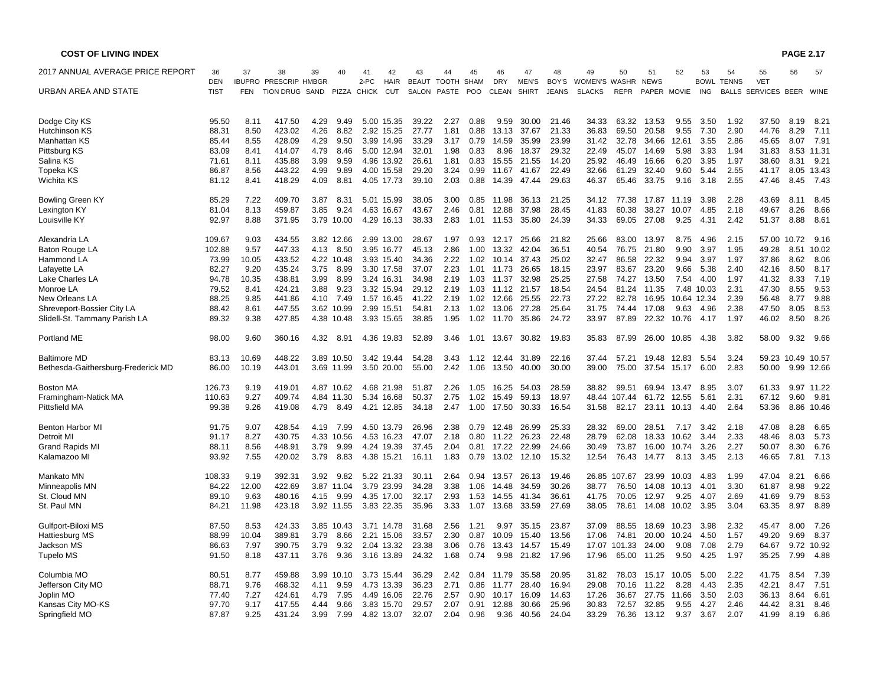**COST OF LIVING INDEX**

| 2017 ANNUAL AVERAGE PRICE REPORT URBAN AREA AND STATE | 36 DENTIST | 37 IBUPROFEN | 38 PRESCRIPTION DRUG | 39 HMBGR SAND | 40 PIZZA | 41 2-PC CHICK | 42 HAIR CUT | 43 BEAUT SALON | 44 TOOTH PASTE | 45 SHAMPOO | 46 DRY CLEAN | 47 MEN'S SHIRT | 48 BOY'S JEANS | 49 WOMEN'S SLACKS | 50 WASHR REPR | 51 NEWS PAPER | 52 MOVIE | 53 BOWLING | 54 TENNS BALLS | 55 VET SERVICES | 56 BEER | 57 WINE |
|---|---|---|---|---|---|---|---|---|---|---|---|---|---|---|---|---|---|---|---|---|---|---|
| Dodge City KS | 95.50 | 8.11 | 417.50 | 4.29 | 9.49 | 5.00 | 15.35 | 39.22 | 2.27 | 0.88 | 9.59 | 30.00 | 21.46 | 34.33 | 63.32 | 13.53 | 9.55 | 3.50 | 1.92 | 37.50 | 8.19 | 8.21 |
| Hutchinson KS | 88.31 | 8.50 | 423.02 | 4.26 | 8.82 | 2.92 | 15.25 | 27.77 | 1.81 | 0.88 | 13.13 | 37.67 | 21.33 | 36.83 | 69.50 | 20.58 | 9.55 | 7.30 | 2.90 | 44.76 | 8.29 | 7.11 |
| Manhattan KS | 85.44 | 8.55 | 428.09 | 4.29 | 9.50 | 3.99 | 14.96 | 33.29 | 3.17 | 0.79 | 14.59 | 35.99 | 23.99 | 31.42 | 32.78 | 34.66 | 12.61 | 3.55 | 2.86 | 45.65 | 8.07 | 7.91 |
| Pittsburg KS | 83.09 | 8.41 | 414.07 | 4.79 | 8.46 | 5.00 | 12.94 | 32.01 | 1.98 | 0.83 | 8.96 | 18.37 | 29.32 | 22.49 | 45.07 | 14.69 | 5.98 | 3.93 | 1.94 | 31.83 | 8.53 | 11.31 |
| Salina KS | 71.61 | 8.11 | 435.88 | 3.99 | 9.59 | 4.96 | 13.92 | 26.61 | 1.81 | 0.83 | 15.55 | 21.55 | 14.20 | 25.92 | 46.49 | 16.66 | 6.20 | 3.95 | 1.97 | 38.60 | 8.31 | 9.21 |
| Topeka KS | 86.87 | 8.56 | 443.22 | 4.99 | 9.89 | 4.00 | 15.58 | 29.20 | 3.24 | 0.99 | 11.67 | 41.67 | 22.49 | 32.66 | 61.29 | 32.40 | 9.60 | 5.44 | 2.55 | 41.17 | 8.05 | 13.43 |
| Wichita KS | 81.12 | 8.41 | 418.29 | 4.09 | 8.81 | 4.05 | 17.73 | 39.10 | 2.03 | 0.88 | 14.39 | 47.44 | 29.63 | 46.37 | 65.46 | 33.75 | 9.16 | 3.18 | 2.55 | 47.46 | 8.45 | 7.43 |
| Bowling Green KY | 85.29 | 7.22 | 409.70 | 3.87 | 8.31 | 5.01 | 15.99 | 38.05 | 3.00 | 0.85 | 11.98 | 36.13 | 21.25 | 34.12 | 77.38 | 17.87 | 11.19 | 3.98 | 2.28 | 43.69 | 8.11 | 8.45 |
| Lexington KY | 81.04 | 8.13 | 459.87 | 3.85 | 9.24 | 4.63 | 16.67 | 43.67 | 2.46 | 0.81 | 12.88 | 37.98 | 28.45 | 41.83 | 60.38 | 38.27 | 10.07 | 4.85 | 2.18 | 49.67 | 8.26 | 8.66 |
| Louisville KY | 92.97 | 8.88 | 371.95 | 3.79 | 10.00 | 4.29 | 16.13 | 38.33 | 2.83 | 1.01 | 11.53 | 35.80 | 24.39 | 34.33 | 69.05 | 27.08 | 9.25 | 4.31 | 2.42 | 51.37 | 8.88 | 8.61 |
| Alexandria LA | 109.67 | 9.03 | 434.55 | 3.82 | 12.66 | 2.99 | 13.00 | 28.67 | 1.97 | 0.93 | 12.17 | 25.66 | 21.82 | 25.66 | 83.00 | 13.97 | 8.75 | 4.96 | 2.15 | 57.00 | 10.72 | 9.16 |
| Baton Rouge LA | 102.88 | 9.57 | 447.33 | 4.13 | 8.50 | 3.95 | 16.77 | 45.13 | 2.86 | 1.00 | 13.32 | 42.04 | 36.51 | 40.54 | 76.75 | 21.80 | 9.90 | 3.97 | 1.95 | 49.28 | 8.51 | 10.02 |
| Hammond LA | 73.99 | 10.05 | 433.52 | 4.22 | 10.48 | 3.93 | 15.40 | 34.36 | 2.22 | 1.02 | 10.14 | 37.43 | 25.02 | 32.47 | 86.58 | 22.32 | 9.94 | 3.97 | 1.97 | 37.86 | 8.62 | 8.06 |
| Lafayette LA | 82.27 | 9.20 | 435.24 | 3.75 | 8.99 | 3.30 | 17.58 | 37.07 | 2.23 | 1.01 | 11.73 | 26.65 | 18.15 | 23.97 | 83.67 | 23.20 | 9.66 | 5.38 | 2.40 | 42.16 | 8.50 | 8.17 |
| Lake Charles LA | 94.78 | 10.35 | 438.81 | 3.99 | 8.99 | 3.24 | 16.31 | 34.98 | 2.19 | 1.03 | 11.37 | 32.98 | 25.25 | 27.58 | 74.27 | 13.50 | 7.54 | 4.00 | 1.97 | 41.32 | 8.33 | 7.19 |
| Monroe LA | 79.52 | 8.41 | 424.21 | 3.88 | 9.23 | 3.32 | 15.94 | 29.12 | 2.19 | 1.03 | 11.12 | 21.57 | 18.54 | 24.54 | 81.24 | 11.35 | 7.48 | 10.03 | 2.31 | 47.30 | 8.55 | 9.53 |
| New Orleans LA | 88.25 | 9.85 | 441.86 | 4.10 | 7.49 | 1.57 | 16.45 | 41.22 | 2.19 | 1.02 | 12.66 | 25.55 | 22.73 | 27.22 | 82.78 | 16.95 | 10.64 | 12.34 | 2.39 | 56.48 | 8.77 | 9.88 |
| Shreveport-Bossier City LA | 88.42 | 8.61 | 447.55 | 3.62 | 10.99 | 2.99 | 15.51 | 54.81 | 2.13 | 1.02 | 13.06 | 27.28 | 25.64 | 31.75 | 74.44 | 17.08 | 9.63 | 4.96 | 2.38 | 47.50 | 8.05 | 8.53 |
| Slidell-St. Tammany Parish LA | 89.32 | 9.38 | 427.85 | 4.38 | 10.48 | 3.93 | 15.65 | 38.85 | 1.95 | 1.02 | 11.70 | 35.86 | 24.72 | 33.97 | 87.89 | 22.32 | 10.76 | 4.17 | 1.97 | 46.02 | 8.50 | 8.26 |
| Portland ME | 98.00 | 9.60 | 360.16 | 4.32 | 8.91 | 4.36 | 19.83 | 52.89 | 3.46 | 1.01 | 13.67 | 30.82 | 19.83 | 35.83 | 87.99 | 26.00 | 10.85 | 4.38 | 3.82 | 58.00 | 9.32 | 9.66 |
| Baltimore MD | 83.13 | 10.69 | 448.22 | 3.89 | 10.50 | 3.42 | 19.44 | 54.28 | 3.43 | 1.12 | 12.44 | 31.89 | 22.16 | 37.44 | 57.21 | 19.48 | 12.83 | 5.54 | 3.24 | 59.23 | 10.49 | 10.57 |
| Bethesda-Gaithersburg-Frederick MD | 86.00 | 10.19 | 443.01 | 3.69 | 11.99 | 3.50 | 20.00 | 55.00 | 2.42 | 1.06 | 13.50 | 40.00 | 30.00 | 39.00 | 75.00 | 37.54 | 15.17 | 6.00 | 2.83 | 50.00 | 9.99 | 12.66 |
| Boston MA | 126.73 | 9.19 | 419.01 | 4.87 | 10.62 | 4.68 | 21.98 | 51.87 | 2.26 | 1.05 | 16.25 | 54.03 | 28.59 | 38.82 | 99.51 | 69.94 | 13.47 | 8.95 | 3.07 | 61.33 | 9.97 | 11.22 |
| Framingham-Natick MA | 110.63 | 9.27 | 409.74 | 4.84 | 11.30 | 5.34 | 16.68 | 50.37 | 2.75 | 1.02 | 15.49 | 59.13 | 18.97 | 48.44 | 107.44 | 61.72 | 12.55 | 5.61 | 2.31 | 67.12 | 9.60 | 9.81 |
| Pittsfield MA | 99.38 | 9.26 | 419.08 | 4.79 | 8.49 | 4.21 | 12.85 | 34.18 | 2.47 | 1.00 | 17.50 | 30.33 | 16.54 | 31.58 | 82.17 | 23.11 | 10.13 | 4.40 | 2.64 | 53.36 | 8.86 | 10.46 |
| Benton Harbor MI | 91.75 | 9.07 | 428.54 | 4.19 | 7.99 | 4.50 | 13.79 | 26.96 | 2.38 | 0.79 | 12.48 | 26.99 | 25.33 | 28.32 | 69.00 | 28.51 | 7.17 | 3.42 | 2.18 | 47.08 | 8.28 | 6.65 |
| Detroit MI | 91.17 | 8.27 | 430.75 | 4.33 | 10.56 | 4.53 | 16.23 | 47.07 | 2.18 | 0.80 | 11.22 | 26.23 | 22.48 | 28.79 | 62.08 | 18.33 | 10.62 | 3.44 | 2.33 | 48.46 | 8.03 | 5.73 |
| Grand Rapids MI | 88.11 | 8.56 | 448.91 | 3.79 | 9.99 | 4.24 | 19.39 | 37.45 | 2.04 | 0.81 | 17.22 | 22.99 | 24.66 | 30.49 | 73.87 | 16.00 | 10.74 | 3.26 | 2.27 | 50.07 | 8.30 | 6.76 |
| Kalamazoo MI | 93.92 | 7.55 | 420.02 | 3.79 | 8.83 | 4.38 | 15.21 | 16.11 | 1.83 | 0.79 | 13.02 | 12.10 | 15.32 | 12.54 | 76.43 | 14.77 | 8.13 | 3.45 | 2.13 | 46.65 | 7.81 | 7.13 |
| Mankato MN | 108.33 | 9.19 | 392.31 | 3.92 | 9.82 | 5.22 | 21.33 | 30.11 | 2.64 | 0.94 | 13.57 | 26.13 | 19.46 | 26.85 | 107.67 | 23.99 | 10.03 | 4.83 | 1.99 | 47.04 | 8.21 | 6.66 |
| Minneapolis MN | 84.22 | 12.00 | 422.69 | 3.87 | 11.04 | 3.79 | 23.99 | 34.28 | 3.38 | 1.06 | 14.48 | 34.59 | 30.26 | 38.77 | 76.50 | 14.08 | 10.13 | 4.01 | 3.30 | 61.87 | 8.98 | 9.22 |
| St. Cloud MN | 89.10 | 9.63 | 480.16 | 4.15 | 9.99 | 4.35 | 17.00 | 32.17 | 2.93 | 1.53 | 14.55 | 41.34 | 36.61 | 41.75 | 70.05 | 12.97 | 9.25 | 4.07 | 2.69 | 41.69 | 9.79 | 8.53 |
| St. Paul MN | 84.21 | 11.98 | 423.18 | 3.92 | 11.55 | 3.83 | 22.35 | 35.96 | 3.33 | 1.07 | 13.68 | 33.59 | 27.69 | 38.05 | 78.61 | 14.08 | 10.02 | 3.95 | 3.04 | 63.35 | 8.97 | 8.89 |
| Gulfport-Biloxi MS | 87.50 | 8.53 | 424.33 | 3.85 | 10.43 | 3.71 | 14.78 | 31.68 | 2.56 | 1.21 | 9.97 | 35.15 | 23.87 | 37.09 | 88.55 | 18.69 | 10.23 | 3.98 | 2.32 | 45.47 | 8.00 | 7.26 |
| Hattiesburg MS | 88.99 | 10.04 | 389.81 | 3.79 | 8.66 | 2.21 | 15.06 | 33.57 | 2.30 | 0.87 | 10.09 | 15.40 | 13.56 | 17.06 | 74.81 | 20.00 | 10.24 | 4.50 | 1.57 | 49.20 | 9.69 | 8.37 |
| Jackson MS | 86.63 | 7.97 | 390.75 | 3.79 | 9.32 | 2.04 | 13.32 | 23.38 | 3.06 | 0.76 | 13.43 | 14.57 | 15.49 | 17.07 | 101.33 | 24.00 | 9.08 | 7.08 | 2.79 | 64.67 | 9.72 | 10.92 |
| Tupelo MS | 91.50 | 8.18 | 437.11 | 3.76 | 9.36 | 3.16 | 13.89 | 24.32 | 1.68 | 0.74 | 9.98 | 21.82 | 17.96 | 17.96 | 65.00 | 11.25 | 9.50 | 4.25 | 1.97 | 35.25 | 7.99 | 4.88 |
| Columbia MO | 80.51 | 8.77 | 459.88 | 3.99 | 10.10 | 3.73 | 15.44 | 36.29 | 2.42 | 0.84 | 11.79 | 35.58 | 20.95 | 31.82 | 78.03 | 15.17 | 10.05 | 5.00 | 2.22 | 41.75 | 8.54 | 7.39 |
| Jefferson City MO | 88.71 | 9.76 | 468.32 | 4.11 | 9.59 | 4.73 | 13.39 | 36.23 | 2.71 | 0.86 | 11.77 | 28.40 | 16.94 | 29.08 | 70.16 | 11.22 | 8.28 | 4.43 | 2.35 | 42.21 | 8.47 | 7.51 |
| Joplin MO | 77.40 | 7.27 | 424.61 | 4.79 | 7.95 | 4.49 | 16.06 | 22.76 | 2.57 | 0.90 | 10.17 | 16.09 | 14.63 | 17.26 | 36.67 | 27.75 | 11.66 | 3.50 | 2.03 | 36.13 | 8.64 | 6.61 |
| Kansas City MO-KS | 97.70 | 9.17 | 417.55 | 4.44 | 9.66 | 3.83 | 15.70 | 29.57 | 2.07 | 0.91 | 12.88 | 30.66 | 25.96 | 30.83 | 72.57 | 32.85 | 9.55 | 4.27 | 2.46 | 44.42 | 8.31 | 8.46 |
| Springfield MO | 87.87 | 9.25 | 431.24 | 3.99 | 7.99 | 4.82 | 13.07 | 32.07 | 2.04 | 0.96 | 9.36 | 40.56 | 24.04 | 33.29 | 76.36 | 13.12 | 9.37 | 3.67 | 2.07 | 41.99 | 8.19 | 6.86 |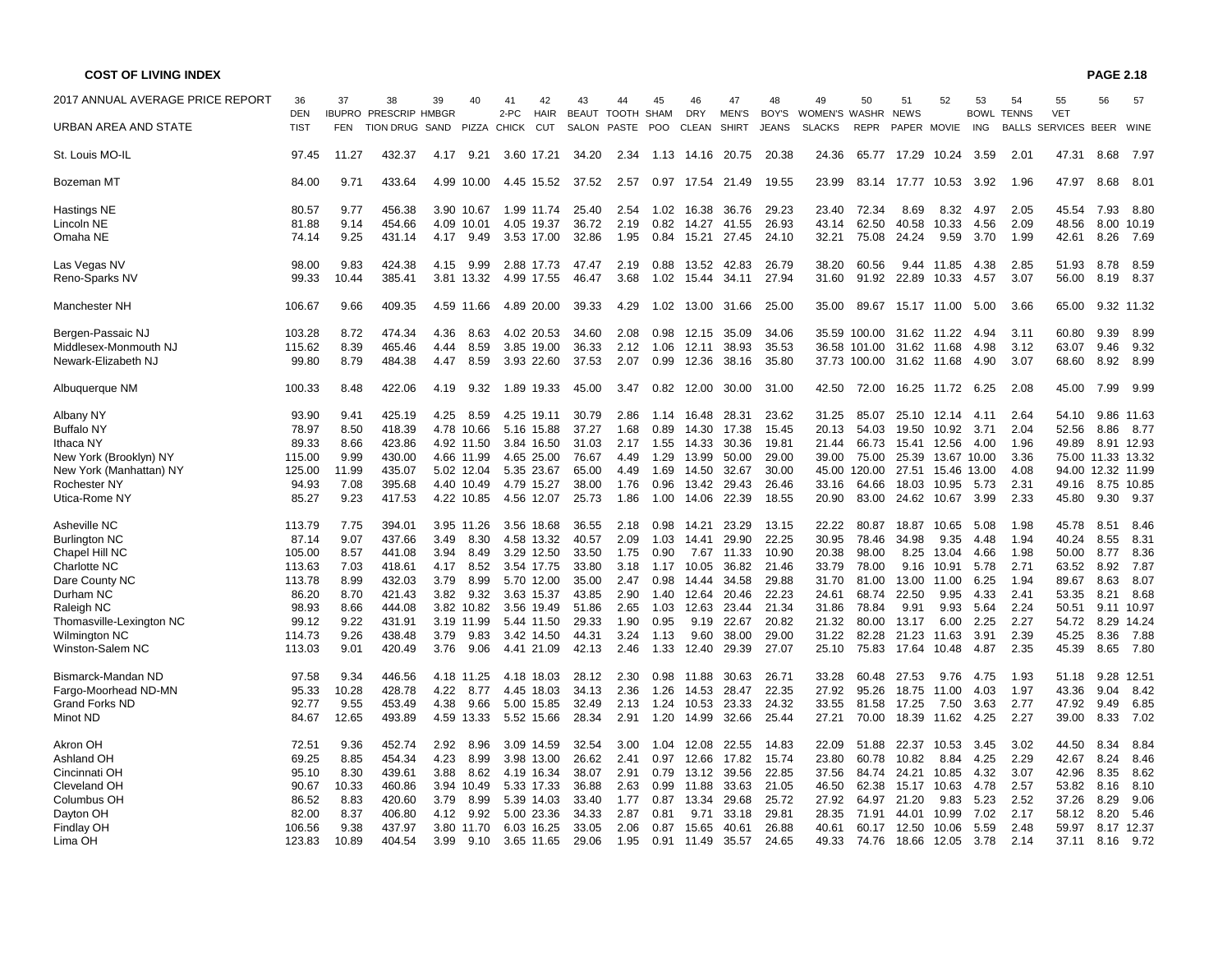**COST OF LIVING INDEX**

| 2017 ANNUAL AVERAGE PRICE REPORT<br>URBAN AREA AND STATE | 36<br>DENTIST | 37<br>IBUPROFEN | 38<br>PRESCRIPTION DRUG | 39<br>HMBGR SAND | 40<br>PIZZA | 41<br>2-PC CHICK | 42<br>HAIR CUT | 43<br>BEAUT SALON | 44<br>TOOTH PASTE | 45<br>SHAMPOO | 46<br>DRY CLEAN | 47<br>MEN'S SHIRT | 48<br>BOY'S JEANS | 49<br>WOMEN'S SLACKS | 50<br>WASHR REPR | 51<br>NEWS PAPER | 52<br>MOVIE | 53<br>BOWLING | 54<br>TENNS BALLS | 55<br>VET SERVICES | 56<br>BEER | 57<br>WINE |
|---|---|---|---|---|---|---|---|---|---|---|---|---|---|---|---|---|---|---|---|---|---|---|
| St. Louis MO-IL | 97.45 | 11.27 | 432.37 | 4.17 | 9.21 | 3.60 | 17.21 | 34.20 | 2.34 | 1.13 | 14.16 | 20.75 | 20.38 | 24.36 | 65.77 | 17.29 | 10.24 | 3.59 | 2.01 | 47.31 | 8.68 | 7.97 |
| Bozeman MT | 84.00 | 9.71 | 433.64 | 4.99 | 10.00 | 4.45 | 15.52 | 37.52 | 2.57 | 0.97 | 17.54 | 21.49 | 19.55 | 23.99 | 83.14 | 17.77 | 10.53 | 3.92 | 1.96 | 47.97 | 8.68 | 8.01 |
| Hastings NE | 80.57 | 9.77 | 456.38 | 3.90 | 10.67 | 1.99 | 11.74 | 25.40 | 2.54 | 1.02 | 16.38 | 36.76 | 29.23 | 23.40 | 72.34 | 8.69 | 8.32 | 4.97 | 2.05 | 45.54 | 7.93 | 8.80 |
| Lincoln NE | 81.88 | 9.14 | 454.66 | 4.09 | 10.01 | 4.05 | 19.37 | 36.72 | 2.19 | 0.82 | 14.27 | 41.55 | 26.93 | 43.14 | 62.50 | 40.58 | 10.33 | 4.56 | 2.09 | 48.56 | 8.00 | 10.19 |
| Omaha NE | 74.14 | 9.25 | 431.14 | 4.17 | 9.49 | 3.53 | 17.00 | 32.86 | 1.95 | 0.84 | 15.21 | 27.45 | 24.10 | 32.21 | 75.08 | 24.24 | 9.59 | 3.70 | 1.99 | 42.61 | 8.26 | 7.69 |
| Las Vegas NV | 98.00 | 9.83 | 424.38 | 4.15 | 9.99 | 2.88 | 17.73 | 47.47 | 2.19 | 0.88 | 13.52 | 42.83 | 26.79 | 38.20 | 60.56 | 9.44 | 11.85 | 4.38 | 2.85 | 51.93 | 8.78 | 8.59 |
| Reno-Sparks NV | 99.33 | 10.44 | 385.41 | 3.81 | 13.32 | 4.99 | 17.55 | 46.47 | 3.68 | 1.02 | 15.44 | 34.11 | 27.94 | 31.60 | 91.92 | 22.89 | 10.33 | 4.57 | 3.07 | 56.00 | 8.19 | 8.37 |
| Manchester NH | 106.67 | 9.66 | 409.35 | 4.59 | 11.66 | 4.89 | 20.00 | 39.33 | 4.29 | 1.02 | 13.00 | 31.66 | 25.00 | 35.00 | 89.67 | 15.17 | 11.00 | 5.00 | 3.66 | 65.00 | 9.32 | 11.32 |
| Bergen-Passaic NJ | 103.28 | 8.72 | 474.34 | 4.36 | 8.63 | 4.02 | 20.53 | 34.60 | 2.08 | 0.98 | 12.15 | 35.09 | 34.06 | 35.59 | 100.00 | 31.62 | 11.22 | 4.94 | 3.11 | 60.80 | 9.39 | 8.99 |
| Middlesex-Monmouth NJ | 115.62 | 8.39 | 465.46 | 4.44 | 8.59 | 3.85 | 19.00 | 36.33 | 2.12 | 1.06 | 12.11 | 38.93 | 35.53 | 36.58 | 101.00 | 31.62 | 11.68 | 4.98 | 3.12 | 63.07 | 9.46 | 9.32 |
| Newark-Elizabeth NJ | 99.80 | 8.79 | 484.38 | 4.47 | 8.59 | 3.93 | 22.60 | 37.53 | 2.07 | 0.99 | 12.36 | 38.16 | 35.80 | 37.73 | 100.00 | 31.62 | 11.68 | 4.90 | 3.07 | 68.60 | 8.92 | 8.99 |
| Albuquerque NM | 100.33 | 8.48 | 422.06 | 4.19 | 9.32 | 1.89 | 19.33 | 45.00 | 3.47 | 0.82 | 12.00 | 30.00 | 31.00 | 42.50 | 72.00 | 16.25 | 11.72 | 6.25 | 2.08 | 45.00 | 7.99 | 9.99 |
| Albany NY | 93.90 | 9.41 | 425.19 | 4.25 | 8.59 | 4.25 | 19.11 | 30.79 | 2.86 | 1.14 | 16.48 | 28.31 | 23.62 | 31.25 | 85.07 | 25.10 | 12.14 | 4.11 | 2.64 | 54.10 | 9.86 | 11.63 |
| Buffalo NY | 78.97 | 8.50 | 418.39 | 4.78 | 10.66 | 5.16 | 15.88 | 37.27 | 1.68 | 0.89 | 14.30 | 17.38 | 15.45 | 20.13 | 54.03 | 19.50 | 10.92 | 3.71 | 2.04 | 52.56 | 8.86 | 8.77 |
| Ithaca NY | 89.33 | 8.66 | 423.86 | 4.92 | 11.50 | 3.84 | 16.50 | 31.03 | 2.17 | 1.55 | 14.33 | 30.36 | 19.81 | 21.44 | 66.73 | 15.41 | 12.56 | 4.00 | 1.96 | 49.89 | 8.91 | 12.93 |
| New York (Brooklyn) NY | 115.00 | 9.99 | 430.00 | 4.66 | 11.99 | 4.65 | 25.00 | 76.67 | 4.49 | 1.29 | 13.99 | 50.00 | 29.00 | 39.00 | 75.00 | 25.39 | 13.67 | 10.00 | 3.36 | 75.00 | 11.33 | 13.32 |
| New York (Manhattan) NY | 125.00 | 11.99 | 435.07 | 5.02 | 12.04 | 5.35 | 23.67 | 65.00 | 4.49 | 1.69 | 14.50 | 32.67 | 30.00 | 45.00 | 120.00 | 27.51 | 15.46 | 13.00 | 4.08 | 94.00 | 12.32 | 11.99 |
| Rochester NY | 94.93 | 7.08 | 395.68 | 4.40 | 10.49 | 4.79 | 15.27 | 38.00 | 1.76 | 0.96 | 13.42 | 29.43 | 26.46 | 33.16 | 64.66 | 18.03 | 10.95 | 5.73 | 2.31 | 49.16 | 8.75 | 10.85 |
| Utica-Rome NY | 85.27 | 9.23 | 417.53 | 4.22 | 10.85 | 4.56 | 12.07 | 25.73 | 1.86 | 1.00 | 14.06 | 22.39 | 18.55 | 20.90 | 83.00 | 24.62 | 10.67 | 3.99 | 2.33 | 45.80 | 9.30 | 9.37 |
| Asheville NC | 113.79 | 7.75 | 394.01 | 3.95 | 11.26 | 3.56 | 18.68 | 36.55 | 2.18 | 0.98 | 14.21 | 23.29 | 13.15 | 22.22 | 80.87 | 18.87 | 10.65 | 5.08 | 1.98 | 45.78 | 8.51 | 8.46 |
| Burlington NC | 87.14 | 9.07 | 437.66 | 3.49 | 8.30 | 4.58 | 13.32 | 40.57 | 2.09 | 1.03 | 14.41 | 29.90 | 22.25 | 30.95 | 78.46 | 34.98 | 9.35 | 4.48 | 1.94 | 40.24 | 8.55 | 8.31 |
| Chapel Hill NC | 105.00 | 8.57 | 441.08 | 3.94 | 8.49 | 3.29 | 12.50 | 33.50 | 1.75 | 0.90 | 7.67 | 11.33 | 10.90 | 20.38 | 98.00 | 8.25 | 13.04 | 4.66 | 1.98 | 50.00 | 8.77 | 8.36 |
| Charlotte NC | 113.63 | 7.03 | 418.61 | 4.17 | 8.52 | 3.54 | 17.75 | 33.80 | 3.18 | 1.17 | 10.05 | 36.82 | 21.46 | 33.79 | 78.00 | 9.16 | 10.91 | 5.78 | 2.71 | 63.52 | 8.92 | 7.87 |
| Dare County NC | 113.78 | 8.99 | 432.03 | 3.79 | 8.99 | 5.70 | 12.00 | 35.00 | 2.47 | 0.98 | 14.44 | 34.58 | 29.88 | 31.70 | 81.00 | 13.00 | 11.00 | 6.25 | 1.94 | 89.67 | 8.63 | 8.07 |
| Durham NC | 86.20 | 8.70 | 421.43 | 3.82 | 9.32 | 3.63 | 15.37 | 43.85 | 2.90 | 1.40 | 12.64 | 20.46 | 22.23 | 24.61 | 68.74 | 22.50 | 9.95 | 4.33 | 2.41 | 53.35 | 8.21 | 8.68 |
| Raleigh NC | 98.93 | 8.66 | 444.08 | 3.82 | 10.82 | 3.56 | 19.49 | 51.86 | 2.65 | 1.03 | 12.63 | 23.44 | 21.34 | 31.86 | 78.84 | 9.91 | 9.93 | 5.64 | 2.24 | 50.51 | 9.11 | 10.97 |
| Thomasville-Lexington NC | 99.12 | 9.22 | 431.91 | 3.19 | 11.99 | 5.44 | 11.50 | 29.33 | 1.90 | 0.95 | 9.19 | 22.67 | 20.82 | 21.32 | 80.00 | 13.17 | 6.00 | 2.25 | 2.27 | 54.72 | 8.29 | 14.24 |
| Wilmington NC | 114.73 | 9.26 | 438.48 | 3.79 | 9.83 | 3.42 | 14.50 | 44.31 | 3.24 | 1.13 | 9.60 | 38.00 | 29.00 | 31.22 | 82.28 | 21.23 | 11.63 | 3.91 | 2.39 | 45.25 | 8.36 | 7.88 |
| Winston-Salem NC | 113.03 | 9.01 | 420.49 | 3.76 | 9.06 | 4.41 | 21.09 | 42.13 | 2.46 | 1.33 | 12.40 | 29.39 | 27.07 | 25.10 | 75.83 | 17.64 | 10.48 | 4.87 | 2.35 | 45.39 | 8.65 | 7.80 |
| Bismarck-Mandan ND | 97.58 | 9.34 | 446.56 | 4.18 | 11.25 | 4.18 | 18.03 | 28.12 | 2.30 | 0.98 | 11.88 | 30.63 | 26.71 | 33.28 | 60.48 | 27.53 | 9.76 | 4.75 | 1.93 | 51.18 | 9.28 | 12.51 |
| Fargo-Moorhead ND-MN | 95.33 | 10.28 | 428.78 | 4.22 | 8.77 | 4.45 | 18.03 | 34.13 | 2.36 | 1.26 | 14.53 | 28.47 | 22.35 | 27.92 | 95.26 | 18.75 | 11.00 | 4.03 | 1.97 | 43.36 | 9.04 | 8.42 |
| Grand Forks ND | 92.77 | 9.55 | 453.49 | 4.38 | 9.66 | 5.00 | 15.85 | 32.49 | 2.13 | 1.24 | 10.53 | 23.33 | 24.32 | 33.55 | 81.58 | 17.25 | 7.50 | 3.63 | 2.77 | 47.92 | 9.49 | 6.85 |
| Minot ND | 84.67 | 12.65 | 493.89 | 4.59 | 13.33 | 5.52 | 15.66 | 28.34 | 2.91 | 1.20 | 14.99 | 32.66 | 25.44 | 27.21 | 70.00 | 18.39 | 11.62 | 4.25 | 2.27 | 39.00 | 8.33 | 7.02 |
| Akron OH | 72.51 | 9.36 | 452.74 | 2.92 | 8.96 | 3.09 | 14.59 | 32.54 | 3.00 | 1.04 | 12.08 | 22.55 | 14.83 | 22.09 | 51.88 | 22.37 | 10.53 | 3.45 | 3.02 | 44.50 | 8.34 | 8.84 |
| Ashland OH | 69.25 | 8.85 | 454.34 | 4.23 | 8.99 | 3.98 | 13.00 | 26.62 | 2.41 | 0.97 | 12.66 | 17.82 | 15.74 | 23.80 | 60.78 | 10.82 | 8.84 | 4.25 | 2.29 | 42.67 | 8.24 | 8.46 |
| Cincinnati OH | 95.10 | 8.30 | 439.61 | 3.88 | 8.62 | 4.19 | 16.34 | 38.07 | 2.91 | 0.79 | 13.12 | 39.56 | 22.85 | 37.56 | 84.74 | 24.21 | 10.85 | 4.32 | 3.07 | 42.96 | 8.35 | 8.62 |
| Cleveland OH | 90.67 | 10.33 | 460.86 | 3.94 | 10.49 | 5.33 | 17.33 | 36.88 | 2.63 | 0.99 | 11.88 | 33.63 | 21.05 | 46.50 | 62.38 | 15.17 | 10.63 | 4.78 | 2.57 | 53.82 | 8.16 | 8.10 |
| Columbus OH | 86.52 | 8.83 | 420.60 | 3.79 | 8.99 | 5.39 | 14.03 | 33.40 | 1.77 | 0.87 | 13.34 | 29.68 | 25.72 | 27.92 | 64.97 | 21.20 | 9.83 | 5.23 | 2.52 | 37.26 | 8.29 | 9.06 |
| Dayton OH | 82.00 | 8.37 | 406.80 | 4.12 | 9.92 | 5.00 | 23.36 | 34.33 | 2.87 | 0.81 | 9.71 | 33.18 | 29.81 | 28.35 | 71.91 | 44.01 | 10.99 | 7.02 | 2.17 | 58.12 | 8.20 | 5.46 |
| Findlay OH | 106.56 | 9.38 | 437.97 | 3.80 | 11.70 | 6.03 | 16.25 | 33.05 | 2.06 | 0.87 | 15.65 | 40.61 | 26.88 | 40.61 | 60.17 | 12.50 | 10.06 | 5.59 | 2.48 | 59.97 | 8.17 | 12.37 |
| Lima OH | 123.83 | 10.89 | 404.54 | 3.99 | 9.10 | 3.65 | 11.65 | 29.06 | 1.95 | 0.91 | 11.49 | 35.57 | 24.65 | 49.33 | 74.76 | 18.66 | 12.05 | 3.78 | 2.14 | 37.11 | 8.16 | 9.72 |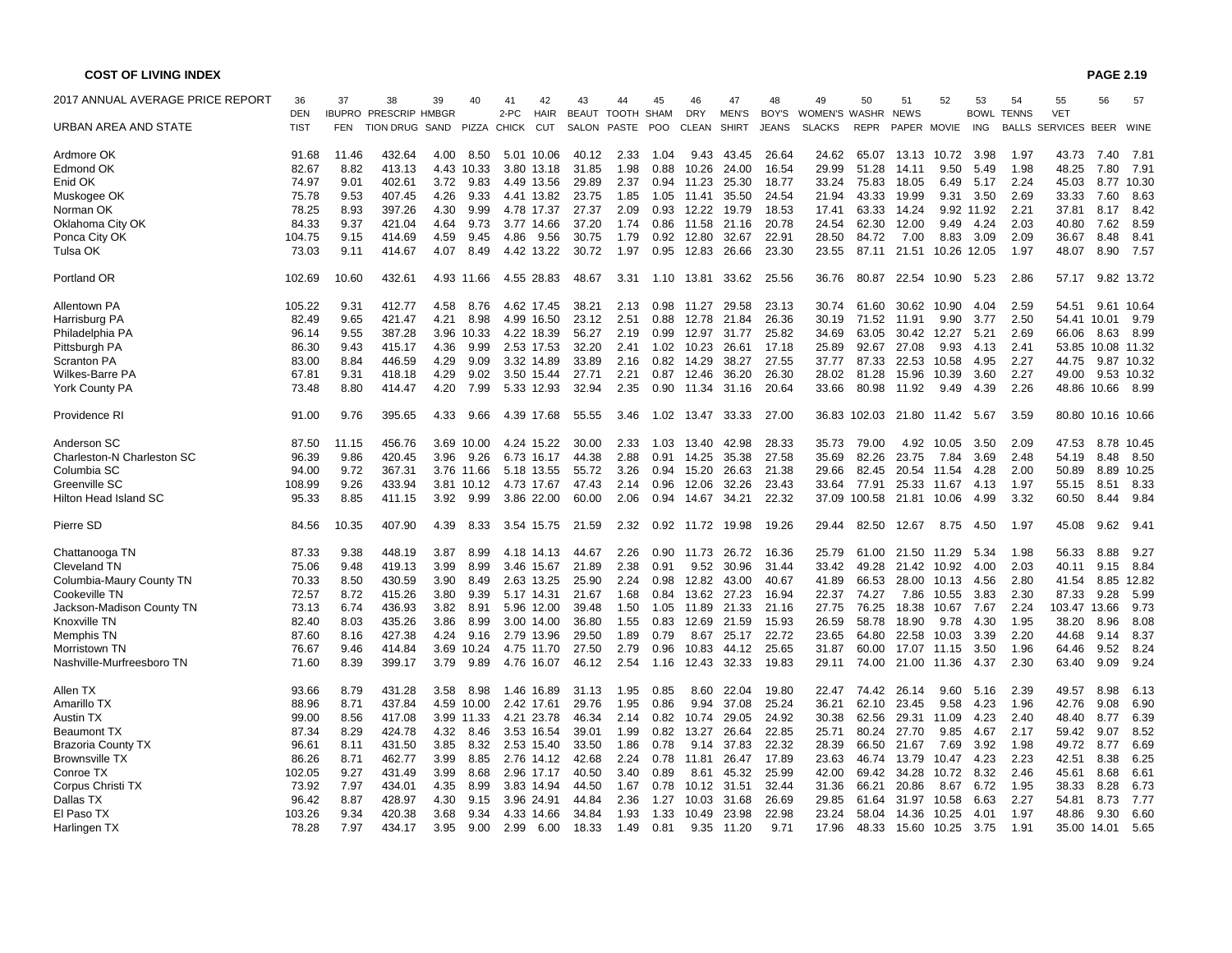**COST OF LIVING INDEX**

| 2017 ANNUAL AVERAGE PRICE REPORT | 36 | 37 | 38 | 39 | 40 | 41 | 42 | 43 | 44 | 45 | 46 | 47 | 48 | 49 | 50 | 51 | 52 | 53 | 54 | 55 | 56 | 57 |
|---|---|---|---|---|---|---|---|---|---|---|---|---|---|---|---|---|---|---|---|---|---|---|
| URBAN AREA AND STATE | DENTIST | IBUPROFEN | PRESCRIPTION DRUG | HMBGR SAND | PIZZA | 2-PC CHICK | HAIR CUT | BEAUT SALON | TOOTH PASTE | SHAMPOO | DRY CLEAN | MEN'S SHIRT | BOY'S JEANS | WOMEN'S SLACKS | WASHR REPR | NEWS PAPER | MOVIE | BOWLING | TENNS BALLS | VET SERVICES | BEER | WINE |
| Ardmore OK | 91.68 | 11.46 | 432.64 | 4.00 | 8.50 | 5.01 | 10.06 | 40.12 | 2.33 | 1.04 | 9.43 | 43.45 | 26.64 | 24.62 | 65.07 | 13.13 | 10.72 | 3.98 | 1.97 | 43.73 | 7.40 | 7.81 |
| Edmond OK | 82.67 | 8.82 | 413.13 | 4.43 | 10.33 | 3.80 | 13.18 | 31.85 | 1.98 | 0.88 | 10.26 | 24.00 | 16.54 | 29.99 | 51.28 | 14.11 | 9.50 | 5.49 | 1.98 | 48.25 | 7.80 | 7.91 |
| Enid OK | 74.97 | 9.01 | 402.61 | 3.72 | 9.83 | 4.49 | 13.56 | 29.89 | 2.37 | 0.94 | 11.23 | 25.30 | 18.77 | 33.24 | 75.83 | 18.05 | 6.49 | 5.17 | 2.24 | 45.03 | 8.77 | 10.30 |
| Muskogee OK | 75.78 | 9.53 | 407.45 | 4.26 | 9.33 | 4.41 | 13.82 | 23.75 | 1.85 | 1.05 | 11.41 | 35.50 | 24.54 | 21.94 | 43.33 | 19.99 | 9.31 | 3.50 | 2.69 | 33.33 | 7.60 | 8.63 |
| Norman OK | 78.25 | 8.93 | 397.26 | 4.30 | 9.99 | 4.78 | 17.37 | 27.37 | 2.09 | 0.93 | 12.22 | 19.79 | 18.53 | 17.41 | 63.33 | 14.24 | 9.92 | 11.92 | 2.21 | 37.81 | 8.17 | 8.42 |
| Oklahoma City OK | 84.33 | 9.37 | 421.04 | 4.64 | 9.73 | 3.77 | 14.66 | 37.20 | 1.74 | 0.86 | 11.58 | 21.16 | 20.78 | 24.54 | 62.30 | 12.00 | 9.49 | 4.24 | 2.03 | 40.80 | 7.62 | 8.59 |
| Ponca City OK | 104.75 | 9.15 | 414.69 | 4.59 | 9.45 | 4.86 | 9.56 | 30.75 | 1.79 | 0.92 | 12.80 | 32.67 | 22.91 | 28.50 | 84.72 | 7.00 | 8.83 | 3.09 | 2.09 | 36.67 | 8.48 | 8.41 |
| Tulsa OK | 73.03 | 9.11 | 414.67 | 4.07 | 8.49 | 4.42 | 13.22 | 30.72 | 1.97 | 0.95 | 12.83 | 26.66 | 23.30 | 23.55 | 87.11 | 21.51 | 10.26 | 12.05 | 1.97 | 48.07 | 8.90 | 7.57 |
| Portland OR | 102.69 | 10.60 | 432.61 | 4.93 | 11.66 | 4.55 | 28.83 | 48.67 | 3.31 | 1.10 | 13.81 | 33.62 | 25.56 | 36.76 | 80.87 | 22.54 | 10.90 | 5.23 | 2.86 | 57.17 | 9.82 | 13.72 |
| Allentown PA | 105.22 | 9.31 | 412.77 | 4.58 | 8.76 | 4.62 | 17.45 | 38.21 | 2.13 | 0.98 | 11.27 | 29.58 | 23.13 | 30.74 | 61.60 | 30.62 | 10.90 | 4.04 | 2.59 | 54.51 | 9.61 | 10.64 |
| Harrisburg PA | 82.49 | 9.65 | 421.47 | 4.21 | 8.98 | 4.99 | 16.50 | 23.12 | 2.51 | 0.88 | 12.78 | 21.84 | 26.36 | 30.19 | 71.52 | 11.91 | 9.90 | 3.77 | 2.50 | 54.41 | 10.01 | 9.79 |
| Philadelphia PA | 96.14 | 9.55 | 387.28 | 3.96 | 10.33 | 4.22 | 18.39 | 56.27 | 2.19 | 0.99 | 12.97 | 31.77 | 25.82 | 34.69 | 63.05 | 30.42 | 12.27 | 5.21 | 2.69 | 66.06 | 8.63 | 8.99 |
| Pittsburgh PA | 86.30 | 9.43 | 415.17 | 4.36 | 9.99 | 2.53 | 17.53 | 32.20 | 2.41 | 1.02 | 10.23 | 26.61 | 17.18 | 25.89 | 92.67 | 27.08 | 9.93 | 4.13 | 2.41 | 53.85 | 10.08 | 11.32 |
| Scranton PA | 83.00 | 8.84 | 446.59 | 4.29 | 9.09 | 3.32 | 14.89 | 33.89 | 2.16 | 0.82 | 14.29 | 38.27 | 27.55 | 37.77 | 87.33 | 22.53 | 10.58 | 4.95 | 2.27 | 44.75 | 9.87 | 10.32 |
| Wilkes-Barre PA | 67.81 | 9.31 | 418.18 | 4.29 | 9.02 | 3.50 | 15.44 | 27.71 | 2.21 | 0.87 | 12.46 | 36.20 | 26.30 | 28.02 | 81.28 | 15.96 | 10.39 | 3.60 | 2.27 | 49.00 | 9.53 | 10.32 |
| York County PA | 73.48 | 8.80 | 414.47 | 4.20 | 7.99 | 5.33 | 12.93 | 32.94 | 2.35 | 0.90 | 11.34 | 31.16 | 20.64 | 33.66 | 80.98 | 11.92 | 9.49 | 4.39 | 2.26 | 48.86 | 10.66 | 8.99 |
| Providence RI | 91.00 | 9.76 | 395.65 | 4.33 | 9.66 | 4.39 | 17.68 | 55.55 | 3.46 | 1.02 | 13.47 | 33.33 | 27.00 | 36.83 | 102.03 | 21.80 | 11.42 | 5.67 | 3.59 | 80.80 | 10.16 | 10.66 |
| Anderson SC | 87.50 | 11.15 | 456.76 | 3.69 | 10.00 | 4.24 | 15.22 | 30.00 | 2.33 | 1.03 | 13.40 | 42.98 | 28.33 | 35.73 | 79.00 | 4.92 | 10.05 | 3.50 | 2.09 | 47.53 | 8.78 | 10.45 |
| Charleston-N Charleston SC | 96.39 | 9.86 | 420.45 | 3.96 | 9.26 | 6.73 | 16.17 | 44.38 | 2.88 | 0.91 | 14.25 | 35.38 | 27.58 | 35.69 | 82.26 | 23.75 | 7.84 | 3.69 | 2.48 | 54.19 | 8.48 | 8.50 |
| Columbia SC | 94.00 | 9.72 | 367.31 | 3.76 | 11.66 | 5.18 | 13.55 | 55.72 | 3.26 | 0.94 | 15.20 | 26.63 | 21.38 | 29.66 | 82.45 | 20.54 | 11.54 | 4.28 | 2.00 | 50.89 | 8.89 | 10.25 |
| Greenville SC | 108.99 | 9.26 | 433.94 | 3.81 | 10.12 | 4.73 | 17.67 | 47.43 | 2.14 | 0.96 | 12.06 | 32.26 | 23.43 | 33.64 | 77.91 | 25.33 | 11.67 | 4.13 | 1.97 | 55.15 | 8.51 | 8.33 |
| Hilton Head Island SC | 95.33 | 8.85 | 411.15 | 3.92 | 9.99 | 3.86 | 22.00 | 60.00 | 2.06 | 0.94 | 14.67 | 34.21 | 22.32 | 37.09 | 100.58 | 21.81 | 10.06 | 4.99 | 3.32 | 60.50 | 8.44 | 9.84 |
| Pierre SD | 84.56 | 10.35 | 407.90 | 4.39 | 8.33 | 3.54 | 15.75 | 21.59 | 2.32 | 0.92 | 11.72 | 19.98 | 19.26 | 29.44 | 82.50 | 12.67 | 8.75 | 4.50 | 1.97 | 45.08 | 9.62 | 9.41 |
| Chattanooga TN | 87.33 | 9.38 | 448.19 | 3.87 | 8.99 | 4.18 | 14.13 | 44.67 | 2.26 | 0.90 | 11.73 | 26.72 | 16.36 | 25.79 | 61.00 | 21.50 | 11.29 | 5.34 | 1.98 | 56.33 | 8.88 | 9.27 |
| Cleveland TN | 75.06 | 9.48 | 419.13 | 3.99 | 8.99 | 3.46 | 15.67 | 21.89 | 2.38 | 0.91 | 9.52 | 30.96 | 31.44 | 33.42 | 49.28 | 21.42 | 10.92 | 4.00 | 2.03 | 40.11 | 9.15 | 8.84 |
| Columbia-Maury County TN | 70.33 | 8.50 | 430.59 | 3.90 | 8.49 | 2.63 | 13.25 | 25.90 | 2.24 | 0.98 | 12.82 | 43.00 | 40.67 | 41.89 | 66.53 | 28.00 | 10.13 | 4.56 | 2.80 | 41.54 | 8.85 | 12.82 |
| Cookeville TN | 72.57 | 8.72 | 415.26 | 3.80 | 9.39 | 5.17 | 14.31 | 21.67 | 1.68 | 0.84 | 13.62 | 27.23 | 16.94 | 22.37 | 74.27 | 7.86 | 10.55 | 3.83 | 2.30 | 87.33 | 9.28 | 5.99 |
| Jackson-Madison County TN | 73.13 | 6.74 | 436.93 | 3.82 | 8.91 | 5.96 | 12.00 | 39.48 | 1.50 | 1.05 | 11.89 | 21.33 | 21.16 | 27.75 | 76.25 | 18.38 | 10.67 | 7.67 | 2.24 | 103.47 | 13.66 | 9.73 |
| Knoxville TN | 82.40 | 8.03 | 435.26 | 3.86 | 8.99 | 3.00 | 14.00 | 36.80 | 1.55 | 0.83 | 12.69 | 21.59 | 15.93 | 26.59 | 58.78 | 18.90 | 9.78 | 4.30 | 1.95 | 38.20 | 8.96 | 8.08 |
| Memphis TN | 87.60 | 8.16 | 427.38 | 4.24 | 9.16 | 2.79 | 13.96 | 29.50 | 1.89 | 0.79 | 8.67 | 25.17 | 22.72 | 23.65 | 64.80 | 22.58 | 10.03 | 3.39 | 2.20 | 44.68 | 9.14 | 8.37 |
| Morristown TN | 76.67 | 9.46 | 414.84 | 3.69 | 10.24 | 4.75 | 11.70 | 27.50 | 2.79 | 0.96 | 10.83 | 44.12 | 25.65 | 31.87 | 60.00 | 17.07 | 11.15 | 3.50 | 1.96 | 64.46 | 9.52 | 8.24 |
| Nashville-Murfreesboro TN | 71.60 | 8.39 | 399.17 | 3.79 | 9.89 | 4.76 | 16.07 | 46.12 | 2.54 | 1.16 | 12.43 | 32.33 | 19.83 | 29.11 | 74.00 | 21.00 | 11.36 | 4.37 | 2.30 | 63.40 | 9.09 | 9.24 |
| Allen TX | 93.66 | 8.79 | 431.28 | 3.58 | 8.98 | 1.46 | 16.89 | 31.13 | 1.95 | 0.85 | 8.60 | 22.04 | 19.80 | 22.47 | 74.42 | 26.14 | 9.60 | 5.16 | 2.39 | 49.57 | 8.98 | 6.13 |
| Amarillo TX | 88.96 | 8.71 | 437.84 | 4.59 | 10.00 | 2.42 | 17.61 | 29.76 | 1.95 | 0.86 | 9.94 | 37.08 | 25.24 | 36.21 | 62.10 | 23.45 | 9.58 | 4.23 | 1.96 | 42.76 | 9.08 | 6.90 |
| Austin TX | 99.00 | 8.56 | 417.08 | 3.99 | 11.33 | 4.21 | 23.78 | 46.34 | 2.14 | 0.82 | 10.74 | 29.05 | 24.92 | 30.38 | 62.56 | 29.31 | 11.09 | 4.23 | 2.40 | 48.40 | 8.77 | 6.39 |
| Beaumont TX | 87.34 | 8.29 | 424.78 | 4.32 | 8.46 | 3.53 | 16.54 | 39.01 | 1.99 | 0.82 | 13.27 | 26.64 | 22.85 | 25.71 | 80.24 | 27.70 | 9.85 | 4.67 | 2.17 | 59.42 | 9.07 | 8.52 |
| Brazoria County TX | 96.61 | 8.11 | 431.50 | 3.85 | 8.32 | 2.53 | 15.40 | 33.50 | 1.86 | 0.78 | 9.14 | 37.83 | 22.32 | 28.39 | 66.50 | 21.67 | 7.69 | 3.92 | 1.98 | 49.72 | 8.77 | 6.69 |
| Brownsville TX | 86.26 | 8.71 | 462.77 | 3.99 | 8.85 | 2.76 | 14.12 | 42.68 | 2.24 | 0.78 | 11.81 | 26.47 | 17.89 | 23.63 | 46.74 | 13.79 | 10.47 | 4.23 | 2.23 | 42.51 | 8.38 | 6.25 |
| Conroe TX | 102.05 | 9.27 | 431.49 | 3.99 | 8.68 | 2.96 | 17.17 | 40.50 | 3.40 | 0.89 | 8.61 | 45.32 | 25.99 | 42.00 | 69.42 | 34.28 | 10.72 | 8.32 | 2.46 | 45.61 | 8.68 | 6.61 |
| Corpus Christi TX | 73.92 | 7.97 | 434.01 | 4.35 | 8.99 | 3.83 | 14.94 | 44.50 | 1.67 | 0.78 | 10.12 | 31.51 | 32.44 | 31.36 | 66.21 | 20.86 | 8.67 | 6.72 | 1.95 | 38.33 | 8.28 | 6.73 |
| Dallas TX | 96.42 | 8.87 | 428.97 | 4.30 | 9.15 | 3.96 | 24.91 | 44.84 | 2.36 | 1.27 | 10.03 | 31.68 | 26.69 | 29.85 | 61.64 | 31.97 | 10.58 | 6.63 | 2.27 | 54.81 | 8.73 | 7.77 |
| El Paso TX | 103.26 | 9.34 | 420.38 | 3.68 | 9.34 | 4.33 | 14.66 | 34.84 | 1.93 | 1.33 | 10.49 | 23.98 | 22.98 | 23.24 | 58.04 | 14.36 | 10.25 | 4.01 | 1.97 | 48.86 | 9.30 | 6.60 |
| Harlingen TX | 78.28 | 7.97 | 434.17 | 3.95 | 9.00 | 2.99 | 6.00 | 18.33 | 1.49 | 0.81 | 9.35 | 11.20 | 9.71 | 17.96 | 48.33 | 15.60 | 10.25 | 3.75 | 1.91 | 35.00 | 14.01 | 5.65 |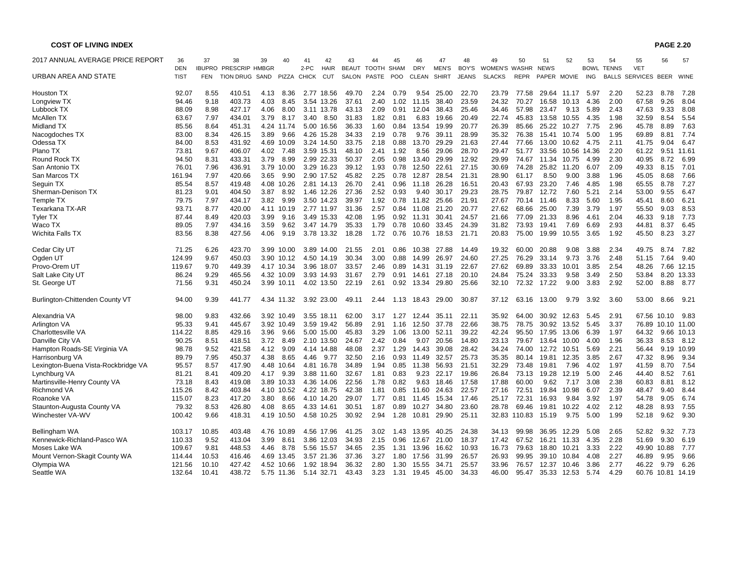**COST OF LIVING INDEX**

| 2017 ANNUAL AVERAGE PRICE REPORT<br>URBAN AREA AND STATE | 36<br>DENTIST | 37<br>IBUPROFEN | 38<br>PRESCRIPTION DRUG | 39<br>HMBGR SAND | 40<br>PIZZA | 41<br>2-PC CHICK | 42<br>HAIR CUT | 43<br>BEAUT SALON | 44<br>TOOTH PASTE | 45<br>SHAMPOO | 46<br>DRY CLEAN | 47<br>MEN'S SHIRT | 48<br>BOY'S JEANS | 49<br>WOMEN'S SLACKS | 50<br>WASHR REPR | 51<br>NEWS PAPER | 52<br>MOVIE | 53<br>BOWLING | 54<br>TENNS BALLS | 55<br>VET SERVICES | 56<br>BEER | 57<br>WINE |
|---|---|---|---|---|---|---|---|---|---|---|---|---|---|---|---|---|---|---|---|---|---|---|
| Houston TX | 92.07 | 8.55 | 410.51 | 4.13 | 8.36 | 2.77 | 18.56 | 49.70 | 2.24 | 0.79 | 9.54 | 25.00 | 22.70 | 23.79 | 77.58 | 29.64 | 11.17 | 5.97 | 2.20 | 52.23 | 8.78 | 7.28 |
| Longview TX | 94.46 | 9.18 | 403.73 | 4.03 | 8.45 | 3.54 | 13.26 | 37.61 | 2.40 | 1.02 | 11.15 | 38.40 | 23.59 | 24.32 | 70.27 | 16.58 | 10.13 | 4.36 | 2.00 | 67.58 | 9.26 | 8.04 |
| Lubbock TX | 88.09 | 8.98 | 427.17 | 4.06 | 8.00 | 3.11 | 13.78 | 43.13 | 2.09 | 0.91 | 12.04 | 38.43 | 25.46 | 34.46 | 57.98 | 23.47 | 9.13 | 5.89 | 2.43 | 47.63 | 9.33 | 8.08 |
| McAllen TX | 63.67 | 7.97 | 434.01 | 3.79 | 8.17 | 3.40 | 8.50 | 31.83 | 1.82 | 0.81 | 6.83 | 19.66 | 20.49 | 22.74 | 45.83 | 13.58 | 10.55 | 4.35 | 1.98 | 32.59 | 8.54 | 5.54 |
| Midland TX | 85.56 | 8.64 | 451.31 | 4.24 | 11.74 | 5.00 | 16.56 | 36.33 | 1.60 | 0.84 | 13.54 | 19.99 | 20.77 | 26.39 | 85.66 | 25.22 | 10.27 | 7.75 | 2.96 | 45.78 | 8.89 | 7.63 |
| Nacogdoches TX | 83.00 | 8.34 | 426.15 | 3.89 | 9.66 | 4.26 | 15.28 | 34.33 | 2.19 | 0.78 | 9.76 | 39.11 | 28.99 | 35.32 | 76.38 | 15.41 | 10.74 | 5.00 | 1.95 | 69.89 | 8.81 | 7.74 |
| Odessa TX | 84.00 | 8.53 | 431.92 | 4.69 | 10.09 | 3.24 | 14.50 | 33.75 | 2.18 | 0.88 | 13.70 | 29.29 | 21.63 | 27.44 | 77.66 | 13.00 | 10.62 | 4.75 | 2.11 | 41.75 | 9.04 | 6.47 |
| Plano TX | 73.81 | 9.67 | 406.07 | 4.02 | 7.48 | 3.59 | 15.31 | 48.10 | 2.41 | 1.92 | 8.56 | 29.06 | 28.70 | 29.47 | 51.77 | 33.56 | 10.56 | 14.36 | 2.20 | 61.22 | 9.51 | 11.61 |
| Round Rock TX | 94.50 | 8.31 | 433.31 | 3.79 | 8.99 | 2.99 | 22.33 | 50.37 | 2.05 | 0.98 | 13.40 | 29.99 | 12.92 | 29.99 | 74.67 | 11.34 | 10.75 | 4.99 | 2.30 | 40.95 | 8.72 | 6.99 |
| San Antonio TX | 76.01 | 7.96 | 436.91 | 3.79 | 10.00 | 3.29 | 16.23 | 39.12 | 1.93 | 0.78 | 12.50 | 22.61 | 27.15 | 30.69 | 74.28 | 25.82 | 11.20 | 6.07 | 2.09 | 49.33 | 8.15 | 7.01 |
| San Marcos TX | 161.94 | 7.97 | 420.66 | 3.65 | 9.90 | 2.90 | 17.52 | 45.82 | 2.25 | 0.78 | 12.87 | 28.54 | 21.31 | 28.90 | 61.17 | 8.50 | 9.00 | 3.88 | 1.96 | 45.05 | 8.68 | 7.66 |
| Seguin TX | 85.54 | 8.57 | 419.48 | 4.08 | 10.26 | 2.81 | 14.13 | 26.70 | 2.41 | 0.96 | 11.18 | 26.28 | 16.51 | 20.43 | 67.93 | 23.20 | 7.46 | 4.85 | 1.98 | 65.55 | 8.78 | 7.27 |
| Sherman-Denison TX | 81.23 | 9.01 | 404.50 | 3.87 | 8.92 | 1.46 | 12.26 | 27.36 | 2.52 | 0.93 | 9.40 | 30.17 | 29.23 | 28.75 | 79.87 | 12.72 | 7.60 | 5.21 | 2.14 | 53.00 | 9.55 | 6.47 |
| Temple TX | 79.75 | 7.97 | 434.17 | 3.82 | 9.99 | 3.50 | 14.23 | 39.97 | 1.92 | 0.78 | 11.82 | 25.66 | 21.91 | 27.67 | 70.14 | 11.46 | 8.33 | 5.60 | 1.95 | 45.41 | 8.60 | 6.21 |
| Texarkana TX-AR | 93.71 | 8.77 | 420.00 | 4.11 | 10.19 | 2.77 | 11.97 | 31.36 | 2.57 | 0.84 | 11.08 | 21.20 | 20.77 | 27.62 | 68.66 | 25.00 | 7.39 | 3.79 | 1.97 | 55.50 | 9.03 | 8.53 |
| Tyler TX | 87.44 | 8.49 | 420.03 | 3.99 | 9.16 | 3.49 | 15.33 | 42.08 | 1.95 | 0.92 | 11.31 | 30.41 | 24.57 | 21.66 | 77.09 | 21.33 | 8.96 | 4.61 | 2.04 | 46.33 | 9.18 | 7.73 |
| Waco TX | 89.05 | 7.97 | 434.16 | 3.59 | 9.62 | 3.47 | 14.79 | 35.33 | 1.79 | 0.78 | 10.60 | 33.45 | 24.39 | 31.82 | 73.93 | 19.41 | 7.69 | 6.69 | 2.93 | 44.81 | 8.37 | 6.45 |
| Wichita Falls TX | 83.56 | 8.38 | 427.56 | 4.06 | 9.19 | 3.78 | 13.32 | 18.28 | 1.72 | 0.76 | 10.76 | 18.53 | 21.71 | 20.83 | 75.00 | 19.99 | 10.55 | 3.65 | 1.92 | 45.50 | 8.23 | 3.27 |
| Cedar City UT | 71.25 | 6.26 | 423.70 | 3.99 | 10.00 | 3.89 | 14.00 | 21.55 | 2.01 | 0.86 | 10.38 | 27.88 | 14.49 | 19.32 | 60.00 | 20.88 | 9.08 | 3.88 | 2.34 | 49.75 | 8.74 | 7.82 |
| Ogden UT | 124.99 | 9.67 | 450.03 | 3.90 | 10.12 | 4.50 | 14.19 | 30.34 | 3.00 | 0.88 | 14.99 | 26.97 | 24.60 | 27.25 | 76.29 | 33.14 | 9.73 | 3.76 | 2.48 | 51.15 | 7.64 | 9.40 |
| Provo-Orem UT | 119.67 | 9.70 | 449.39 | 4.17 | 10.34 | 3.96 | 18.07 | 33.57 | 2.46 | 0.89 | 14.31 | 31.19 | 22.67 | 27.62 | 69.89 | 33.33 | 10.01 | 3.85 | 2.54 | 48.26 | 7.66 | 12.15 |
| Salt Lake City UT | 86.24 | 9.29 | 465.56 | 4.32 | 10.09 | 3.93 | 14.93 | 31.67 | 2.79 | 0.91 | 14.61 | 27.18 | 20.10 | 24.84 | 75.24 | 33.33 | 9.58 | 3.49 | 2.50 | 53.84 | 8.20 | 13.33 |
| St. George UT | 71.56 | 9.31 | 450.24 | 3.99 | 10.11 | 4.02 | 13.50 | 22.19 | 2.61 | 0.92 | 13.34 | 29.80 | 25.66 | 32.10 | 72.32 | 17.22 | 9.00 | 3.83 | 2.92 | 52.00 | 8.88 | 8.77 |
| Burlington-Chittenden County VT | 94.00 | 9.39 | 441.77 | 4.34 | 11.32 | 3.92 | 23.00 | 49.11 | 2.44 | 1.13 | 18.43 | 29.00 | 30.87 | 37.12 | 63.16 | 13.00 | 9.79 | 3.92 | 3.60 | 53.00 | 8.66 | 9.21 |
| Alexandria VA | 98.00 | 9.83 | 432.66 | 3.92 | 10.49 | 3.55 | 18.11 | 62.00 | 3.17 | 1.27 | 12.44 | 35.11 | 22.11 | 35.92 | 64.00 | 30.92 | 12.63 | 5.45 | 2.91 | 67.56 | 10.10 | 9.83 |
| Arlington VA | 95.33 | 9.41 | 445.67 | 3.92 | 10.49 | 3.59 | 19.42 | 56.89 | 2.91 | 1.16 | 12.50 | 37.78 | 22.66 | 38.75 | 78.75 | 30.92 | 13.52 | 5.45 | 3.37 | 76.89 | 10.10 | 11.00 |
| Charlottesville VA | 114.22 | 8.85 | 429.16 | 3.96 | 9.66 | 5.00 | 15.00 | 45.83 | 3.29 | 1.06 | 13.00 | 52.11 | 39.22 | 42.24 | 95.50 | 17.95 | 13.06 | 6.39 | 1.97 | 64.32 | 9.66 | 10.13 |
| Danville City VA | 90.25 | 8.51 | 418.51 | 3.72 | 8.49 | 2.10 | 13.50 | 24.67 | 2.42 | 0.84 | 9.07 | 20.56 | 14.80 | 23.13 | 79.67 | 13.64 | 10.00 | 4.00 | 1.96 | 36.33 | 8.53 | 8.12 |
| Hampton Roads-SE Virginia VA | 98.78 | 9.52 | 421.58 | 4.12 | 9.09 | 4.14 | 14.88 | 48.08 | 2.37 | 1.29 | 14.43 | 39.08 | 28.42 | 34.24 | 74.00 | 12.72 | 10.51 | 5.69 | 2.21 | 56.44 | 9.19 | 10.99 |
| Harrisonburg VA | 89.79 | 7.95 | 450.37 | 4.38 | 8.65 | 4.46 | 9.77 | 32.50 | 2.16 | 0.93 | 11.49 | 32.57 | 25.73 | 35.35 | 80.14 | 19.81 | 12.35 | 3.85 | 2.67 | 47.32 | 8.96 | 9.34 |
| Lexington-Buena Vista-Rockbridge VA | 95.57 | 8.57 | 417.90 | 4.48 | 10.64 | 4.81 | 16.78 | 34.89 | 1.94 | 0.85 | 11.38 | 56.93 | 21.51 | 32.29 | 73.48 | 19.81 | 7.96 | 4.02 | 1.97 | 41.59 | 8.70 | 7.54 |
| Lynchburg VA | 81.21 | 8.41 | 409.20 | 4.17 | 9.39 | 3.88 | 11.60 | 32.67 | 1.81 | 0.83 | 9.23 | 22.17 | 19.86 | 26.84 | 73.13 | 19.28 | 12.19 | 5.00 | 2.46 | 44.40 | 8.52 | 7.61 |
| Martinsville-Henry County VA | 73.18 | 8.43 | 419.08 | 3.89 | 10.33 | 4.36 | 14.06 | 22.56 | 1.78 | 0.82 | 9.63 | 18.46 | 17.58 | 17.88 | 60.00 | 9.62 | 7.17 | 3.08 | 2.38 | 60.83 | 8.81 | 8.12 |
| Richmond VA | 115.26 | 8.42 | 403.84 | 4.10 | 10.52 | 4.22 | 18.75 | 42.38 | 1.81 | 0.85 | 11.60 | 24.63 | 22.57 | 27.16 | 72.51 | 19.84 | 10.98 | 6.07 | 2.39 | 48.47 | 9.40 | 8.44 |
| Roanoke VA | 115.07 | 8.23 | 417.20 | 3.80 | 8.66 | 4.10 | 14.20 | 29.07 | 1.77 | 0.81 | 11.45 | 15.34 | 17.46 | 25.17 | 72.31 | 16.93 | 9.84 | 3.92 | 1.97 | 54.78 | 9.05 | 6.74 |
| Staunton-Augusta County VA | 79.32 | 8.53 | 426.80 | 4.08 | 8.65 | 4.33 | 14.61 | 30.51 | 1.87 | 0.89 | 10.27 | 34.80 | 23.60 | 28.78 | 69.46 | 19.81 | 10.22 | 4.02 | 2.12 | 48.28 | 8.93 | 7.55 |
| Winchester VA-WV | 100.42 | 9.66 | 418.31 | 4.19 | 10.50 | 4.58 | 10.25 | 30.92 | 2.94 | 1.28 | 10.81 | 29.90 | 25.11 | 32.83 | 110.83 | 15.19 | 9.75 | 5.00 | 1.99 | 52.18 | 9.62 | 9.30 |
| Bellingham WA | 103.17 | 10.85 | 403.48 | 4.76 | 10.89 | 4.56 | 17.96 | 41.25 | 3.02 | 1.43 | 13.95 | 40.25 | 24.38 | 34.13 | 99.98 | 36.95 | 12.29 | 5.08 | 2.65 | 52.82 | 9.32 | 7.73 |
| Kennewick-Richland-Pasco WA | 110.33 | 9.52 | 413.04 | 3.99 | 8.61 | 3.86 | 12.03 | 34.93 | 2.15 | 0.96 | 12.67 | 21.00 | 18.37 | 17.42 | 67.52 | 16.21 | 11.33 | 4.35 | 2.28 | 51.69 | 9.30 | 6.19 |
| Moses Lake WA | 109.67 | 9.81 | 448.53 | 4.46 | 8.78 | 5.56 | 15.57 | 34.65 | 2.35 | 1.31 | 13.96 | 16.62 | 10.93 | 16.73 | 79.63 | 18.80 | 10.21 | 3.33 | 2.22 | 49.90 | 10.88 | 7.77 |
| Mount Vernon-Skagit County WA | 114.44 | 10.53 | 416.46 | 4.69 | 13.45 | 3.57 | 21.36 | 37.36 | 3.27 | 1.80 | 17.56 | 31.99 | 26.57 | 26.93 | 99.95 | 39.10 | 10.84 | 4.08 | 2.27 | 46.89 | 9.95 | 9.66 |
| Olympia WA | 121.56 | 10.10 | 427.42 | 4.52 | 10.66 | 1.92 | 18.94 | 36.32 | 2.80 | 1.30 | 15.55 | 34.71 | 25.57 | 33.96 | 76.57 | 12.37 | 10.46 | 3.86 | 2.77 | 46.22 | 9.79 | 6.26 |
| Seattle WA | 132.64 | 10.41 | 438.72 | 5.75 | 11.36 | 5.14 | 32.71 | 43.43 | 3.23 | 1.31 | 19.45 | 45.00 | 34.33 | 46.00 | 95.47 | 35.33 | 12.53 | 5.74 | 4.29 | 60.76 | 10.81 | 14.19 |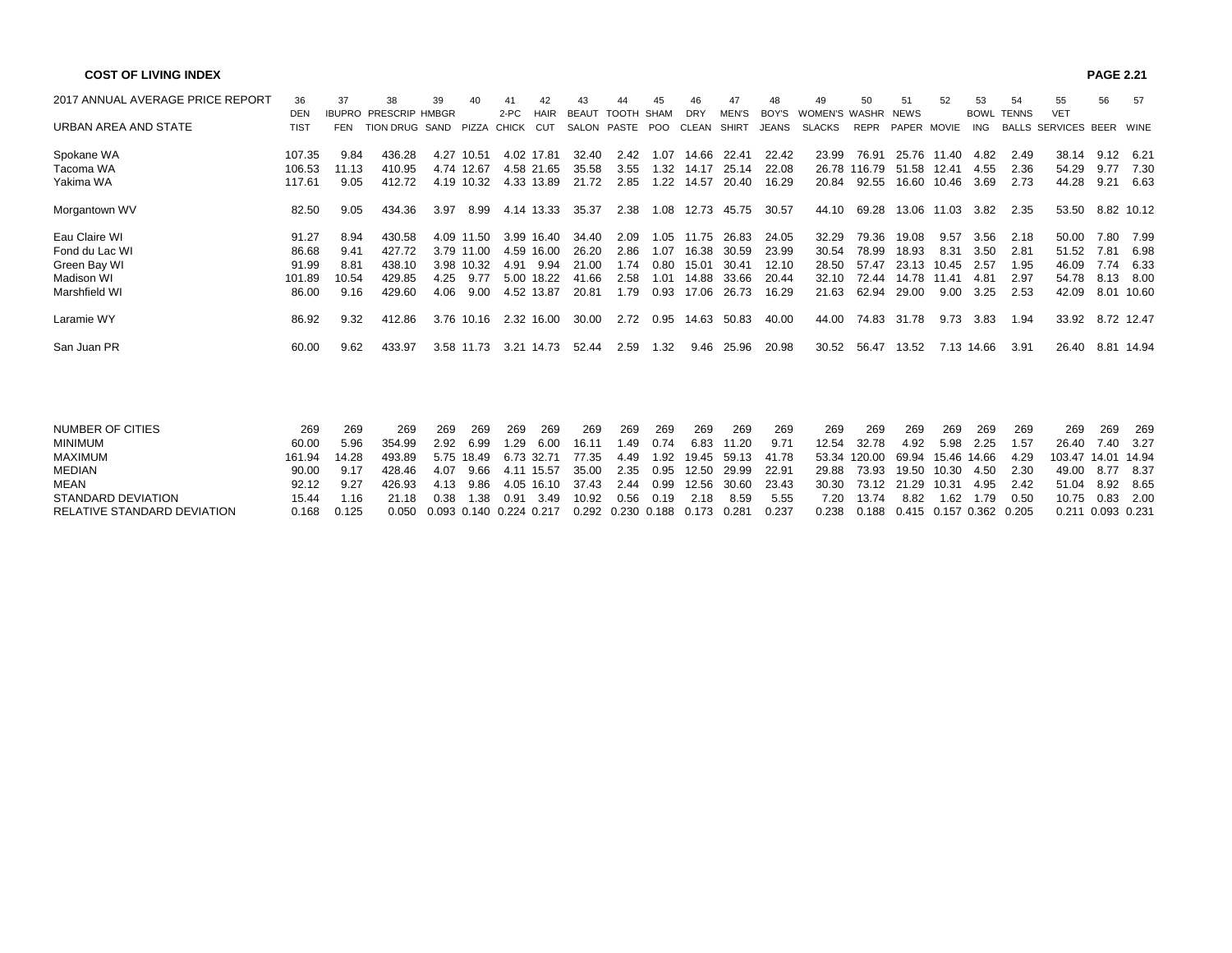## COST OF LIVING INDEX

PAGE 2.21

| 2017 ANNUAL AVERAGE PRICE REPORT | 36 | 37 | 38 | 39 | 40 | 41 | 42 | 43 | 44 | 45 | 46 | 47 | 48 | 49 | 50 | 51 | 52 | 53 | 54 | 55 | 56 | 57 |
|---|---|---|---|---|---|---|---|---|---|---|---|---|---|---|---|---|---|---|---|---|---|---|
| URBAN AREA AND STATE | DEN TIST | IBUPRO FEN | PRESCRIP TION DRUG | HMBGR SAND | PIZZA | 2-PC CHICK | HAIR CUT | BEAUT SALON | TOOTH PASTE | SHAM POO | DRY CLEAN | MEN'S SHIRT | BOY'S JEANS | WOMEN'S SLACKS | WASHR REPR | NEWS PAPER | MOVIE | BOWL ING | TENNS BALLS | VET SERVICES | BEER | WINE |
| Spokane WA | 107.35 | 9.84 | 436.28 | 4.27 | 10.51 | 4.02 | 17.81 | 32.40 | 2.42 | 1.07 | 14.66 | 22.41 | 22.42 | 23.99 | 76.91 | 25.76 | 11.40 | 4.82 | 2.49 | 38.14 | 9.12 | 6.21 |
| Tacoma WA | 106.53 | 11.13 | 410.95 | 4.74 | 12.67 | 4.58 | 21.65 | 35.58 | 3.55 | 1.32 | 14.17 | 25.14 | 22.08 | 26.78 | 116.79 | 51.58 | 12.41 | 4.55 | 2.36 | 54.29 | 9.77 | 7.30 |
| Yakima WA | 117.61 | 9.05 | 412.72 | 4.19 | 10.32 | 4.33 | 13.89 | 21.72 | 2.85 | 1.22 | 14.57 | 20.40 | 16.29 | 20.84 | 92.55 | 16.60 | 10.46 | 3.69 | 2.73 | 44.28 | 9.21 | 6.63 |
| Morgantown WV | 82.50 | 9.05 | 434.36 | 3.97 | 8.99 | 4.14 | 13.33 | 35.37 | 2.38 | 1.08 | 12.73 | 45.75 | 30.57 | 44.10 | 69.28 | 13.06 | 11.03 | 3.82 | 2.35 | 53.50 | 8.82 | 10.12 |
| Eau Claire WI | 91.27 | 8.94 | 430.58 | 4.09 | 11.50 | 3.99 | 16.40 | 34.40 | 2.09 | 1.05 | 11.75 | 26.83 | 24.05 | 32.29 | 79.36 | 19.08 | 9.57 | 3.56 | 2.18 | 50.00 | 7.80 | 7.99 |
| Fond du Lac WI | 86.68 | 9.41 | 427.72 | 3.79 | 11.00 | 4.59 | 16.00 | 26.20 | 2.86 | 1.07 | 16.38 | 30.59 | 23.99 | 30.54 | 78.99 | 18.93 | 8.31 | 3.50 | 2.81 | 51.52 | 7.81 | 6.98 |
| Green Bay WI | 91.99 | 8.81 | 438.10 | 3.98 | 10.32 | 4.91 | 9.94 | 21.00 | 1.74 | 0.80 | 15.01 | 30.41 | 12.10 | 28.50 | 57.47 | 23.13 | 10.45 | 2.57 | 1.95 | 46.09 | 7.74 | 6.33 |
| Madison WI | 101.89 | 10.54 | 429.85 | 4.25 | 9.77 | 5.00 | 18.22 | 41.66 | 2.58 | 1.01 | 14.88 | 33.66 | 20.44 | 32.10 | 72.44 | 14.78 | 11.41 | 4.81 | 2.97 | 54.78 | 8.13 | 8.00 |
| Marshfield WI | 86.00 | 9.16 | 429.60 | 4.06 | 9.00 | 4.52 | 13.87 | 20.81 | 1.79 | 0.93 | 17.06 | 26.73 | 16.29 | 21.63 | 62.94 | 29.00 | 9.00 | 3.25 | 2.53 | 42.09 | 8.01 | 10.60 |
| Laramie WY | 86.92 | 9.32 | 412.86 | 3.76 | 10.16 | 2.32 | 16.00 | 30.00 | 2.72 | 0.95 | 14.63 | 50.83 | 40.00 | 44.00 | 74.83 | 31.78 | 9.73 | 3.83 | 1.94 | 33.92 | 8.72 | 12.47 |
| San Juan PR | 60.00 | 9.62 | 433.97 | 3.58 | 11.73 | 3.21 | 14.73 | 52.44 | 2.59 | 1.32 | 9.46 | 25.96 | 20.98 | 30.52 | 56.47 | 13.52 | 7.13 | 14.66 | 3.91 | 26.40 | 8.81 | 14.94 |
| NUMBER OF CITIES | 269 | 269 | 269 | 269 | 269 | 269 | 269 | 269 | 269 | 269 | 269 | 269 | 269 | 269 | 269 | 269 | 269 | 269 | 269 | 269 | 269 | 269 |
| MINIMUM | 60.00 | 5.96 | 354.99 | 2.92 | 6.99 | 1.29 | 6.00 | 16.11 | 1.49 | 0.74 | 6.83 | 11.20 | 9.71 | 12.54 | 32.78 | 4.92 | 5.98 | 2.25 | 1.57 | 26.40 | 7.40 | 3.27 |
| MAXIMUM | 161.94 | 14.28 | 493.89 | 5.75 | 18.49 | 6.73 | 32.71 | 77.35 | 4.49 | 1.92 | 19.45 | 59.13 | 41.78 | 53.34 | 120.00 | 69.94 | 15.46 | 14.66 | 4.29 | 103.47 | 14.01 | 14.94 |
| MEDIAN | 90.00 | 9.17 | 428.46 | 4.07 | 9.66 | 4.11 | 15.57 | 35.00 | 2.35 | 0.95 | 12.50 | 29.99 | 22.91 | 29.88 | 73.93 | 19.50 | 10.30 | 4.50 | 2.30 | 49.00 | 8.77 | 8.37 |
| MEAN | 92.12 | 9.27 | 426.93 | 4.13 | 9.86 | 4.05 | 16.10 | 37.43 | 2.44 | 0.99 | 12.56 | 30.60 | 23.43 | 30.30 | 73.12 | 21.29 | 10.31 | 4.95 | 2.42 | 51.04 | 8.92 | 8.65 |
| STANDARD DEVIATION | 15.44 | 1.16 | 21.18 | 0.38 | 1.38 | 0.91 | 3.49 | 10.92 | 0.56 | 0.19 | 2.18 | 8.59 | 5.55 | 7.20 | 13.74 | 8.82 | 1.62 | 1.79 | 0.50 | 10.75 | 0.83 | 2.00 |
| RELATIVE STANDARD DEVIATION | 0.168 | 0.125 | 0.050 | 0.093 | 0.140 | 0.224 | 0.217 | 0.292 | 0.230 | 0.188 | 0.173 | 0.281 | 0.237 | 0.238 | 0.188 | 0.415 | 0.157 | 0.362 | 0.205 | 0.211 | 0.093 | 0.231 |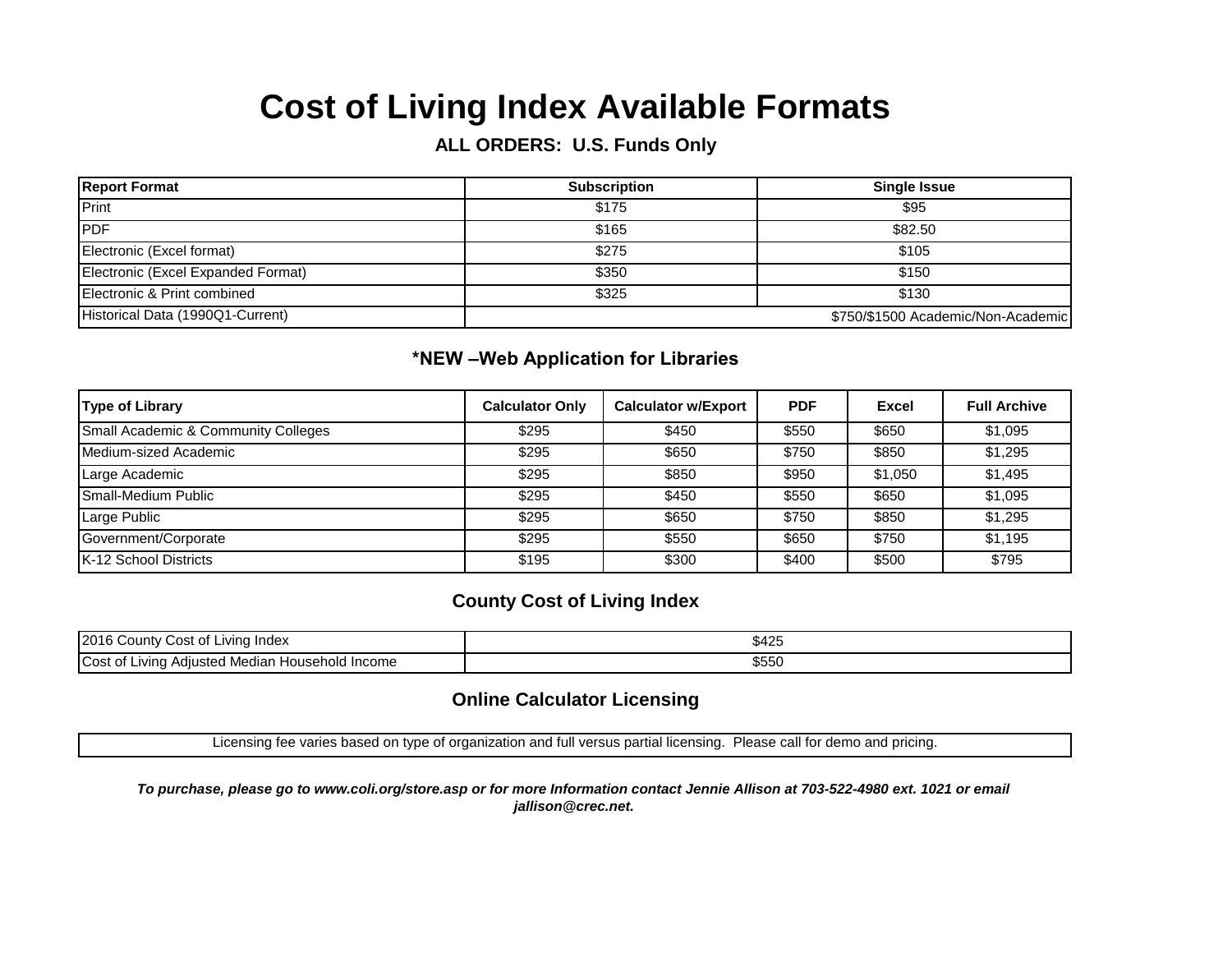# Cost of Living Index Available Formats

**ALL ORDERS: U.S. Funds Only**

| Report Format | Subscription | Single Issue |
|---|---|---|
| Print | $175 | $95 |
| PDF | $165 | $82.50 |
| Electronic (Excel format) | $275 | $105 |
| Electronic (Excel Expanded Format) | $350 | $150 |
| Electronic & Print combined | $325 | $130 |
| Historical Data (1990Q1-Current) | $750/$1500 Academic/Non-Academic | |

## *NEW –Web Application for Libraries

| Type of Library | Calculator Only | Calculator w/Export | PDF | Excel | Full Archive |
|---|---|---|---|---|---|
| Small Academic & Community Colleges | $295 | $450 | $550 | $650 | $1,095 |
| Medium-sized Academic | $295 | $650 | $750 | $850 | $1,295 |
| Large Academic | $295 | $850 | $950 | $1,050 | $1,495 |
| Small-Medium Public | $295 | $450 | $550 | $650 | $1,095 |
| Large Public | $295 | $650 | $750 | $850 | $1,295 |
| Government/Corporate | $295 | $550 | $650 | $750 | $1,195 |
| K-12 School Districts | $195 | $300 | $400 | $500 | $795 |

## County Cost of Living Index

| | |
|---|---|
| 2016 County Cost of Living Index | $425 |
| Cost of Living Adjusted Median Household Income | $550 |

## Online Calculator Licensing

Licensing fee varies based on type of organization and full versus partial licensing. Please call for demo and pricing.

***To purchase, please go to www.coli.org/store.asp or for more Information contact Jennie Allison at 703-522-4980 ext. 1021 or email jallison@crec.net.***